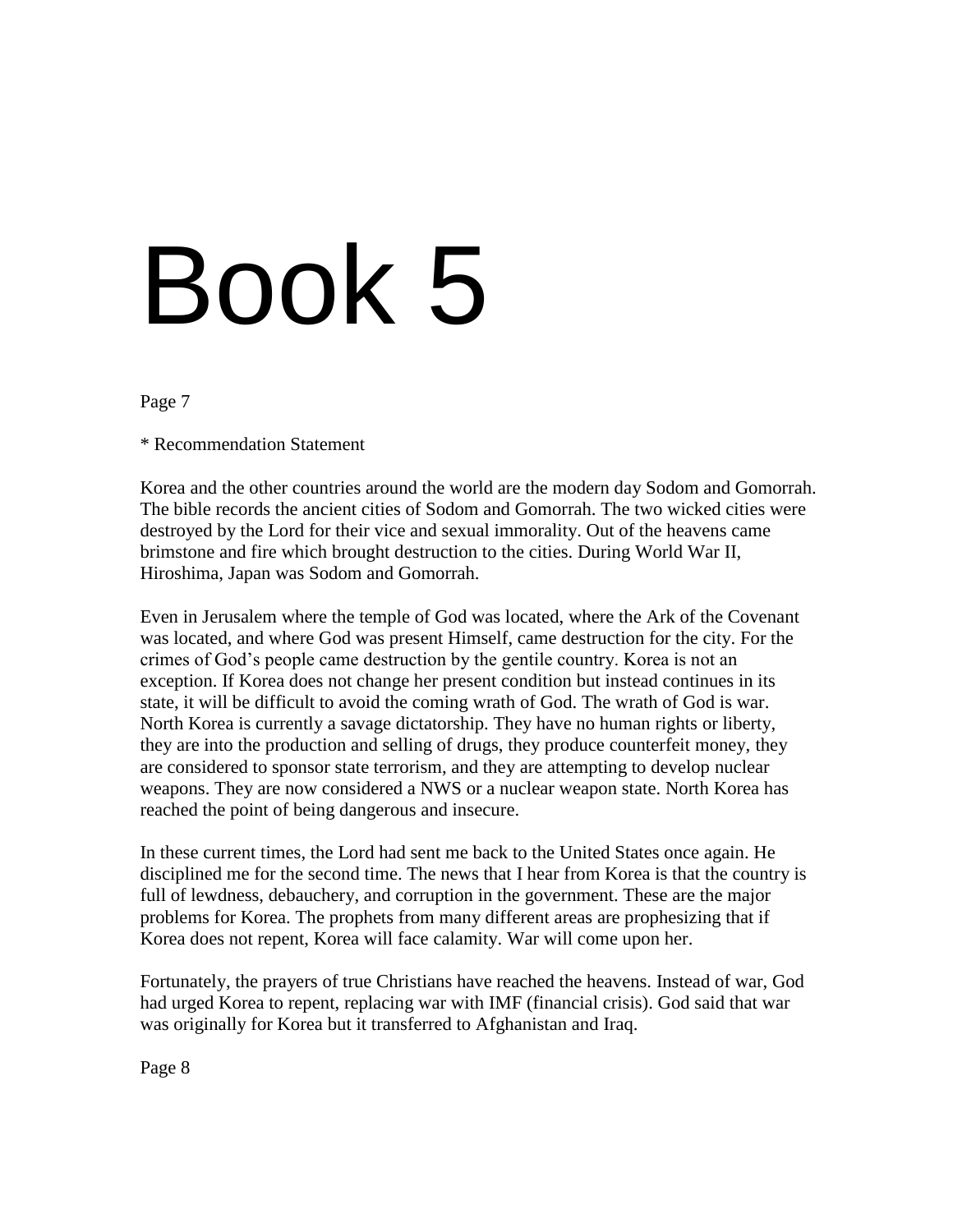# Book 5

Page 7

* Recommendation Statement

Korea and the other countries around the world are the modern day Sodom and Gomorrah. The bible records the ancient cities of Sodom and Gomorrah. The two wicked cities were destroyed by the Lord for their vice and sexual immorality. Out of the heavens came brimstone and fire which brought destruction to the cities. During World War II, Hiroshima, Japan was Sodom and Gomorrah.

Even in Jerusalem where the temple of God was located, where the Ark of the Covenant was located, and where God was present Himself, came destruction for the city. For the crimes of God's people came destruction by the gentile country. Korea is not an exception. If Korea does not change her present condition but instead continues in its state, it will be difficult to avoid the coming wrath of God. The wrath of God is war. North Korea is currently a savage dictatorship. They have no human rights or liberty, they are into the production and selling of drugs, they produce counterfeit money, they are considered to sponsor state terrorism, and they are attempting to develop nuclear weapons. They are now considered a NWS or a nuclear weapon state. North Korea has reached the point of being dangerous and insecure.

In these current times, the Lord had sent me back to the United States once again. He disciplined me for the second time. The news that I hear from Korea is that the country is full of lewdness, debauchery, and corruption in the government. These are the major problems for Korea. The prophets from many different areas are prophesizing that if Korea does not repent, Korea will face calamity. War will come upon her.

Fortunately, the prayers of true Christians have reached the heavens. Instead of war, God had urged Korea to repent, replacing war with IMF (financial crisis). God said that war was originally for Korea but it transferred to Afghanistan and Iraq.

Page 8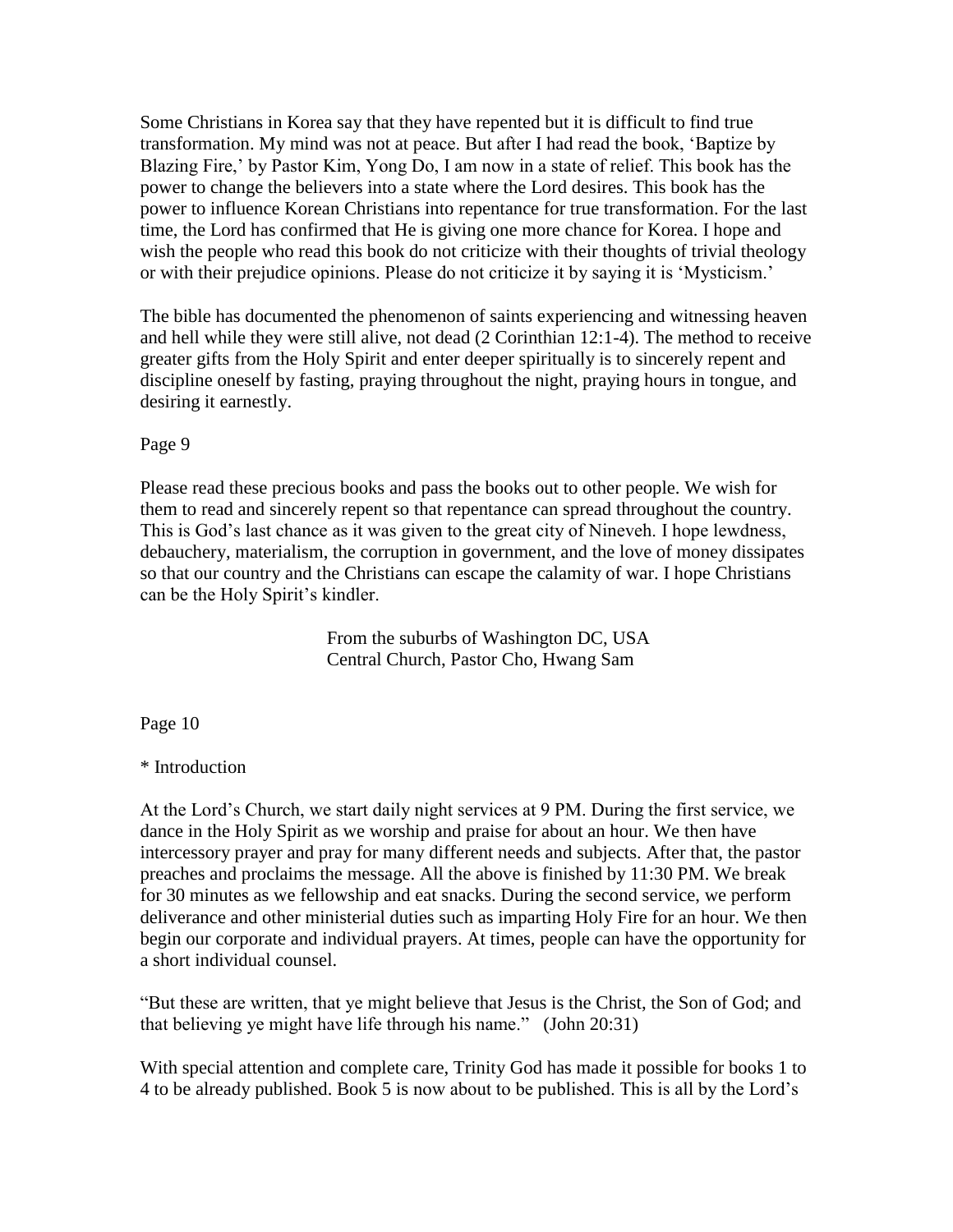Some Christians in Korea say that they have repented but it is difficult to find true transformation. My mind was not at peace. But after I had read the book, 'Baptize by Blazing Fire,' by Pastor Kim, Yong Do, I am now in a state of relief. This book has the power to change the believers into a state where the Lord desires. This book has the power to influence Korean Christians into repentance for true transformation. For the last time, the Lord has confirmed that He is giving one more chance for Korea. I hope and wish the people who read this book do not criticize with their thoughts of trivial theology or with their prejudice opinions. Please do not criticize it by saying it is 'Mysticism.'

The bible has documented the phenomenon of saints experiencing and witnessing heaven and hell while they were still alive, not dead (2 Corinthian 12:1-4). The method to receive greater gifts from the Holy Spirit and enter deeper spiritually is to sincerely repent and discipline oneself by fasting, praying throughout the night, praying hours in tongue, and desiring it earnestly.

Page 9

Please read these precious books and pass the books out to other people. We wish for them to read and sincerely repent so that repentance can spread throughout the country. This is God's last chance as it was given to the great city of Nineveh. I hope lewdness, debauchery, materialism, the corruption in government, and the love of money dissipates so that our country and the Christians can escape the calamity of war. I hope Christians can be the Holy Spirit's kindler.

From the suburbs of Washington DC, USA
Central Church, Pastor Cho, Hwang Sam

Page 10

* Introduction

At the Lord's Church, we start daily night services at 9 PM. During the first service, we dance in the Holy Spirit as we worship and praise for about an hour. We then have intercessory prayer and pray for many different needs and subjects. After that, the pastor preaches and proclaims the message. All the above is finished by 11:30 PM. We break for 30 minutes as we fellowship and eat snacks. During the second service, we perform deliverance and other ministerial duties such as imparting Holy Fire for an hour. We then begin our corporate and individual prayers. At times, people can have the opportunity for a short individual counsel.

"But these are written, that ye might believe that Jesus is the Christ, the Son of God; and that believing ye might have life through his name." (John 20:31)

With special attention and complete care, Trinity God has made it possible for books 1 to 4 to be already published. Book 5 is now about to be published. This is all by the Lord's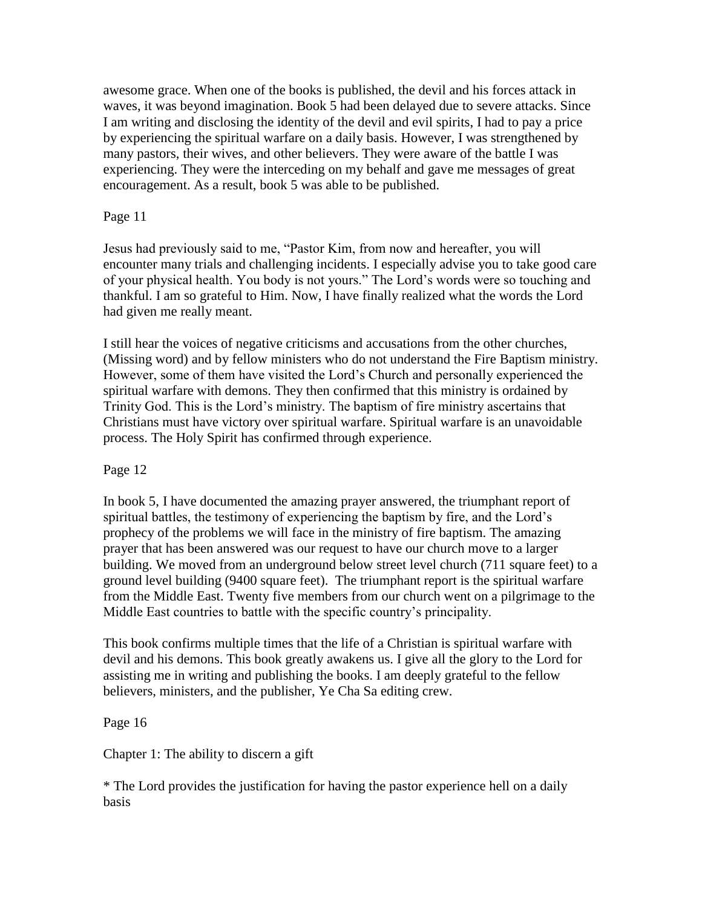awesome grace. When one of the books is published, the devil and his forces attack in waves, it was beyond imagination. Book 5 had been delayed due to severe attacks. Since I am writing and disclosing the identity of the devil and evil spirits, I had to pay a price by experiencing the spiritual warfare on a daily basis. However, I was strengthened by many pastors, their wives, and other believers. They were aware of the battle I was experiencing. They were the interceding on my behalf and gave me messages of great encouragement. As a result, book 5 was able to be published.

Page 11

Jesus had previously said to me, "Pastor Kim, from now and hereafter, you will encounter many trials and challenging incidents. I especially advise you to take good care of your physical health. You body is not yours." The Lord's words were so touching and thankful. I am so grateful to Him. Now, I have finally realized what the words the Lord had given me really meant.

I still hear the voices of negative criticisms and accusations from the other churches, (Missing word) and by fellow ministers who do not understand the Fire Baptism ministry. However, some of them have visited the Lord's Church and personally experienced the spiritual warfare with demons. They then confirmed that this ministry is ordained by Trinity God. This is the Lord's ministry. The baptism of fire ministry ascertains that Christians must have victory over spiritual warfare. Spiritual warfare is an unavoidable process. The Holy Spirit has confirmed through experience.

Page 12

In book 5, I have documented the amazing prayer answered, the triumphant report of spiritual battles, the testimony of experiencing the baptism by fire, and the Lord's prophecy of the problems we will face in the ministry of fire baptism. The amazing prayer that has been answered was our request to have our church move to a larger building. We moved from an underground below street level church (711 square feet) to a ground level building (9400 square feet). The triumphant report is the spiritual warfare from the Middle East. Twenty five members from our church went on a pilgrimage to the Middle East countries to battle with the specific country's principality.

This book confirms multiple times that the life of a Christian is spiritual warfare with devil and his demons. This book greatly awakens us. I give all the glory to the Lord for assisting me in writing and publishing the books. I am deeply grateful to the fellow believers, ministers, and the publisher, Ye Cha Sa editing crew.

Page 16

Chapter 1: The ability to discern a gift

* The Lord provides the justification for having the pastor experience hell on a daily basis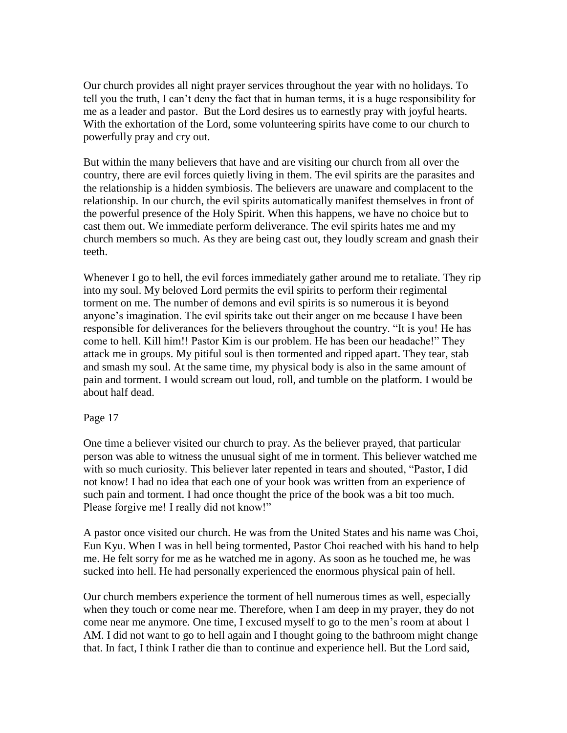Our church provides all night prayer services throughout the year with no holidays. To tell you the truth, I can't deny the fact that in human terms, it is a huge responsibility for me as a leader and pastor. But the Lord desires us to earnestly pray with joyful hearts. With the exhortation of the Lord, some volunteering spirits have come to our church to powerfully pray and cry out.

But within the many believers that have and are visiting our church from all over the country, there are evil forces quietly living in them. The evil spirits are the parasites and the relationship is a hidden symbiosis. The believers are unaware and complacent to the relationship. In our church, the evil spirits automatically manifest themselves in front of the powerful presence of the Holy Spirit. When this happens, we have no choice but to cast them out. We immediate perform deliverance. The evil spirits hates me and my church members so much. As they are being cast out, they loudly scream and gnash their teeth.

Whenever I go to hell, the evil forces immediately gather around me to retaliate. They rip into my soul. My beloved Lord permits the evil spirits to perform their regimental torment on me. The number of demons and evil spirits is so numerous it is beyond anyone's imagination. The evil spirits take out their anger on me because I have been responsible for deliverances for the believers throughout the country. "It is you! He has come to hell. Kill him!! Pastor Kim is our problem. He has been our headache!" They attack me in groups. My pitiful soul is then tormented and ripped apart. They tear, stab and smash my soul. At the same time, my physical body is also in the same amount of pain and torment. I would scream out loud, roll, and tumble on the platform. I would be about half dead.

Page 17

One time a believer visited our church to pray. As the believer prayed, that particular person was able to witness the unusual sight of me in torment. This believer watched me with so much curiosity. This believer later repented in tears and shouted, "Pastor, I did not know! I had no idea that each one of your book was written from an experience of such pain and torment. I had once thought the price of the book was a bit too much. Please forgive me! I really did not know!"

A pastor once visited our church. He was from the United States and his name was Choi, Eun Kyu. When I was in hell being tormented, Pastor Choi reached with his hand to help me. He felt sorry for me as he watched me in agony. As soon as he touched me, he was sucked into hell. He had personally experienced the enormous physical pain of hell.

Our church members experience the torment of hell numerous times as well, especially when they touch or come near me. Therefore, when I am deep in my prayer, they do not come near me anymore. One time, I excused myself to go to the men's room at about 1 AM. I did not want to go to hell again and I thought going to the bathroom might change that. In fact, I think I rather die than to continue and experience hell. But the Lord said,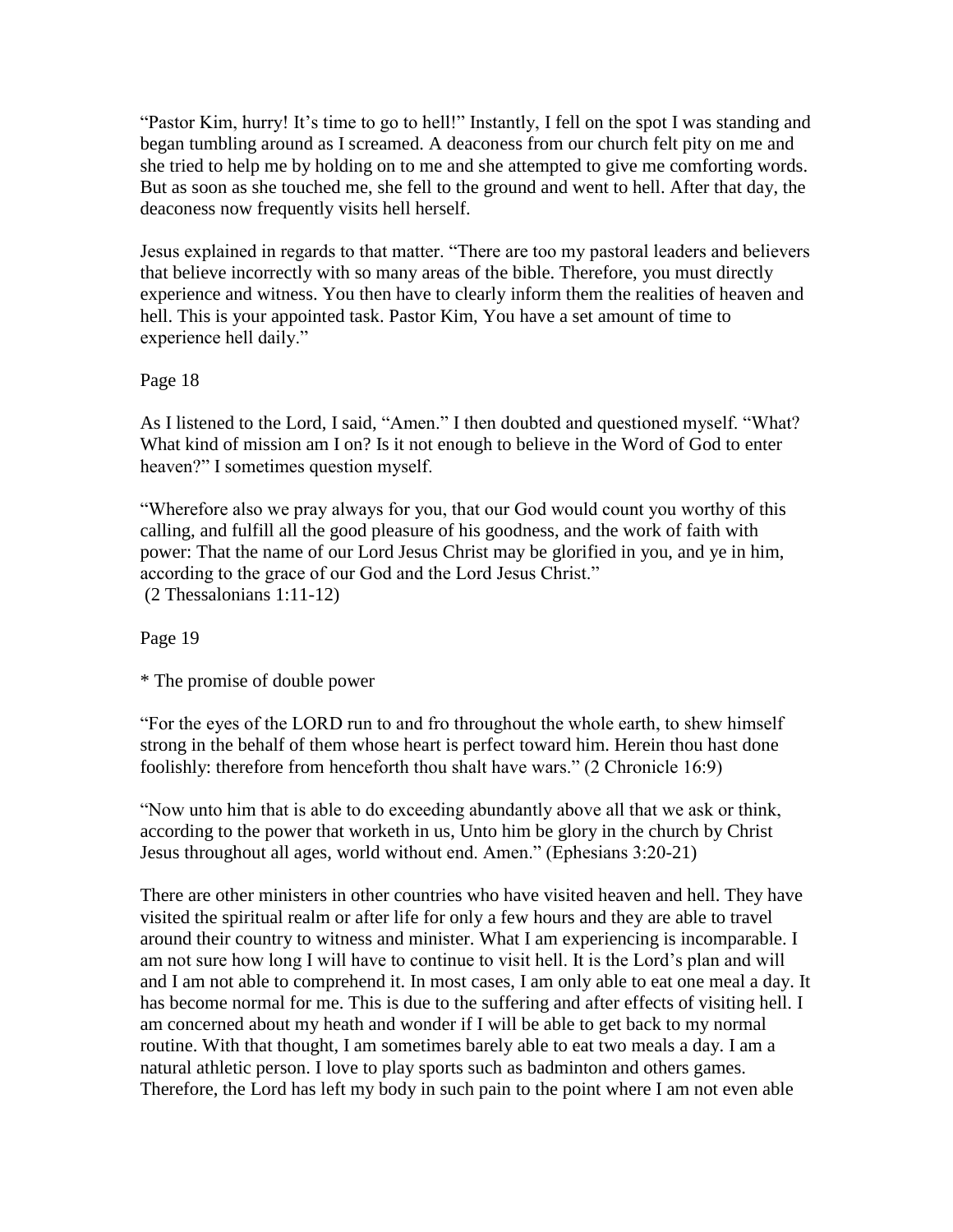"Pastor Kim, hurry! It's time to go to hell!" Instantly, I fell on the spot I was standing and began tumbling around as I screamed. A deaconess from our church felt pity on me and she tried to help me by holding on to me and she attempted to give me comforting words. But as soon as she touched me, she fell to the ground and went to hell. After that day, the deaconess now frequently visits hell herself.

Jesus explained in regards to that matter. "There are too my pastoral leaders and believers that believe incorrectly with so many areas of the bible. Therefore, you must directly experience and witness. You then have to clearly inform them the realities of heaven and hell. This is your appointed task. Pastor Kim, You have a set amount of time to experience hell daily."

Page 18

As I listened to the Lord, I said, "Amen." I then doubted and questioned myself. "What? What kind of mission am I on? Is it not enough to believe in the Word of God to enter heaven?" I sometimes question myself.

"Wherefore also we pray always for you, that our God would count you worthy of this calling, and fulfill all the good pleasure of his goodness, and the work of faith with power: That the name of our Lord Jesus Christ may be glorified in you, and ye in him, according to the grace of our God and the Lord Jesus Christ."
(2 Thessalonians 1:11-12)

Page 19

* The promise of double power

"For the eyes of the LORD run to and fro throughout the whole earth, to shew himself strong in the behalf of them whose heart is perfect toward him. Herein thou hast done foolishly: therefore from henceforth thou shalt have wars." (2 Chronicle 16:9)

"Now unto him that is able to do exceeding abundantly above all that we ask or think, according to the power that worketh in us, Unto him be glory in the church by Christ Jesus throughout all ages, world without end. Amen." (Ephesians 3:20-21)

There are other ministers in other countries who have visited heaven and hell. They have visited the spiritual realm or after life for only a few hours and they are able to travel around their country to witness and minister. What I am experiencing is incomparable. I am not sure how long I will have to continue to visit hell. It is the Lord's plan and will and I am not able to comprehend it. In most cases, I am only able to eat one meal a day. It has become normal for me. This is due to the suffering and after effects of visiting hell. I am concerned about my heath and wonder if I will be able to get back to my normal routine. With that thought, I am sometimes barely able to eat two meals a day. I am a natural athletic person. I love to play sports such as badminton and others games. Therefore, the Lord has left my body in such pain to the point where I am not even able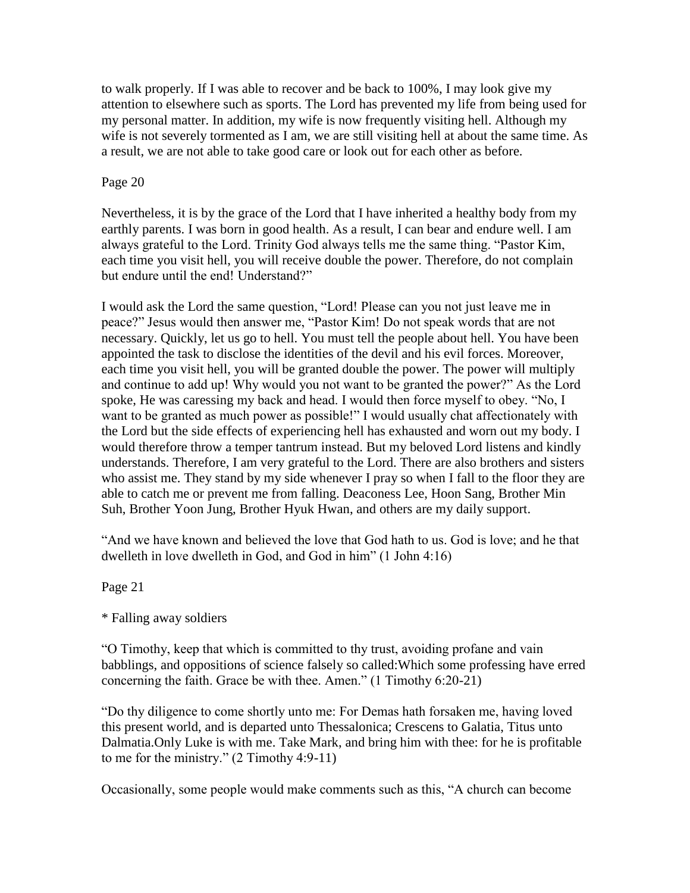to walk properly. If I was able to recover and be back to 100%, I may look give my attention to elsewhere such as sports. The Lord has prevented my life from being used for my personal matter. In addition, my wife is now frequently visiting hell. Although my wife is not severely tormented as I am, we are still visiting hell at about the same time. As a result, we are not able to take good care or look out for each other as before.

Page 20

Nevertheless, it is by the grace of the Lord that I have inherited a healthy body from my earthly parents. I was born in good health. As a result, I can bear and endure well. I am always grateful to the Lord. Trinity God always tells me the same thing. "Pastor Kim, each time you visit hell, you will receive double the power. Therefore, do not complain but endure until the end! Understand?"

I would ask the Lord the same question, "Lord! Please can you not just leave me in peace?" Jesus would then answer me, "Pastor Kim! Do not speak words that are not necessary. Quickly, let us go to hell. You must tell the people about hell. You have been appointed the task to disclose the identities of the devil and his evil forces. Moreover, each time you visit hell, you will be granted double the power. The power will multiply and continue to add up! Why would you not want to be granted the power?" As the Lord spoke, He was caressing my back and head. I would then force myself to obey. "No, I want to be granted as much power as possible!" I would usually chat affectionately with the Lord but the side effects of experiencing hell has exhausted and worn out my body. I would therefore throw a temper tantrum instead. But my beloved Lord listens and kindly understands. Therefore, I am very grateful to the Lord. There are also brothers and sisters who assist me. They stand by my side whenever I pray so when I fall to the floor they are able to catch me or prevent me from falling. Deaconess Lee, Hoon Sang, Brother Min Suh, Brother Yoon Jung, Brother Hyuk Hwan, and others are my daily support.

"And we have known and believed the love that God hath to us. God is love; and he that dwelleth in love dwelleth in God, and God in him" (1 John 4:16)

Page 21

* Falling away soldiers

"O Timothy, keep that which is committed to thy trust, avoiding profane and vain babblings, and oppositions of science falsely so called:Which some professing have erred concerning the faith. Grace be with thee. Amen." (1 Timothy 6:20-21)

"Do thy diligence to come shortly unto me: For Demas hath forsaken me, having loved this present world, and is departed unto Thessalonica; Crescens to Galatia, Titus unto Dalmatia.Only Luke is with me. Take Mark, and bring him with thee: for he is profitable to me for the ministry." (2 Timothy 4:9-11)

Occasionally, some people would make comments such as this, "A church can become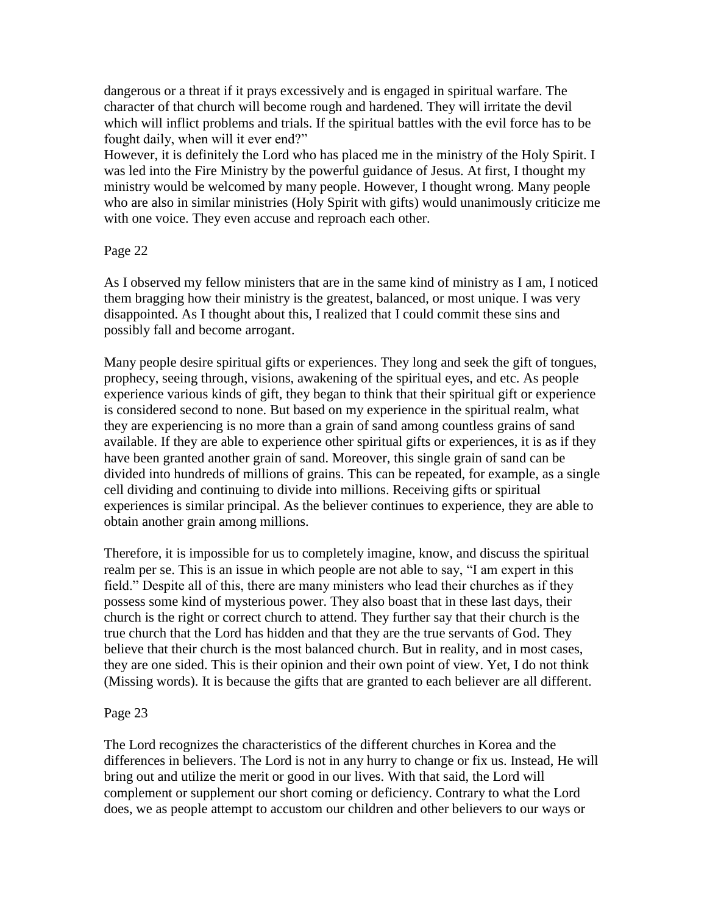dangerous or a threat if it prays excessively and is engaged in spiritual warfare. The character of that church will become rough and hardened. They will irritate the devil which will inflict problems and trials. If the spiritual battles with the evil force has to be fought daily, when will it ever end?"

However, it is definitely the Lord who has placed me in the ministry of the Holy Spirit. I was led into the Fire Ministry by the powerful guidance of Jesus. At first, I thought my ministry would be welcomed by many people. However, I thought wrong. Many people who are also in similar ministries (Holy Spirit with gifts) would unanimously criticize me with one voice. They even accuse and reproach each other.

Page 22

As I observed my fellow ministers that are in the same kind of ministry as I am, I noticed them bragging how their ministry is the greatest, balanced, or most unique. I was very disappointed. As I thought about this, I realized that I could commit these sins and possibly fall and become arrogant.

Many people desire spiritual gifts or experiences. They long and seek the gift of tongues, prophecy, seeing through, visions, awakening of the spiritual eyes, and etc. As people experience various kinds of gift, they began to think that their spiritual gift or experience is considered second to none. But based on my experience in the spiritual realm, what they are experiencing is no more than a grain of sand among countless grains of sand available. If they are able to experience other spiritual gifts or experiences, it is as if they have been granted another grain of sand. Moreover, this single grain of sand can be divided into hundreds of millions of grains. This can be repeated, for example, as a single cell dividing and continuing to divide into millions. Receiving gifts or spiritual experiences is similar principal. As the believer continues to experience, they are able to obtain another grain among millions.

Therefore, it is impossible for us to completely imagine, know, and discuss the spiritual realm per se. This is an issue in which people are not able to say, "I am expert in this field." Despite all of this, there are many ministers who lead their churches as if they possess some kind of mysterious power. They also boast that in these last days, their church is the right or correct church to attend. They further say that their church is the true church that the Lord has hidden and that they are the true servants of God. They believe that their church is the most balanced church. But in reality, and in most cases, they are one sided. This is their opinion and their own point of view. Yet, I do not think (Missing words). It is because the gifts that are granted to each believer are all different.

Page 23

The Lord recognizes the characteristics of the different churches in Korea and the differences in believers. The Lord is not in any hurry to change or fix us. Instead, He will bring out and utilize the merit or good in our lives. With that said, the Lord will complement or supplement our short coming or deficiency. Contrary to what the Lord does, we as people attempt to accustom our children and other believers to our ways or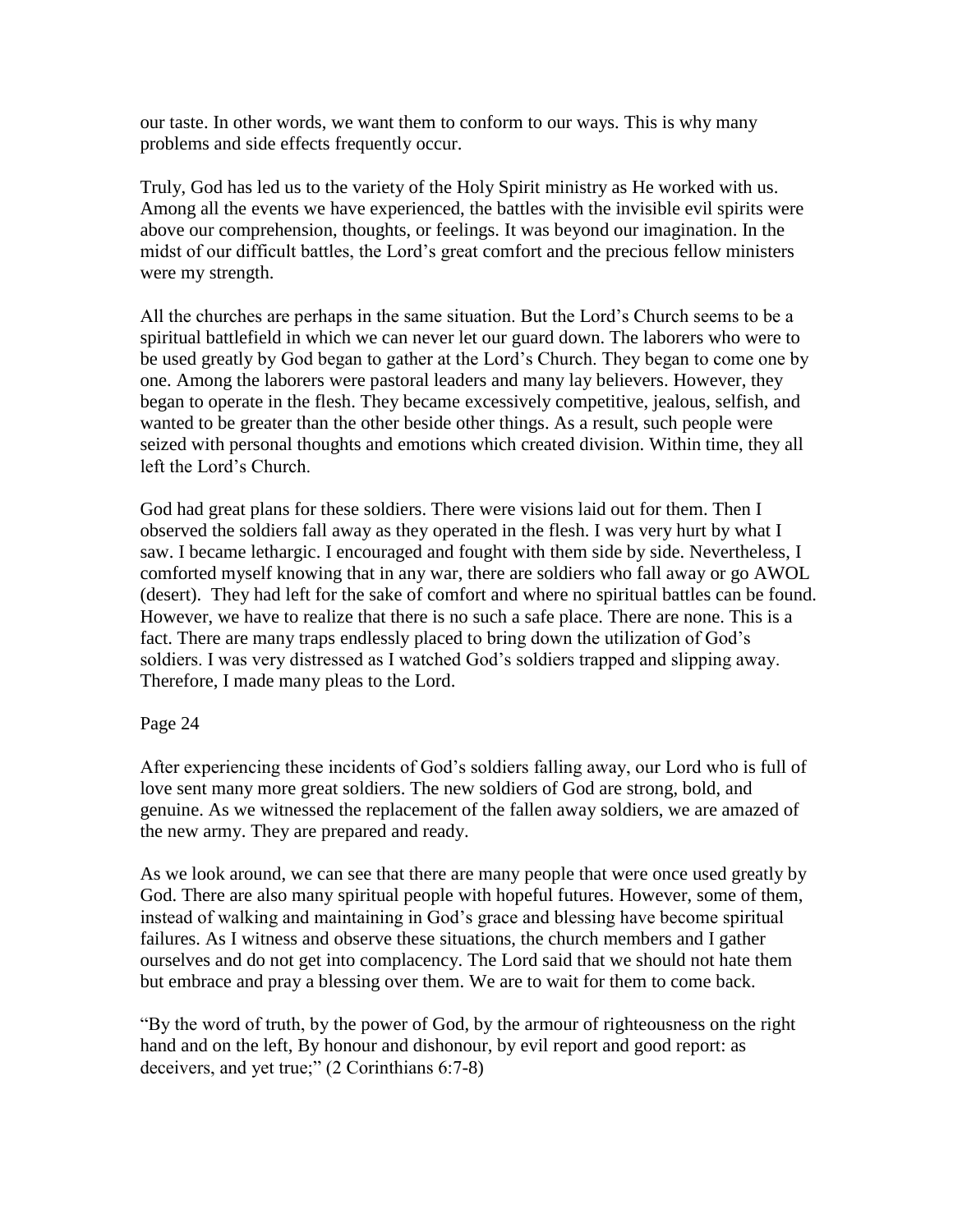our taste. In other words, we want them to conform to our ways. This is why many problems and side effects frequently occur.

Truly, God has led us to the variety of the Holy Spirit ministry as He worked with us. Among all the events we have experienced, the battles with the invisible evil spirits were above our comprehension, thoughts, or feelings. It was beyond our imagination. In the midst of our difficult battles, the Lord's great comfort and the precious fellow ministers were my strength.

All the churches are perhaps in the same situation. But the Lord's Church seems to be a spiritual battlefield in which we can never let our guard down. The laborers who were to be used greatly by God began to gather at the Lord's Church. They began to come one by one. Among the laborers were pastoral leaders and many lay believers. However, they began to operate in the flesh. They became excessively competitive, jealous, selfish, and wanted to be greater than the other beside other things. As a result, such people were seized with personal thoughts and emotions which created division. Within time, they all left the Lord's Church.

God had great plans for these soldiers. There were visions laid out for them. Then I observed the soldiers fall away as they operated in the flesh. I was very hurt by what I saw. I became lethargic. I encouraged and fought with them side by side. Nevertheless, I comforted myself knowing that in any war, there are soldiers who fall away or go AWOL (desert). They had left for the sake of comfort and where no spiritual battles can be found. However, we have to realize that there is no such a safe place. There are none. This is a fact. There are many traps endlessly placed to bring down the utilization of God's soldiers. I was very distressed as I watched God's soldiers trapped and slipping away. Therefore, I made many pleas to the Lord.

After experiencing these incidents of God's soldiers falling away, our Lord who is full of love sent many more great soldiers. The new soldiers of God are strong, bold, and genuine. As we witnessed the replacement of the fallen away soldiers, we are amazed of the new army. They are prepared and ready.

As we look around, we can see that there are many people that were once used greatly by God. There are also many spiritual people with hopeful futures. However, some of them, instead of walking and maintaining in God's grace and blessing have become spiritual failures. As I witness and observe these situations, the church members and I gather ourselves and do not get into complacency. The Lord said that we should not hate them but embrace and pray a blessing over them. We are to wait for them to come back.

"By the word of truth, by the power of God, by the armour of righteousness on the right hand and on the left, By honour and dishonour, by evil report and good report: as deceivers, and yet true;" (2 Corinthians 6:7-8)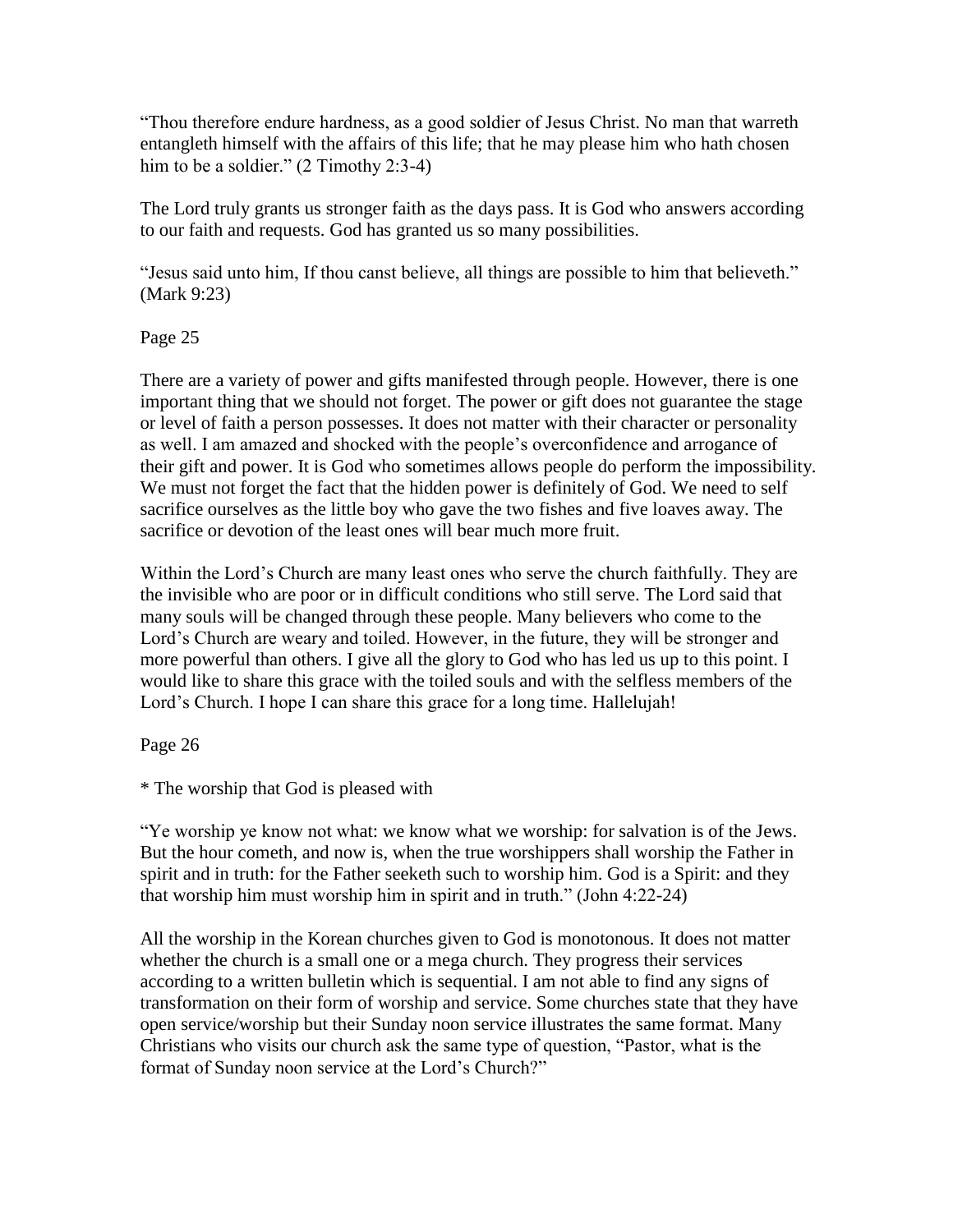"Thou therefore endure hardness, as a good soldier of Jesus Christ. No man that warreth entangleth himself with the affairs of this life; that he may please him who hath chosen him to be a soldier." (2 Timothy 2:3-4)

The Lord truly grants us stronger faith as the days pass. It is God who answers according to our faith and requests. God has granted us so many possibilities.

"Jesus said unto him, If thou canst believe, all things are possible to him that believeth." (Mark 9:23)

Page 25

There are a variety of power and gifts manifested through people. However, there is one important thing that we should not forget. The power or gift does not guarantee the stage or level of faith a person possesses. It does not matter with their character or personality as well. I am amazed and shocked with the people's overconfidence and arrogance of their gift and power. It is God who sometimes allows people do perform the impossibility. We must not forget the fact that the hidden power is definitely of God. We need to self sacrifice ourselves as the little boy who gave the two fishes and five loaves away. The sacrifice or devotion of the least ones will bear much more fruit.

Within the Lord's Church are many least ones who serve the church faithfully. They are the invisible who are poor or in difficult conditions who still serve. The Lord said that many souls will be changed through these people. Many believers who come to the Lord's Church are weary and toiled. However, in the future, they will be stronger and more powerful than others. I give all the glory to God who has led us up to this point. I would like to share this grace with the toiled souls and with the selfless members of the Lord's Church. I hope I can share this grace for a long time. Hallelujah!

Page 26

* The worship that God is pleased with

"Ye worship ye know not what: we know what we worship: for salvation is of the Jews. But the hour cometh, and now is, when the true worshippers shall worship the Father in spirit and in truth: for the Father seeketh such to worship him. God is a Spirit: and they that worship him must worship him in spirit and in truth." (John 4:22-24)

All the worship in the Korean churches given to God is monotonous. It does not matter whether the church is a small one or a mega church. They progress their services according to a written bulletin which is sequential. I am not able to find any signs of transformation on their form of worship and service. Some churches state that they have open service/worship but their Sunday noon service illustrates the same format. Many Christians who visits our church ask the same type of question, "Pastor, what is the format of Sunday noon service at the Lord's Church?"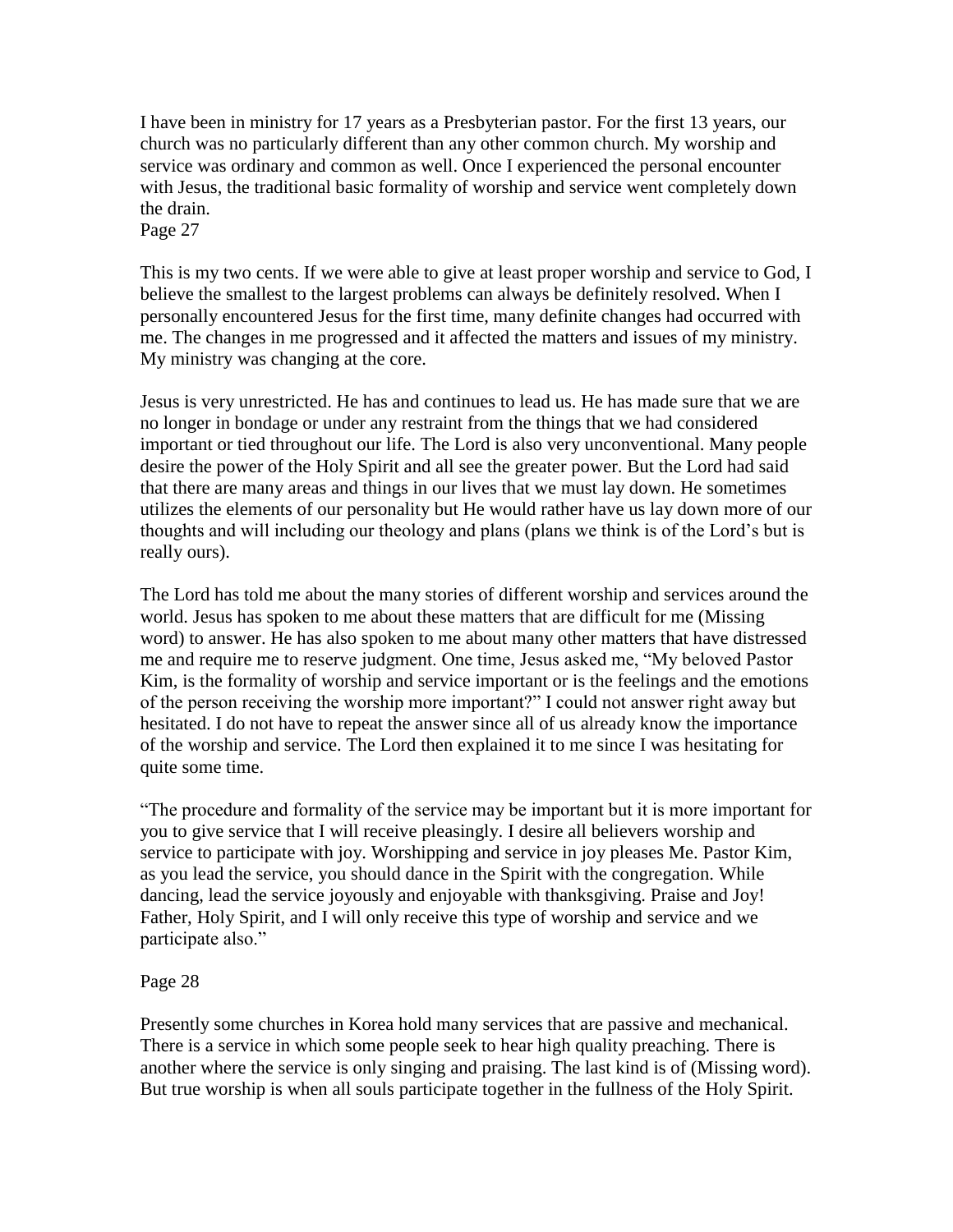I have been in ministry for 17 years as a Presbyterian pastor. For the first 13 years, our church was no particularly different than any other common church. My worship and service was ordinary and common as well. Once I experienced the personal encounter with Jesus, the traditional basic formality of worship and service went completely down the drain.
Page 27

This is my two cents. If we were able to give at least proper worship and service to God, I believe the smallest to the largest problems can always be definitely resolved. When I personally encountered Jesus for the first time, many definite changes had occurred with me. The changes in me progressed and it affected the matters and issues of my ministry. My ministry was changing at the core.

Jesus is very unrestricted. He has and continues to lead us. He has made sure that we are no longer in bondage or under any restraint from the things that we had considered important or tied throughout our life. The Lord is also very unconventional. Many people desire the power of the Holy Spirit and all see the greater power. But the Lord had said that there are many areas and things in our lives that we must lay down. He sometimes utilizes the elements of our personality but He would rather have us lay down more of our thoughts and will including our theology and plans (plans we think is of the Lord's but is really ours).

The Lord has told me about the many stories of different worship and services around the world. Jesus has spoken to me about these matters that are difficult for me (Missing word) to answer. He has also spoken to me about many other matters that have distressed me and require me to reserve judgment. One time, Jesus asked me, "My beloved Pastor Kim, is the formality of worship and service important or is the feelings and the emotions of the person receiving the worship more important?" I could not answer right away but hesitated. I do not have to repeat the answer since all of us already know the importance of the worship and service. The Lord then explained it to me since I was hesitating for quite some time.

"The procedure and formality of the service may be important but it is more important for you to give service that I will receive pleasingly. I desire all believers worship and service to participate with joy. Worshipping and service in joy pleases Me. Pastor Kim, as you lead the service, you should dance in the Spirit with the congregation. While dancing, lead the service joyously and enjoyable with thanksgiving. Praise and Joy! Father, Holy Spirit, and I will only receive this type of worship and service and we participate also."

Page 28

Presently some churches in Korea hold many services that are passive and mechanical. There is a service in which some people seek to hear high quality preaching. There is another where the service is only singing and praising. The last kind is of (Missing word). But true worship is when all souls participate together in the fullness of the Holy Spirit.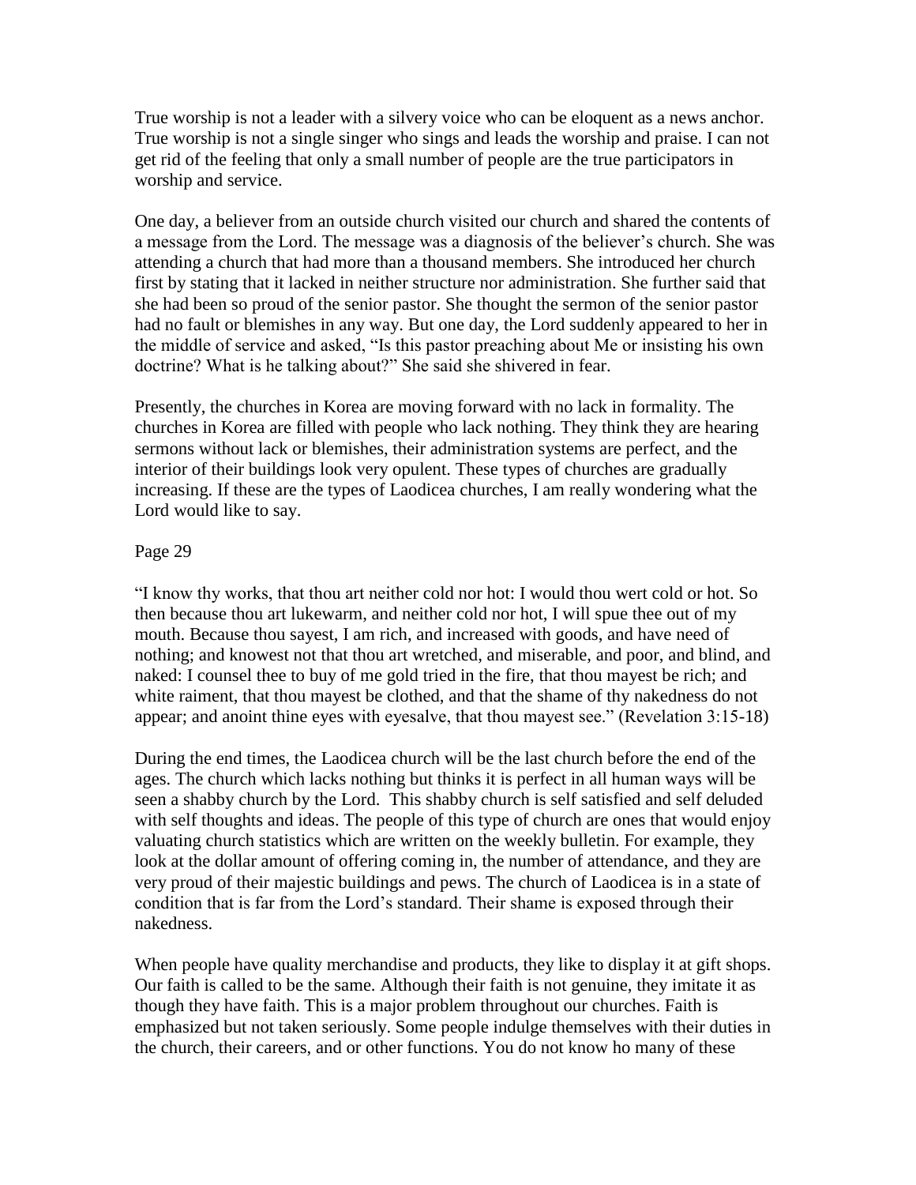True worship is not a leader with a silvery voice who can be eloquent as a news anchor. True worship is not a single singer who sings and leads the worship and praise. I can not get rid of the feeling that only a small number of people are the true participators in worship and service.

One day, a believer from an outside church visited our church and shared the contents of a message from the Lord. The message was a diagnosis of the believer's church. She was attending a church that had more than a thousand members. She introduced her church first by stating that it lacked in neither structure nor administration. She further said that she had been so proud of the senior pastor. She thought the sermon of the senior pastor had no fault or blemishes in any way. But one day, the Lord suddenly appeared to her in the middle of service and asked, "Is this pastor preaching about Me or insisting his own doctrine? What is he talking about?" She said she shivered in fear.

Presently, the churches in Korea are moving forward with no lack in formality. The churches in Korea are filled with people who lack nothing. They think they are hearing sermons without lack or blemishes, their administration systems are perfect, and the interior of their buildings look very opulent. These types of churches are gradually increasing. If these are the types of Laodicea churches, I am really wondering what the Lord would like to say.

"I know thy works, that thou art neither cold nor hot: I would thou wert cold or hot. So then because thou art lukewarm, and neither cold nor hot, I will spue thee out of my mouth. Because thou sayest, I am rich, and increased with goods, and have need of nothing; and knowest not that thou art wretched, and miserable, and poor, and blind, and naked: I counsel thee to buy of me gold tried in the fire, that thou mayest be rich; and white raiment, that thou mayest be clothed, and that the shame of thy nakedness do not appear; and anoint thine eyes with eyesalve, that thou mayest see." (Revelation 3:15-18)

During the end times, the Laodicea church will be the last church before the end of the ages. The church which lacks nothing but thinks it is perfect in all human ways will be seen a shabby church by the Lord. This shabby church is self satisfied and self deluded with self thoughts and ideas. The people of this type of church are ones that would enjoy valuating church statistics which are written on the weekly bulletin. For example, they look at the dollar amount of offering coming in, the number of attendance, and they are very proud of their majestic buildings and pews. The church of Laodicea is in a state of condition that is far from the Lord's standard. Their shame is exposed through their nakedness.

When people have quality merchandise and products, they like to display it at gift shops. Our faith is called to be the same. Although their faith is not genuine, they imitate it as though they have faith. This is a major problem throughout our churches. Faith is emphasized but not taken seriously. Some people indulge themselves with their duties in the church, their careers, and or other functions. You do not know ho many of these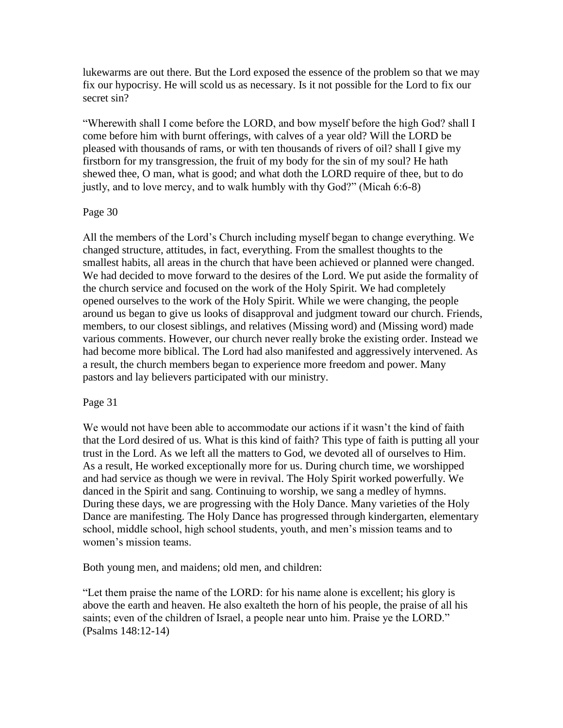lukewarms are out there. But the Lord exposed the essence of the problem so that we may fix our hypocrisy. He will scold us as necessary. Is it not possible for the Lord to fix our secret sin?

"Wherewith shall I come before the LORD, and bow myself before the high God? shall I come before him with burnt offerings, with calves of a year old? Will the LORD be pleased with thousands of rams, or with ten thousands of rivers of oil? shall I give my firstborn for my transgression, the fruit of my body for the sin of my soul? He hath shewed thee, O man, what is good; and what doth the LORD require of thee, but to do justly, and to love mercy, and to walk humbly with thy God?" (Micah 6:6-8)

Page 30

All the members of the Lord's Church including myself began to change everything. We changed structure, attitudes, in fact, everything. From the smallest thoughts to the smallest habits, all areas in the church that have been achieved or planned were changed. We had decided to move forward to the desires of the Lord. We put aside the formality of the church service and focused on the work of the Holy Spirit. We had completely opened ourselves to the work of the Holy Spirit. While we were changing, the people around us began to give us looks of disapproval and judgment toward our church. Friends, members, to our closest siblings, and relatives (Missing word) and (Missing word) made various comments. However, our church never really broke the existing order. Instead we had become more biblical. The Lord had also manifested and aggressively intervened. As a result, the church members began to experience more freedom and power. Many pastors and lay believers participated with our ministry.

Page 31

We would not have been able to accommodate our actions if it wasn't the kind of faith that the Lord desired of us. What is this kind of faith? This type of faith is putting all your trust in the Lord. As we left all the matters to God, we devoted all of ourselves to Him. As a result, He worked exceptionally more for us. During church time, we worshipped and had service as though we were in revival. The Holy Spirit worked powerfully. We danced in the Spirit and sang. Continuing to worship, we sang a medley of hymns. During these days, we are progressing with the Holy Dance. Many varieties of the Holy Dance are manifesting. The Holy Dance has progressed through kindergarten, elementary school, middle school, high school students, youth, and men's mission teams and to women's mission teams.

Both young men, and maidens; old men, and children:

"Let them praise the name of the LORD: for his name alone is excellent; his glory is above the earth and heaven. He also exalteth the horn of his people, the praise of all his saints; even of the children of Israel, a people near unto him. Praise ye the LORD." (Psalms 148:12-14)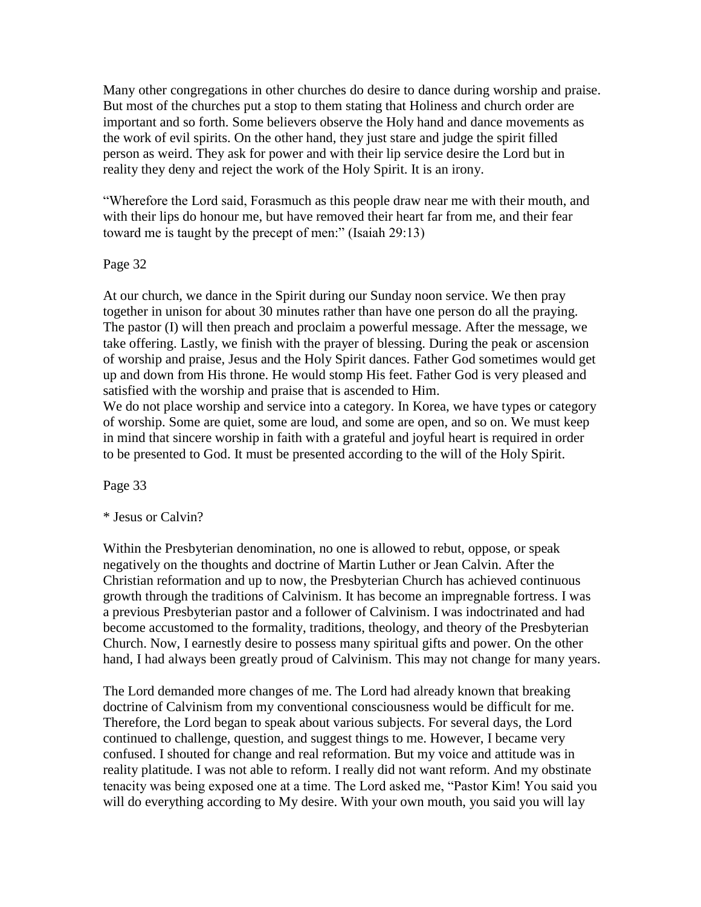Many other congregations in other churches do desire to dance during worship and praise. But most of the churches put a stop to them stating that Holiness and church order are important and so forth. Some believers observe the Holy hand and dance movements as the work of evil spirits. On the other hand, they just stare and judge the spirit filled person as weird. They ask for power and with their lip service desire the Lord but in reality they deny and reject the work of the Holy Spirit. It is an irony.

"Wherefore the Lord said, Forasmuch as this people draw near me with their mouth, and with their lips do honour me, but have removed their heart far from me, and their fear toward me is taught by the precept of men:" (Isaiah 29:13)

Page 32

At our church, we dance in the Spirit during our Sunday noon service. We then pray together in unison for about 30 minutes rather than have one person do all the praying. The pastor (I) will then preach and proclaim a powerful message. After the message, we take offering. Lastly, we finish with the prayer of blessing. During the peak or ascension of worship and praise, Jesus and the Holy Spirit dances. Father God sometimes would get up and down from His throne. He would stomp His feet. Father God is very pleased and satisfied with the worship and praise that is ascended to Him.
We do not place worship and service into a category. In Korea, we have types or category of worship. Some are quiet, some are loud, and some are open, and so on. We must keep in mind that sincere worship in faith with a grateful and joyful heart is required in order to be presented to God. It must be presented according to the will of the Holy Spirit.

Page 33

* Jesus or Calvin?

Within the Presbyterian denomination, no one is allowed to rebut, oppose, or speak negatively on the thoughts and doctrine of Martin Luther or Jean Calvin. After the Christian reformation and up to now, the Presbyterian Church has achieved continuous growth through the traditions of Calvinism. It has become an impregnable fortress. I was a previous Presbyterian pastor and a follower of Calvinism. I was indoctrinated and had become accustomed to the formality, traditions, theology, and theory of the Presbyterian Church. Now, I earnestly desire to possess many spiritual gifts and power. On the other hand, I had always been greatly proud of Calvinism. This may not change for many years.

The Lord demanded more changes of me. The Lord had already known that breaking doctrine of Calvinism from my conventional consciousness would be difficult for me. Therefore, the Lord began to speak about various subjects. For several days, the Lord continued to challenge, question, and suggest things to me. However, I became very confused. I shouted for change and real reformation. But my voice and attitude was in reality platitude. I was not able to reform. I really did not want reform. And my obstinate tenacity was being exposed one at a time. The Lord asked me, "Pastor Kim! You said you will do everything according to My desire. With your own mouth, you said you will lay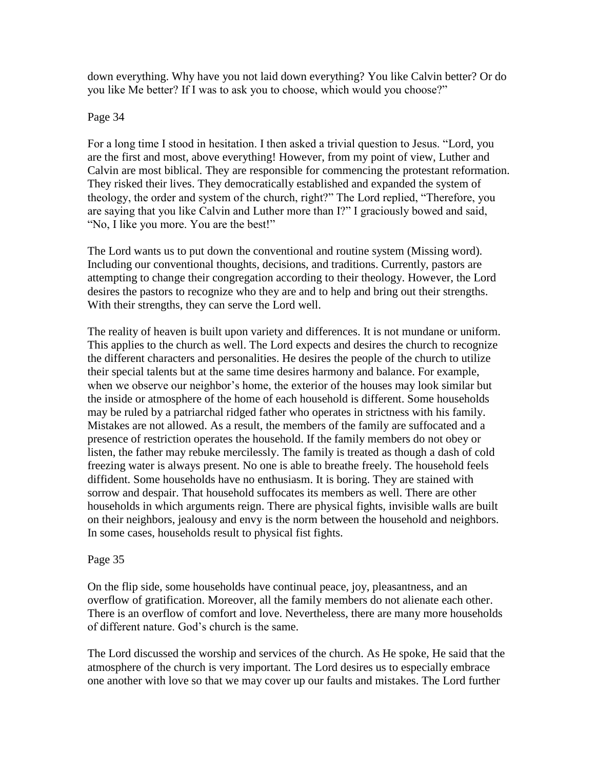down everything. Why have you not laid down everything? You like Calvin better? Or do you like Me better? If I was to ask you to choose, which would you choose?"

Page 34

For a long time I stood in hesitation. I then asked a trivial question to Jesus. "Lord, you are the first and most, above everything! However, from my point of view, Luther and Calvin are most biblical. They are responsible for commencing the protestant reformation. They risked their lives. They democratically established and expanded the system of theology, the order and system of the church, right?" The Lord replied, "Therefore, you are saying that you like Calvin and Luther more than I?" I graciously bowed and said, "No, I like you more. You are the best!"

The Lord wants us to put down the conventional and routine system (Missing word). Including our conventional thoughts, decisions, and traditions. Currently, pastors are attempting to change their congregation according to their theology. However, the Lord desires the pastors to recognize who they are and to help and bring out their strengths. With their strengths, they can serve the Lord well.

The reality of heaven is built upon variety and differences. It is not mundane or uniform. This applies to the church as well. The Lord expects and desires the church to recognize the different characters and personalities. He desires the people of the church to utilize their special talents but at the same time desires harmony and balance. For example, when we observe our neighbor's home, the exterior of the houses may look similar but the inside or atmosphere of the home of each household is different. Some households may be ruled by a patriarchal ridged father who operates in strictness with his family. Mistakes are not allowed. As a result, the members of the family are suffocated and a presence of restriction operates the household. If the family members do not obey or listen, the father may rebuke mercilessly. The family is treated as though a dash of cold freezing water is always present. No one is able to breathe freely. The household feels diffident. Some households have no enthusiasm. It is boring. They are stained with sorrow and despair. That household suffocates its members as well. There are other households in which arguments reign. There are physical fights, invisible walls are built on their neighbors, jealousy and envy is the norm between the household and neighbors. In some cases, households result to physical fist fights.

Page 35

On the flip side, some households have continual peace, joy, pleasantness, and an overflow of gratification. Moreover, all the family members do not alienate each other. There is an overflow of comfort and love. Nevertheless, there are many more households of different nature. God's church is the same.

The Lord discussed the worship and services of the church. As He spoke, He said that the atmosphere of the church is very important. The Lord desires us to especially embrace one another with love so that we may cover up our faults and mistakes. The Lord further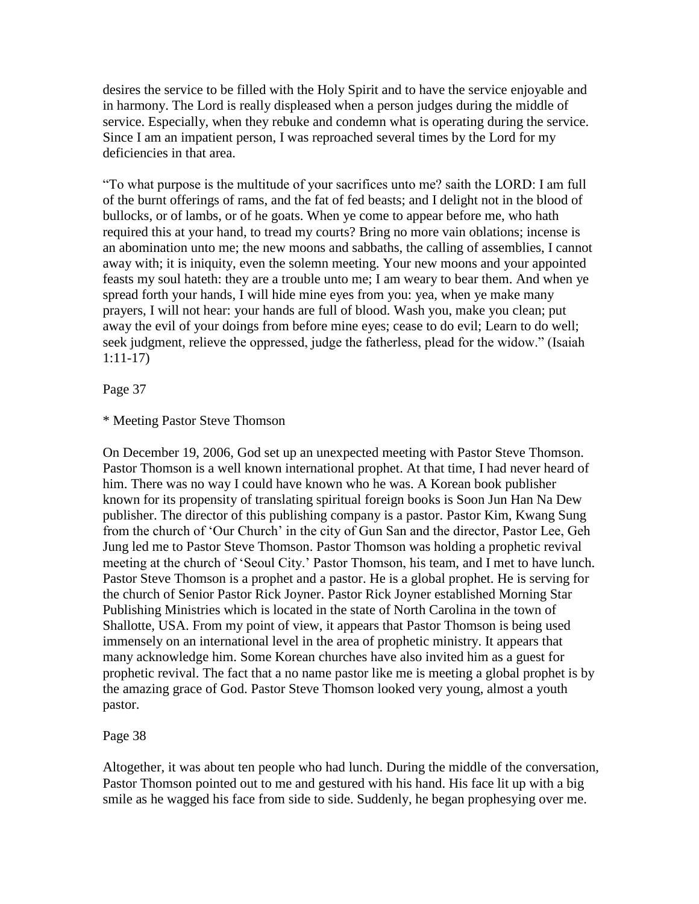desires the service to be filled with the Holy Spirit and to have the service enjoyable and in harmony. The Lord is really displeased when a person judges during the middle of service. Especially, when they rebuke and condemn what is operating during the service. Since I am an impatient person, I was reproached several times by the Lord for my deficiencies in that area.

"To what purpose is the multitude of your sacrifices unto me? saith the LORD: I am full of the burnt offerings of rams, and the fat of fed beasts; and I delight not in the blood of bullocks, or of lambs, or of he goats. When ye come to appear before me, who hath required this at your hand, to tread my courts? Bring no more vain oblations; incense is an abomination unto me; the new moons and sabbaths, the calling of assemblies, I cannot away with; it is iniquity, even the solemn meeting. Your new moons and your appointed feasts my soul hateth: they are a trouble unto me; I am weary to bear them. And when ye spread forth your hands, I will hide mine eyes from you: yea, when ye make many prayers, I will not hear: your hands are full of blood. Wash you, make you clean; put away the evil of your doings from before mine eyes; cease to do evil; Learn to do well; seek judgment, relieve the oppressed, judge the fatherless, plead for the widow." (Isaiah 1:11-17)

Page 37

* Meeting Pastor Steve Thomson

On December 19, 2006, God set up an unexpected meeting with Pastor Steve Thomson. Pastor Thomson is a well known international prophet. At that time, I had never heard of him. There was no way I could have known who he was. A Korean book publisher known for its propensity of translating spiritual foreign books is Soon Jun Han Na Dew publisher. The director of this publishing company is a pastor. Pastor Kim, Kwang Sung from the church of 'Our Church' in the city of Gun San and the director, Pastor Lee, Geh Jung led me to Pastor Steve Thomson. Pastor Thomson was holding a prophetic revival meeting at the church of 'Seoul City.' Pastor Thomson, his team, and I met to have lunch. Pastor Steve Thomson is a prophet and a pastor. He is a global prophet. He is serving for the church of Senior Pastor Rick Joyner. Pastor Rick Joyner established Morning Star Publishing Ministries which is located in the state of North Carolina in the town of Shallotte, USA. From my point of view, it appears that Pastor Thomson is being used immensely on an international level in the area of prophetic ministry. It appears that many acknowledge him. Some Korean churches have also invited him as a guest for prophetic revival. The fact that a no name pastor like me is meeting a global prophet is by the amazing grace of God. Pastor Steve Thomson looked very young, almost a youth pastor.

Page 38

Altogether, it was about ten people who had lunch. During the middle of the conversation, Pastor Thomson pointed out to me and gestured with his hand. His face lit up with a big smile as he wagged his face from side to side. Suddenly, he began prophesying over me.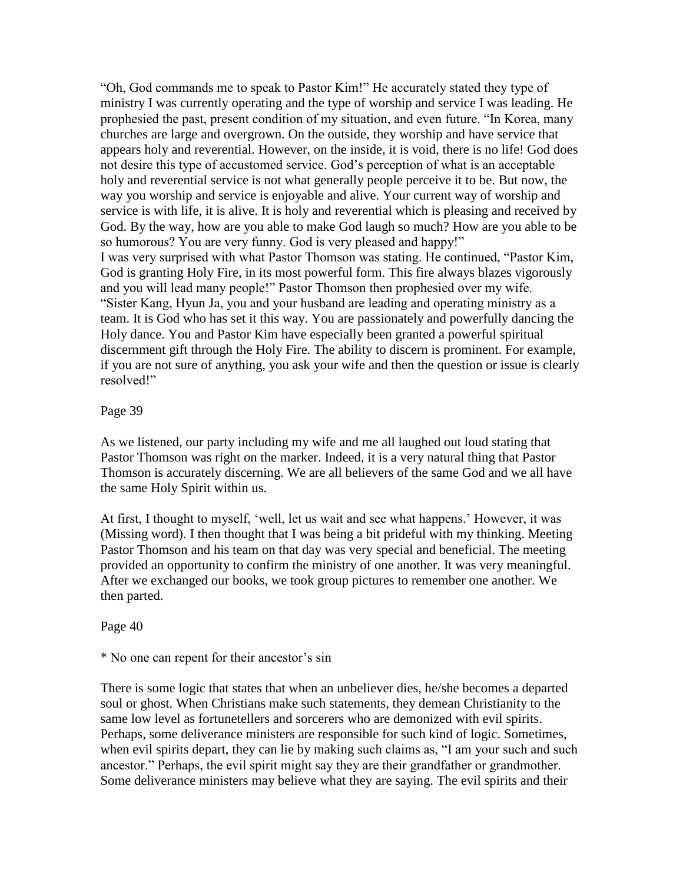"Oh, God commands me to speak to Pastor Kim!" He accurately stated they type of ministry I was currently operating and the type of worship and service I was leading. He prophesied the past, present condition of my situation, and even future. "In Korea, many churches are large and overgrown. On the outside, they worship and have service that appears holy and reverential. However, on the inside, it is void, there is no life! God does not desire this type of accustomed service. God's perception of what is an acceptable holy and reverential service is not what generally people perceive it to be. But now, the way you worship and service is enjoyable and alive. Your current way of worship and service is with life, it is alive. It is holy and reverential which is pleasing and received by God. By the way, how are you able to make God laugh so much? How are you able to be so humorous? You are very funny. God is very pleased and happy!"
I was very surprised with what Pastor Thomson was stating. He continued, "Pastor Kim, God is granting Holy Fire, in its most powerful form. This fire always blazes vigorously and you will lead many people!" Pastor Thomson then prophesied over my wife. "Sister Kang, Hyun Ja, you and your husband are leading and operating ministry as a team. It is God who has set it this way. You are passionately and powerfully dancing the Holy dance. You and Pastor Kim have especially been granted a powerful spiritual discernment gift through the Holy Fire. The ability to discern is prominent. For example, if you are not sure of anything, you ask your wife and then the question or issue is clearly resolved!"

Page 39

As we listened, our party including my wife and me all laughed out loud stating that Pastor Thomson was right on the marker. Indeed, it is a very natural thing that Pastor Thomson is accurately discerning. We are all believers of the same God and we all have the same Holy Spirit within us.

At first, I thought to myself, 'well, let us wait and see what happens.' However, it was (Missing word). I then thought that I was being a bit prideful with my thinking. Meeting Pastor Thomson and his team on that day was very special and beneficial. The meeting provided an opportunity to confirm the ministry of one another. It was very meaningful. After we exchanged our books, we took group pictures to remember one another. We then parted.

Page 40

* No one can repent for their ancestor's sin

There is some logic that states that when an unbeliever dies, he/she becomes a departed soul or ghost. When Christians make such statements, they demean Christianity to the same low level as fortunetellers and sorcerers who are demonized with evil spirits. Perhaps, some deliverance ministers are responsible for such kind of logic. Sometimes, when evil spirits depart, they can lie by making such claims as, "I am your such and such ancestor." Perhaps, the evil spirit might say they are their grandfather or grandmother. Some deliverance ministers may believe what they are saying. The evil spirits and their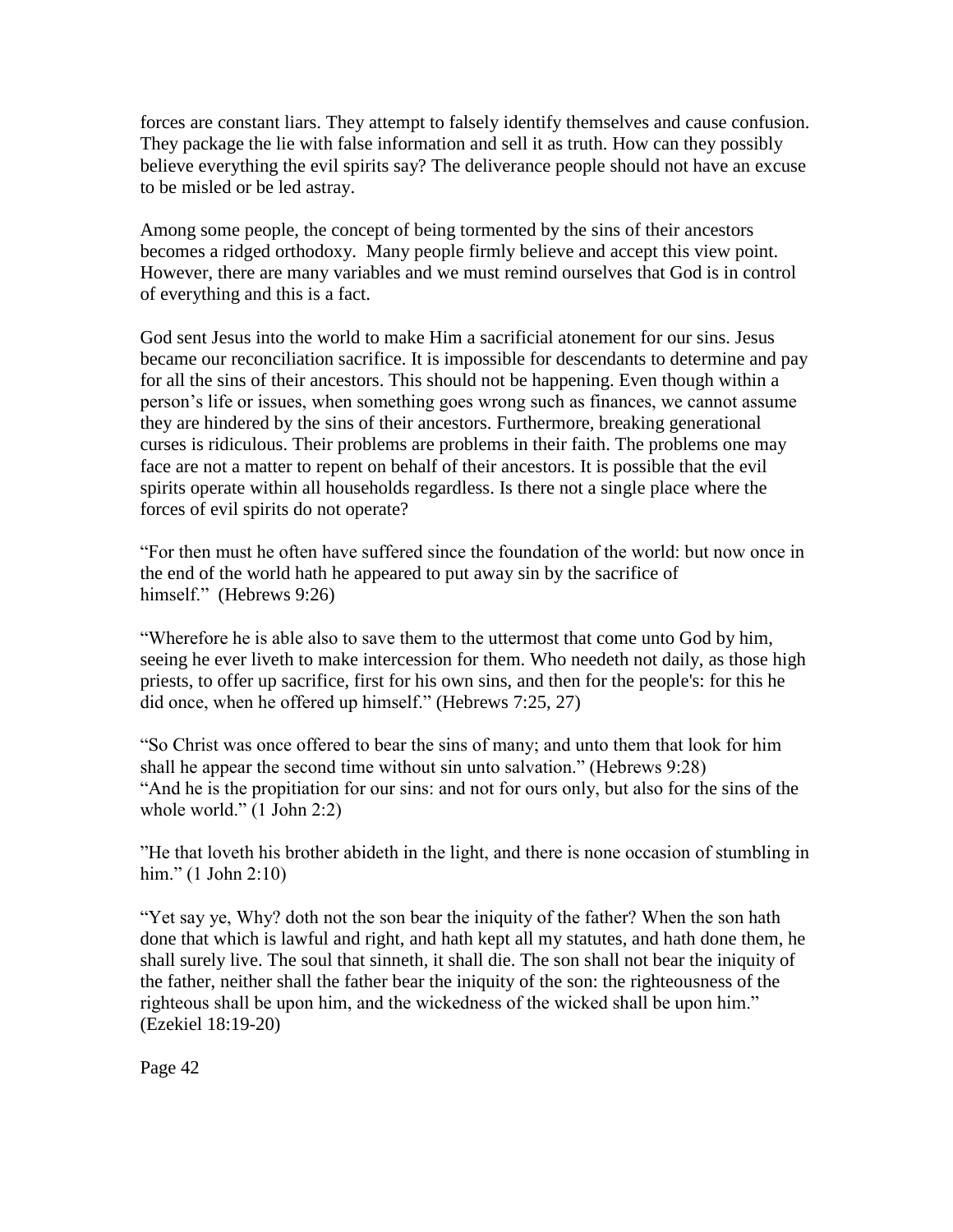forces are constant liars. They attempt to falsely identify themselves and cause confusion. They package the lie with false information and sell it as truth. How can they possibly believe everything the evil spirits say? The deliverance people should not have an excuse to be misled or be led astray.

Among some people, the concept of being tormented by the sins of their ancestors becomes a ridged orthodoxy.  Many people firmly believe and accept this view point. However, there are many variables and we must remind ourselves that God is in control of everything and this is a fact.

God sent Jesus into the world to make Him a sacrificial atonement for our sins. Jesus became our reconciliation sacrifice. It is impossible for descendants to determine and pay for all the sins of their ancestors. This should not be happening. Even though within a person's life or issues, when something goes wrong such as finances, we cannot assume they are hindered by the sins of their ancestors. Furthermore, breaking generational curses is ridiculous. Their problems are problems in their faith. The problems one may face are not a matter to repent on behalf of their ancestors. It is possible that the evil spirits operate within all households regardless. Is there not a single place where the forces of evil spirits do not operate?

"For then must he often have suffered since the foundation of the world: but now once in the end of the world hath he appeared to put away sin by the sacrifice of himself."  (Hebrews 9:26)

"Wherefore he is able also to save them to the uttermost that come unto God by him, seeing he ever liveth to make intercession for them. Who needeth not daily, as those high priests, to offer up sacrifice, first for his own sins, and then for the people's: for this he did once, when he offered up himself." (Hebrews 7:25, 27)

"So Christ was once offered to bear the sins of many; and unto them that look for him shall he appear the second time without sin unto salvation." (Hebrews 9:28)
"And he is the propitiation for our sins: and not for ours only, but also for the sins of the whole world." (1 John 2:2)

"He that loveth his brother abideth in the light, and there is none occasion of stumbling in him." (1 John 2:10)

"Yet say ye, Why? doth not the son bear the iniquity of the father? When the son hath done that which is lawful and right, and hath kept all my statutes, and hath done them, he shall surely live. The soul that sinneth, it shall die. The son shall not bear the iniquity of the father, neither shall the father bear the iniquity of the son: the righteousness of the righteous shall be upon him, and the wickedness of the wicked shall be upon him." (Ezekiel 18:19-20)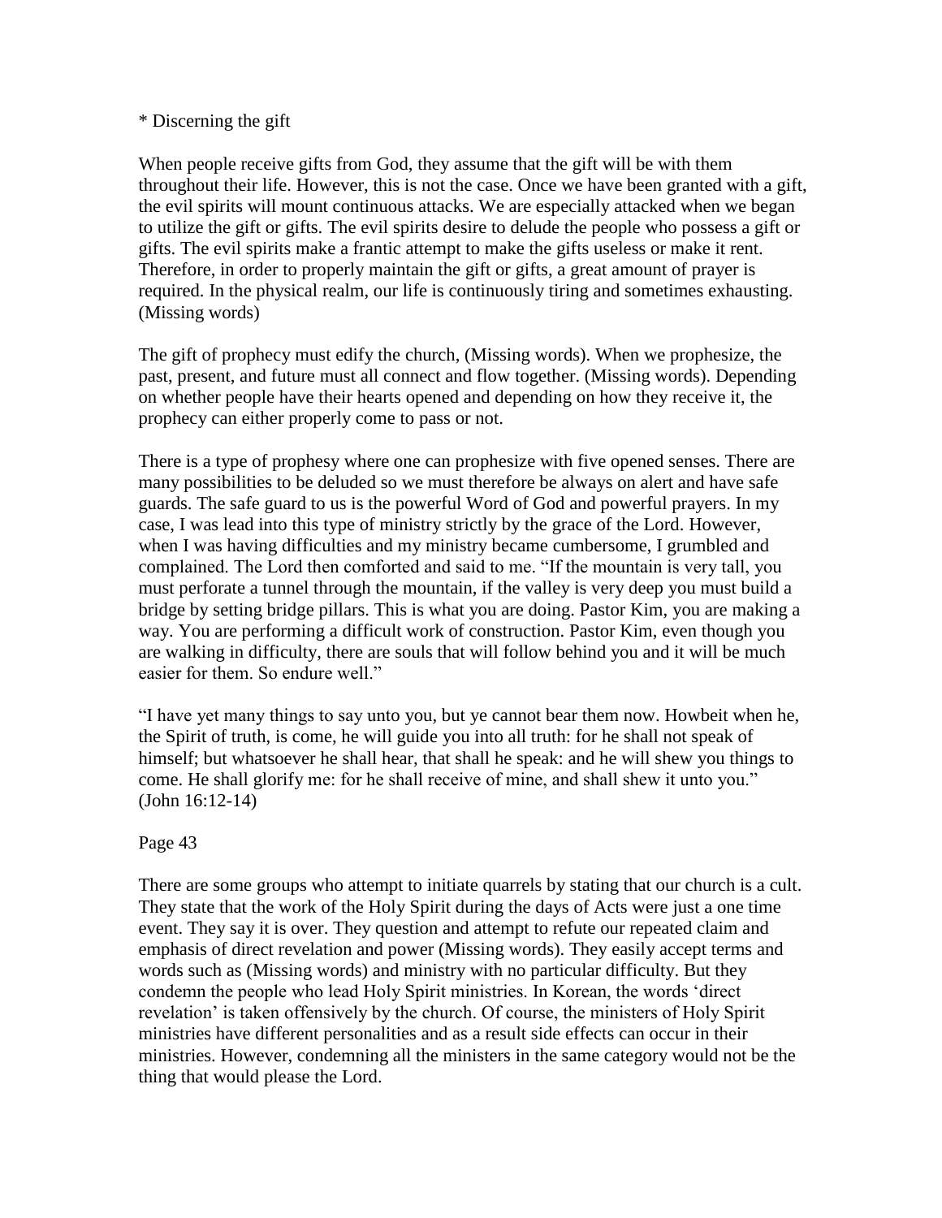* Discerning the gift

When people receive gifts from God, they assume that the gift will be with them throughout their life. However, this is not the case. Once we have been granted with a gift, the evil spirits will mount continuous attacks. We are especially attacked when we began to utilize the gift or gifts. The evil spirits desire to delude the people who possess a gift or gifts. The evil spirits make a frantic attempt to make the gifts useless or make it rent. Therefore, in order to properly maintain the gift or gifts, a great amount of prayer is required. In the physical realm, our life is continuously tiring and sometimes exhausting. (Missing words)

The gift of prophecy must edify the church, (Missing words). When we prophesize, the past, present, and future must all connect and flow together. (Missing words). Depending on whether people have their hearts opened and depending on how they receive it, the prophecy can either properly come to pass or not.

There is a type of prophesy where one can prophesize with five opened senses. There are many possibilities to be deluded so we must therefore be always on alert and have safe guards. The safe guard to us is the powerful Word of God and powerful prayers. In my case, I was lead into this type of ministry strictly by the grace of the Lord. However, when I was having difficulties and my ministry became cumbersome, I grumbled and complained. The Lord then comforted and said to me. "If the mountain is very tall, you must perforate a tunnel through the mountain, if the valley is very deep you must build a bridge by setting bridge pillars. This is what you are doing. Pastor Kim, you are making a way. You are performing a difficult work of construction. Pastor Kim, even though you are walking in difficulty, there are souls that will follow behind you and it will be much easier for them. So endure well."

"I have yet many things to say unto you, but ye cannot bear them now. Howbeit when he, the Spirit of truth, is come, he will guide you into all truth: for he shall not speak of himself; but whatsoever he shall hear, that shall he speak: and he will shew you things to come. He shall glorify me: for he shall receive of mine, and shall shew it unto you." (John 16:12-14)

Page 43

There are some groups who attempt to initiate quarrels by stating that our church is a cult. They state that the work of the Holy Spirit during the days of Acts were just a one time event. They say it is over. They question and attempt to refute our repeated claim and emphasis of direct revelation and power (Missing words). They easily accept terms and words such as (Missing words) and ministry with no particular difficulty. But they condemn the people who lead Holy Spirit ministries. In Korean, the words 'direct revelation' is taken offensively by the church. Of course, the ministers of Holy Spirit ministries have different personalities and as a result side effects can occur in their ministries. However, condemning all the ministers in the same category would not be the thing that would please the Lord.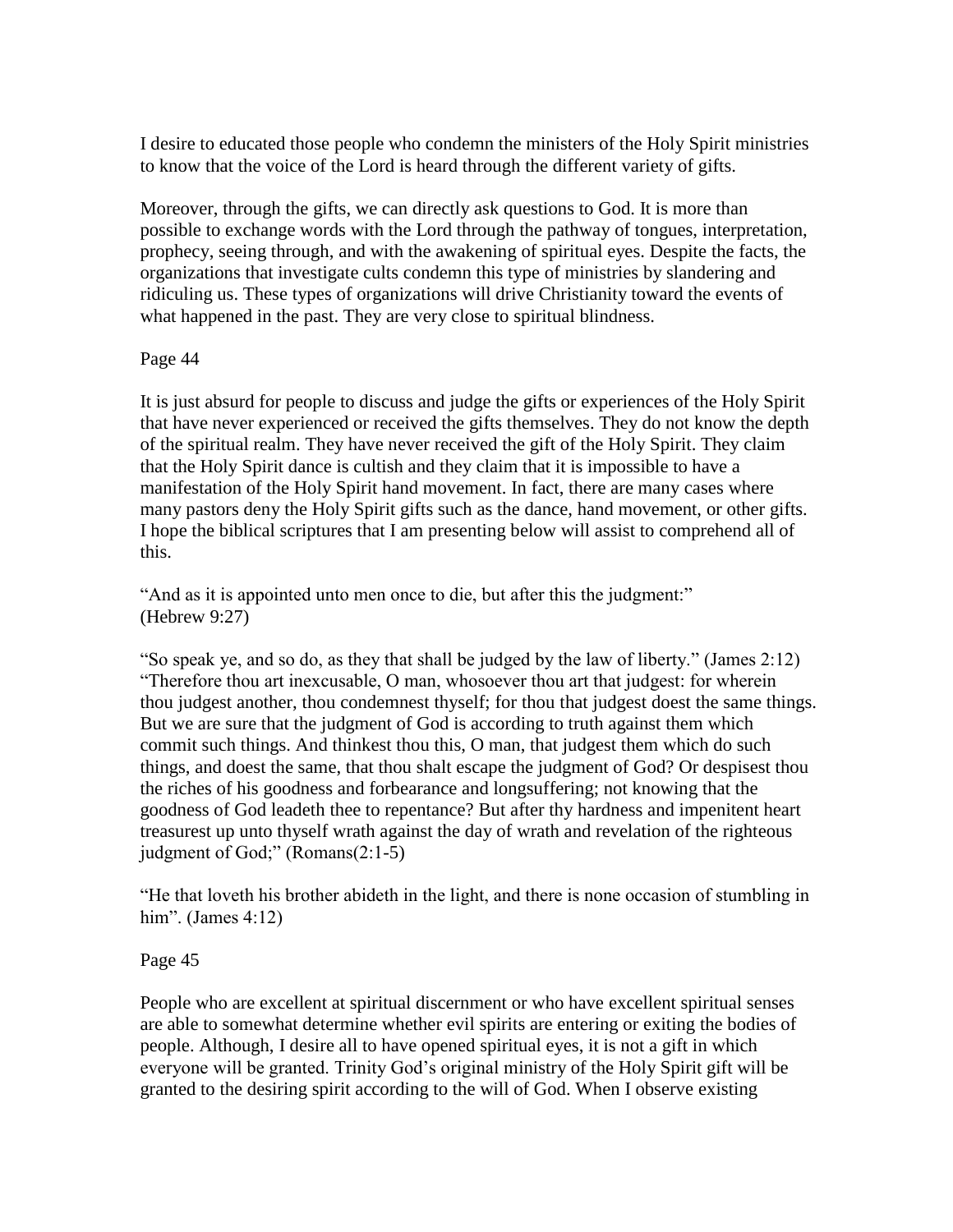I desire to educated those people who condemn the ministers of the Holy Spirit ministries to know that the voice of the Lord is heard through the different variety of gifts.

Moreover, through the gifts, we can directly ask questions to God. It is more than possible to exchange words with the Lord through the pathway of tongues, interpretation, prophecy, seeing through, and with the awakening of spiritual eyes. Despite the facts, the organizations that investigate cults condemn this type of ministries by slandering and ridiculing us. These types of organizations will drive Christianity toward the events of what happened in the past. They are very close to spiritual blindness.

Page 44

It is just absurd for people to discuss and judge the gifts or experiences of the Holy Spirit that have never experienced or received the gifts themselves. They do not know the depth of the spiritual realm. They have never received the gift of the Holy Spirit. They claim that the Holy Spirit dance is cultish and they claim that it is impossible to have a manifestation of the Holy Spirit hand movement. In fact, there are many cases where many pastors deny the Holy Spirit gifts such as the dance, hand movement, or other gifts. I hope the biblical scriptures that I am presenting below will assist to comprehend all of this.

"And as it is appointed unto men once to die, but after this the judgment:" (Hebrew 9:27)

"So speak ye, and so do, as they that shall be judged by the law of liberty." (James 2:12) "Therefore thou art inexcusable, O man, whosoever thou art that judgest: for wherein thou judgest another, thou condemnest thyself; for thou that judgest doest the same things. But we are sure that the judgment of God is according to truth against them which commit such things. And thinkest thou this, O man, that judgest them which do such things, and doest the same, that thou shalt escape the judgment of God? Or despisest thou the riches of his goodness and forbearance and longsuffering; not knowing that the goodness of God leadeth thee to repentance? But after thy hardness and impenitent heart treasurest up unto thyself wrath against the day of wrath and revelation of the righteous judgment of God;" (Romans(2:1-5)

"He that loveth his brother abideth in the light, and there is none occasion of stumbling in him". (James 4:12)

Page 45

People who are excellent at spiritual discernment or who have excellent spiritual senses are able to somewhat determine whether evil spirits are entering or exiting the bodies of people. Although, I desire all to have opened spiritual eyes, it is not a gift in which everyone will be granted. Trinity God's original ministry of the Holy Spirit gift will be granted to the desiring spirit according to the will of God. When I observe existing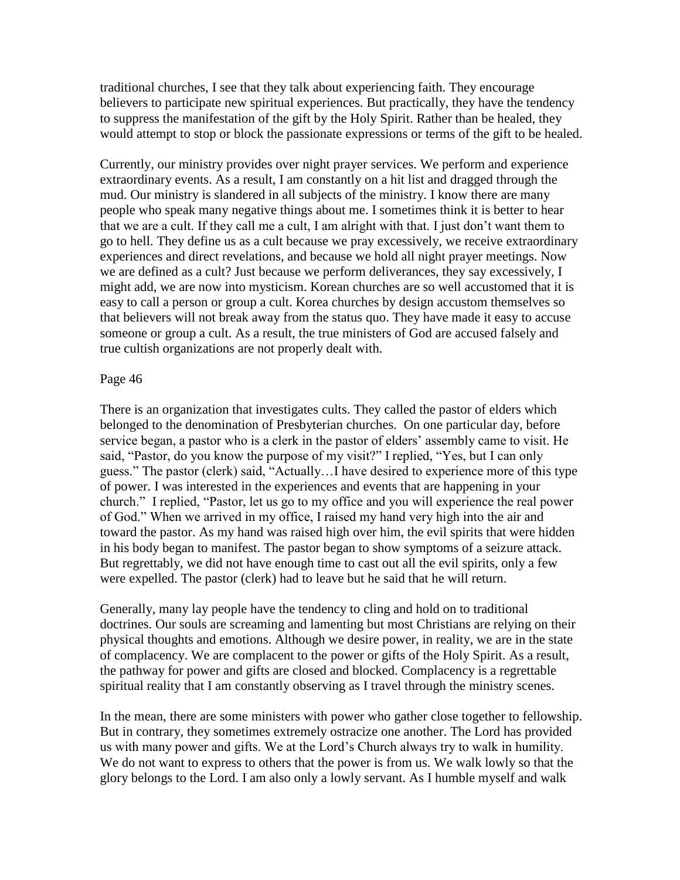traditional churches, I see that they talk about experiencing faith. They encourage believers to participate new spiritual experiences. But practically, they have the tendency to suppress the manifestation of the gift by the Holy Spirit. Rather than be healed, they would attempt to stop or block the passionate expressions or terms of the gift to be healed.

Currently, our ministry provides over night prayer services. We perform and experience extraordinary events. As a result, I am constantly on a hit list and dragged through the mud. Our ministry is slandered in all subjects of the ministry. I know there are many people who speak many negative things about me. I sometimes think it is better to hear that we are a cult. If they call me a cult, I am alright with that. I just don't want them to go to hell. They define us as a cult because we pray excessively, we receive extraordinary experiences and direct revelations, and because we hold all night prayer meetings. Now we are defined as a cult? Just because we perform deliverances, they say excessively, I might add, we are now into mysticism. Korean churches are so well accustomed that it is easy to call a person or group a cult. Korea churches by design accustom themselves so that believers will not break away from the status quo. They have made it easy to accuse someone or group a cult. As a result, the true ministers of God are accused falsely and true cultish organizations are not properly dealt with.

Page 46

There is an organization that investigates cults. They called the pastor of elders which belonged to the denomination of Presbyterian churches. On one particular day, before service began, a pastor who is a clerk in the pastor of elders' assembly came to visit. He said, "Pastor, do you know the purpose of my visit?" I replied, "Yes, but I can only guess." The pastor (clerk) said, "Actually…I have desired to experience more of this type of power. I was interested in the experiences and events that are happening in your church." I replied, "Pastor, let us go to my office and you will experience the real power of God." When we arrived in my office, I raised my hand very high into the air and toward the pastor. As my hand was raised high over him, the evil spirits that were hidden in his body began to manifest. The pastor began to show symptoms of a seizure attack. But regrettably, we did not have enough time to cast out all the evil spirits, only a few were expelled. The pastor (clerk) had to leave but he said that he will return.

Generally, many lay people have the tendency to cling and hold on to traditional doctrines. Our souls are screaming and lamenting but most Christians are relying on their physical thoughts and emotions. Although we desire power, in reality, we are in the state of complacency. We are complacent to the power or gifts of the Holy Spirit. As a result, the pathway for power and gifts are closed and blocked. Complacency is a regrettable spiritual reality that I am constantly observing as I travel through the ministry scenes.

In the mean, there are some ministers with power who gather close together to fellowship. But in contrary, they sometimes extremely ostracize one another. The Lord has provided us with many power and gifts. We at the Lord's Church always try to walk in humility. We do not want to express to others that the power is from us. We walk lowly so that the glory belongs to the Lord. I am also only a lowly servant. As I humble myself and walk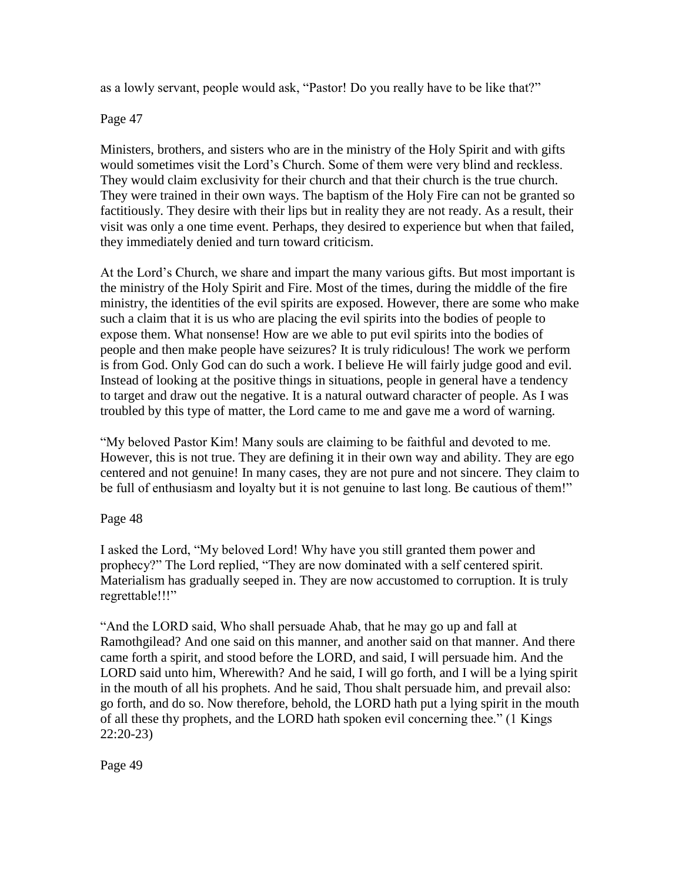as a lowly servant, people would ask, "Pastor! Do you really have to be like that?"

Page 47

Ministers, brothers, and sisters who are in the ministry of the Holy Spirit and with gifts would sometimes visit the Lord's Church. Some of them were very blind and reckless. They would claim exclusivity for their church and that their church is the true church. They were trained in their own ways. The baptism of the Holy Fire can not be granted so factitiously. They desire with their lips but in reality they are not ready. As a result, their visit was only a one time event. Perhaps, they desired to experience but when that failed, they immediately denied and turn toward criticism.

At the Lord's Church, we share and impart the many various gifts. But most important is the ministry of the Holy Spirit and Fire. Most of the times, during the middle of the fire ministry, the identities of the evil spirits are exposed. However, there are some who make such a claim that it is us who are placing the evil spirits into the bodies of people to expose them. What nonsense! How are we able to put evil spirits into the bodies of people and then make people have seizures? It is truly ridiculous! The work we perform is from God. Only God can do such a work. I believe He will fairly judge good and evil. Instead of looking at the positive things in situations, people in general have a tendency to target and draw out the negative. It is a natural outward character of people. As I was troubled by this type of matter, the Lord came to me and gave me a word of warning.

"My beloved Pastor Kim! Many souls are claiming to be faithful and devoted to me. However, this is not true. They are defining it in their own way and ability. They are ego centered and not genuine! In many cases, they are not pure and not sincere. They claim to be full of enthusiasm and loyalty but it is not genuine to last long. Be cautious of them!"

Page 48

I asked the Lord, "My beloved Lord! Why have you still granted them power and prophecy?" The Lord replied, "They are now dominated with a self centered spirit. Materialism has gradually seeped in. They are now accustomed to corruption. It is truly regrettable!!!"

"And the LORD said, Who shall persuade Ahab, that he may go up and fall at Ramothgilead? And one said on this manner, and another said on that manner. And there came forth a spirit, and stood before the LORD, and said, I will persuade him. And the LORD said unto him, Wherewith? And he said, I will go forth, and I will be a lying spirit in the mouth of all his prophets. And he said, Thou shalt persuade him, and prevail also: go forth, and do so. Now therefore, behold, the LORD hath put a lying spirit in the mouth of all these thy prophets, and the LORD hath spoken evil concerning thee." (1 Kings 22:20-23)

Page 49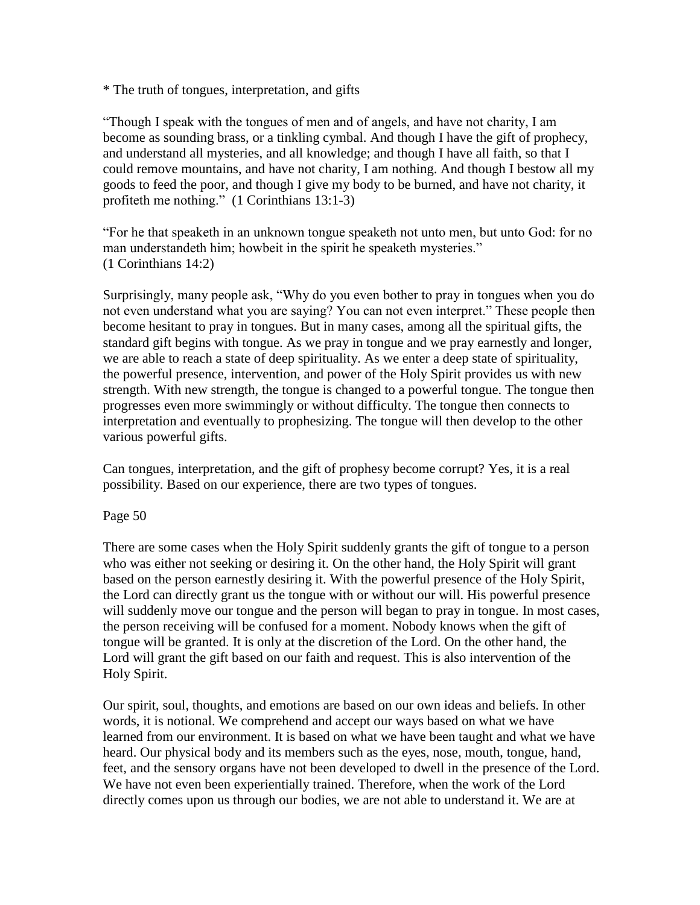* The truth of tongues, interpretation, and gifts

"Though I speak with the tongues of men and of angels, and have not charity, I am become as sounding brass, or a tinkling cymbal. And though I have the gift of prophecy, and understand all mysteries, and all knowledge; and though I have all faith, so that I could remove mountains, and have not charity, I am nothing. And though I bestow all my goods to feed the poor, and though I give my body to be burned, and have not charity, it profiteth me nothing." (1 Corinthians 13:1-3)

"For he that speaketh in an unknown tongue speaketh not unto men, but unto God: for no man understandeth him; howbeit in the spirit he speaketh mysteries."
(1 Corinthians 14:2)

Surprisingly, many people ask, "Why do you even bother to pray in tongues when you do not even understand what you are saying? You can not even interpret." These people then become hesitant to pray in tongues. But in many cases, among all the spiritual gifts, the standard gift begins with tongue. As we pray in tongue and we pray earnestly and longer, we are able to reach a state of deep spirituality. As we enter a deep state of spirituality, the powerful presence, intervention, and power of the Holy Spirit provides us with new strength. With new strength, the tongue is changed to a powerful tongue. The tongue then progresses even more swimmingly or without difficulty. The tongue then connects to interpretation and eventually to prophesizing. The tongue will then develop to the other various powerful gifts.

Can tongues, interpretation, and the gift of prophesy become corrupt? Yes, it is a real possibility. Based on our experience, there are two types of tongues.

There are some cases when the Holy Spirit suddenly grants the gift of tongue to a person who was either not seeking or desiring it. On the other hand, the Holy Spirit will grant based on the person earnestly desiring it. With the powerful presence of the Holy Spirit, the Lord can directly grant us the tongue with or without our will. His powerful presence will suddenly move our tongue and the person will began to pray in tongue. In most cases, the person receiving will be confused for a moment. Nobody knows when the gift of tongue will be granted. It is only at the discretion of the Lord. On the other hand, the Lord will grant the gift based on our faith and request. This is also intervention of the Holy Spirit.

Our spirit, soul, thoughts, and emotions are based on our own ideas and beliefs. In other words, it is notional. We comprehend and accept our ways based on what we have learned from our environment. It is based on what we have been taught and what we have heard. Our physical body and its members such as the eyes, nose, mouth, tongue, hand, feet, and the sensory organs have not been developed to dwell in the presence of the Lord. We have not even been experientially trained. Therefore, when the work of the Lord directly comes upon us through our bodies, we are not able to understand it. We are at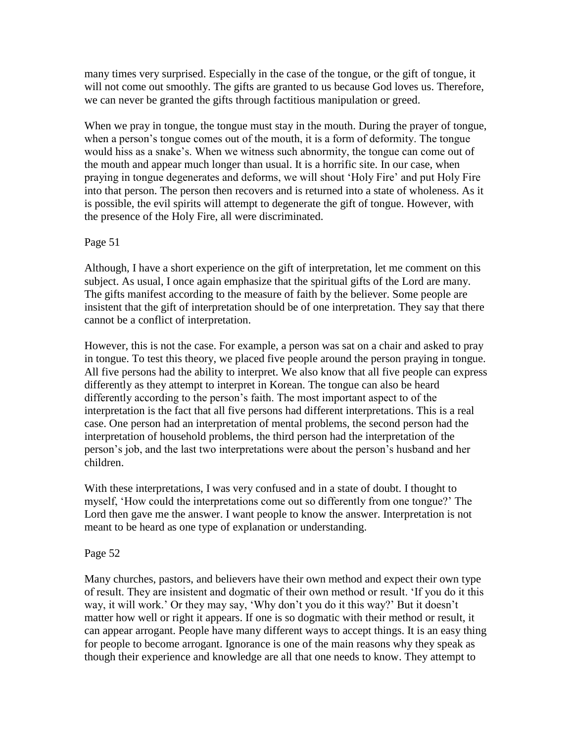many times very surprised. Especially in the case of the tongue, or the gift of tongue, it will not come out smoothly. The gifts are granted to us because God loves us. Therefore, we can never be granted the gifts through factitious manipulation or greed.

When we pray in tongue, the tongue must stay in the mouth. During the prayer of tongue, when a person's tongue comes out of the mouth, it is a form of deformity. The tongue would hiss as a snake's. When we witness such abnormity, the tongue can come out of the mouth and appear much longer than usual. It is a horrific site. In our case, when praying in tongue degenerates and deforms, we will shout 'Holy Fire' and put Holy Fire into that person. The person then recovers and is returned into a state of wholeness. As it is possible, the evil spirits will attempt to degenerate the gift of tongue. However, with the presence of the Holy Fire, all were discriminated.

Page 51

Although, I have a short experience on the gift of interpretation, let me comment on this subject. As usual, I once again emphasize that the spiritual gifts of the Lord are many. The gifts manifest according to the measure of faith by the believer. Some people are insistent that the gift of interpretation should be of one interpretation. They say that there cannot be a conflict of interpretation.

However, this is not the case. For example, a person was sat on a chair and asked to pray in tongue. To test this theory, we placed five people around the person praying in tongue. All five persons had the ability to interpret. We also know that all five people can express differently as they attempt to interpret in Korean. The tongue can also be heard differently according to the person's faith. The most important aspect to of the interpretation is the fact that all five persons had different interpretations. This is a real case. One person had an interpretation of mental problems, the second person had the interpretation of household problems, the third person had the interpretation of the person's job, and the last two interpretations were about the person's husband and her children.

With these interpretations, I was very confused and in a state of doubt. I thought to myself, 'How could the interpretations come out so differently from one tongue?' The Lord then gave me the answer. I want people to know the answer. Interpretation is not meant to be heard as one type of explanation or understanding.

Page 52

Many churches, pastors, and believers have their own method and expect their own type of result. They are insistent and dogmatic of their own method or result. 'If you do it this way, it will work.' Or they may say, 'Why don't you do it this way?' But it doesn't matter how well or right it appears. If one is so dogmatic with their method or result, it can appear arrogant. People have many different ways to accept things. It is an easy thing for people to become arrogant. Ignorance is one of the main reasons why they speak as though their experience and knowledge are all that one needs to know. They attempt to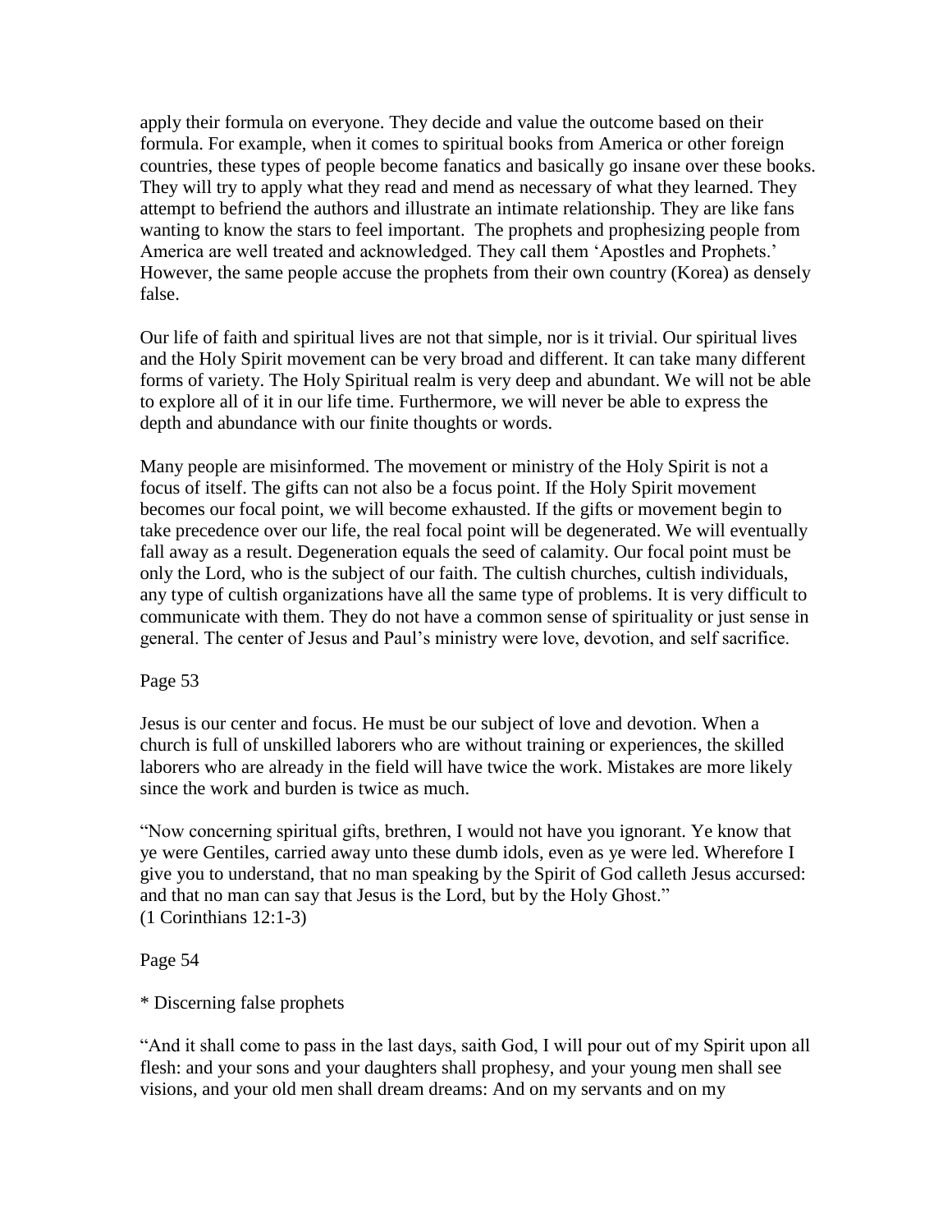apply their formula on everyone. They decide and value the outcome based on their formula. For example, when it comes to spiritual books from America or other foreign countries, these types of people become fanatics and basically go insane over these books. They will try to apply what they read and mend as necessary of what they learned. They attempt to befriend the authors and illustrate an intimate relationship. They are like fans wanting to know the stars to feel important. The prophets and prophesizing people from America are well treated and acknowledged. They call them 'Apostles and Prophets.' However, the same people accuse the prophets from their own country (Korea) as densely false.

Our life of faith and spiritual lives are not that simple, nor is it trivial. Our spiritual lives and the Holy Spirit movement can be very broad and different. It can take many different forms of variety. The Holy Spiritual realm is very deep and abundant. We will not be able to explore all of it in our life time. Furthermore, we will never be able to express the depth and abundance with our finite thoughts or words.

Many people are misinformed. The movement or ministry of the Holy Spirit is not a focus of itself. The gifts can not also be a focus point. If the Holy Spirit movement becomes our focal point, we will become exhausted. If the gifts or movement begin to take precedence over our life, the real focal point will be degenerated. We will eventually fall away as a result. Degeneration equals the seed of calamity. Our focal point must be only the Lord, who is the subject of our faith. The cultish churches, cultish individuals, any type of cultish organizations have all the same type of problems. It is very difficult to communicate with them. They do not have a common sense of spirituality or just sense in general. The center of Jesus and Paul's ministry were love, devotion, and self sacrifice.

Page 53

Jesus is our center and focus. He must be our subject of love and devotion. When a church is full of unskilled laborers who are without training or experiences, the skilled laborers who are already in the field will have twice the work. Mistakes are more likely since the work and burden is twice as much.

"Now concerning spiritual gifts, brethren, I would not have you ignorant. Ye know that ye were Gentiles, carried away unto these dumb idols, even as ye were led. Wherefore I give you to understand, that no man speaking by the Spirit of God calleth Jesus accursed: and that no man can say that Jesus is the Lord, but by the Holy Ghost."
(1 Corinthians 12:1-3)

Page 54

* Discerning false prophets

"And it shall come to pass in the last days, saith God, I will pour out of my Spirit upon all flesh: and your sons and your daughters shall prophesy, and your young men shall see visions, and your old men shall dream dreams: And on my servants and on my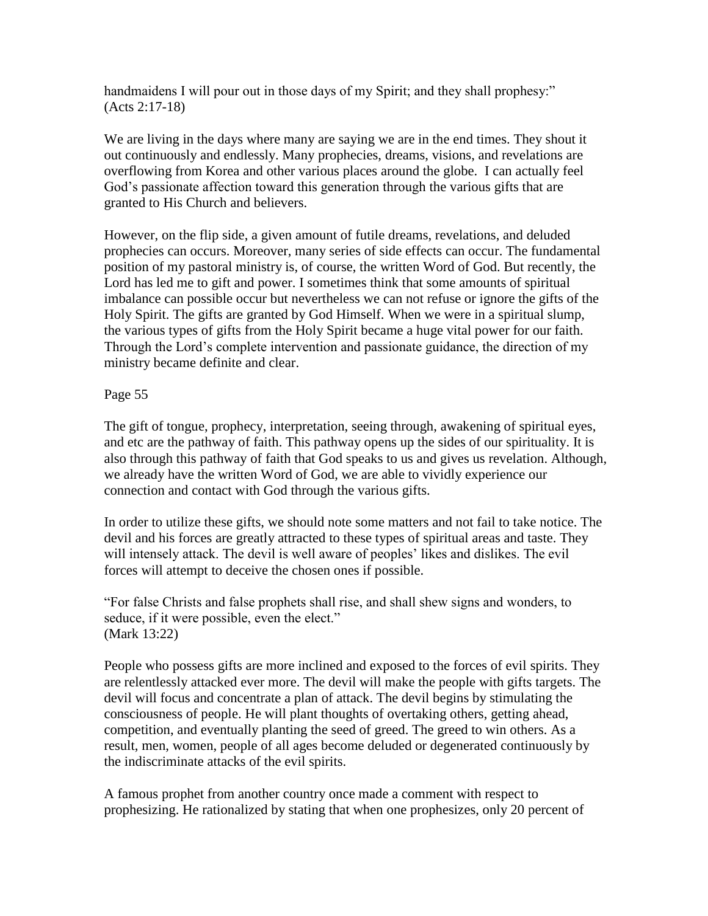handmaidens I will pour out in those days of my Spirit; and they shall prophesy:" (Acts 2:17-18)

We are living in the days where many are saying we are in the end times. They shout it out continuously and endlessly. Many prophecies, dreams, visions, and revelations are overflowing from Korea and other various places around the globe. I can actually feel God's passionate affection toward this generation through the various gifts that are granted to His Church and believers.

However, on the flip side, a given amount of futile dreams, revelations, and deluded prophecies can occurs. Moreover, many series of side effects can occur. The fundamental position of my pastoral ministry is, of course, the written Word of God. But recently, the Lord has led me to gift and power. I sometimes think that some amounts of spiritual imbalance can possible occur but nevertheless we can not refuse or ignore the gifts of the Holy Spirit. The gifts are granted by God Himself. When we were in a spiritual slump, the various types of gifts from the Holy Spirit became a huge vital power for our faith. Through the Lord's complete intervention and passionate guidance, the direction of my ministry became definite and clear.

Page 55

The gift of tongue, prophecy, interpretation, seeing through, awakening of spiritual eyes, and etc are the pathway of faith. This pathway opens up the sides of our spirituality. It is also through this pathway of faith that God speaks to us and gives us revelation. Although, we already have the written Word of God, we are able to vividly experience our connection and contact with God through the various gifts.

In order to utilize these gifts, we should note some matters and not fail to take notice. The devil and his forces are greatly attracted to these types of spiritual areas and taste. They will intensely attack. The devil is well aware of peoples' likes and dislikes. The evil forces will attempt to deceive the chosen ones if possible.

"For false Christs and false prophets shall rise, and shall shew signs and wonders, to seduce, if it were possible, even the elect."
(Mark 13:22)

People who possess gifts are more inclined and exposed to the forces of evil spirits. They are relentlessly attacked ever more. The devil will make the people with gifts targets. The devil will focus and concentrate a plan of attack. The devil begins by stimulating the consciousness of people. He will plant thoughts of overtaking others, getting ahead, competition, and eventually planting the seed of greed. The greed to win others. As a result, men, women, people of all ages become deluded or degenerated continuously by the indiscriminate attacks of the evil spirits.

A famous prophet from another country once made a comment with respect to prophesizing. He rationalized by stating that when one prophesizes, only 20 percent of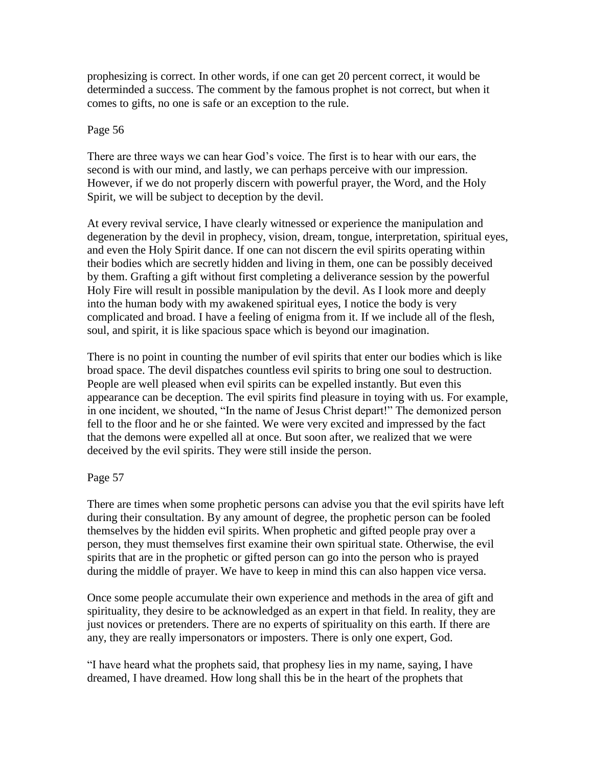prophesizing is correct. In other words, if one can get 20 percent correct, it would be determinded a success. The comment by the famous prophet is not correct, but when it comes to gifts, no one is safe or an exception to the rule.

Page 56

There are three ways we can hear God's voice. The first is to hear with our ears, the second is with our mind, and lastly, we can perhaps perceive with our impression. However, if we do not properly discern with powerful prayer, the Word, and the Holy Spirit, we will be subject to deception by the devil.

At every revival service, I have clearly witnessed or experience the manipulation and degeneration by the devil in prophecy, vision, dream, tongue, interpretation, spiritual eyes, and even the Holy Spirit dance. If one can not discern the evil spirits operating within their bodies which are secretly hidden and living in them, one can be possibly deceived by them. Grafting a gift without first completing a deliverance session by the powerful Holy Fire will result in possible manipulation by the devil. As I look more and deeply into the human body with my awakened spiritual eyes, I notice the body is very complicated and broad. I have a feeling of enigma from it. If we include all of the flesh, soul, and spirit, it is like spacious space which is beyond our imagination.

There is no point in counting the number of evil spirits that enter our bodies which is like broad space. The devil dispatches countless evil spirits to bring one soul to destruction. People are well pleased when evil spirits can be expelled instantly. But even this appearance can be deception. The evil spirits find pleasure in toying with us. For example, in one incident, we shouted, "In the name of Jesus Christ depart!" The demonized person fell to the floor and he or she fainted. We were very excited and impressed by the fact that the demons were expelled all at once. But soon after, we realized that we were deceived by the evil spirits. They were still inside the person.

Page 57

There are times when some prophetic persons can advise you that the evil spirits have left during their consultation. By any amount of degree, the prophetic person can be fooled themselves by the hidden evil spirits. When prophetic and gifted people pray over a person, they must themselves first examine their own spiritual state. Otherwise, the evil spirits that are in the prophetic or gifted person can go into the person who is prayed during the middle of prayer. We have to keep in mind this can also happen vice versa.

Once some people accumulate their own experience and methods in the area of gift and spirituality, they desire to be acknowledged as an expert in that field. In reality, they are just novices or pretenders. There are no experts of spirituality on this earth. If there are any, they are really impersonators or imposters. There is only one expert, God.

"I have heard what the prophets said, that prophesy lies in my name, saying, I have dreamed, I have dreamed. How long shall this be in the heart of the prophets that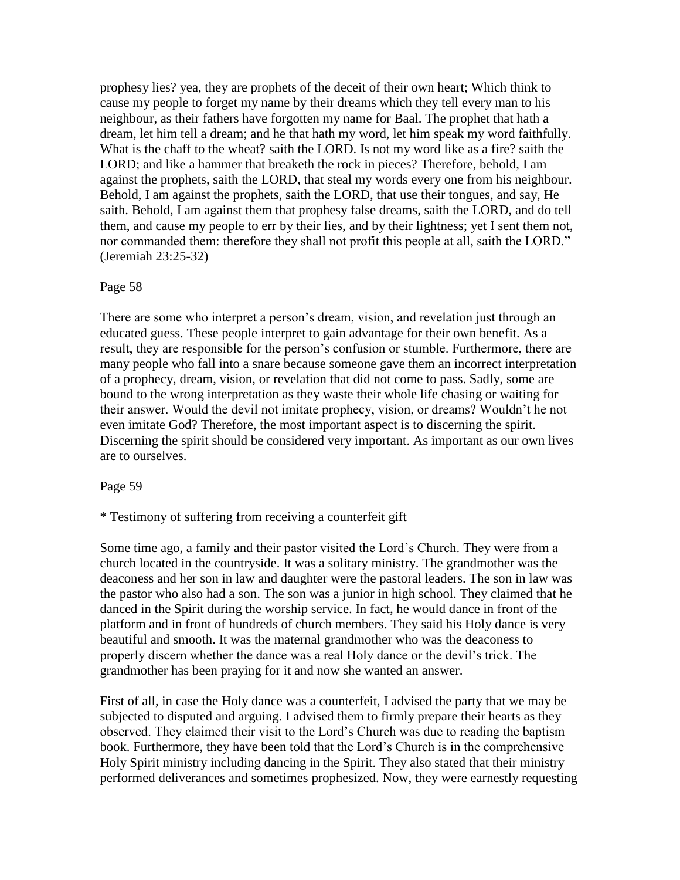prophesy lies? yea, they are prophets of the deceit of their own heart; Which think to cause my people to forget my name by their dreams which they tell every man to his neighbour, as their fathers have forgotten my name for Baal. The prophet that hath a dream, let him tell a dream; and he that hath my word, let him speak my word faithfully. What is the chaff to the wheat? saith the LORD. Is not my word like as a fire? saith the LORD; and like a hammer that breaketh the rock in pieces? Therefore, behold, I am against the prophets, saith the LORD, that steal my words every one from his neighbour. Behold, I am against the prophets, saith the LORD, that use their tongues, and say, He saith. Behold, I am against them that prophesy false dreams, saith the LORD, and do tell them, and cause my people to err by their lies, and by their lightness; yet I sent them not, nor commanded them: therefore they shall not profit this people at all, saith the LORD." (Jeremiah 23:25-32)

Page 58

There are some who interpret a person's dream, vision, and revelation just through an educated guess. These people interpret to gain advantage for their own benefit. As a result, they are responsible for the person's confusion or stumble. Furthermore, there are many people who fall into a snare because someone gave them an incorrect interpretation of a prophecy, dream, vision, or revelation that did not come to pass. Sadly, some are bound to the wrong interpretation as they waste their whole life chasing or waiting for their answer. Would the devil not imitate prophecy, vision, or dreams? Wouldn't he not even imitate God? Therefore, the most important aspect is to discerning the spirit. Discerning the spirit should be considered very important. As important as our own lives are to ourselves.

Page 59

* Testimony of suffering from receiving a counterfeit gift

Some time ago, a family and their pastor visited the Lord's Church. They were from a church located in the countryside. It was a solitary ministry. The grandmother was the deaconess and her son in law and daughter were the pastoral leaders. The son in law was the pastor who also had a son. The son was a junior in high school. They claimed that he danced in the Spirit during the worship service. In fact, he would dance in front of the platform and in front of hundreds of church members. They said his Holy dance is very beautiful and smooth. It was the maternal grandmother who was the deaconess to properly discern whether the dance was a real Holy dance or the devil's trick. The grandmother has been praying for it and now she wanted an answer.

First of all, in case the Holy dance was a counterfeit, I advised the party that we may be subjected to disputed and arguing. I advised them to firmly prepare their hearts as they observed. They claimed their visit to the Lord's Church was due to reading the baptism book. Furthermore, they have been told that the Lord's Church is in the comprehensive Holy Spirit ministry including dancing in the Spirit. They also stated that their ministry performed deliverances and sometimes prophesized. Now, they were earnestly requesting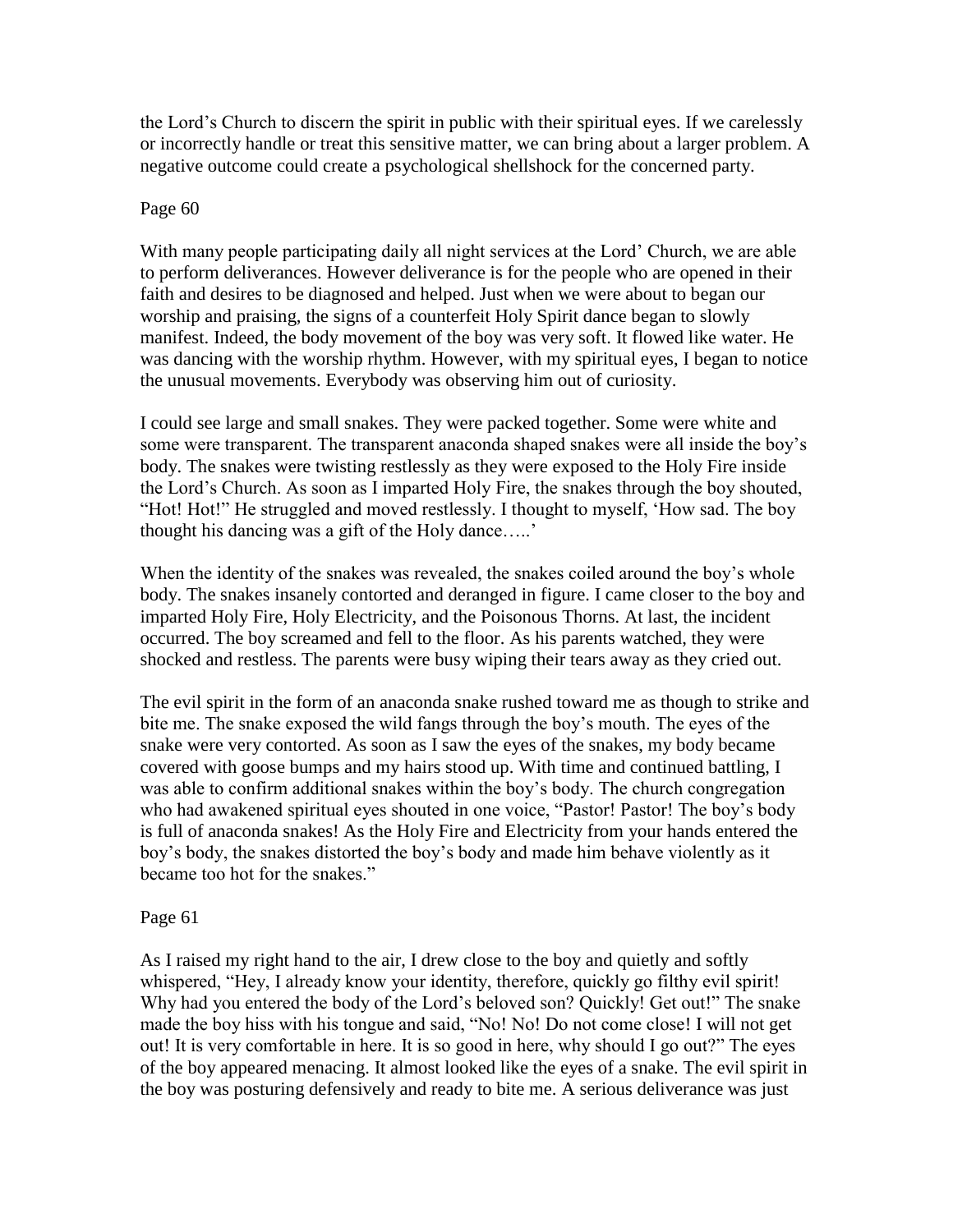the Lord's Church to discern the spirit in public with their spiritual eyes. If we carelessly or incorrectly handle or treat this sensitive matter, we can bring about a larger problem. A negative outcome could create a psychological shellshock for the concerned party.

Page 60

With many people participating daily all night services at the Lord' Church, we are able to perform deliverances. However deliverance is for the people who are opened in their faith and desires to be diagnosed and helped. Just when we were about to began our worship and praising, the signs of a counterfeit Holy Spirit dance began to slowly manifest. Indeed, the body movement of the boy was very soft. It flowed like water. He was dancing with the worship rhythm. However, with my spiritual eyes, I began to notice the unusual movements. Everybody was observing him out of curiosity.

I could see large and small snakes. They were packed together. Some were white and some were transparent. The transparent anaconda shaped snakes were all inside the boy's body. The snakes were twisting restlessly as they were exposed to the Holy Fire inside the Lord's Church. As soon as I imparted Holy Fire, the snakes through the boy shouted, "Hot! Hot!" He struggled and moved restlessly. I thought to myself, 'How sad. The boy thought his dancing was a gift of the Holy dance…..'

When the identity of the snakes was revealed, the snakes coiled around the boy's whole body. The snakes insanely contorted and deranged in figure. I came closer to the boy and imparted Holy Fire, Holy Electricity, and the Poisonous Thorns. At last, the incident occurred. The boy screamed and fell to the floor. As his parents watched, they were shocked and restless. The parents were busy wiping their tears away as they cried out.

The evil spirit in the form of an anaconda snake rushed toward me as though to strike and bite me. The snake exposed the wild fangs through the boy's mouth. The eyes of the snake were very contorted. As soon as I saw the eyes of the snakes, my body became covered with goose bumps and my hairs stood up. With time and continued battling, I was able to confirm additional snakes within the boy's body. The church congregation who had awakened spiritual eyes shouted in one voice, "Pastor! Pastor! The boy's body is full of anaconda snakes! As the Holy Fire and Electricity from your hands entered the boy's body, the snakes distorted the boy's body and made him behave violently as it became too hot for the snakes."

Page 61

As I raised my right hand to the air, I drew close to the boy and quietly and softly whispered, "Hey, I already know your identity, therefore, quickly go filthy evil spirit! Why had you entered the body of the Lord's beloved son? Quickly! Get out!" The snake made the boy hiss with his tongue and said, "No! No! Do not come close! I will not get out! It is very comfortable in here. It is so good in here, why should I go out?" The eyes of the boy appeared menacing. It almost looked like the eyes of a snake. The evil spirit in the boy was posturing defensively and ready to bite me. A serious deliverance was just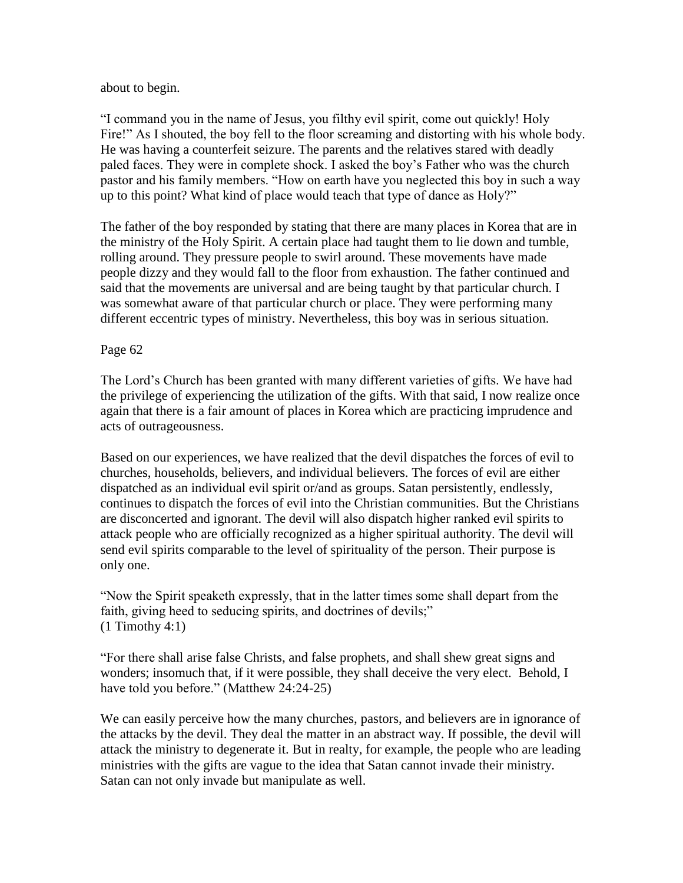about to begin.

"I command you in the name of Jesus, you filthy evil spirit, come out quickly! Holy Fire!" As I shouted, the boy fell to the floor screaming and distorting with his whole body. He was having a counterfeit seizure. The parents and the relatives stared with deadly paled faces. They were in complete shock. I asked the boy's Father who was the church pastor and his family members. "How on earth have you neglected this boy in such a way up to this point? What kind of place would teach that type of dance as Holy?"

The father of the boy responded by stating that there are many places in Korea that are in the ministry of the Holy Spirit. A certain place had taught them to lie down and tumble, rolling around. They pressure people to swirl around. These movements have made people dizzy and they would fall to the floor from exhaustion. The father continued and said that the movements are universal and are being taught by that particular church. I was somewhat aware of that particular church or place. They were performing many different eccentric types of ministry. Nevertheless, this boy was in serious situation.

Page 62

The Lord's Church has been granted with many different varieties of gifts. We have had the privilege of experiencing the utilization of the gifts. With that said, I now realize once again that there is a fair amount of places in Korea which are practicing imprudence and acts of outrageousness.

Based on our experiences, we have realized that the devil dispatches the forces of evil to churches, households, believers, and individual believers. The forces of evil are either dispatched as an individual evil spirit or/and as groups. Satan persistently, endlessly, continues to dispatch the forces of evil into the Christian communities. But the Christians are disconcerted and ignorant. The devil will also dispatch higher ranked evil spirits to attack people who are officially recognized as a higher spiritual authority. The devil will send evil spirits comparable to the level of spirituality of the person. Their purpose is only one.

"Now the Spirit speaketh expressly, that in the latter times some shall depart from the faith, giving heed to seducing spirits, and doctrines of devils;"
(1 Timothy 4:1)

"For there shall arise false Christs, and false prophets, and shall shew great signs and wonders; insomuch that, if it were possible, they shall deceive the very elect. Behold, I have told you before." (Matthew 24:24-25)

We can easily perceive how the many churches, pastors, and believers are in ignorance of the attacks by the devil. They deal the matter in an abstract way. If possible, the devil will attack the ministry to degenerate it. But in realty, for example, the people who are leading ministries with the gifts are vague to the idea that Satan cannot invade their ministry. Satan can not only invade but manipulate as well.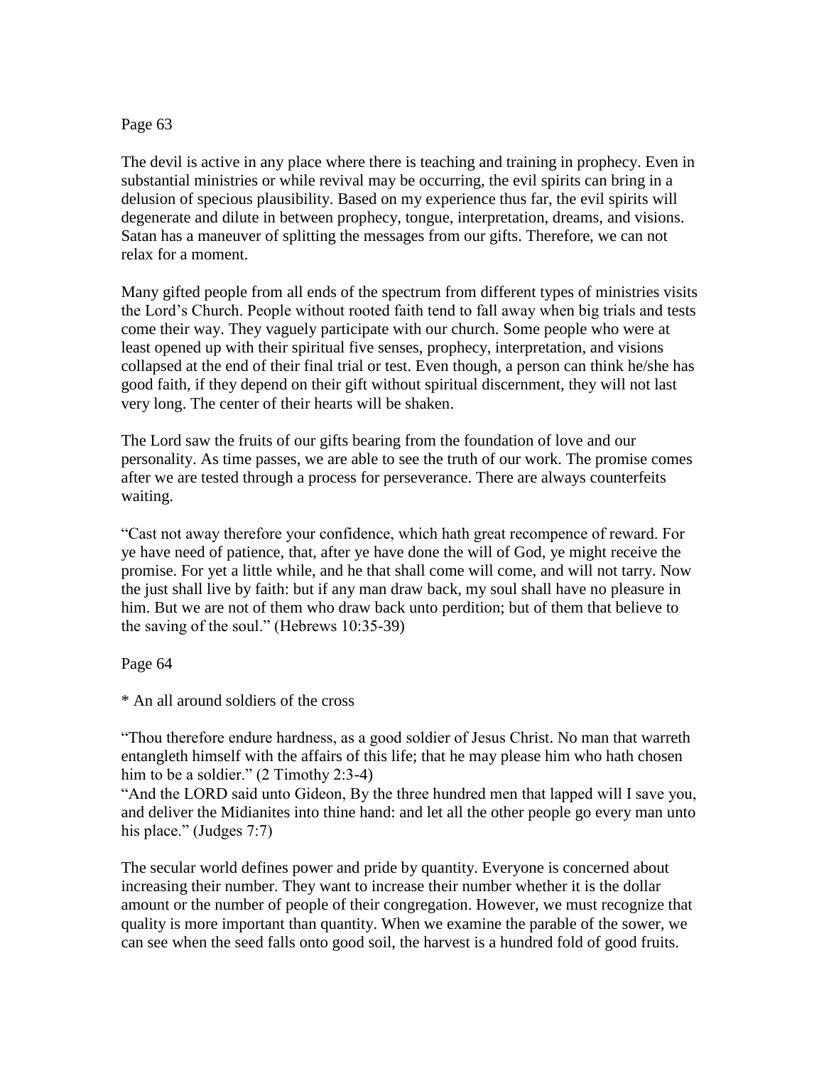Page 63

The devil is active in any place where there is teaching and training in prophecy. Even in substantial ministries or while revival may be occurring, the evil spirits can bring in a delusion of specious plausibility. Based on my experience thus far, the evil spirits will degenerate and dilute in between prophecy, tongue, interpretation, dreams, and visions. Satan has a maneuver of splitting the messages from our gifts. Therefore, we can not relax for a moment.

Many gifted people from all ends of the spectrum from different types of ministries visits the Lord's Church. People without rooted faith tend to fall away when big trials and tests come their way. They vaguely participate with our church. Some people who were at least opened up with their spiritual five senses, prophecy, interpretation, and visions collapsed at the end of their final trial or test. Even though, a person can think he/she has good faith, if they depend on their gift without spiritual discernment, they will not last very long. The center of their hearts will be shaken.

The Lord saw the fruits of our gifts bearing from the foundation of love and our personality. As time passes, we are able to see the truth of our work. The promise comes after we are tested through a process for perseverance. There are always counterfeits waiting.

"Cast not away therefore your confidence, which hath great recompence of reward. For ye have need of patience, that, after ye have done the will of God, ye might receive the promise. For yet a little while, and he that shall come will come, and will not tarry. Now the just shall live by faith: but if any man draw back, my soul shall have no pleasure in him. But we are not of them who draw back unto perdition; but of them that believe to the saving of the soul." (Hebrews 10:35-39)

Page 64

* An all around soldiers of the cross

"Thou therefore endure hardness, as a good soldier of Jesus Christ. No man that warreth entangleth himself with the affairs of this life; that he may please him who hath chosen him to be a soldier." (2 Timothy 2:3-4)
"And the LORD said unto Gideon, By the three hundred men that lapped will I save you, and deliver the Midianites into thine hand: and let all the other people go every man unto his place." (Judges 7:7)

The secular world defines power and pride by quantity. Everyone is concerned about increasing their number. They want to increase their number whether it is the dollar amount or the number of people of their congregation. However, we must recognize that quality is more important than quantity. When we examine the parable of the sower, we can see when the seed falls onto good soil, the harvest is a hundred fold of good fruits.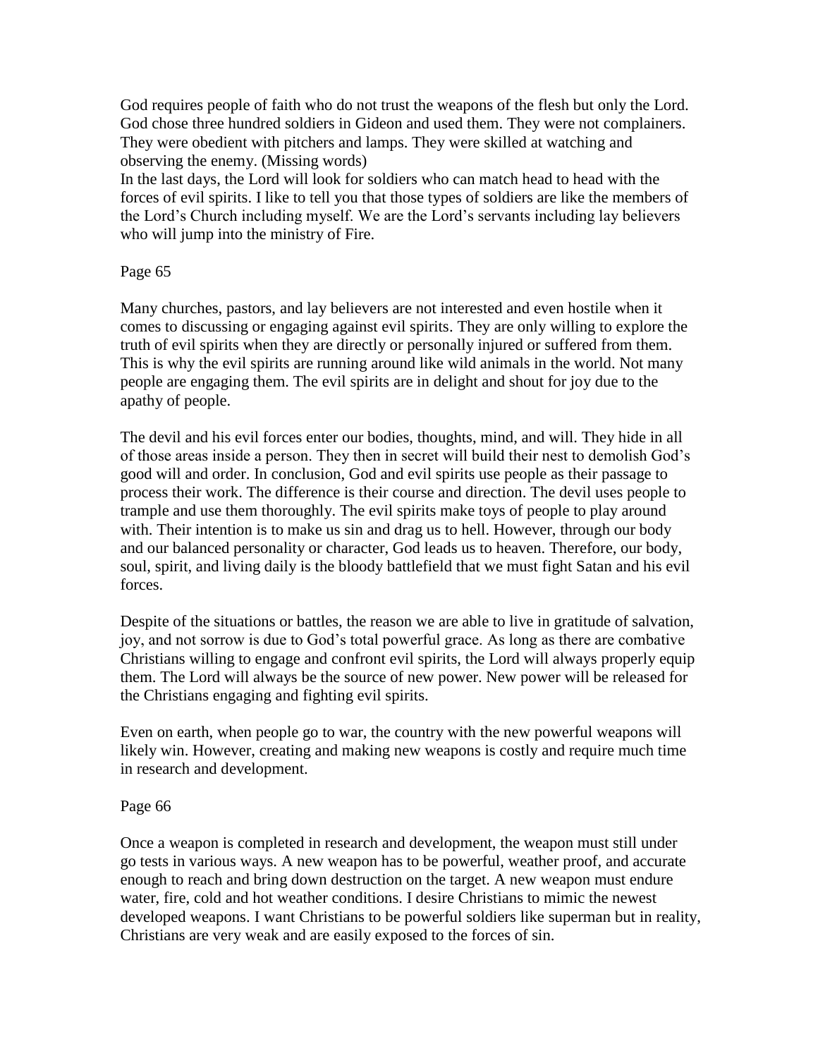God requires people of faith who do not trust the weapons of the flesh but only the Lord. God chose three hundred soldiers in Gideon and used them. They were not complainers. They were obedient with pitchers and lamps. They were skilled at watching and observing the enemy. (Missing words)
In the last days, the Lord will look for soldiers who can match head to head with the forces of evil spirits. I like to tell you that those types of soldiers are like the members of the Lord's Church including myself. We are the Lord's servants including lay believers who will jump into the ministry of Fire.

Page 65

Many churches, pastors, and lay believers are not interested and even hostile when it comes to discussing or engaging against evil spirits. They are only willing to explore the truth of evil spirits when they are directly or personally injured or suffered from them. This is why the evil spirits are running around like wild animals in the world. Not many people are engaging them. The evil spirits are in delight and shout for joy due to the apathy of people.

The devil and his evil forces enter our bodies, thoughts, mind, and will. They hide in all of those areas inside a person. They then in secret will build their nest to demolish God's good will and order. In conclusion, God and evil spirits use people as their passage to process their work. The difference is their course and direction. The devil uses people to trample and use them thoroughly. The evil spirits make toys of people to play around with. Their intention is to make us sin and drag us to hell. However, through our body and our balanced personality or character, God leads us to heaven. Therefore, our body, soul, spirit, and living daily is the bloody battlefield that we must fight Satan and his evil forces.

Despite of the situations or battles, the reason we are able to live in gratitude of salvation, joy, and not sorrow is due to God's total powerful grace. As long as there are combative Christians willing to engage and confront evil spirits, the Lord will always properly equip them. The Lord will always be the source of new power. New power will be released for the Christians engaging and fighting evil spirits.

Even on earth, when people go to war, the country with the new powerful weapons will likely win. However, creating and making new weapons is costly and require much time in research and development.

Page 66

Once a weapon is completed in research and development, the weapon must still under go tests in various ways. A new weapon has to be powerful, weather proof, and accurate enough to reach and bring down destruction on the target. A new weapon must endure water, fire, cold and hot weather conditions. I desire Christians to mimic the newest developed weapons. I want Christians to be powerful soldiers like superman but in reality, Christians are very weak and are easily exposed to the forces of sin.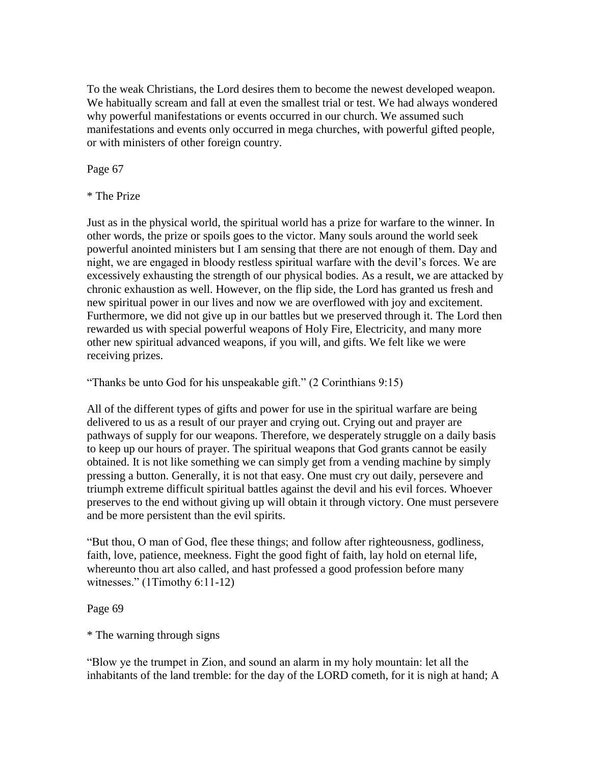To the weak Christians, the Lord desires them to become the newest developed weapon. We habitually scream and fall at even the smallest trial or test. We had always wondered why powerful manifestations or events occurred in our church. We assumed such manifestations and events only occurred in mega churches, with powerful gifted people, or with ministers of other foreign country.

Page 67

* The Prize

Just as in the physical world, the spiritual world has a prize for warfare to the winner. In other words, the prize or spoils goes to the victor. Many souls around the world seek powerful anointed ministers but I am sensing that there are not enough of them. Day and night, we are engaged in bloody restless spiritual warfare with the devil's forces. We are excessively exhausting the strength of our physical bodies. As a result, we are attacked by chronic exhaustion as well. However, on the flip side, the Lord has granted us fresh and new spiritual power in our lives and now we are overflowed with joy and excitement. Furthermore, we did not give up in our battles but we preserved through it. The Lord then rewarded us with special powerful weapons of Holy Fire, Electricity, and many more other new spiritual advanced weapons, if you will, and gifts. We felt like we were receiving prizes.

"Thanks be unto God for his unspeakable gift." (2 Corinthians 9:15)

All of the different types of gifts and power for use in the spiritual warfare are being delivered to us as a result of our prayer and crying out. Crying out and prayer are pathways of supply for our weapons. Therefore, we desperately struggle on a daily basis to keep up our hours of prayer. The spiritual weapons that God grants cannot be easily obtained. It is not like something we can simply get from a vending machine by simply pressing a button. Generally, it is not that easy. One must cry out daily, persevere and triumph extreme difficult spiritual battles against the devil and his evil forces. Whoever preserves to the end without giving up will obtain it through victory. One must persevere and be more persistent than the evil spirits.

"But thou, O man of God, flee these things; and follow after righteousness, godliness, faith, love, patience, meekness. Fight the good fight of faith, lay hold on eternal life, whereunto thou art also called, and hast professed a good profession before many witnesses." (1Timothy 6:11-12)

Page 69

* The warning through signs

"Blow ye the trumpet in Zion, and sound an alarm in my holy mountain: let all the inhabitants of the land tremble: for the day of the LORD cometh, for it is nigh at hand; A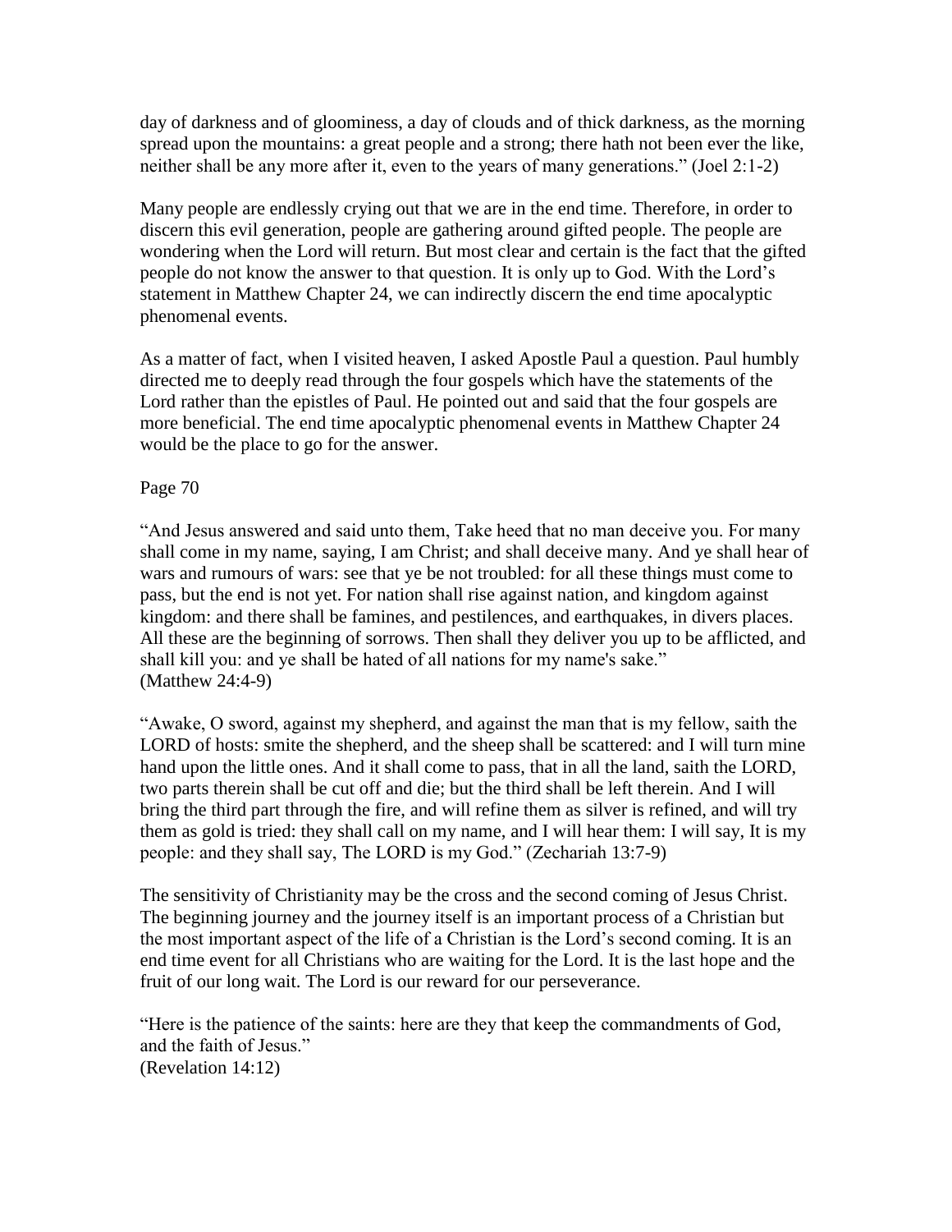day of darkness and of gloominess, a day of clouds and of thick darkness, as the morning spread upon the mountains: a great people and a strong; there hath not been ever the like, neither shall be any more after it, even to the years of many generations." (Joel 2:1-2)

Many people are endlessly crying out that we are in the end time. Therefore, in order to discern this evil generation, people are gathering around gifted people. The people are wondering when the Lord will return. But most clear and certain is the fact that the gifted people do not know the answer to that question. It is only up to God. With the Lord's statement in Matthew Chapter 24, we can indirectly discern the end time apocalyptic phenomenal events.

As a matter of fact, when I visited heaven, I asked Apostle Paul a question. Paul humbly directed me to deeply read through the four gospels which have the statements of the Lord rather than the epistles of Paul. He pointed out and said that the four gospels are more beneficial. The end time apocalyptic phenomenal events in Matthew Chapter 24 would be the place to go for the answer.

"And Jesus answered and said unto them, Take heed that no man deceive you. For many shall come in my name, saying, I am Christ; and shall deceive many. And ye shall hear of wars and rumours of wars: see that ye be not troubled: for all these things must come to pass, but the end is not yet. For nation shall rise against nation, and kingdom against kingdom: and there shall be famines, and pestilences, and earthquakes, in divers places. All these are the beginning of sorrows. Then shall they deliver you up to be afflicted, and shall kill you: and ye shall be hated of all nations for my name's sake."
(Matthew 24:4-9)

"Awake, O sword, against my shepherd, and against the man that is my fellow, saith the LORD of hosts: smite the shepherd, and the sheep shall be scattered: and I will turn mine hand upon the little ones. And it shall come to pass, that in all the land, saith the LORD, two parts therein shall be cut off and die; but the third shall be left therein. And I will bring the third part through the fire, and will refine them as silver is refined, and will try them as gold is tried: they shall call on my name, and I will hear them: I will say, It is my people: and they shall say, The LORD is my God." (Zechariah 13:7-9)

The sensitivity of Christianity may be the cross and the second coming of Jesus Christ. The beginning journey and the journey itself is an important process of a Christian but the most important aspect of the life of a Christian is the Lord's second coming. It is an end time event for all Christians who are waiting for the Lord. It is the last hope and the fruit of our long wait. The Lord is our reward for our perseverance.

"Here is the patience of the saints: here are they that keep the commandments of God, and the faith of Jesus."
(Revelation 14:12)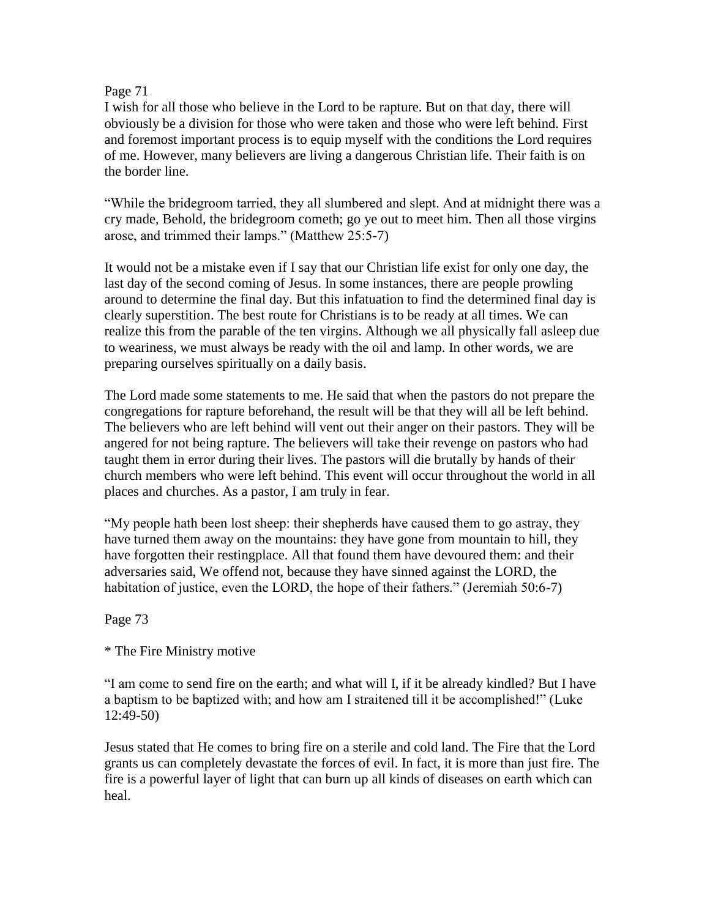Page 71

I wish for all those who believe in the Lord to be rapture. But on that day, there will obviously be a division for those who were taken and those who were left behind. First and foremost important process is to equip myself with the conditions the Lord requires of me. However, many believers are living a dangerous Christian life. Their faith is on the border line.

"While the bridegroom tarried, they all slumbered and slept. And at midnight there was a cry made, Behold, the bridegroom cometh; go ye out to meet him. Then all those virgins arose, and trimmed their lamps." (Matthew 25:5-7)

It would not be a mistake even if I say that our Christian life exist for only one day, the last day of the second coming of Jesus. In some instances, there are people prowling around to determine the final day. But this infatuation to find the determined final day is clearly superstition. The best route for Christians is to be ready at all times. We can realize this from the parable of the ten virgins. Although we all physically fall asleep due to weariness, we must always be ready with the oil and lamp. In other words, we are preparing ourselves spiritually on a daily basis.

The Lord made some statements to me. He said that when the pastors do not prepare the congregations for rapture beforehand, the result will be that they will all be left behind. The believers who are left behind will vent out their anger on their pastors. They will be angered for not being rapture. The believers will take their revenge on pastors who had taught them in error during their lives. The pastors will die brutally by hands of their church members who were left behind. This event will occur throughout the world in all places and churches. As a pastor, I am truly in fear.

"My people hath been lost sheep: their shepherds have caused them to go astray, they have turned them away on the mountains: they have gone from mountain to hill, they have forgotten their restingplace. All that found them have devoured them: and their adversaries said, We offend not, because they have sinned against the LORD, the habitation of justice, even the LORD, the hope of their fathers." (Jeremiah 50:6-7)

Page 73

* The Fire Ministry motive

"I am come to send fire on the earth; and what will I, if it be already kindled? But I have a baptism to be baptized with; and how am I straitened till it be accomplished!" (Luke 12:49-50)

Jesus stated that He comes to bring fire on a sterile and cold land. The Fire that the Lord grants us can completely devastate the forces of evil. In fact, it is more than just fire. The fire is a powerful layer of light that can burn up all kinds of diseases on earth which can heal.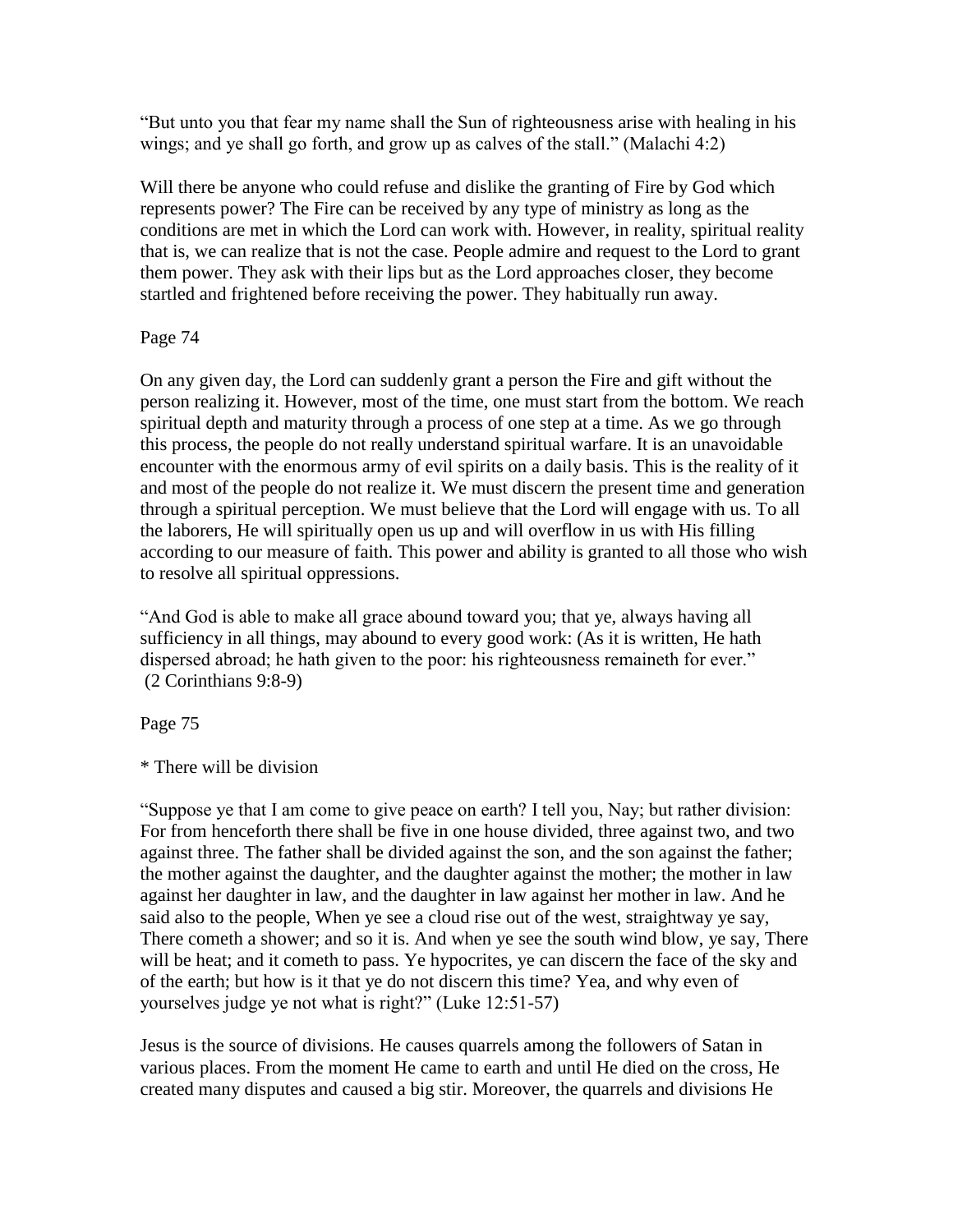"But unto you that fear my name shall the Sun of righteousness arise with healing in his wings; and ye shall go forth, and grow up as calves of the stall." (Malachi 4:2)

Will there be anyone who could refuse and dislike the granting of Fire by God which represents power? The Fire can be received by any type of ministry as long as the conditions are met in which the Lord can work with. However, in reality, spiritual reality that is, we can realize that is not the case. People admire and request to the Lord to grant them power. They ask with their lips but as the Lord approaches closer, they become startled and frightened before receiving the power. They habitually run away.

On any given day, the Lord can suddenly grant a person the Fire and gift without the person realizing it. However, most of the time, one must start from the bottom. We reach spiritual depth and maturity through a process of one step at a time. As we go through this process, the people do not really understand spiritual warfare. It is an unavoidable encounter with the enormous army of evil spirits on a daily basis. This is the reality of it and most of the people do not realize it. We must discern the present time and generation through a spiritual perception. We must believe that the Lord will engage with us. To all the laborers, He will spiritually open us up and will overflow in us with His filling according to our measure of faith. This power and ability is granted to all those who wish to resolve all spiritual oppressions.

"And God is able to make all grace abound toward you; that ye, always having all sufficiency in all things, may abound to every good work: (As it is written, He hath dispersed abroad; he hath given to the poor: his righteousness remaineth for ever." (2 Corinthians 9:8-9)

* There will be division

"Suppose ye that I am come to give peace on earth? I tell you, Nay; but rather division: For from henceforth there shall be five in one house divided, three against two, and two against three. The father shall be divided against the son, and the son against the father; the mother against the daughter, and the daughter against the mother; the mother in law against her daughter in law, and the daughter in law against her mother in law. And he said also to the people, When ye see a cloud rise out of the west, straightway ye say, There cometh a shower; and so it is. And when ye see the south wind blow, ye say, There will be heat; and it cometh to pass. Ye hypocrites, ye can discern the face of the sky and of the earth; but how is it that ye do not discern this time? Yea, and why even of yourselves judge ye not what is right?" (Luke 12:51-57)

Jesus is the source of divisions. He causes quarrels among the followers of Satan in various places. From the moment He came to earth and until He died on the cross, He created many disputes and caused a big stir. Moreover, the quarrels and divisions He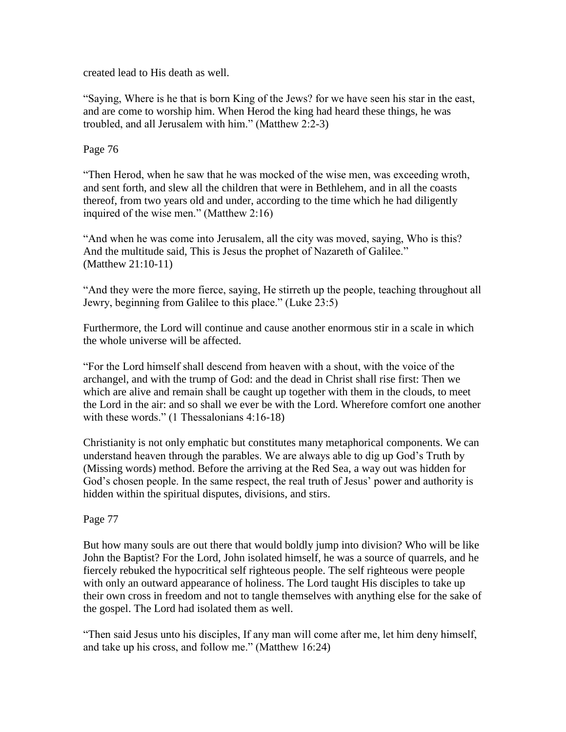created lead to His death as well.

“Saying, Where is he that is born King of the Jews? for we have seen his star in the east, and are come to worship him. When Herod the king had heard these things, he was troubled, and all Jerusalem with him.” (Matthew 2:2-3)

“Then Herod, when he saw that he was mocked of the wise men, was exceeding wroth, and sent forth, and slew all the children that were in Bethlehem, and in all the coasts thereof, from two years old and under, according to the time which he had diligently inquired of the wise men.” (Matthew 2:16)

“And when he was come into Jerusalem, all the city was moved, saying, Who is this? And the multitude said, This is Jesus the prophet of Nazareth of Galilee.” (Matthew 21:10-11)

“And they were the more fierce, saying, He stirreth up the people, teaching throughout all Jewry, beginning from Galilee to this place.” (Luke 23:5)

Furthermore, the Lord will continue and cause another enormous stir in a scale in which the whole universe will be affected.

“For the Lord himself shall descend from heaven with a shout, with the voice of the archangel, and with the trump of God: and the dead in Christ shall rise first: Then we which are alive and remain shall be caught up together with them in the clouds, to meet the Lord in the air: and so shall we ever be with the Lord. Wherefore comfort one another with these words.” (1 Thessalonians 4:16-18)

Christianity is not only emphatic but constitutes many metaphorical components. We can understand heaven through the parables. We are always able to dig up God’s Truth by (Missing words) method. Before the arriving at the Red Sea, a way out was hidden for God’s chosen people. In the same respect, the real truth of Jesus’ power and authority is hidden within the spiritual disputes, divisions, and stirs.

But how many souls are out there that would boldly jump into division? Who will be like John the Baptist? For the Lord, John isolated himself, he was a source of quarrels, and he fiercely rebuked the hypocritical self righteous people. The self righteous were people with only an outward appearance of holiness. The Lord taught His disciples to take up their own cross in freedom and not to tangle themselves with anything else for the sake of the gospel. The Lord had isolated them as well.

“Then said Jesus unto his disciples, If any man will come after me, let him deny himself, and take up his cross, and follow me.” (Matthew 16:24)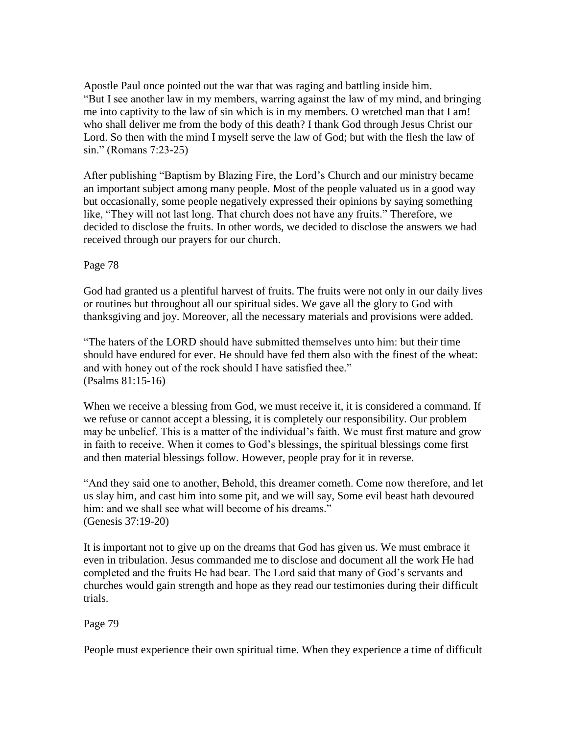Apostle Paul once pointed out the war that was raging and battling inside him.
"But I see another law in my members, warring against the law of my mind, and bringing me into captivity to the law of sin which is in my members. O wretched man that I am! who shall deliver me from the body of this death? I thank God through Jesus Christ our Lord. So then with the mind I myself serve the law of God; but with the flesh the law of sin." (Romans 7:23-25)

After publishing "Baptism by Blazing Fire, the Lord's Church and our ministry became an important subject among many people. Most of the people valuated us in a good way but occasionally, some people negatively expressed their opinions by saying something like, "They will not last long. That church does not have any fruits." Therefore, we decided to disclose the fruits. In other words, we decided to disclose the answers we had received through our prayers for our church.

God had granted us a plentiful harvest of fruits. The fruits were not only in our daily lives or routines but throughout all our spiritual sides. We gave all the glory to God with thanksgiving and joy. Moreover, all the necessary materials and provisions were added.

"The haters of the LORD should have submitted themselves unto him: but their time should have endured for ever. He should have fed them also with the finest of the wheat: and with honey out of the rock should I have satisfied thee."
(Psalms 81:15-16)

When we receive a blessing from God, we must receive it, it is considered a command. If we refuse or cannot accept a blessing, it is completely our responsibility. Our problem may be unbelief. This is a matter of the individual's faith. We must first mature and grow in faith to receive. When it comes to God's blessings, the spiritual blessings come first and then material blessings follow. However, people pray for it in reverse.

"And they said one to another, Behold, this dreamer cometh. Come now therefore, and let us slay him, and cast him into some pit, and we will say, Some evil beast hath devoured him: and we shall see what will become of his dreams."
(Genesis 37:19-20)

It is important not to give up on the dreams that God has given us. We must embrace it even in tribulation. Jesus commanded me to disclose and document all the work He had completed and the fruits He had bear. The Lord said that many of God's servants and churches would gain strength and hope as they read our testimonies during their difficult trials.

People must experience their own spiritual time. When they experience a time of difficult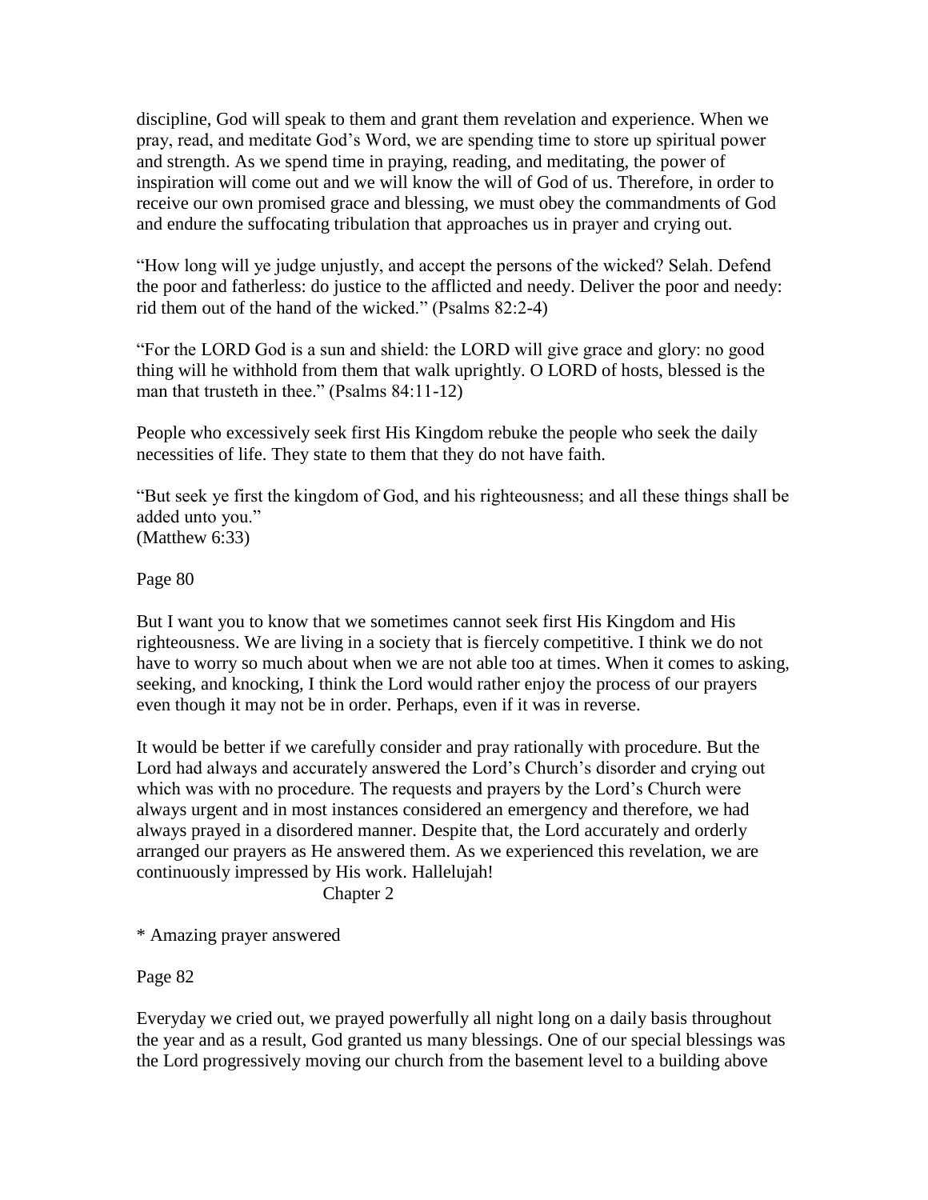discipline, God will speak to them and grant them revelation and experience. When we pray, read, and meditate God's Word, we are spending time to store up spiritual power and strength. As we spend time in praying, reading, and meditating, the power of inspiration will come out and we will know the will of God of us. Therefore, in order to receive our own promised grace and blessing, we must obey the commandments of God and endure the suffocating tribulation that approaches us in prayer and crying out.

"How long will ye judge unjustly, and accept the persons of the wicked? Selah. Defend the poor and fatherless: do justice to the afflicted and needy. Deliver the poor and needy: rid them out of the hand of the wicked." (Psalms 82:2-4)

"For the LORD God is a sun and shield: the LORD will give grace and glory: no good thing will he withhold from them that walk uprightly. O LORD of hosts, blessed is the man that trusteth in thee." (Psalms 84:11-12)

People who excessively seek first His Kingdom rebuke the people who seek the daily necessities of life. They state to them that they do not have faith.

"But seek ye first the kingdom of God, and his righteousness; and all these things shall be added unto you."
(Matthew 6:33)

Page 80

But I want you to know that we sometimes cannot seek first His Kingdom and His righteousness. We are living in a society that is fiercely competitive. I think we do not have to worry so much about when we are not able too at times. When it comes to asking, seeking, and knocking, I think the Lord would rather enjoy the process of our prayers even though it may not be in order. Perhaps, even if it was in reverse.

It would be better if we carefully consider and pray rationally with procedure. But the Lord had always and accurately answered the Lord's Church's disorder and crying out which was with no procedure. The requests and prayers by the Lord's Church were always urgent and in most instances considered an emergency and therefore, we had always prayed in a disordered manner. Despite that, the Lord accurately and orderly arranged our prayers as He answered them. As we experienced this revelation, we are continuously impressed by His work. Hallelujah!

## Chapter 2

* Amazing prayer answered

Page 82

Everyday we cried out, we prayed powerfully all night long on a daily basis throughout the year and as a result, God granted us many blessings. One of our special blessings was the Lord progressively moving our church from the basement level to a building above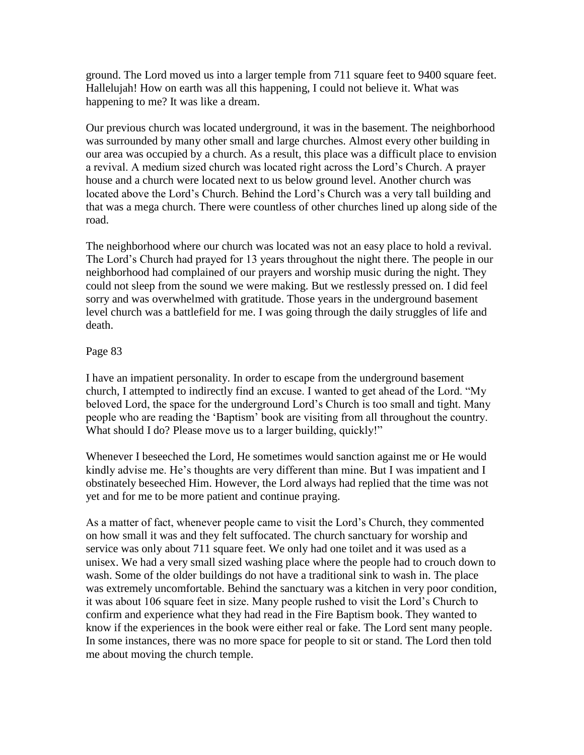ground. The Lord moved us into a larger temple from 711 square feet to 9400 square feet. Hallelujah! How on earth was all this happening, I could not believe it. What was happening to me? It was like a dream.

Our previous church was located underground, it was in the basement. The neighborhood was surrounded by many other small and large churches. Almost every other building in our area was occupied by a church. As a result, this place was a difficult place to envision a revival. A medium sized church was located right across the Lord's Church. A prayer house and a church were located next to us below ground level. Another church was located above the Lord's Church. Behind the Lord's Church was a very tall building and that was a mega church. There were countless of other churches lined up along side of the road.

The neighborhood where our church was located was not an easy place to hold a revival. The Lord's Church had prayed for 13 years throughout the night there. The people in our neighborhood had complained of our prayers and worship music during the night. They could not sleep from the sound we were making. But we restlessly pressed on. I did feel sorry and was overwhelmed with gratitude. Those years in the underground basement level church was a battlefield for me. I was going through the daily struggles of life and death.

Page 83

I have an impatient personality. In order to escape from the underground basement church, I attempted to indirectly find an excuse. I wanted to get ahead of the Lord. "My beloved Lord, the space for the underground Lord's Church is too small and tight. Many people who are reading the 'Baptism' book are visiting from all throughout the country. What should I do? Please move us to a larger building, quickly!"

Whenever I beseeched the Lord, He sometimes would sanction against me or He would kindly advise me. He's thoughts are very different than mine. But I was impatient and I obstinately beseeched Him. However, the Lord always had replied that the time was not yet and for me to be more patient and continue praying.

As a matter of fact, whenever people came to visit the Lord's Church, they commented on how small it was and they felt suffocated. The church sanctuary for worship and service was only about 711 square feet. We only had one toilet and it was used as a unisex. We had a very small sized washing place where the people had to crouch down to wash. Some of the older buildings do not have a traditional sink to wash in. The place was extremely uncomfortable. Behind the sanctuary was a kitchen in very poor condition, it was about 106 square feet in size. Many people rushed to visit the Lord's Church to confirm and experience what they had read in the Fire Baptism book. They wanted to know if the experiences in the book were either real or fake. The Lord sent many people. In some instances, there was no more space for people to sit or stand. The Lord then told me about moving the church temple.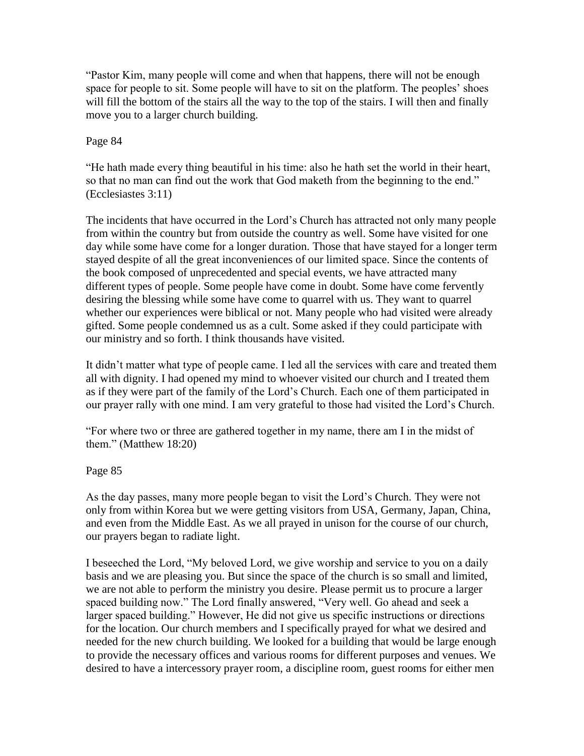"Pastor Kim, many people will come and when that happens, there will not be enough space for people to sit. Some people will have to sit on the platform. The peoples' shoes will fill the bottom of the stairs all the way to the top of the stairs. I will then and finally move you to a larger church building.

Page 84

"He hath made every thing beautiful in his time: also he hath set the world in their heart, so that no man can find out the work that God maketh from the beginning to the end." (Ecclesiastes 3:11)

The incidents that have occurred in the Lord's Church has attracted not only many people from within the country but from outside the country as well. Some have visited for one day while some have come for a longer duration. Those that have stayed for a longer term stayed despite of all the great inconveniences of our limited space. Since the contents of the book composed of unprecedented and special events, we have attracted many different types of people. Some people have come in doubt. Some have come fervently desiring the blessing while some have come to quarrel with us. They want to quarrel whether our experiences were biblical or not. Many people who had visited were already gifted. Some people condemned us as a cult. Some asked if they could participate with our ministry and so forth. I think thousands have visited.

It didn't matter what type of people came. I led all the services with care and treated them all with dignity. I had opened my mind to whoever visited our church and I treated them as if they were part of the family of the Lord's Church. Each one of them participated in our prayer rally with one mind. I am very grateful to those had visited the Lord's Church.

"For where two or three are gathered together in my name, there am I in the midst of them." (Matthew 18:20)

Page 85

As the day passes, many more people began to visit the Lord's Church. They were not only from within Korea but we were getting visitors from USA, Germany, Japan, China, and even from the Middle East. As we all prayed in unison for the course of our church, our prayers began to radiate light.

I beseeched the Lord, "My beloved Lord, we give worship and service to you on a daily basis and we are pleasing you. But since the space of the church is so small and limited, we are not able to perform the ministry you desire. Please permit us to procure a larger spaced building now." The Lord finally answered, "Very well. Go ahead and seek a larger spaced building." However, He did not give us specific instructions or directions for the location. Our church members and I specifically prayed for what we desired and needed for the new church building. We looked for a building that would be large enough to provide the necessary offices and various rooms for different purposes and venues. We desired to have a intercessory prayer room, a discipline room, guest rooms for either men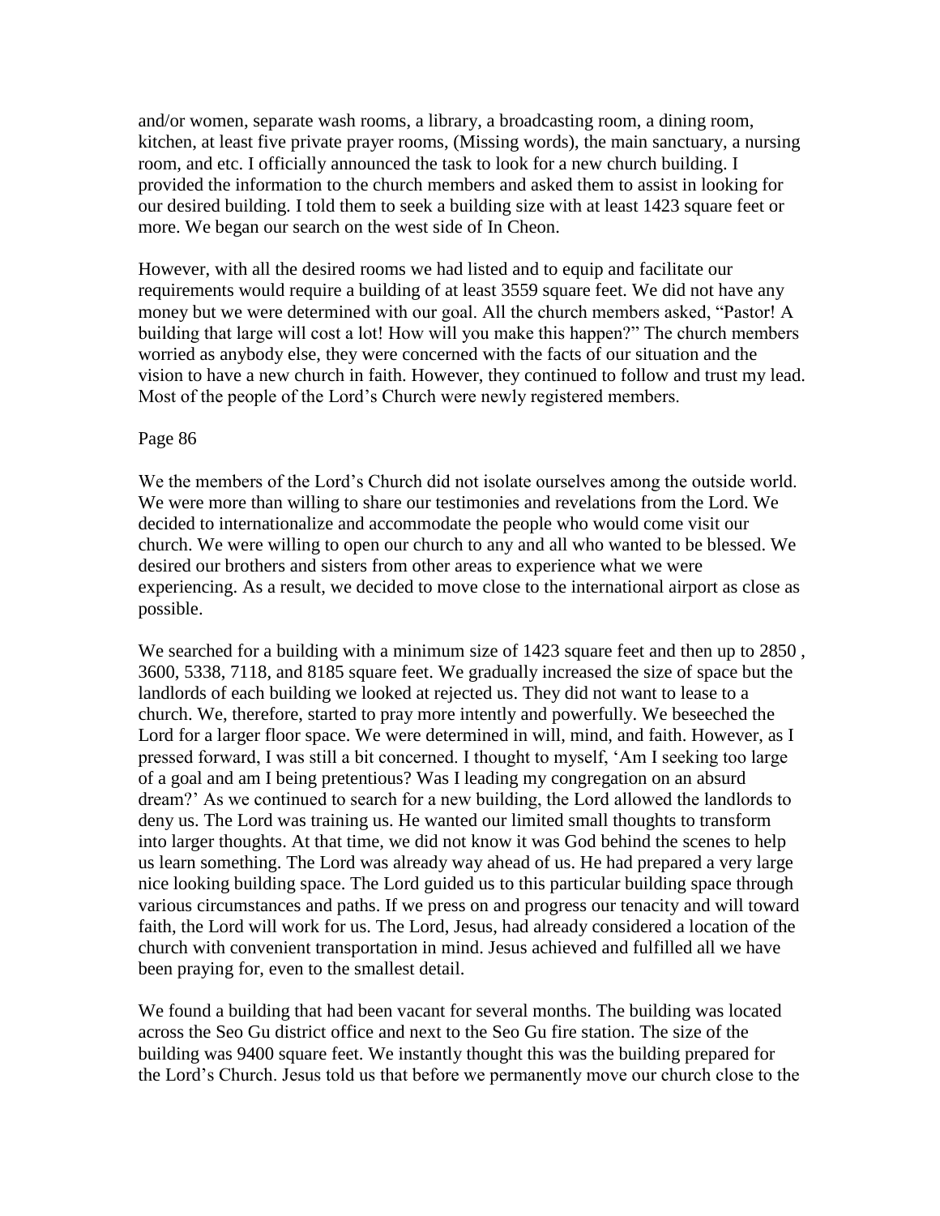and/or women, separate wash rooms, a library, a broadcasting room, a dining room, kitchen, at least five private prayer rooms, (Missing words), the main sanctuary, a nursing room, and etc. I officially announced the task to look for a new church building. I provided the information to the church members and asked them to assist in looking for our desired building. I told them to seek a building size with at least 1423 square feet or more. We began our search on the west side of In Cheon.

However, with all the desired rooms we had listed and to equip and facilitate our requirements would require a building of at least 3559 square feet. We did not have any money but we were determined with our goal. All the church members asked, "Pastor! A building that large will cost a lot! How will you make this happen?" The church members worried as anybody else, they were concerned with the facts of our situation and the vision to have a new church in faith. However, they continued to follow and trust my lead. Most of the people of the Lord's Church were newly registered members.

Page 86

We the members of the Lord's Church did not isolate ourselves among the outside world. We were more than willing to share our testimonies and revelations from the Lord. We decided to internationalize and accommodate the people who would come visit our church. We were willing to open our church to any and all who wanted to be blessed. We desired our brothers and sisters from other areas to experience what we were experiencing. As a result, we decided to move close to the international airport as close as possible.

We searched for a building with a minimum size of 1423 square feet and then up to 2850 , 3600, 5338, 7118, and 8185 square feet. We gradually increased the size of space but the landlords of each building we looked at rejected us. They did not want to lease to a church. We, therefore, started to pray more intently and powerfully. We beseeched the Lord for a larger floor space. We were determined in will, mind, and faith. However, as I pressed forward, I was still a bit concerned. I thought to myself, 'Am I seeking too large of a goal and am I being pretentious? Was I leading my congregation on an absurd dream?' As we continued to search for a new building, the Lord allowed the landlords to deny us. The Lord was training us. He wanted our limited small thoughts to transform into larger thoughts. At that time, we did not know it was God behind the scenes to help us learn something. The Lord was already way ahead of us. He had prepared a very large nice looking building space. The Lord guided us to this particular building space through various circumstances and paths. If we press on and progress our tenacity and will toward faith, the Lord will work for us. The Lord, Jesus, had already considered a location of the church with convenient transportation in mind. Jesus achieved and fulfilled all we have been praying for, even to the smallest detail.

We found a building that had been vacant for several months. The building was located across the Seo Gu district office and next to the Seo Gu fire station. The size of the building was 9400 square feet. We instantly thought this was the building prepared for the Lord's Church. Jesus told us that before we permanently move our church close to the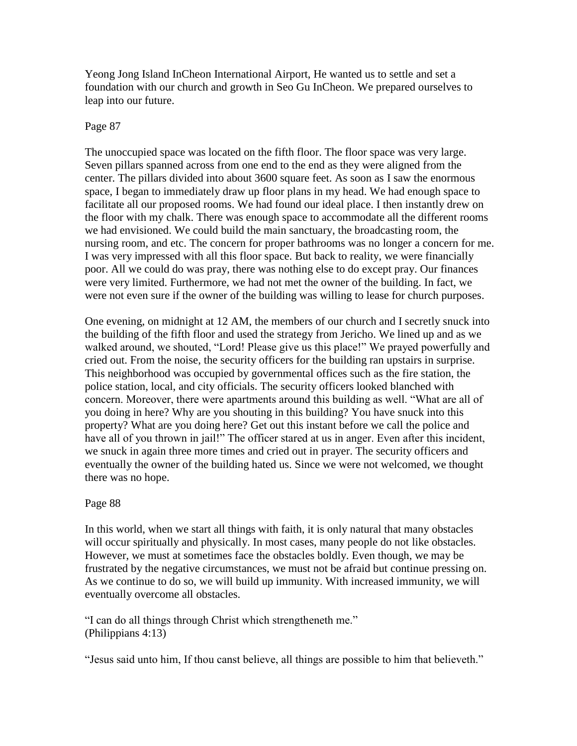Yeong Jong Island InCheon International Airport, He wanted us to settle and set a foundation with our church and growth in Seo Gu InCheon. We prepared ourselves to leap into our future.

Page 87

The unoccupied space was located on the fifth floor. The floor space was very large. Seven pillars spanned across from one end to the end as they were aligned from the center. The pillars divided into about 3600 square feet. As soon as I saw the enormous space, I began to immediately draw up floor plans in my head. We had enough space to facilitate all our proposed rooms. We had found our ideal place. I then instantly drew on the floor with my chalk. There was enough space to accommodate all the different rooms we had envisioned. We could build the main sanctuary, the broadcasting room, the nursing room, and etc. The concern for proper bathrooms was no longer a concern for me. I was very impressed with all this floor space. But back to reality, we were financially poor. All we could do was pray, there was nothing else to do except pray. Our finances were very limited. Furthermore, we had not met the owner of the building. In fact, we were not even sure if the owner of the building was willing to lease for church purposes.

One evening, on midnight at 12 AM, the members of our church and I secretly snuck into the building of the fifth floor and used the strategy from Jericho. We lined up and as we walked around, we shouted, "Lord! Please give us this place!" We prayed powerfully and cried out. From the noise, the security officers for the building ran upstairs in surprise. This neighborhood was occupied by governmental offices such as the fire station, the police station, local, and city officials. The security officers looked blanched with concern. Moreover, there were apartments around this building as well. "What are all of you doing in here? Why are you shouting in this building? You have snuck into this property? What are you doing here? Get out this instant before we call the police and have all of you thrown in jail!" The officer stared at us in anger. Even after this incident, we snuck in again three more times and cried out in prayer. The security officers and eventually the owner of the building hated us. Since we were not welcomed, we thought there was no hope.

Page 88

In this world, when we start all things with faith, it is only natural that many obstacles will occur spiritually and physically. In most cases, many people do not like obstacles. However, we must at sometimes face the obstacles boldly. Even though, we may be frustrated by the negative circumstances, we must not be afraid but continue pressing on. As we continue to do so, we will build up immunity. With increased immunity, we will eventually overcome all obstacles.

"I can do all things through Christ which strengtheneth me."
(Philippians 4:13)

"Jesus said unto him, If thou canst believe, all things are possible to him that believeth."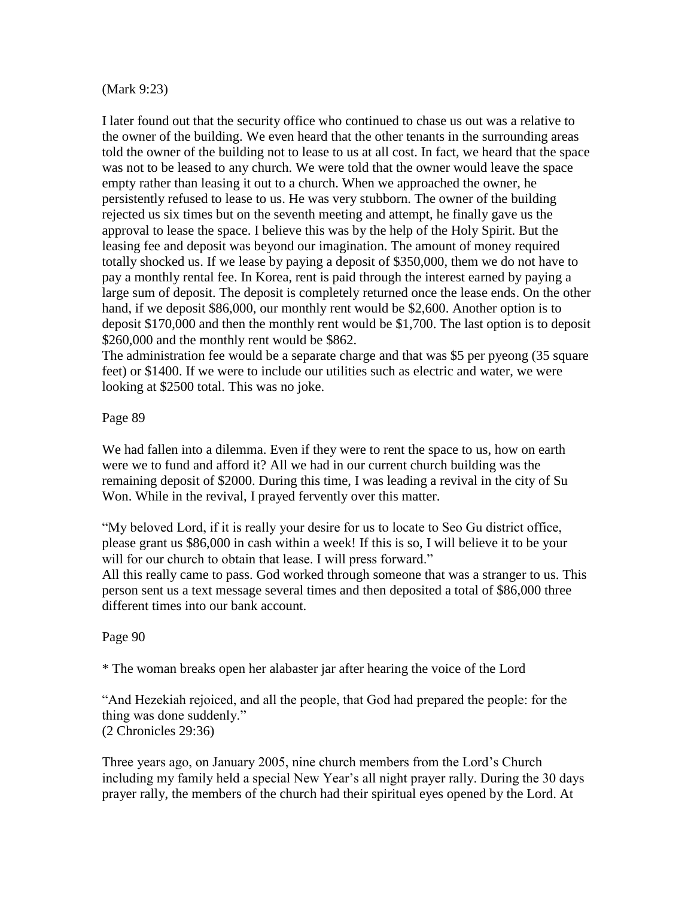(Mark 9:23)

I later found out that the security office who continued to chase us out was a relative to the owner of the building. We even heard that the other tenants in the surrounding areas told the owner of the building not to lease to us at all cost. In fact, we heard that the space was not to be leased to any church. We were told that the owner would leave the space empty rather than leasing it out to a church. When we approached the owner, he persistently refused to lease to us. He was very stubborn. The owner of the building rejected us six times but on the seventh meeting and attempt, he finally gave us the approval to lease the space. I believe this was by the help of the Holy Spirit. But the leasing fee and deposit was beyond our imagination. The amount of money required totally shocked us. If we lease by paying a deposit of $350,000, them we do not have to pay a monthly rental fee. In Korea, rent is paid through the interest earned by paying a large sum of deposit. The deposit is completely returned once the lease ends. On the other hand, if we deposit $86,000, our monthly rent would be $2,600. Another option is to deposit $170,000 and then the monthly rent would be $1,700. The last option is to deposit $260,000 and the monthly rent would be $862.
The administration fee would be a separate charge and that was $5 per pyeong (35 square feet) or $1400. If we were to include our utilities such as electric and water, we were looking at $2500 total. This was no joke.

Page 89

We had fallen into a dilemma. Even if they were to rent the space to us, how on earth were we to fund and afford it? All we had in our current church building was the remaining deposit of $2000. During this time, I was leading a revival in the city of Su Won. While in the revival, I prayed fervently over this matter.

"My beloved Lord, if it is really your desire for us to locate to Seo Gu district office, please grant us $86,000 in cash within a week! If this is so, I will believe it to be your will for our church to obtain that lease. I will press forward."
All this really came to pass. God worked through someone that was a stranger to us. This person sent us a text message several times and then deposited a total of $86,000 three different times into our bank account.

Page 90

* The woman breaks open her alabaster jar after hearing the voice of the Lord

"And Hezekiah rejoiced, and all the people, that God had prepared the people: for the thing was done suddenly."
(2 Chronicles 29:36)

Three years ago, on January 2005, nine church members from the Lord's Church including my family held a special New Year's all night prayer rally. During the 30 days prayer rally, the members of the church had their spiritual eyes opened by the Lord. At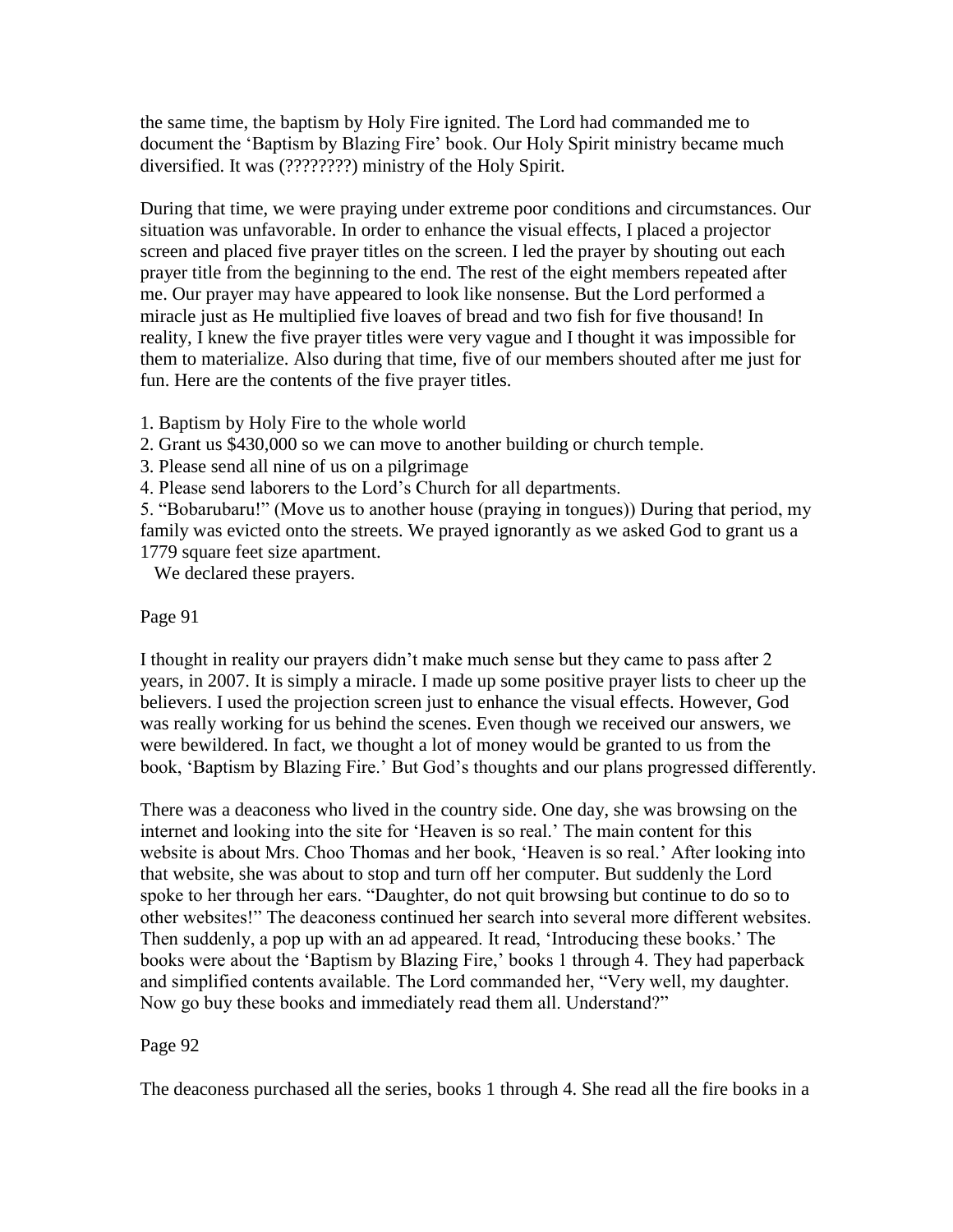the same time, the baptism by Holy Fire ignited. The Lord had commanded me to document the 'Baptism by Blazing Fire' book. Our Holy Spirit ministry became much diversified. It was (????????) ministry of the Holy Spirit.

During that time, we were praying under extreme poor conditions and circumstances. Our situation was unfavorable. In order to enhance the visual effects, I placed a projector screen and placed five prayer titles on the screen. I led the prayer by shouting out each prayer title from the beginning to the end. The rest of the eight members repeated after me. Our prayer may have appeared to look like nonsense. But the Lord performed a miracle just as He multiplied five loaves of bread and two fish for five thousand! In reality, I knew the five prayer titles were very vague and I thought it was impossible for them to materialize. Also during that time, five of our members shouted after me just for fun. Here are the contents of the five prayer titles.

1. Baptism by Holy Fire to the whole world
2. Grant us $430,000 so we can move to another building or church temple.
3. Please send all nine of us on a pilgrimage
4. Please send laborers to the Lord's Church for all departments.
5. "Bobarubaru!" (Move us to another house (praying in tongues)) During that period, my family was evicted onto the streets. We prayed ignorantly as we asked God to grant us a 1779 square feet size apartment.

We declared these prayers.

Page 91

I thought in reality our prayers didn't make much sense but they came to pass after 2 years, in 2007. It is simply a miracle. I made up some positive prayer lists to cheer up the believers. I used the projection screen just to enhance the visual effects. However, God was really working for us behind the scenes. Even though we received our answers, we were bewildered. In fact, we thought a lot of money would be granted to us from the book, 'Baptism by Blazing Fire.' But God's thoughts and our plans progressed differently.

There was a deaconess who lived in the country side. One day, she was browsing on the internet and looking into the site for 'Heaven is so real.' The main content for this website is about Mrs. Choo Thomas and her book, 'Heaven is so real.' After looking into that website, she was about to stop and turn off her computer. But suddenly the Lord spoke to her through her ears. "Daughter, do not quit browsing but continue to do so to other websites!" The deaconess continued her search into several more different websites. Then suddenly, a pop up with an ad appeared. It read, 'Introducing these books.' The books were about the 'Baptism by Blazing Fire,' books 1 through 4. They had paperback and simplified contents available. The Lord commanded her, "Very well, my daughter. Now go buy these books and immediately read them all. Understand?"

Page 92

The deaconess purchased all the series, books 1 through 4. She read all the fire books in a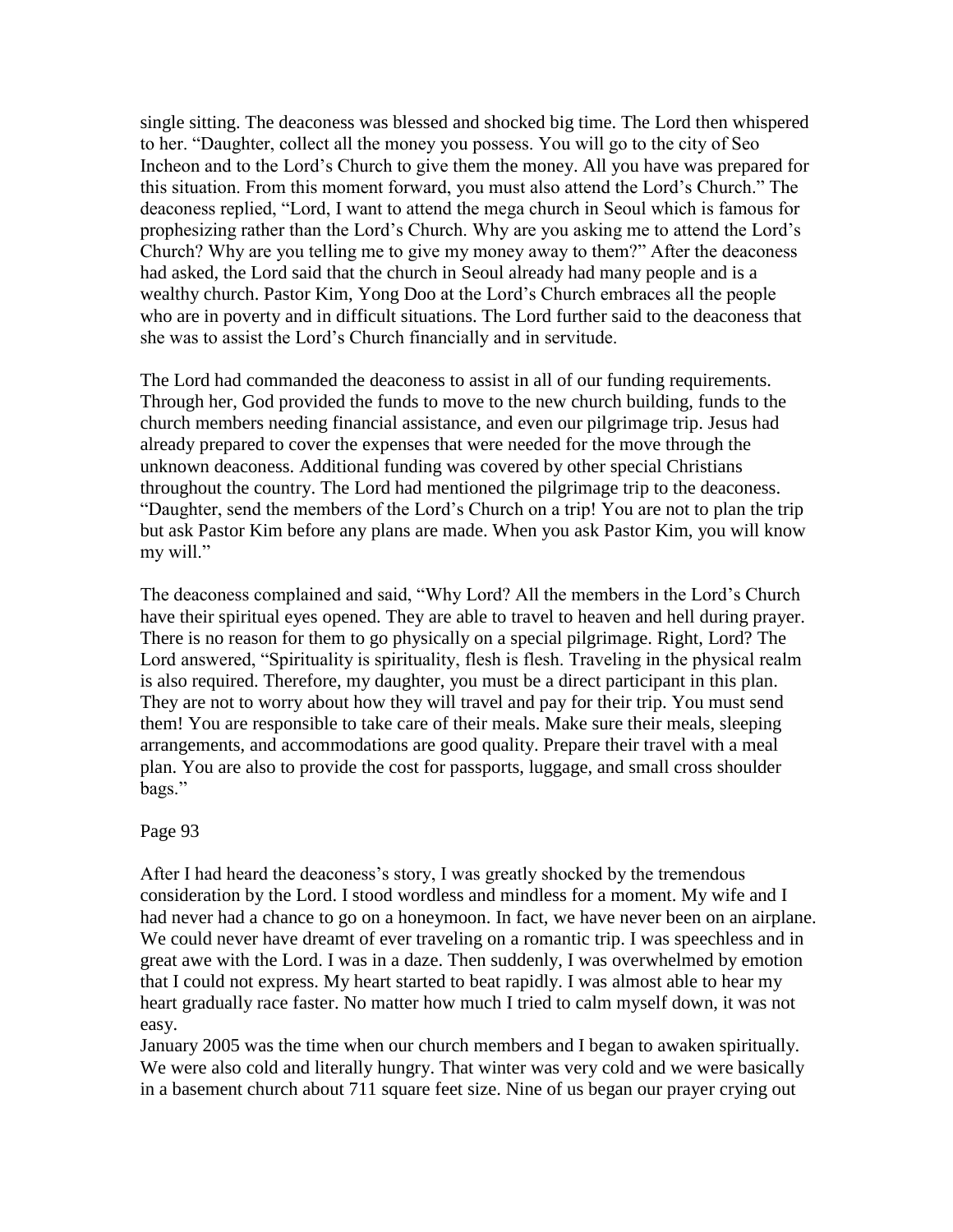single sitting. The deaconess was blessed and shocked big time. The Lord then whispered to her. "Daughter, collect all the money you possess. You will go to the city of Seo Incheon and to the Lord's Church to give them the money. All you have was prepared for this situation. From this moment forward, you must also attend the Lord's Church." The deaconess replied, "Lord, I want to attend the mega church in Seoul which is famous for prophesizing rather than the Lord's Church. Why are you asking me to attend the Lord's Church? Why are you telling me to give my money away to them?" After the deaconess had asked, the Lord said that the church in Seoul already had many people and is a wealthy church. Pastor Kim, Yong Doo at the Lord's Church embraces all the people who are in poverty and in difficult situations. The Lord further said to the deaconess that she was to assist the Lord's Church financially and in servitude.

The Lord had commanded the deaconess to assist in all of our funding requirements. Through her, God provided the funds to move to the new church building, funds to the church members needing financial assistance, and even our pilgrimage trip. Jesus had already prepared to cover the expenses that were needed for the move through the unknown deaconess. Additional funding was covered by other special Christians throughout the country. The Lord had mentioned the pilgrimage trip to the deaconess. "Daughter, send the members of the Lord's Church on a trip! You are not to plan the trip but ask Pastor Kim before any plans are made. When you ask Pastor Kim, you will know my will."

The deaconess complained and said, "Why Lord? All the members in the Lord's Church have their spiritual eyes opened. They are able to travel to heaven and hell during prayer. There is no reason for them to go physically on a special pilgrimage. Right, Lord? The Lord answered, "Spirituality is spirituality, flesh is flesh. Traveling in the physical realm is also required. Therefore, my daughter, you must be a direct participant in this plan. They are not to worry about how they will travel and pay for their trip. You must send them! You are responsible to take care of their meals. Make sure their meals, sleeping arrangements, and accommodations are good quality. Prepare their travel with a meal plan. You are also to provide the cost for passports, luggage, and small cross shoulder bags."

Page 93

After I had heard the deaconess's story, I was greatly shocked by the tremendous consideration by the Lord. I stood wordless and mindless for a moment. My wife and I had never had a chance to go on a honeymoon. In fact, we have never been on an airplane. We could never have dreamt of ever traveling on a romantic trip. I was speechless and in great awe with the Lord. I was in a daze. Then suddenly, I was overwhelmed by emotion that I could not express. My heart started to beat rapidly. I was almost able to hear my heart gradually race faster. No matter how much I tried to calm myself down, it was not easy.

January 2005 was the time when our church members and I began to awaken spiritually. We were also cold and literally hungry. That winter was very cold and we were basically in a basement church about 711 square feet size. Nine of us began our prayer crying out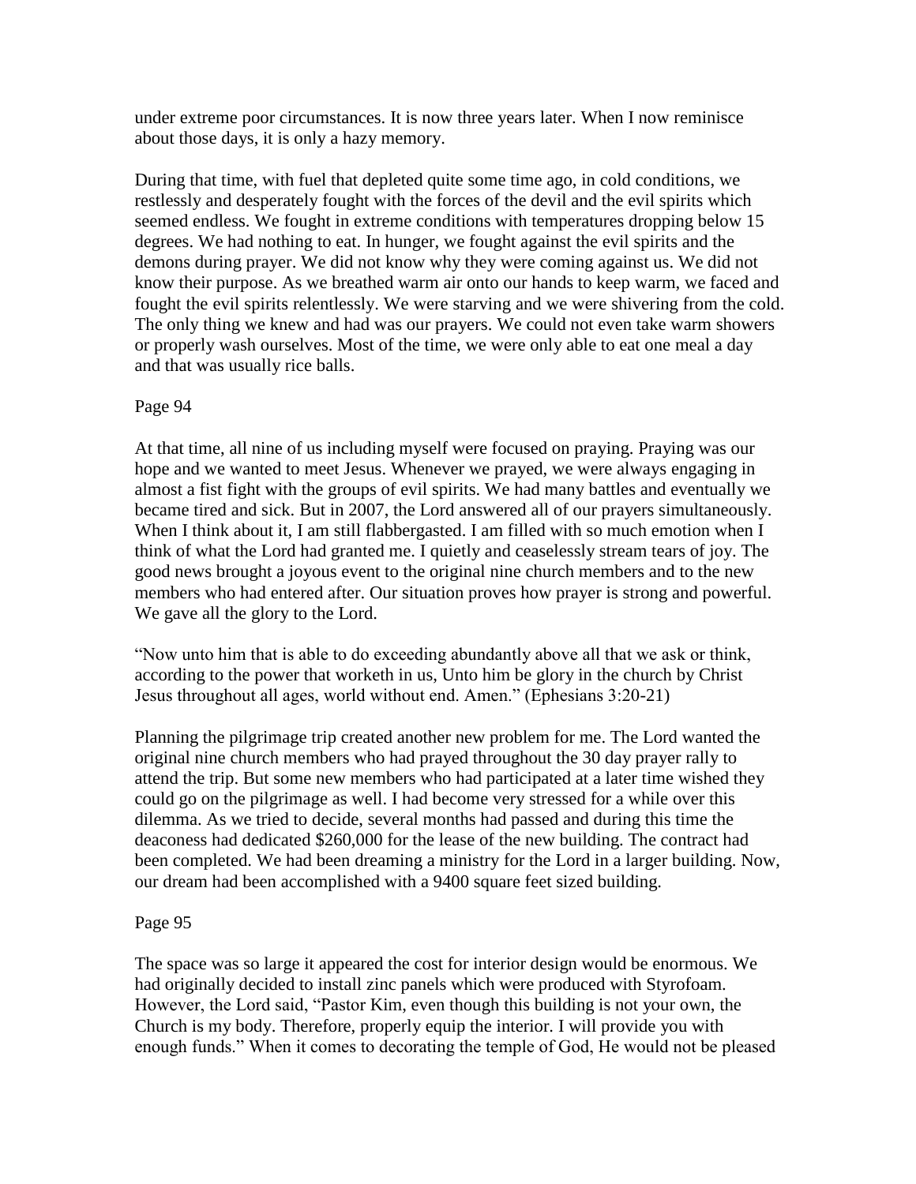under extreme poor circumstances. It is now three years later. When I now reminisce about those days, it is only a hazy memory.

During that time, with fuel that depleted quite some time ago, in cold conditions, we restlessly and desperately fought with the forces of the devil and the evil spirits which seemed endless. We fought in extreme conditions with temperatures dropping below 15 degrees. We had nothing to eat. In hunger, we fought against the evil spirits and the demons during prayer. We did not know why they were coming against us. We did not know their purpose. As we breathed warm air onto our hands to keep warm, we faced and fought the evil spirits relentlessly. We were starving and we were shivering from the cold. The only thing we knew and had was our prayers. We could not even take warm showers or properly wash ourselves. Most of the time, we were only able to eat one meal a day and that was usually rice balls.

At that time, all nine of us including myself were focused on praying. Praying was our hope and we wanted to meet Jesus. Whenever we prayed, we were always engaging in almost a fist fight with the groups of evil spirits. We had many battles and eventually we became tired and sick. But in 2007, the Lord answered all of our prayers simultaneously. When I think about it, I am still flabbergasted. I am filled with so much emotion when I think of what the Lord had granted me. I quietly and ceaselessly stream tears of joy. The good news brought a joyous event to the original nine church members and to the new members who had entered after. Our situation proves how prayer is strong and powerful. We gave all the glory to the Lord.

"Now unto him that is able to do exceeding abundantly above all that we ask or think, according to the power that worketh in us, Unto him be glory in the church by Christ Jesus throughout all ages, world without end. Amen." (Ephesians 3:20-21)

Planning the pilgrimage trip created another new problem for me. The Lord wanted the original nine church members who had prayed throughout the 30 day prayer rally to attend the trip. But some new members who had participated at a later time wished they could go on the pilgrimage as well. I had become very stressed for a while over this dilemma. As we tried to decide, several months had passed and during this time the deaconess had dedicated $260,000 for the lease of the new building. The contract had been completed. We had been dreaming a ministry for the Lord in a larger building. Now, our dream had been accomplished with a 9400 square feet sized building.

The space was so large it appeared the cost for interior design would be enormous. We had originally decided to install zinc panels which were produced with Styrofoam. However, the Lord said, "Pastor Kim, even though this building is not your own, the Church is my body. Therefore, properly equip the interior. I will provide you with enough funds." When it comes to decorating the temple of God, He would not be pleased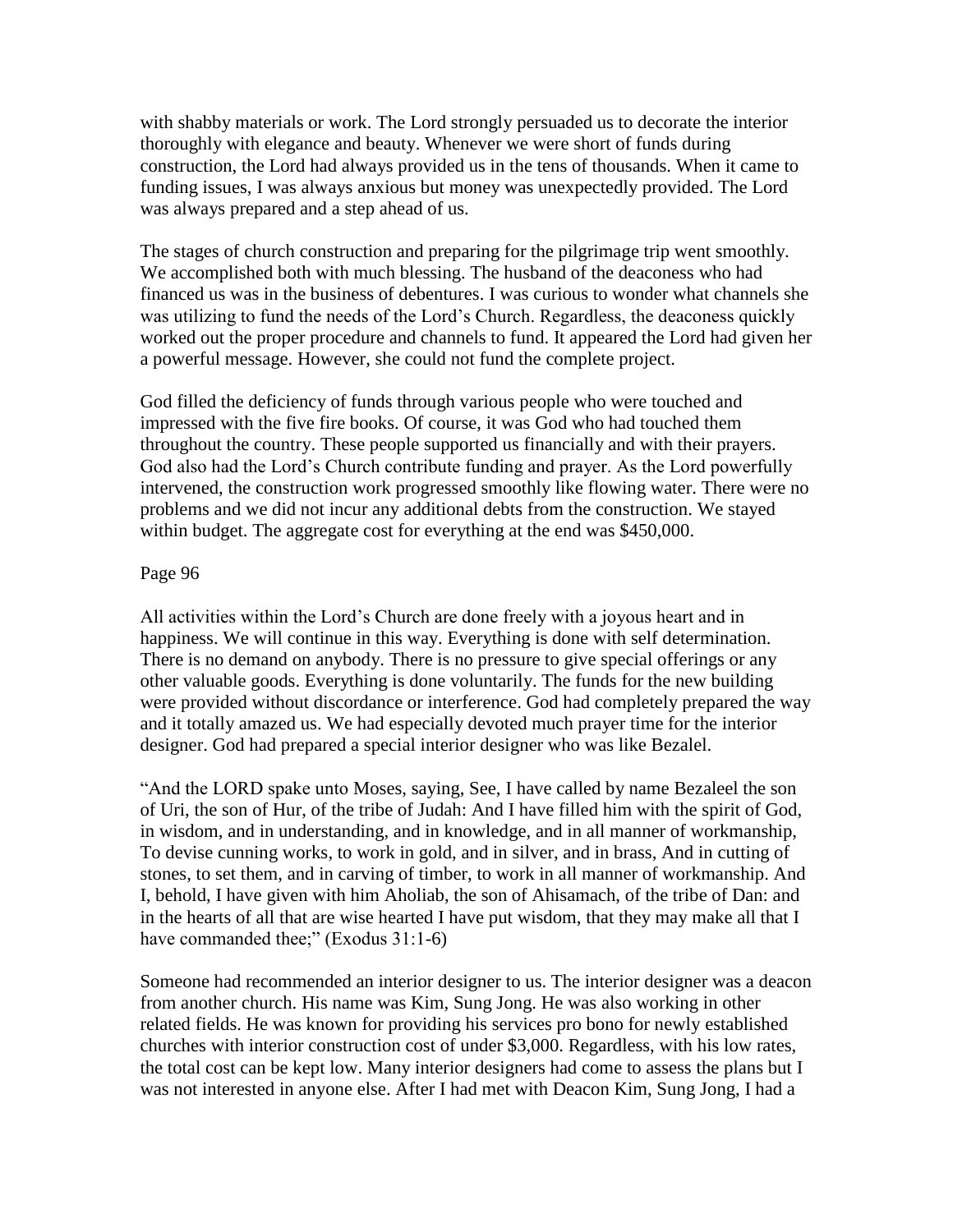with shabby materials or work. The Lord strongly persuaded us to decorate the interior thoroughly with elegance and beauty. Whenever we were short of funds during construction, the Lord had always provided us in the tens of thousands. When it came to funding issues, I was always anxious but money was unexpectedly provided. The Lord was always prepared and a step ahead of us.

The stages of church construction and preparing for the pilgrimage trip went smoothly. We accomplished both with much blessing. The husband of the deaconess who had financed us was in the business of debentures. I was curious to wonder what channels she was utilizing to fund the needs of the Lord's Church. Regardless, the deaconess quickly worked out the proper procedure and channels to fund. It appeared the Lord had given her a powerful message. However, she could not fund the complete project.

God filled the deficiency of funds through various people who were touched and impressed with the five fire books. Of course, it was God who had touched them throughout the country. These people supported us financially and with their prayers. God also had the Lord's Church contribute funding and prayer. As the Lord powerfully intervened, the construction work progressed smoothly like flowing water. There were no problems and we did not incur any additional debts from the construction. We stayed within budget. The aggregate cost for everything at the end was $450,000.

Page 96

All activities within the Lord's Church are done freely with a joyous heart and in happiness. We will continue in this way. Everything is done with self determination. There is no demand on anybody. There is no pressure to give special offerings or any other valuable goods. Everything is done voluntarily. The funds for the new building were provided without discordance or interference. God had completely prepared the way and it totally amazed us. We had especially devoted much prayer time for the interior designer. God had prepared a special interior designer who was like Bezalel.

"And the LORD spake unto Moses, saying, See, I have called by name Bezaleel the son of Uri, the son of Hur, of the tribe of Judah: And I have filled him with the spirit of God, in wisdom, and in understanding, and in knowledge, and in all manner of workmanship, To devise cunning works, to work in gold, and in silver, and in brass, And in cutting of stones, to set them, and in carving of timber, to work in all manner of workmanship. And I, behold, I have given with him Aholiab, the son of Ahisamach, of the tribe of Dan: and in the hearts of all that are wise hearted I have put wisdom, that they may make all that I have commanded thee;" (Exodus 31:1-6)

Someone had recommended an interior designer to us. The interior designer was a deacon from another church. His name was Kim, Sung Jong. He was also working in other related fields. He was known for providing his services pro bono for newly established churches with interior construction cost of under $3,000. Regardless, with his low rates, the total cost can be kept low. Many interior designers had come to assess the plans but I was not interested in anyone else. After I had met with Deacon Kim, Sung Jong, I had a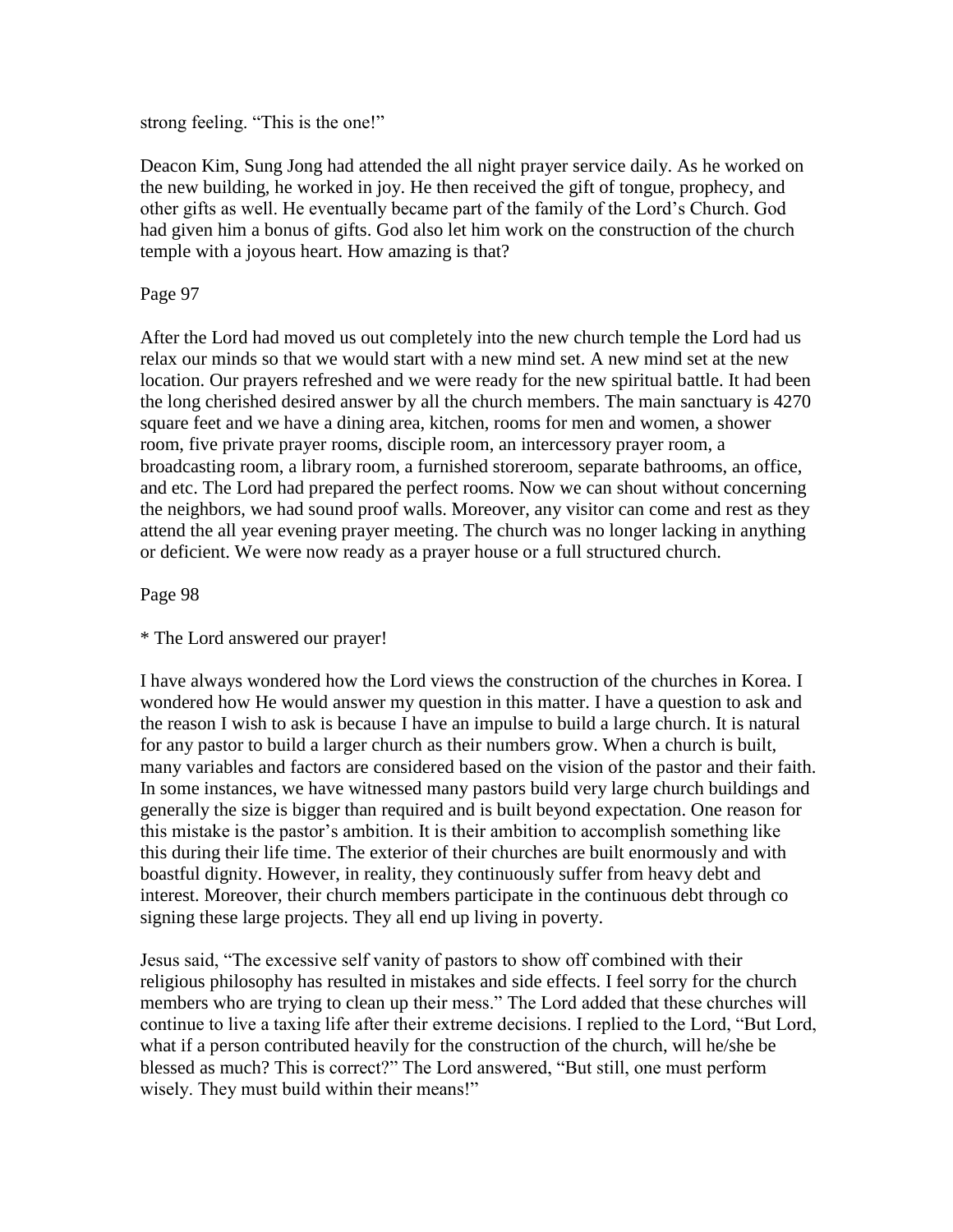strong feeling. “This is the one!”

Deacon Kim, Sung Jong had attended the all night prayer service daily. As he worked on the new building, he worked in joy. He then received the gift of tongue, prophecy, and other gifts as well. He eventually became part of the family of the Lord’s Church. God had given him a bonus of gifts. God also let him work on the construction of the church temple with a joyous heart. How amazing is that?

Page 97

After the Lord had moved us out completely into the new church temple the Lord had us relax our minds so that we would start with a new mind set. A new mind set at the new location. Our prayers refreshed and we were ready for the new spiritual battle. It had been the long cherished desired answer by all the church members. The main sanctuary is 4270 square feet and we have a dining area, kitchen, rooms for men and women, a shower room, five private prayer rooms, disciple room, an intercessory prayer room, a broadcasting room, a library room, a furnished storeroom, separate bathrooms, an office, and etc. The Lord had prepared the perfect rooms. Now we can shout without concerning the neighbors, we had sound proof walls. Moreover, any visitor can come and rest as they attend the all year evening prayer meeting. The church was no longer lacking in anything or deficient. We were now ready as a prayer house or a full structured church.

Page 98

* The Lord answered our prayer!

I have always wondered how the Lord views the construction of the churches in Korea. I wondered how He would answer my question in this matter. I have a question to ask and the reason I wish to ask is because I have an impulse to build a large church. It is natural for any pastor to build a larger church as their numbers grow. When a church is built, many variables and factors are considered based on the vision of the pastor and their faith. In some instances, we have witnessed many pastors build very large church buildings and generally the size is bigger than required and is built beyond expectation. One reason for this mistake is the pastor’s ambition. It is their ambition to accomplish something like this during their life time. The exterior of their churches are built enormously and with boastful dignity. However, in reality, they continuously suffer from heavy debt and interest. Moreover, their church members participate in the continuous debt through co signing these large projects. They all end up living in poverty.

Jesus said, “The excessive self vanity of pastors to show off combined with their religious philosophy has resulted in mistakes and side effects. I feel sorry for the church members who are trying to clean up their mess.” The Lord added that these churches will continue to live a taxing life after their extreme decisions. I replied to the Lord, “But Lord, what if a person contributed heavily for the construction of the church, will he/she be blessed as much? This is correct?” The Lord answered, “But still, one must perform wisely. They must build within their means!”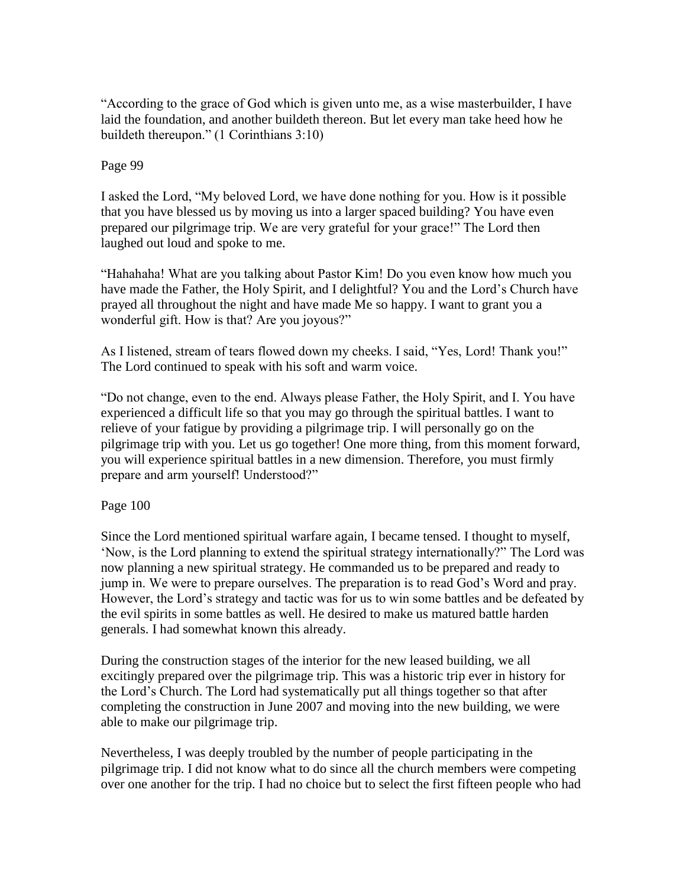"According to the grace of God which is given unto me, as a wise masterbuilder, I have laid the foundation, and another buildeth thereon. But let every man take heed how he buildeth thereupon." (1 Corinthians 3:10)

Page 99

I asked the Lord, "My beloved Lord, we have done nothing for you. How is it possible that you have blessed us by moving us into a larger spaced building? You have even prepared our pilgrimage trip. We are very grateful for your grace!" The Lord then laughed out loud and spoke to me.

"Hahahaha! What are you talking about Pastor Kim! Do you even know how much you have made the Father, the Holy Spirit, and I delightful? You and the Lord's Church have prayed all throughout the night and have made Me so happy. I want to grant you a wonderful gift. How is that? Are you joyous?"

As I listened, stream of tears flowed down my cheeks. I said, "Yes, Lord! Thank you!" The Lord continued to speak with his soft and warm voice.

"Do not change, even to the end. Always please Father, the Holy Spirit, and I. You have experienced a difficult life so that you may go through the spiritual battles. I want to relieve of your fatigue by providing a pilgrimage trip. I will personally go on the pilgrimage trip with you. Let us go together! One more thing, from this moment forward, you will experience spiritual battles in a new dimension. Therefore, you must firmly prepare and arm yourself! Understood?"

Page 100

Since the Lord mentioned spiritual warfare again, I became tensed. I thought to myself, 'Now, is the Lord planning to extend the spiritual strategy internationally?" The Lord was now planning a new spiritual strategy. He commanded us to be prepared and ready to jump in. We were to prepare ourselves. The preparation is to read God's Word and pray. However, the Lord's strategy and tactic was for us to win some battles and be defeated by the evil spirits in some battles as well. He desired to make us matured battle harden generals. I had somewhat known this already.

During the construction stages of the interior for the new leased building, we all excitingly prepared over the pilgrimage trip. This was a historic trip ever in history for the Lord's Church. The Lord had systematically put all things together so that after completing the construction in June 2007 and moving into the new building, we were able to make our pilgrimage trip.

Nevertheless, I was deeply troubled by the number of people participating in the pilgrimage trip. I did not know what to do since all the church members were competing over one another for the trip. I had no choice but to select the first fifteen people who had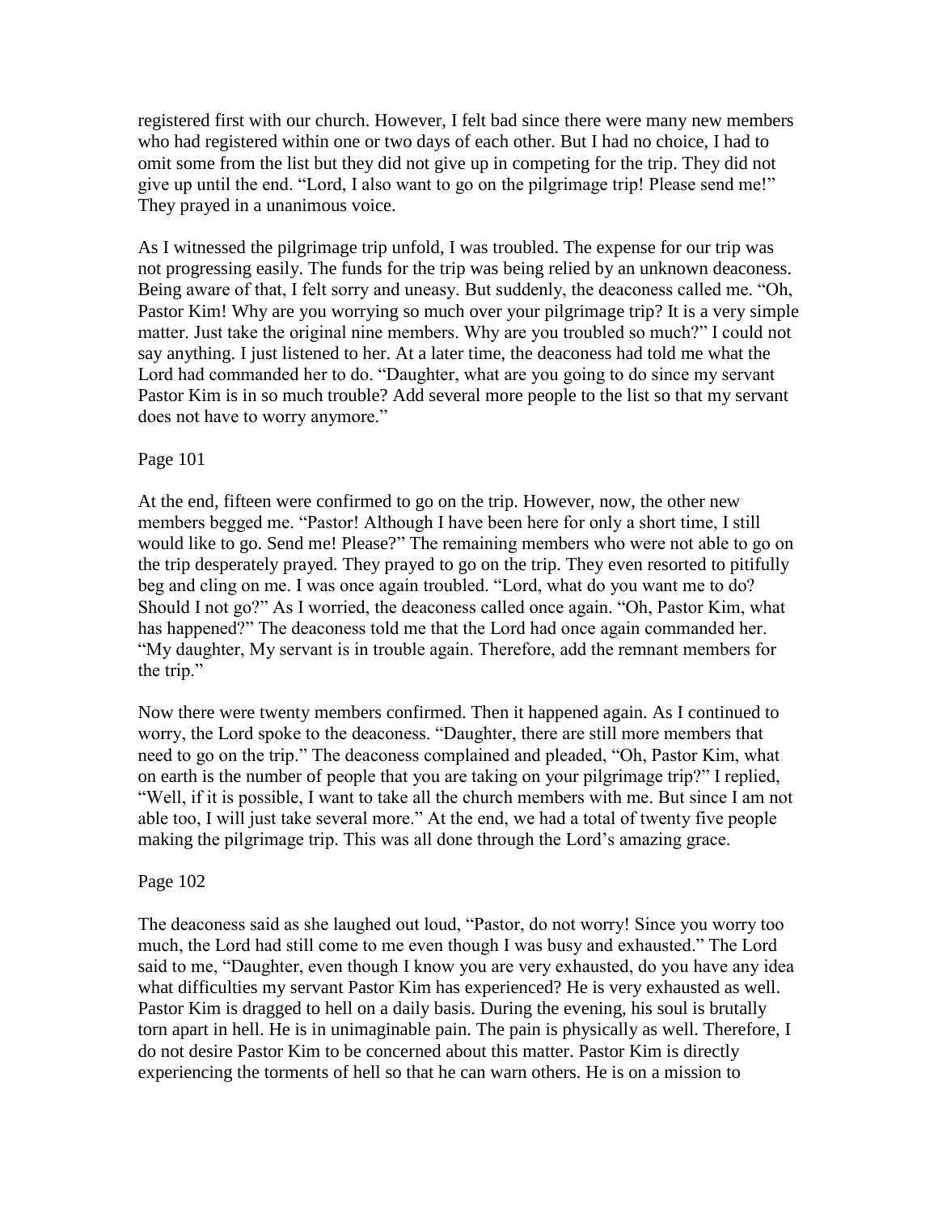registered first with our church. However, I felt bad since there were many new members who had registered within one or two days of each other. But I had no choice, I had to omit some from the list but they did not give up in competing for the trip. They did not give up until the end. "Lord, I also want to go on the pilgrimage trip! Please send me!" They prayed in a unanimous voice.

As I witnessed the pilgrimage trip unfold, I was troubled. The expense for our trip was not progressing easily. The funds for the trip was being relied by an unknown deaconess. Being aware of that, I felt sorry and uneasy. But suddenly, the deaconess called me. "Oh, Pastor Kim! Why are you worrying so much over your pilgrimage trip? It is a very simple matter. Just take the original nine members. Why are you troubled so much?" I could not say anything. I just listened to her. At a later time, the deaconess had told me what the Lord had commanded her to do. "Daughter, what are you going to do since my servant Pastor Kim is in so much trouble? Add several more people to the list so that my servant does not have to worry anymore."

Page 101

At the end, fifteen were confirmed to go on the trip. However, now, the other new members begged me. "Pastor! Although I have been here for only a short time, I still would like to go. Send me! Please?" The remaining members who were not able to go on the trip desperately prayed. They prayed to go on the trip. They even resorted to pitifully beg and cling on me. I was once again troubled. "Lord, what do you want me to do? Should I not go?" As I worried, the deaconess called once again. "Oh, Pastor Kim, what has happened?" The deaconess told me that the Lord had once again commanded her. "My daughter, My servant is in trouble again. Therefore, add the remnant members for the trip."

Now there were twenty members confirmed. Then it happened again. As I continued to worry, the Lord spoke to the deaconess. "Daughter, there are still more members that need to go on the trip." The deaconess complained and pleaded, "Oh, Pastor Kim, what on earth is the number of people that you are taking on your pilgrimage trip?" I replied, "Well, if it is possible, I want to take all the church members with me. But since I am not able too, I will just take several more." At the end, we had a total of twenty five people making the pilgrimage trip. This was all done through the Lord's amazing grace.

Page 102

The deaconess said as she laughed out loud, "Pastor, do not worry! Since you worry too much, the Lord had still come to me even though I was busy and exhausted." The Lord said to me, "Daughter, even though I know you are very exhausted, do you have any idea what difficulties my servant Pastor Kim has experienced? He is very exhausted as well. Pastor Kim is dragged to hell on a daily basis. During the evening, his soul is brutally torn apart in hell. He is in unimaginable pain. The pain is physically as well. Therefore, I do not desire Pastor Kim to be concerned about this matter. Pastor Kim is directly experiencing the torments of hell so that he can warn others. He is on a mission to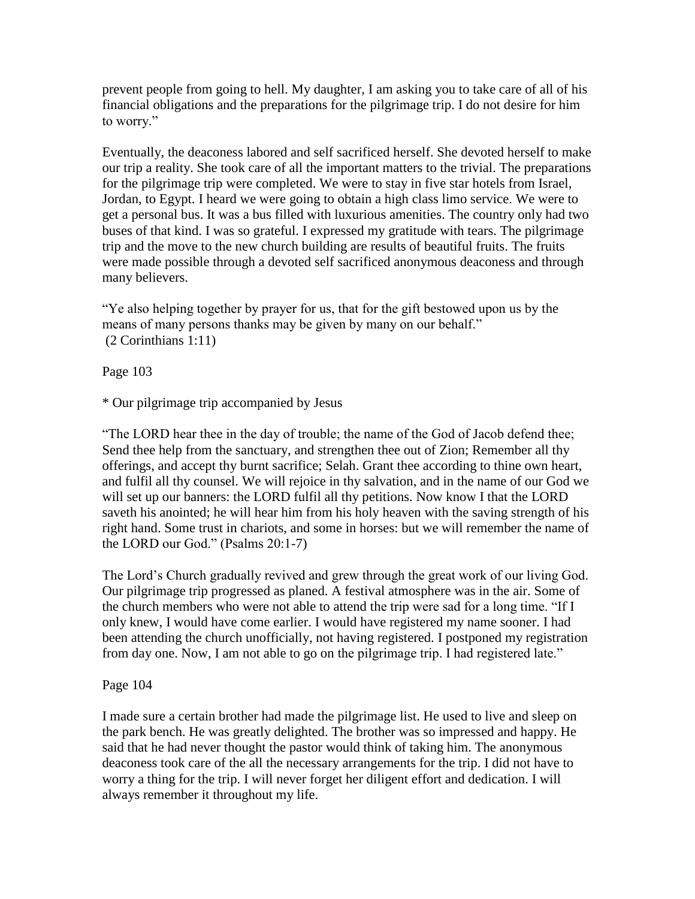prevent people from going to hell. My daughter, I am asking you to take care of all of his financial obligations and the preparations for the pilgrimage trip. I do not desire for him to worry."

Eventually, the deaconess labored and self sacrificed herself. She devoted herself to make our trip a reality. She took care of all the important matters to the trivial. The preparations for the pilgrimage trip were completed. We were to stay in five star hotels from Israel, Jordan, to Egypt. I heard we were going to obtain a high class limo service. We were to get a personal bus. It was a bus filled with luxurious amenities. The country only had two buses of that kind. I was so grateful. I expressed my gratitude with tears. The pilgrimage trip and the move to the new church building are results of beautiful fruits. The fruits were made possible through a devoted self sacrificed anonymous deaconess and through many believers.

"Ye also helping together by prayer for us, that for the gift bestowed upon us by the means of many persons thanks may be given by many on our behalf."
(2 Corinthians 1:11)

Page 103

* Our pilgrimage trip accompanied by Jesus

"The LORD hear thee in the day of trouble; the name of the God of Jacob defend thee; Send thee help from the sanctuary, and strengthen thee out of Zion; Remember all thy offerings, and accept thy burnt sacrifice; Selah. Grant thee according to thine own heart, and fulfil all thy counsel. We will rejoice in thy salvation, and in the name of our God we will set up our banners: the LORD fulfil all thy petitions. Now know I that the LORD saveth his anointed; he will hear him from his holy heaven with the saving strength of his right hand. Some trust in chariots, and some in horses: but we will remember the name of the LORD our God." (Psalms 20:1-7)

The Lord's Church gradually revived and grew through the great work of our living God. Our pilgrimage trip progressed as planed. A festival atmosphere was in the air. Some of the church members who were not able to attend the trip were sad for a long time. "If I only knew, I would have come earlier. I would have registered my name sooner. I had been attending the church unofficially, not having registered. I postponed my registration from day one. Now, I am not able to go on the pilgrimage trip. I had registered late."

Page 104

I made sure a certain brother had made the pilgrimage list. He used to live and sleep on the park bench. He was greatly delighted. The brother was so impressed and happy. He said that he had never thought the pastor would think of taking him. The anonymous deaconess took care of the all the necessary arrangements for the trip. I did not have to worry a thing for the trip. I will never forget her diligent effort and dedication. I will always remember it throughout my life.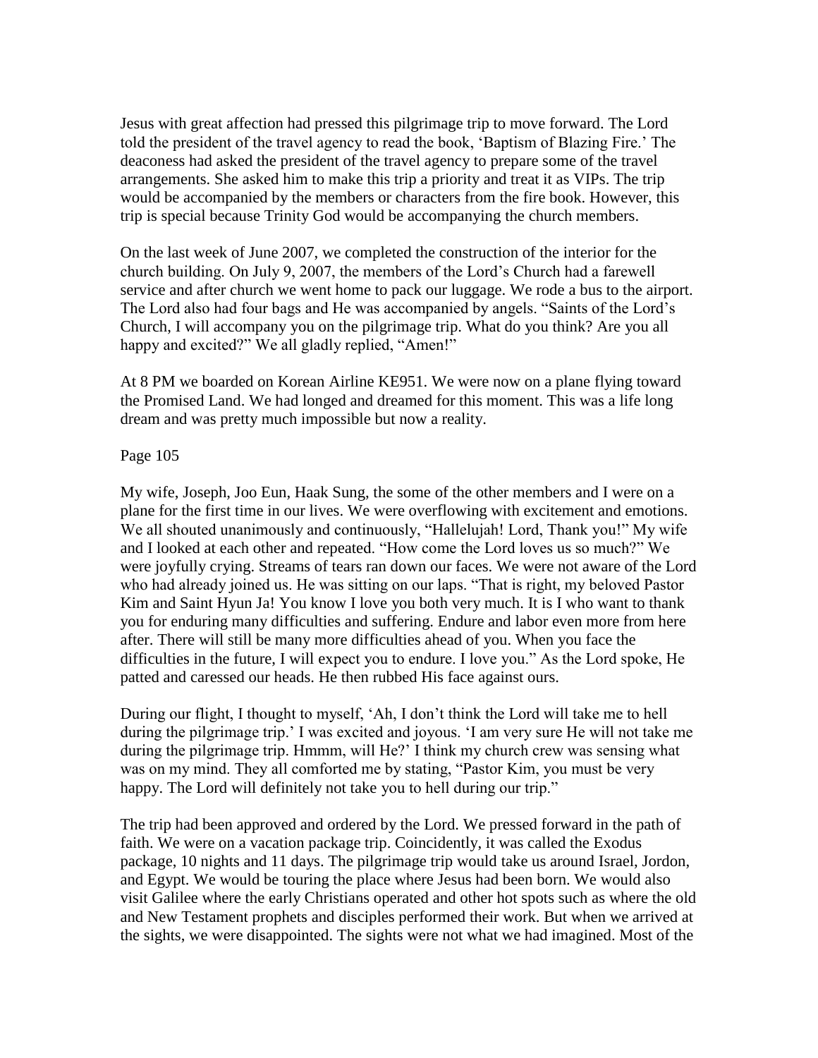Jesus with great affection had pressed this pilgrimage trip to move forward. The Lord told the president of the travel agency to read the book, 'Baptism of Blazing Fire.' The deaconess had asked the president of the travel agency to prepare some of the travel arrangements. She asked him to make this trip a priority and treat it as VIPs. The trip would be accompanied by the members or characters from the fire book. However, this trip is special because Trinity God would be accompanying the church members.

On the last week of June 2007, we completed the construction of the interior for the church building. On July 9, 2007, the members of the Lord's Church had a farewell service and after church we went home to pack our luggage. We rode a bus to the airport. The Lord also had four bags and He was accompanied by angels. "Saints of the Lord's Church, I will accompany you on the pilgrimage trip. What do you think? Are you all happy and excited?" We all gladly replied, "Amen!"

At 8 PM we boarded on Korean Airline KE951. We were now on a plane flying toward the Promised Land. We had longed and dreamed for this moment. This was a life long dream and was pretty much impossible but now a reality.

My wife, Joseph, Joo Eun, Haak Sung, the some of the other members and I were on a plane for the first time in our lives. We were overflowing with excitement and emotions. We all shouted unanimously and continuously, "Hallelujah! Lord, Thank you!" My wife and I looked at each other and repeated. "How come the Lord loves us so much?" We were joyfully crying. Streams of tears ran down our faces. We were not aware of the Lord who had already joined us. He was sitting on our laps. "That is right, my beloved Pastor Kim and Saint Hyun Ja! You know I love you both very much. It is I who want to thank you for enduring many difficulties and suffering. Endure and labor even more from here after. There will still be many more difficulties ahead of you. When you face the difficulties in the future, I will expect you to endure. I love you." As the Lord spoke, He patted and caressed our heads. He then rubbed His face against ours.

During our flight, I thought to myself, 'Ah, I don't think the Lord will take me to hell during the pilgrimage trip.' I was excited and joyous. 'I am very sure He will not take me during the pilgrimage trip. Hmmm, will He?' I think my church crew was sensing what was on my mind. They all comforted me by stating, "Pastor Kim, you must be very happy. The Lord will definitely not take you to hell during our trip."

The trip had been approved and ordered by the Lord. We pressed forward in the path of faith. We were on a vacation package trip. Coincidently, it was called the Exodus package, 10 nights and 11 days. The pilgrimage trip would take us around Israel, Jordon, and Egypt. We would be touring the place where Jesus had been born. We would also visit Galilee where the early Christians operated and other hot spots such as where the old and New Testament prophets and disciples performed their work. But when we arrived at the sights, we were disappointed. The sights were not what we had imagined. Most of the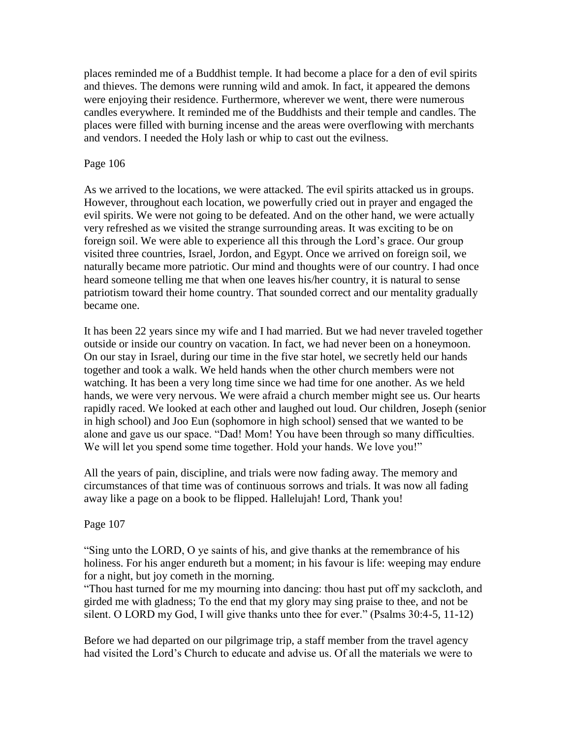places reminded me of a Buddhist temple. It had become a place for a den of evil spirits and thieves. The demons were running wild and amok. In fact, it appeared the demons were enjoying their residence. Furthermore, wherever we went, there were numerous candles everywhere. It reminded me of the Buddhists and their temple and candles. The places were filled with burning incense and the areas were overflowing with merchants and vendors. I needed the Holy lash or whip to cast out the evilness.

Page 106

As we arrived to the locations, we were attacked. The evil spirits attacked us in groups. However, throughout each location, we powerfully cried out in prayer and engaged the evil spirits. We were not going to be defeated. And on the other hand, we were actually very refreshed as we visited the strange surrounding areas. It was exciting to be on foreign soil. We were able to experience all this through the Lord's grace. Our group visited three countries, Israel, Jordon, and Egypt. Once we arrived on foreign soil, we naturally became more patriotic. Our mind and thoughts were of our country. I had once heard someone telling me that when one leaves his/her country, it is natural to sense patriotism toward their home country. That sounded correct and our mentality gradually became one.

It has been 22 years since my wife and I had married. But we had never traveled together outside or inside our country on vacation. In fact, we had never been on a honeymoon. On our stay in Israel, during our time in the five star hotel, we secretly held our hands together and took a walk. We held hands when the other church members were not watching. It has been a very long time since we had time for one another. As we held hands, we were very nervous. We were afraid a church member might see us. Our hearts rapidly raced. We looked at each other and laughed out loud. Our children, Joseph (senior in high school) and Joo Eun (sophomore in high school) sensed that we wanted to be alone and gave us our space. "Dad! Mom! You have been through so many difficulties. We will let you spend some time together. Hold your hands. We love you!"

All the years of pain, discipline, and trials were now fading away. The memory and circumstances of that time was of continuous sorrows and trials. It was now all fading away like a page on a book to be flipped. Hallelujah! Lord, Thank you!

Page 107

"Sing unto the LORD, O ye saints of his, and give thanks at the remembrance of his holiness. For his anger endureth but a moment; in his favour is life: weeping may endure for a night, but joy cometh in the morning.
"Thou hast turned for me my mourning into dancing: thou hast put off my sackcloth, and girded me with gladness; To the end that my glory may sing praise to thee, and not be silent. O LORD my God, I will give thanks unto thee for ever." (Psalms 30:4-5, 11-12)

Before we had departed on our pilgrimage trip, a staff member from the travel agency had visited the Lord's Church to educate and advise us. Of all the materials we were to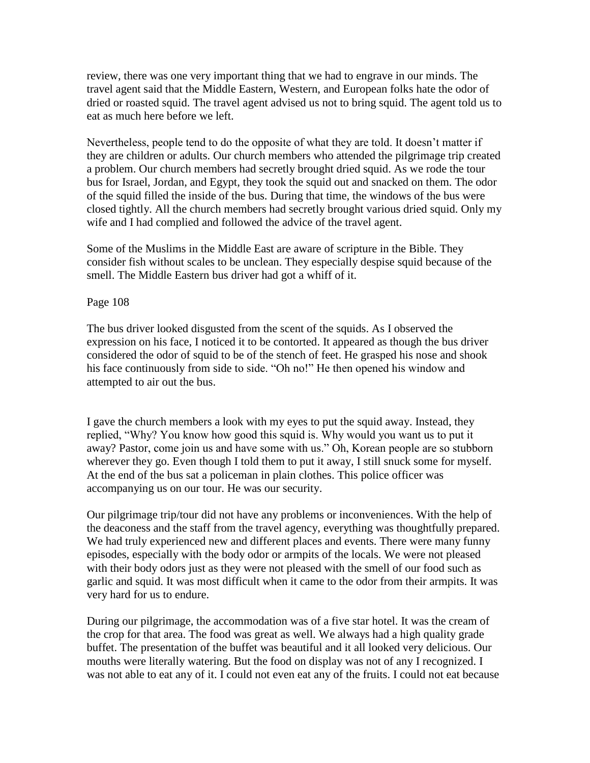review, there was one very important thing that we had to engrave in our minds. The travel agent said that the Middle Eastern, Western, and European folks hate the odor of dried or roasted squid. The travel agent advised us not to bring squid. The agent told us to eat as much here before we left.

Nevertheless, people tend to do the opposite of what they are told. It doesn't matter if they are children or adults. Our church members who attended the pilgrimage trip created a problem. Our church members had secretly brought dried squid. As we rode the tour bus for Israel, Jordan, and Egypt, they took the squid out and snacked on them. The odor of the squid filled the inside of the bus. During that time, the windows of the bus were closed tightly. All the church members had secretly brought various dried squid. Only my wife and I had complied and followed the advice of the travel agent.

Some of the Muslims in the Middle East are aware of scripture in the Bible. They consider fish without scales to be unclean. They especially despise squid because of the smell. The Middle Eastern bus driver had got a whiff of it.

The bus driver looked disgusted from the scent of the squids. As I observed the expression on his face, I noticed it to be contorted. It appeared as though the bus driver considered the odor of squid to be of the stench of feet. He grasped his nose and shook his face continuously from side to side. "Oh no!" He then opened his window and attempted to air out the bus.

I gave the church members a look with my eyes to put the squid away. Instead, they replied, "Why? You know how good this squid is. Why would you want us to put it away? Pastor, come join us and have some with us." Oh, Korean people are so stubborn wherever they go. Even though I told them to put it away, I still snuck some for myself. At the end of the bus sat a policeman in plain clothes. This police officer was accompanying us on our tour. He was our security.

Our pilgrimage trip/tour did not have any problems or inconveniences. With the help of the deaconess and the staff from the travel agency, everything was thoughtfully prepared. We had truly experienced new and different places and events. There were many funny episodes, especially with the body odor or armpits of the locals. We were not pleased with their body odors just as they were not pleased with the smell of our food such as garlic and squid. It was most difficult when it came to the odor from their armpits. It was very hard for us to endure.

During our pilgrimage, the accommodation was of a five star hotel. It was the cream of the crop for that area. The food was great as well. We always had a high quality grade buffet. The presentation of the buffet was beautiful and it all looked very delicious. Our mouths were literally watering. But the food on display was not of any I recognized. I was not able to eat any of it. I could not even eat any of the fruits. I could not eat because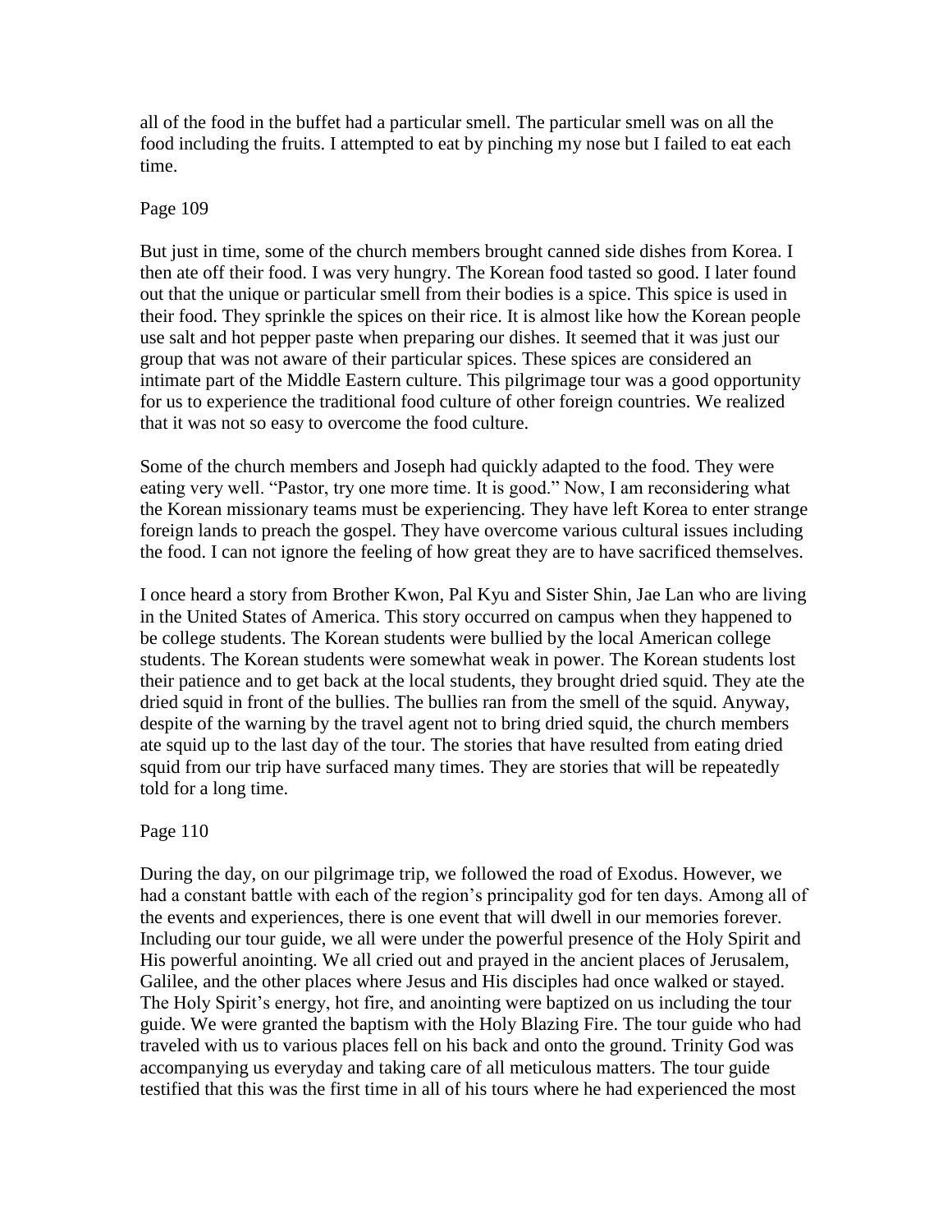all of the food in the buffet had a particular smell. The particular smell was on all the food including the fruits. I attempted to eat by pinching my nose but I failed to eat each time.

Page 109

But just in time, some of the church members brought canned side dishes from Korea. I then ate off their food. I was very hungry. The Korean food tasted so good. I later found out that the unique or particular smell from their bodies is a spice. This spice is used in their food. They sprinkle the spices on their rice. It is almost like how the Korean people use salt and hot pepper paste when preparing our dishes. It seemed that it was just our group that was not aware of their particular spices. These spices are considered an intimate part of the Middle Eastern culture. This pilgrimage tour was a good opportunity for us to experience the traditional food culture of other foreign countries. We realized that it was not so easy to overcome the food culture.

Some of the church members and Joseph had quickly adapted to the food. They were eating very well. "Pastor, try one more time. It is good." Now, I am reconsidering what the Korean missionary teams must be experiencing. They have left Korea to enter strange foreign lands to preach the gospel. They have overcome various cultural issues including the food. I can not ignore the feeling of how great they are to have sacrificed themselves.

I once heard a story from Brother Kwon, Pal Kyu and Sister Shin, Jae Lan who are living in the United States of America. This story occurred on campus when they happened to be college students. The Korean students were bullied by the local American college students. The Korean students were somewhat weak in power. The Korean students lost their patience and to get back at the local students, they brought dried squid. They ate the dried squid in front of the bullies. The bullies ran from the smell of the squid. Anyway, despite of the warning by the travel agent not to bring dried squid, the church members ate squid up to the last day of the tour. The stories that have resulted from eating dried squid from our trip have surfaced many times. They are stories that will be repeatedly told for a long time.

Page 110

During the day, on our pilgrimage trip, we followed the road of Exodus. However, we had a constant battle with each of the region's principality god for ten days. Among all of the events and experiences, there is one event that will dwell in our memories forever. Including our tour guide, we all were under the powerful presence of the Holy Spirit and His powerful anointing. We all cried out and prayed in the ancient places of Jerusalem, Galilee, and the other places where Jesus and His disciples had once walked or stayed. The Holy Spirit's energy, hot fire, and anointing were baptized on us including the tour guide. We were granted the baptism with the Holy Blazing Fire. The tour guide who had traveled with us to various places fell on his back and onto the ground. Trinity God was accompanying us everyday and taking care of all meticulous matters. The tour guide testified that this was the first time in all of his tours where he had experienced the most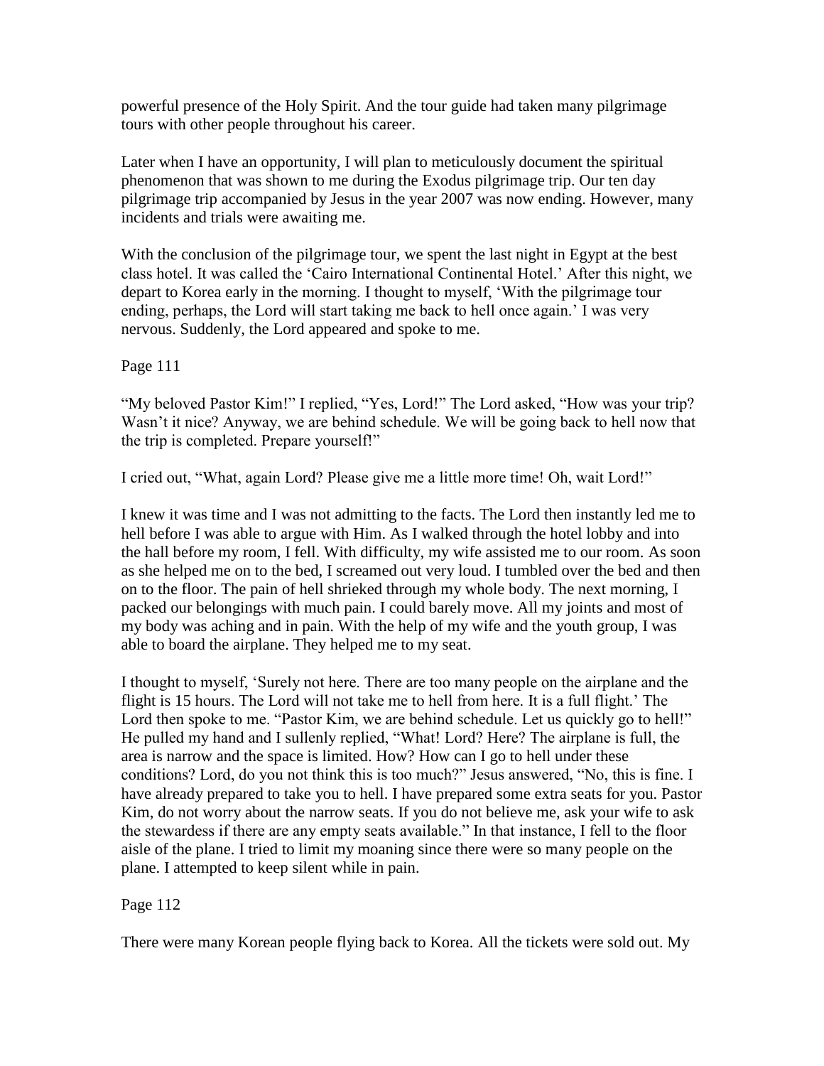powerful presence of the Holy Spirit. And the tour guide had taken many pilgrimage tours with other people throughout his career.

Later when I have an opportunity, I will plan to meticulously document the spiritual phenomenon that was shown to me during the Exodus pilgrimage trip. Our ten day pilgrimage trip accompanied by Jesus in the year 2007 was now ending. However, many incidents and trials were awaiting me.

With the conclusion of the pilgrimage tour, we spent the last night in Egypt at the best class hotel. It was called the 'Cairo International Continental Hotel.' After this night, we depart to Korea early in the morning. I thought to myself, 'With the pilgrimage tour ending, perhaps, the Lord will start taking me back to hell once again.' I was very nervous. Suddenly, the Lord appeared and spoke to me.

Page 111

"My beloved Pastor Kim!" I replied, "Yes, Lord!" The Lord asked, "How was your trip? Wasn't it nice? Anyway, we are behind schedule. We will be going back to hell now that the trip is completed. Prepare yourself!"

I cried out, "What, again Lord? Please give me a little more time! Oh, wait Lord!"

I knew it was time and I was not admitting to the facts. The Lord then instantly led me to hell before I was able to argue with Him. As I walked through the hotel lobby and into the hall before my room, I fell. With difficulty, my wife assisted me to our room. As soon as she helped me on to the bed, I screamed out very loud. I tumbled over the bed and then on to the floor. The pain of hell shrieked through my whole body. The next morning, I packed our belongings with much pain. I could barely move. All my joints and most of my body was aching and in pain. With the help of my wife and the youth group, I was able to board the airplane. They helped me to my seat.

I thought to myself, 'Surely not here. There are too many people on the airplane and the flight is 15 hours. The Lord will not take me to hell from here. It is a full flight.' The Lord then spoke to me. "Pastor Kim, we are behind schedule. Let us quickly go to hell!" He pulled my hand and I sullenly replied, "What! Lord? Here? The airplane is full, the area is narrow and the space is limited. How? How can I go to hell under these conditions? Lord, do you not think this is too much?" Jesus answered, "No, this is fine. I have already prepared to take you to hell. I have prepared some extra seats for you. Pastor Kim, do not worry about the narrow seats. If you do not believe me, ask your wife to ask the stewardess if there are any empty seats available." In that instance, I fell to the floor aisle of the plane. I tried to limit my moaning since there were so many people on the plane. I attempted to keep silent while in pain.

Page 112

There were many Korean people flying back to Korea. All the tickets were sold out. My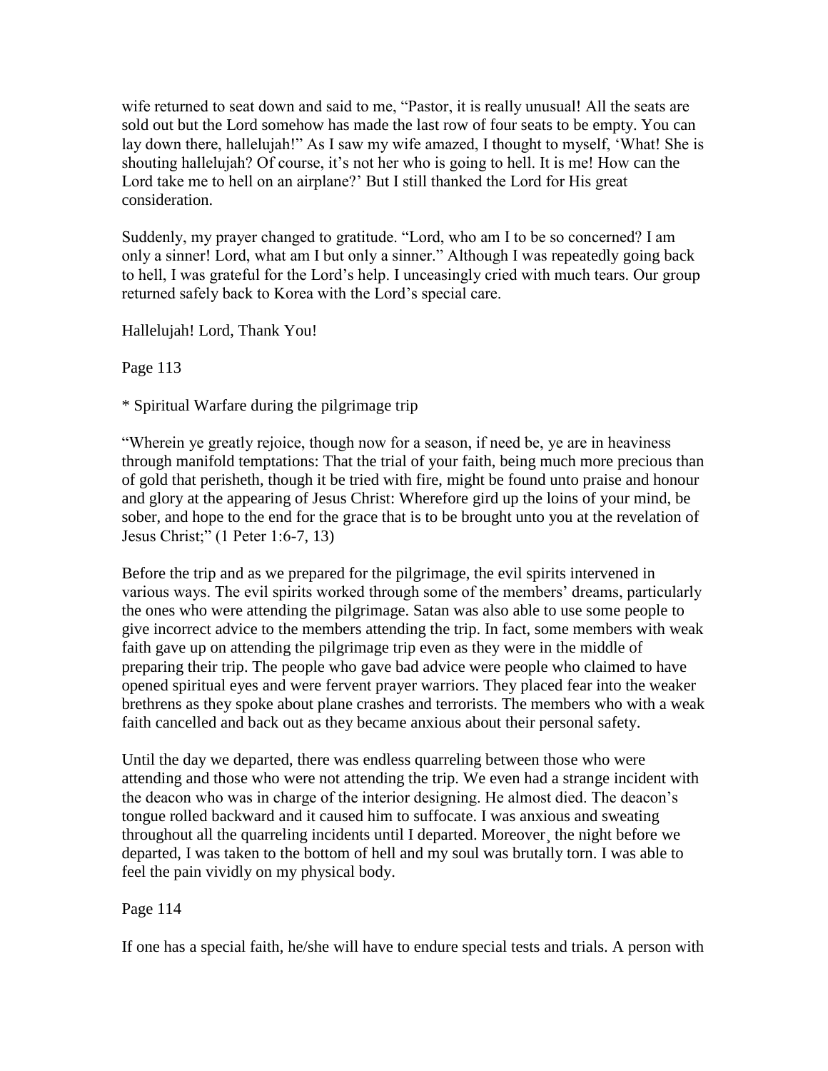wife returned to seat down and said to me, "Pastor, it is really unusual! All the seats are sold out but the Lord somehow has made the last row of four seats to be empty. You can lay down there, hallelujah!" As I saw my wife amazed, I thought to myself, 'What! She is shouting hallelujah? Of course, it's not her who is going to hell. It is me! How can the Lord take me to hell on an airplane?' But I still thanked the Lord for His great consideration.

Suddenly, my prayer changed to gratitude. "Lord, who am I to be so concerned? I am only a sinner! Lord, what am I but only a sinner." Although I was repeatedly going back to hell, I was grateful for the Lord's help. I unceasingly cried with much tears. Our group returned safely back to Korea with the Lord's special care.

Hallelujah! Lord, Thank You!

Page 113

* Spiritual Warfare during the pilgrimage trip

"Wherein ye greatly rejoice, though now for a season, if need be, ye are in heaviness through manifold temptations: That the trial of your faith, being much more precious than of gold that perisheth, though it be tried with fire, might be found unto praise and honour and glory at the appearing of Jesus Christ: Wherefore gird up the loins of your mind, be sober, and hope to the end for the grace that is to be brought unto you at the revelation of Jesus Christ;" (1 Peter 1:6-7, 13)

Before the trip and as we prepared for the pilgrimage, the evil spirits intervened in various ways. The evil spirits worked through some of the members' dreams, particularly the ones who were attending the pilgrimage. Satan was also able to use some people to give incorrect advice to the members attending the trip. In fact, some members with weak faith gave up on attending the pilgrimage trip even as they were in the middle of preparing their trip. The people who gave bad advice were people who claimed to have opened spiritual eyes and were fervent prayer warriors. They placed fear into the weaker brethrens as they spoke about plane crashes and terrorists. The members who with a weak faith cancelled and back out as they became anxious about their personal safety.

Until the day we departed, there was endless quarreling between those who were attending and those who were not attending the trip. We even had a strange incident with the deacon who was in charge of the interior designing. He almost died. The deacon's tongue rolled backward and it caused him to suffocate. I was anxious and sweating throughout all the quarreling incidents until I departed. Moreover, the night before we departed, I was taken to the bottom of hell and my soul was brutally torn. I was able to feel the pain vividly on my physical body.

Page 114

If one has a special faith, he/she will have to endure special tests and trials. A person with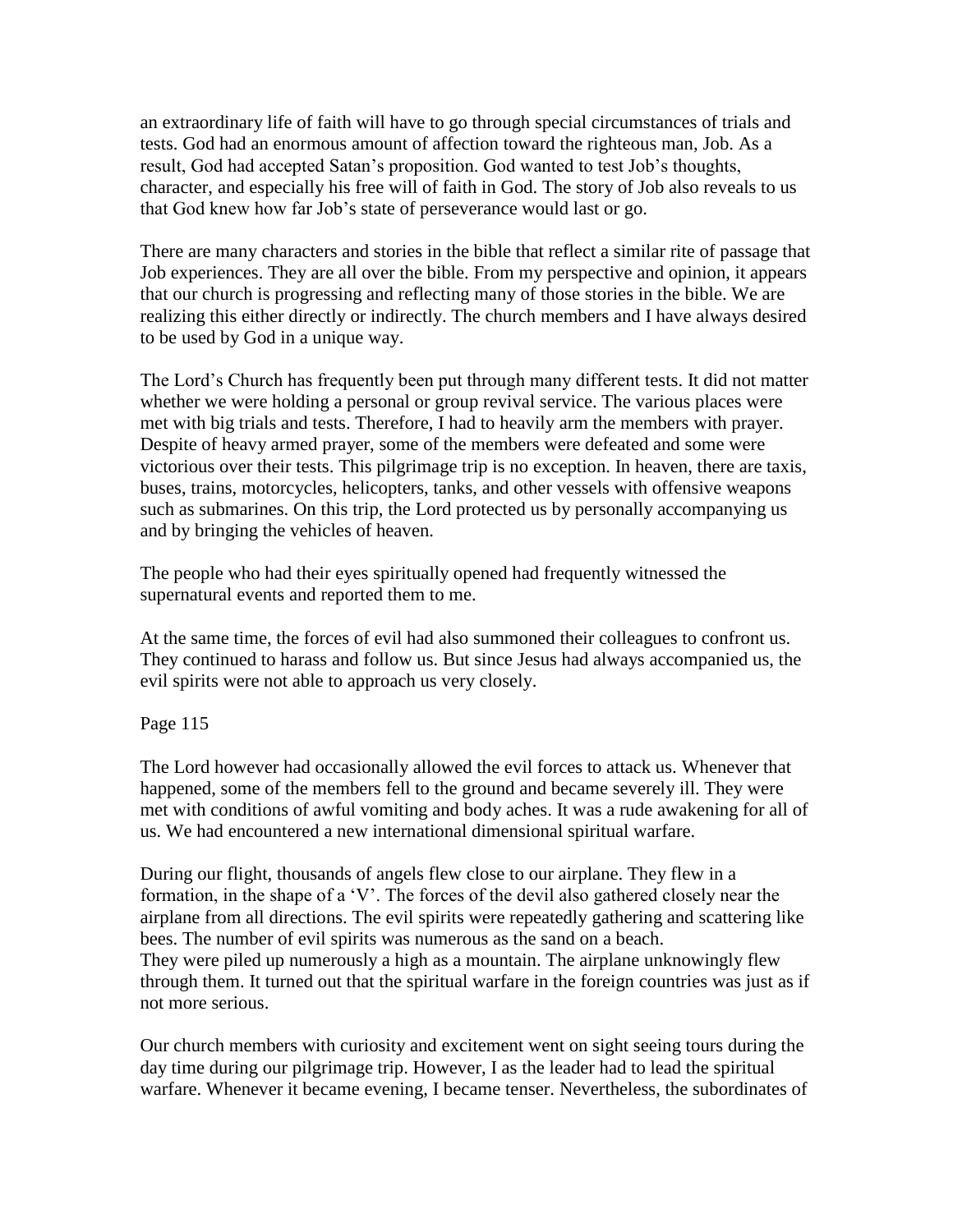an extraordinary life of faith will have to go through special circumstances of trials and tests. God had an enormous amount of affection toward the righteous man, Job. As a result, God had accepted Satan's proposition. God wanted to test Job's thoughts, character, and especially his free will of faith in God. The story of Job also reveals to us that God knew how far Job's state of perseverance would last or go.

There are many characters and stories in the bible that reflect a similar rite of passage that Job experiences. They are all over the bible. From my perspective and opinion, it appears that our church is progressing and reflecting many of those stories in the bible. We are realizing this either directly or indirectly. The church members and I have always desired to be used by God in a unique way.

The Lord's Church has frequently been put through many different tests. It did not matter whether we were holding a personal or group revival service. The various places were met with big trials and tests. Therefore, I had to heavily arm the members with prayer. Despite of heavy armed prayer, some of the members were defeated and some were victorious over their tests. This pilgrimage trip is no exception. In heaven, there are taxis, buses, trains, motorcycles, helicopters, tanks, and other vessels with offensive weapons such as submarines. On this trip, the Lord protected us by personally accompanying us and by bringing the vehicles of heaven.

The people who had their eyes spiritually opened had frequently witnessed the supernatural events and reported them to me.

At the same time, the forces of evil had also summoned their colleagues to confront us. They continued to harass and follow us. But since Jesus had always accompanied us, the evil spirits were not able to approach us very closely.

Page 115

The Lord however had occasionally allowed the evil forces to attack us. Whenever that happened, some of the members fell to the ground and became severely ill. They were met with conditions of awful vomiting and body aches. It was a rude awakening for all of us. We had encountered a new international dimensional spiritual warfare.

During our flight, thousands of angels flew close to our airplane. They flew in a formation, in the shape of a 'V'. The forces of the devil also gathered closely near the airplane from all directions. The evil spirits were repeatedly gathering and scattering like bees. The number of evil spirits was numerous as the sand on a beach.
They were piled up numerously a high as a mountain. The airplane unknowingly flew through them. It turned out that the spiritual warfare in the foreign countries was just as if not more serious.

Our church members with curiosity and excitement went on sight seeing tours during the day time during our pilgrimage trip. However, I as the leader had to lead the spiritual warfare. Whenever it became evening, I became tenser. Nevertheless, the subordinates of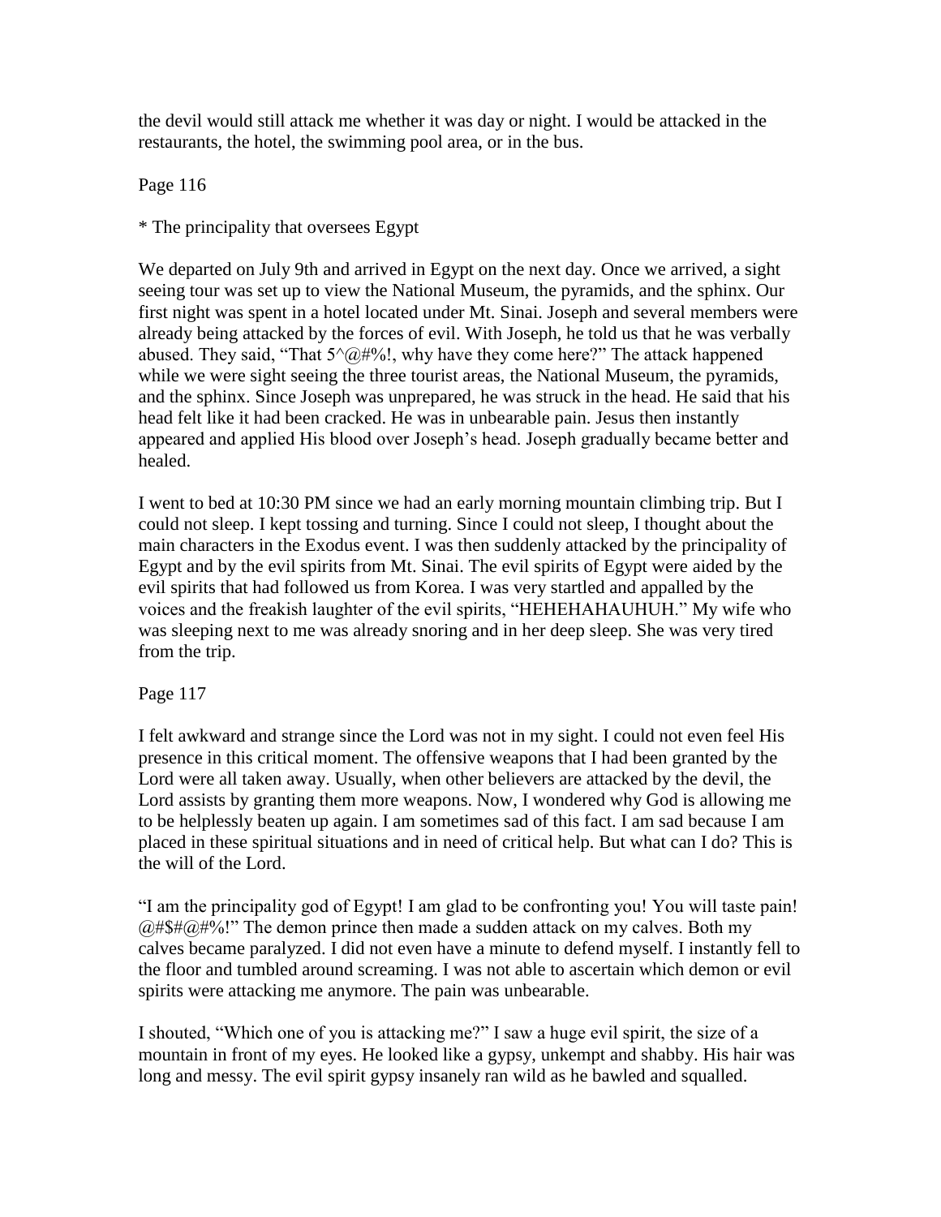the devil would still attack me whether it was day or night. I would be attacked in the restaurants, the hotel, the swimming pool area, or in the bus.

Page 116

* The principality that oversees Egypt

We departed on July 9th and arrived in Egypt on the next day. Once we arrived, a sight seeing tour was set up to view the National Museum, the pyramids, and the sphinx. Our first night was spent in a hotel located under Mt. Sinai. Joseph and several members were already being attacked by the forces of evil. With Joseph, he told us that he was verbally abused. They said, "That 5^@#%!, why have they come here?" The attack happened while we were sight seeing the three tourist areas, the National Museum, the pyramids, and the sphinx. Since Joseph was unprepared, he was struck in the head. He said that his head felt like it had been cracked. He was in unbearable pain. Jesus then instantly appeared and applied His blood over Joseph's head. Joseph gradually became better and healed.

I went to bed at 10:30 PM since we had an early morning mountain climbing trip. But I could not sleep. I kept tossing and turning. Since I could not sleep, I thought about the main characters in the Exodus event. I was then suddenly attacked by the principality of Egypt and by the evil spirits from Mt. Sinai. The evil spirits of Egypt were aided by the evil spirits that had followed us from Korea. I was very startled and appalled by the voices and the freakish laughter of the evil spirits, "HEHEHAHAUHUH." My wife who was sleeping next to me was already snoring and in her deep sleep. She was very tired from the trip.

Page 117

I felt awkward and strange since the Lord was not in my sight. I could not even feel His presence in this critical moment. The offensive weapons that I had been granted by the Lord were all taken away. Usually, when other believers are attacked by the devil, the Lord assists by granting them more weapons. Now, I wondered why God is allowing me to be helplessly beaten up again. I am sometimes sad of this fact. I am sad because I am placed in these spiritual situations and in need of critical help. But what can I do? This is the will of the Lord.

"I am the principality god of Egypt! I am glad to be confronting you! You will taste pain! @#$#@#%!" The demon prince then made a sudden attack on my calves. Both my calves became paralyzed. I did not even have a minute to defend myself. I instantly fell to the floor and tumbled around screaming. I was not able to ascertain which demon or evil spirits were attacking me anymore. The pain was unbearable.

I shouted, "Which one of you is attacking me?" I saw a huge evil spirit, the size of a mountain in front of my eyes. He looked like a gypsy, unkempt and shabby. His hair was long and messy. The evil spirit gypsy insanely ran wild as he bawled and squalled.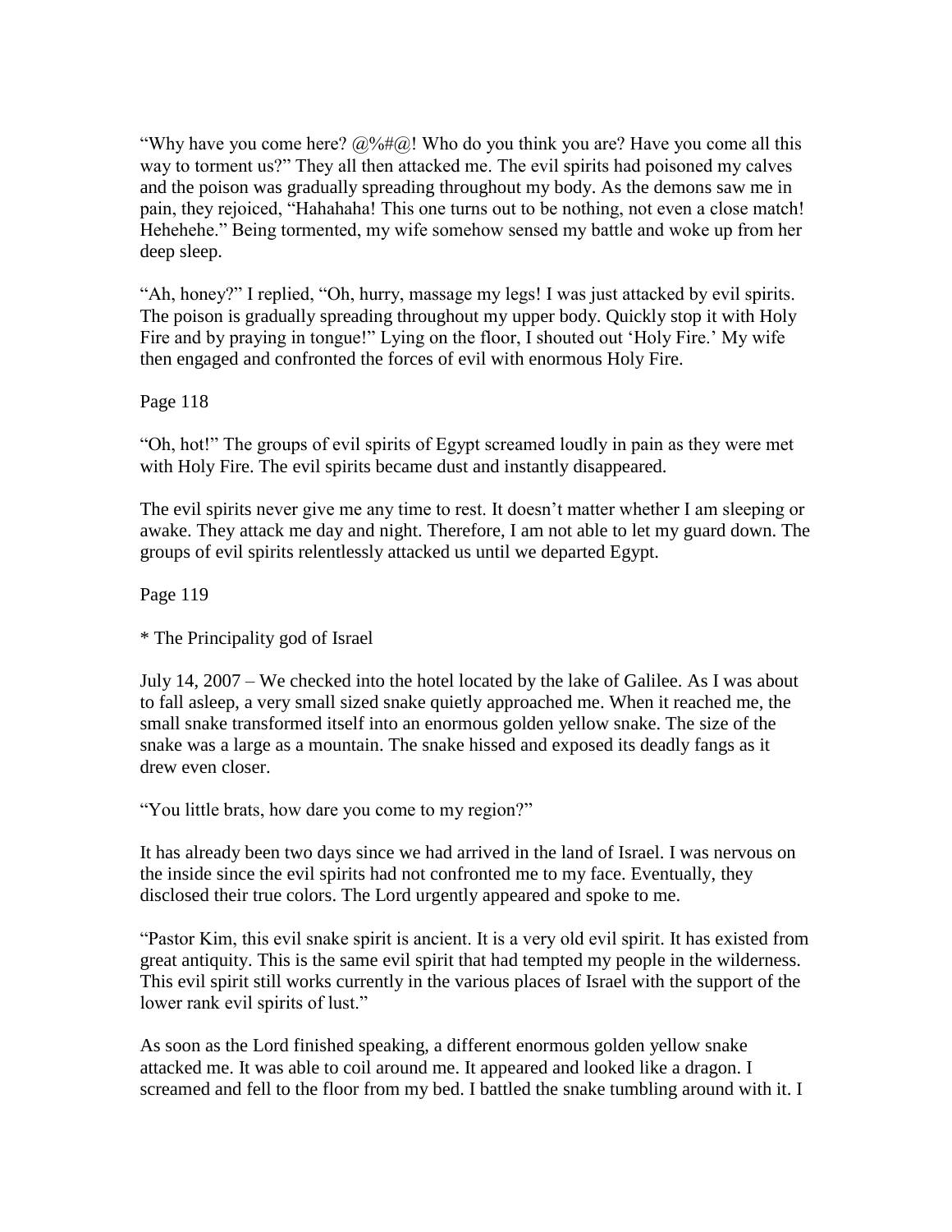"Why have you come here? @%#@! Who do you think you are? Have you come all this way to torment us?" They all then attacked me. The evil spirits had poisoned my calves and the poison was gradually spreading throughout my body. As the demons saw me in pain, they rejoiced, "Hahahaha! This one turns out to be nothing, not even a close match! Hehehehe." Being tormented, my wife somehow sensed my battle and woke up from her deep sleep.

"Ah, honey?" I replied, "Oh, hurry, massage my legs! I was just attacked by evil spirits. The poison is gradually spreading throughout my upper body. Quickly stop it with Holy Fire and by praying in tongue!" Lying on the floor, I shouted out 'Holy Fire.' My wife then engaged and confronted the forces of evil with enormous Holy Fire.

Page 118

"Oh, hot!" The groups of evil spirits of Egypt screamed loudly in pain as they were met with Holy Fire. The evil spirits became dust and instantly disappeared.

The evil spirits never give me any time to rest. It doesn't matter whether I am sleeping or awake. They attack me day and night. Therefore, I am not able to let my guard down. The groups of evil spirits relentlessly attacked us until we departed Egypt.

Page 119

* The Principality god of Israel

July 14, 2007 – We checked into the hotel located by the lake of Galilee. As I was about to fall asleep, a very small sized snake quietly approached me. When it reached me, the small snake transformed itself into an enormous golden yellow snake. The size of the snake was a large as a mountain. The snake hissed and exposed its deadly fangs as it drew even closer.

"You little brats, how dare you come to my region?"

It has already been two days since we had arrived in the land of Israel. I was nervous on the inside since the evil spirits had not confronted me to my face. Eventually, they disclosed their true colors. The Lord urgently appeared and spoke to me.

"Pastor Kim, this evil snake spirit is ancient. It is a very old evil spirit. It has existed from great antiquity. This is the same evil spirit that had tempted my people in the wilderness. This evil spirit still works currently in the various places of Israel with the support of the lower rank evil spirits of lust."

As soon as the Lord finished speaking, a different enormous golden yellow snake attacked me. It was able to coil around me. It appeared and looked like a dragon. I screamed and fell to the floor from my bed. I battled the snake tumbling around with it. I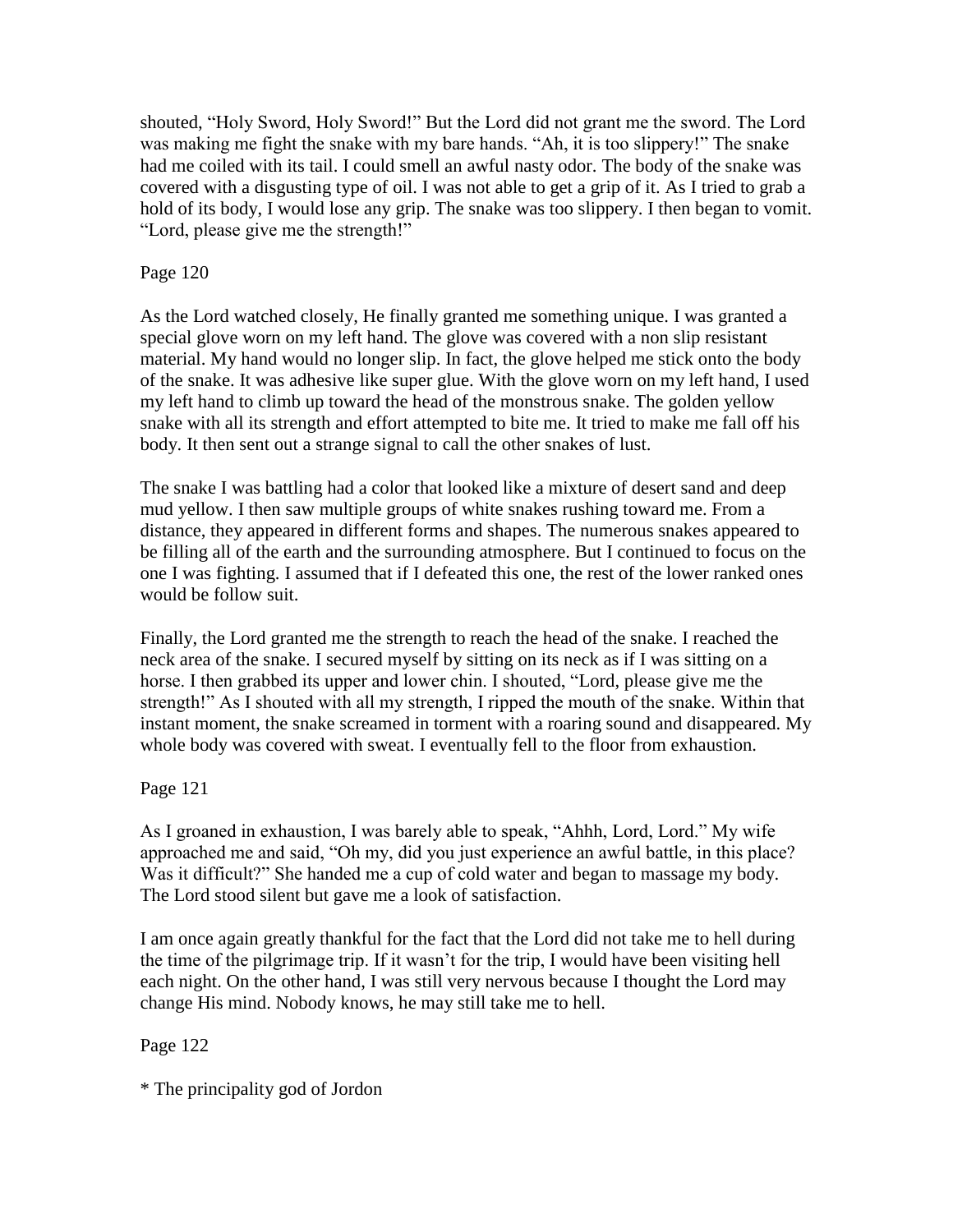shouted, "Holy Sword, Holy Sword!" But the Lord did not grant me the sword. The Lord was making me fight the snake with my bare hands. "Ah, it is too slippery!" The snake had me coiled with its tail. I could smell an awful nasty odor. The body of the snake was covered with a disgusting type of oil. I was not able to get a grip of it. As I tried to grab a hold of its body, I would lose any grip. The snake was too slippery. I then began to vomit. "Lord, please give me the strength!"

Page 120

As the Lord watched closely, He finally granted me something unique. I was granted a special glove worn on my left hand. The glove was covered with a non slip resistant material. My hand would no longer slip. In fact, the glove helped me stick onto the body of the snake. It was adhesive like super glue. With the glove worn on my left hand, I used my left hand to climb up toward the head of the monstrous snake. The golden yellow snake with all its strength and effort attempted to bite me. It tried to make me fall off his body. It then sent out a strange signal to call the other snakes of lust.

The snake I was battling had a color that looked like a mixture of desert sand and deep mud yellow. I then saw multiple groups of white snakes rushing toward me. From a distance, they appeared in different forms and shapes. The numerous snakes appeared to be filling all of the earth and the surrounding atmosphere. But I continued to focus on the one I was fighting. I assumed that if I defeated this one, the rest of the lower ranked ones would be follow suit.

Finally, the Lord granted me the strength to reach the head of the snake. I reached the neck area of the snake. I secured myself by sitting on its neck as if I was sitting on a horse. I then grabbed its upper and lower chin. I shouted, "Lord, please give me the strength!" As I shouted with all my strength, I ripped the mouth of the snake. Within that instant moment, the snake screamed in torment with a roaring sound and disappeared. My whole body was covered with sweat. I eventually fell to the floor from exhaustion.

Page 121

As I groaned in exhaustion, I was barely able to speak, "Ahhh, Lord, Lord." My wife approached me and said, "Oh my, did you just experience an awful battle, in this place? Was it difficult?" She handed me a cup of cold water and began to massage my body. The Lord stood silent but gave me a look of satisfaction.

I am once again greatly thankful for the fact that the Lord did not take me to hell during the time of the pilgrimage trip. If it wasn't for the trip, I would have been visiting hell each night. On the other hand, I was still very nervous because I thought the Lord may change His mind. Nobody knows, he may still take me to hell.

Page 122

* The principality god of Jordon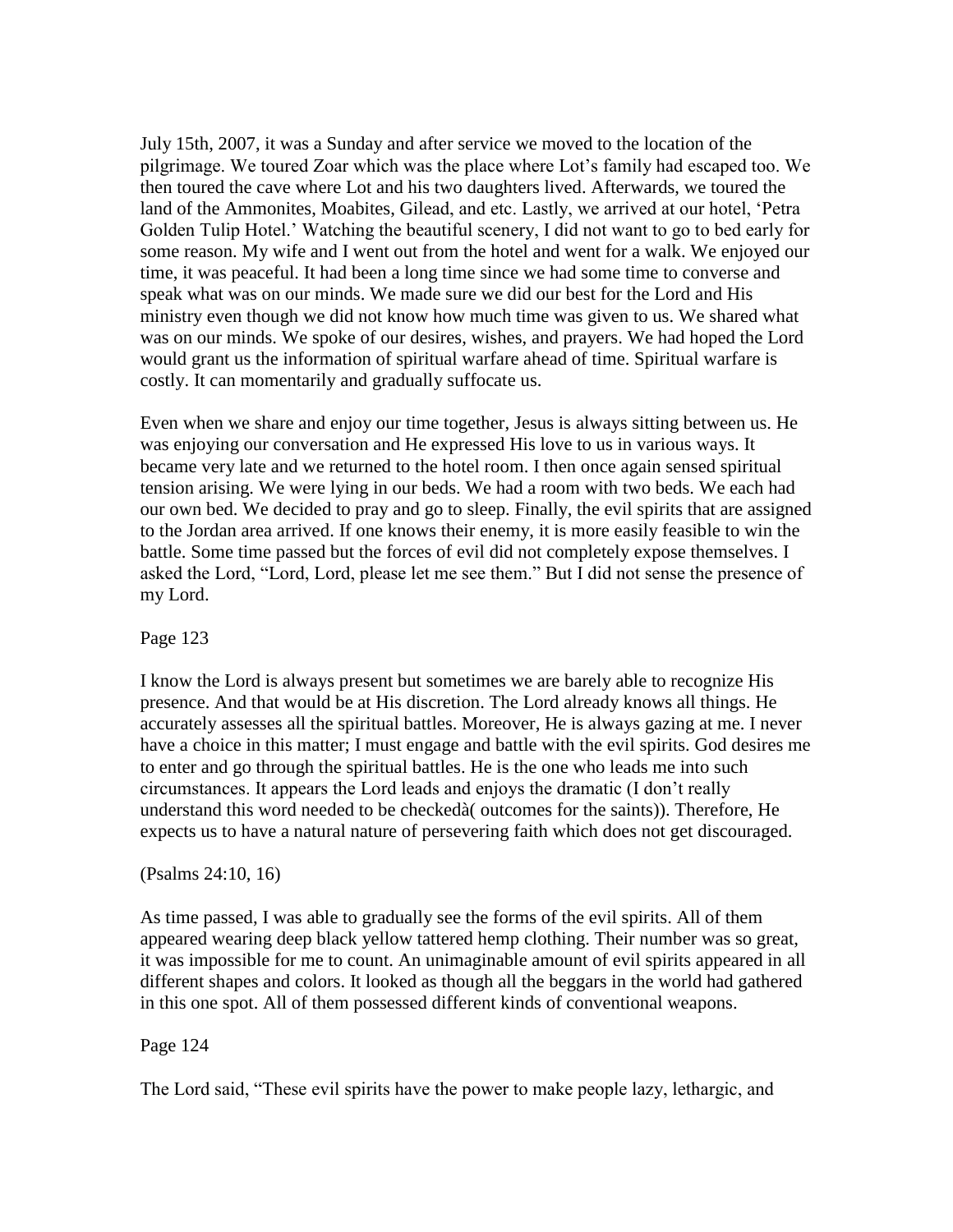July 15th, 2007, it was a Sunday and after service we moved to the location of the pilgrimage. We toured Zoar which was the place where Lot's family had escaped too. We then toured the cave where Lot and his two daughters lived. Afterwards, we toured the land of the Ammonites, Moabites, Gilead, and etc. Lastly, we arrived at our hotel, 'Petra Golden Tulip Hotel.' Watching the beautiful scenery, I did not want to go to bed early for some reason. My wife and I went out from the hotel and went for a walk. We enjoyed our time, it was peaceful. It had been a long time since we had some time to converse and speak what was on our minds. We made sure we did our best for the Lord and His ministry even though we did not know how much time was given to us. We shared what was on our minds. We spoke of our desires, wishes, and prayers. We had hoped the Lord would grant us the information of spiritual warfare ahead of time. Spiritual warfare is costly. It can momentarily and gradually suffocate us.

Even when we share and enjoy our time together, Jesus is always sitting between us. He was enjoying our conversation and He expressed His love to us in various ways. It became very late and we returned to the hotel room. I then once again sensed spiritual tension arising. We were lying in our beds. We had a room with two beds. We each had our own bed. We decided to pray and go to sleep. Finally, the evil spirits that are assigned to the Jordan area arrived. If one knows their enemy, it is more easily feasible to win the battle. Some time passed but the forces of evil did not completely expose themselves. I asked the Lord, "Lord, Lord, please let me see them." But I did not sense the presence of my Lord.

Page 123

I know the Lord is always present but sometimes we are barely able to recognize His presence. And that would be at His discretion. The Lord already knows all things. He accurately assesses all the spiritual battles. Moreover, He is always gazing at me. I never have a choice in this matter; I must engage and battle with the evil spirits. God desires me to enter and go through the spiritual battles. He is the one who leads me into such circumstances. It appears the Lord leads and enjoys the dramatic (I don't really understand this word needed to be checkedà( outcomes for the saints)). Therefore, He expects us to have a natural nature of persevering faith which does not get discouraged.

(Psalms 24:10, 16)

As time passed, I was able to gradually see the forms of the evil spirits. All of them appeared wearing deep black yellow tattered hemp clothing. Their number was so great, it was impossible for me to count. An unimaginable amount of evil spirits appeared in all different shapes and colors. It looked as though all the beggars in the world had gathered in this one spot. All of them possessed different kinds of conventional weapons.

Page 124

The Lord said, "These evil spirits have the power to make people lazy, lethargic, and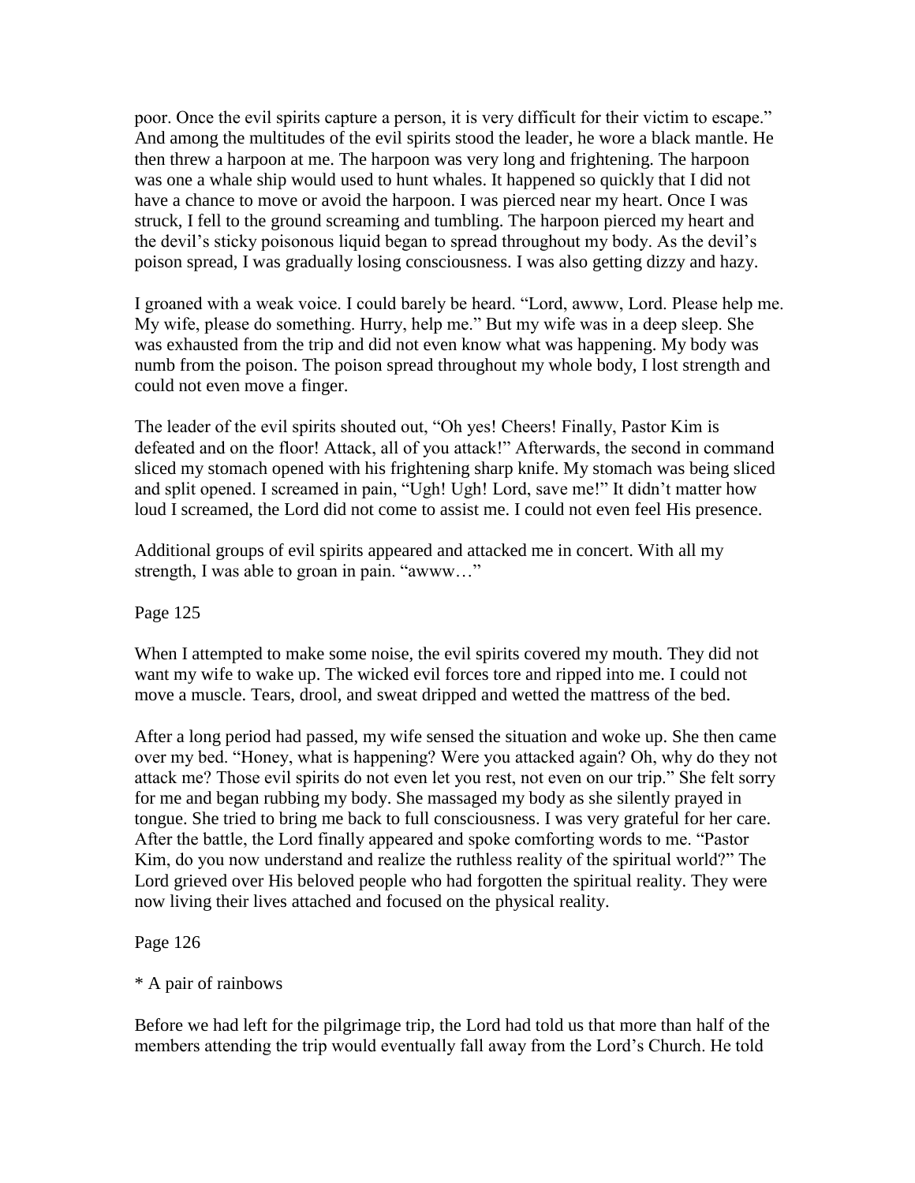poor. Once the evil spirits capture a person, it is very difficult for their victim to escape." And among the multitudes of the evil spirits stood the leader, he wore a black mantle. He then threw a harpoon at me. The harpoon was very long and frightening. The harpoon was one a whale ship would used to hunt whales. It happened so quickly that I did not have a chance to move or avoid the harpoon. I was pierced near my heart. Once I was struck, I fell to the ground screaming and tumbling. The harpoon pierced my heart and the devil's sticky poisonous liquid began to spread throughout my body. As the devil's poison spread, I was gradually losing consciousness. I was also getting dizzy and hazy.

I groaned with a weak voice. I could barely be heard. "Lord, awww, Lord. Please help me. My wife, please do something. Hurry, help me." But my wife was in a deep sleep. She was exhausted from the trip and did not even know what was happening. My body was numb from the poison. The poison spread throughout my whole body, I lost strength and could not even move a finger.

The leader of the evil spirits shouted out, "Oh yes! Cheers! Finally, Pastor Kim is defeated and on the floor! Attack, all of you attack!" Afterwards, the second in command sliced my stomach opened with his frightening sharp knife. My stomach was being sliced and split opened. I screamed in pain, "Ugh! Ugh! Lord, save me!" It didn't matter how loud I screamed, the Lord did not come to assist me. I could not even feel His presence.

Additional groups of evil spirits appeared and attacked me in concert. With all my strength, I was able to groan in pain. "awww…"

Page 125

When I attempted to make some noise, the evil spirits covered my mouth. They did not want my wife to wake up. The wicked evil forces tore and ripped into me. I could not move a muscle. Tears, drool, and sweat dripped and wetted the mattress of the bed.

After a long period had passed, my wife sensed the situation and woke up. She then came over my bed. "Honey, what is happening? Were you attacked again? Oh, why do they not attack me? Those evil spirits do not even let you rest, not even on our trip." She felt sorry for me and began rubbing my body. She massaged my body as she silently prayed in tongue. She tried to bring me back to full consciousness. I was very grateful for her care. After the battle, the Lord finally appeared and spoke comforting words to me. "Pastor Kim, do you now understand and realize the ruthless reality of the spiritual world?" The Lord grieved over His beloved people who had forgotten the spiritual reality. They were now living their lives attached and focused on the physical reality.

Page 126

* A pair of rainbows

Before we had left for the pilgrimage trip, the Lord had told us that more than half of the members attending the trip would eventually fall away from the Lord's Church. He told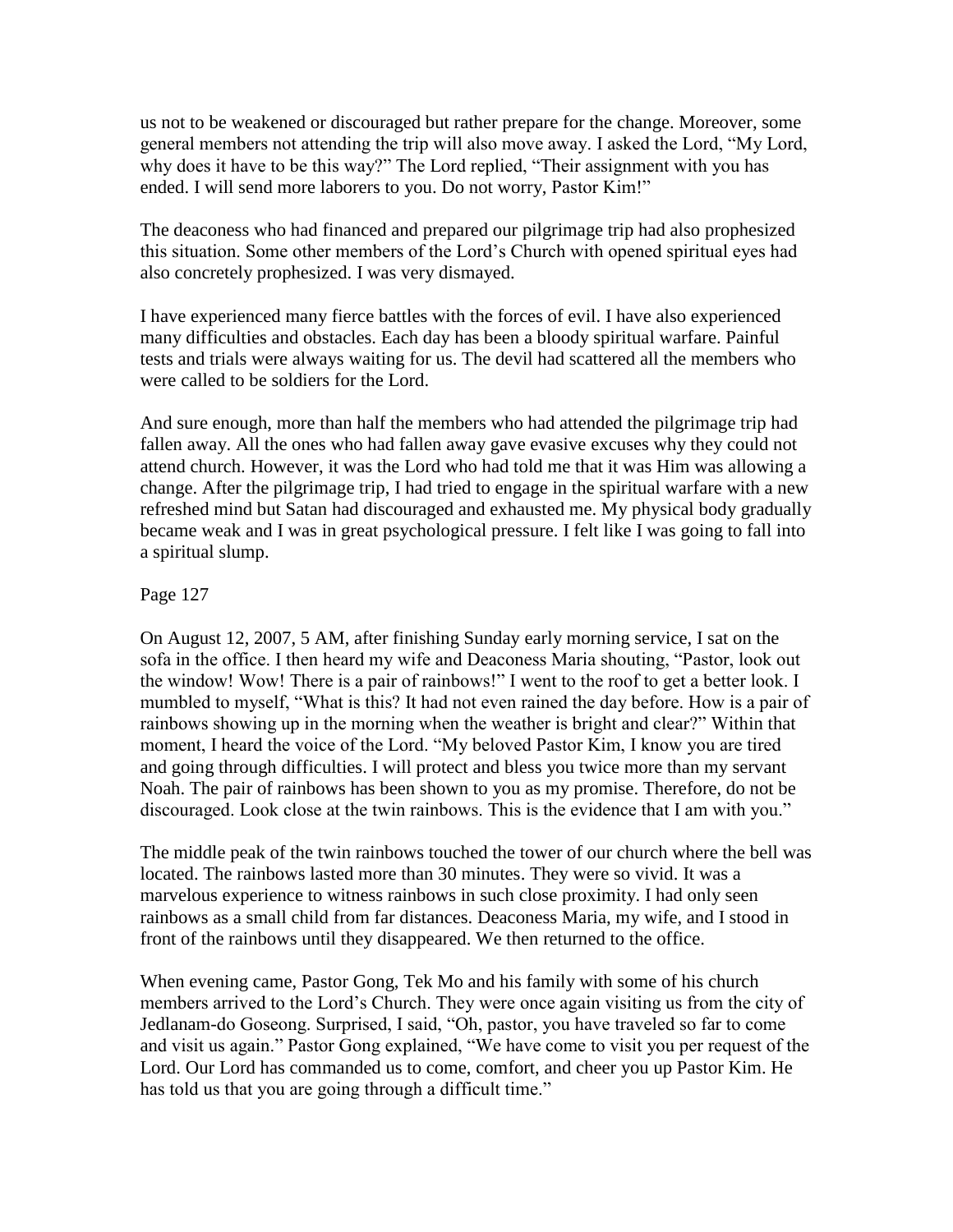us not to be weakened or discouraged but rather prepare for the change. Moreover, some general members not attending the trip will also move away. I asked the Lord, "My Lord, why does it have to be this way?" The Lord replied, "Their assignment with you has ended. I will send more laborers to you. Do not worry, Pastor Kim!"

The deaconess who had financed and prepared our pilgrimage trip had also prophesized this situation. Some other members of the Lord's Church with opened spiritual eyes had also concretely prophesized. I was very dismayed.

I have experienced many fierce battles with the forces of evil. I have also experienced many difficulties and obstacles. Each day has been a bloody spiritual warfare. Painful tests and trials were always waiting for us. The devil had scattered all the members who were called to be soldiers for the Lord.

And sure enough, more than half the members who had attended the pilgrimage trip had fallen away. All the ones who had fallen away gave evasive excuses why they could not attend church. However, it was the Lord who had told me that it was Him was allowing a change. After the pilgrimage trip, I had tried to engage in the spiritual warfare with a new refreshed mind but Satan had discouraged and exhausted me. My physical body gradually became weak and I was in great psychological pressure. I felt like I was going to fall into a spiritual slump.

Page 127

On August 12, 2007, 5 AM, after finishing Sunday early morning service, I sat on the sofa in the office. I then heard my wife and Deaconess Maria shouting, "Pastor, look out the window! Wow! There is a pair of rainbows!" I went to the roof to get a better look. I mumbled to myself, "What is this? It had not even rained the day before. How is a pair of rainbows showing up in the morning when the weather is bright and clear?" Within that moment, I heard the voice of the Lord. "My beloved Pastor Kim, I know you are tired and going through difficulties. I will protect and bless you twice more than my servant Noah. The pair of rainbows has been shown to you as my promise. Therefore, do not be discouraged. Look close at the twin rainbows. This is the evidence that I am with you."

The middle peak of the twin rainbows touched the tower of our church where the bell was located. The rainbows lasted more than 30 minutes. They were so vivid. It was a marvelous experience to witness rainbows in such close proximity. I had only seen rainbows as a small child from far distances. Deaconess Maria, my wife, and I stood in front of the rainbows until they disappeared. We then returned to the office.

When evening came, Pastor Gong, Tek Mo and his family with some of his church members arrived to the Lord's Church. They were once again visiting us from the city of Jedlanam-do Goseong. Surprised, I said, "Oh, pastor, you have traveled so far to come and visit us again." Pastor Gong explained, "We have come to visit you per request of the Lord. Our Lord has commanded us to come, comfort, and cheer you up Pastor Kim. He has told us that you are going through a difficult time."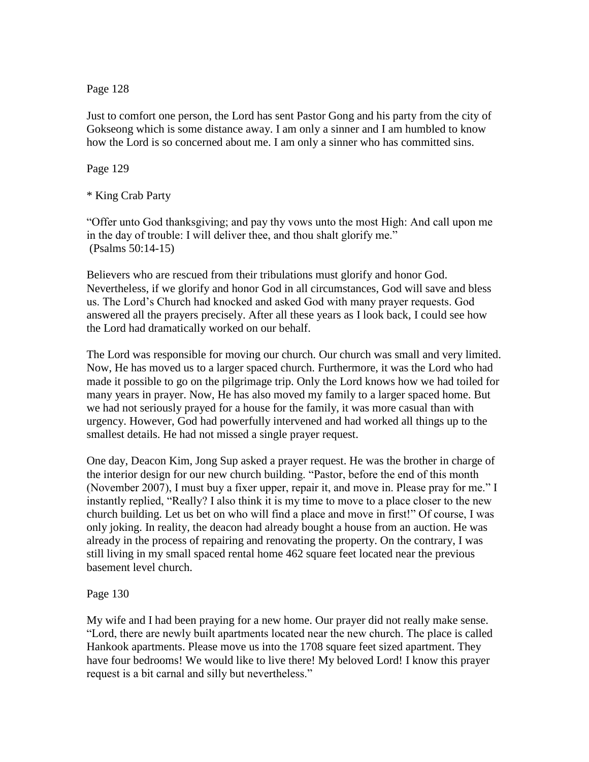Page 128

Just to comfort one person, the Lord has sent Pastor Gong and his party from the city of Gokseong which is some distance away. I am only a sinner and I am humbled to know how the Lord is so concerned about me. I am only a sinner who has committed sins.

Page 129

* King Crab Party

"Offer unto God thanksgiving; and pay thy vows unto the most High: And call upon me in the day of trouble: I will deliver thee, and thou shalt glorify me."
(Psalms 50:14-15)

Believers who are rescued from their tribulations must glorify and honor God. Nevertheless, if we glorify and honor God in all circumstances, God will save and bless us. The Lord's Church had knocked and asked God with many prayer requests. God answered all the prayers precisely. After all these years as I look back, I could see how the Lord had dramatically worked on our behalf.

The Lord was responsible for moving our church. Our church was small and very limited. Now, He has moved us to a larger spaced church. Furthermore, it was the Lord who had made it possible to go on the pilgrimage trip. Only the Lord knows how we had toiled for many years in prayer. Now, He has also moved my family to a larger spaced home. But we had not seriously prayed for a house for the family, it was more casual than with urgency. However, God had powerfully intervened and had worked all things up to the smallest details. He had not missed a single prayer request.

One day, Deacon Kim, Jong Sup asked a prayer request. He was the brother in charge of the interior design for our new church building. "Pastor, before the end of this month (November 2007), I must buy a fixer upper, repair it, and move in. Please pray for me." I instantly replied, "Really? I also think it is my time to move to a place closer to the new church building. Let us bet on who will find a place and move in first!" Of course, I was only joking. In reality, the deacon had already bought a house from an auction. He was already in the process of repairing and renovating the property. On the contrary, I was still living in my small spaced rental home 462 square feet located near the previous basement level church.

Page 130

My wife and I had been praying for a new home. Our prayer did not really make sense. "Lord, there are newly built apartments located near the new church. The place is called Hankook apartments. Please move us into the 1708 square feet sized apartment. They have four bedrooms! We would like to live there! My beloved Lord! I know this prayer request is a bit carnal and silly but nevertheless."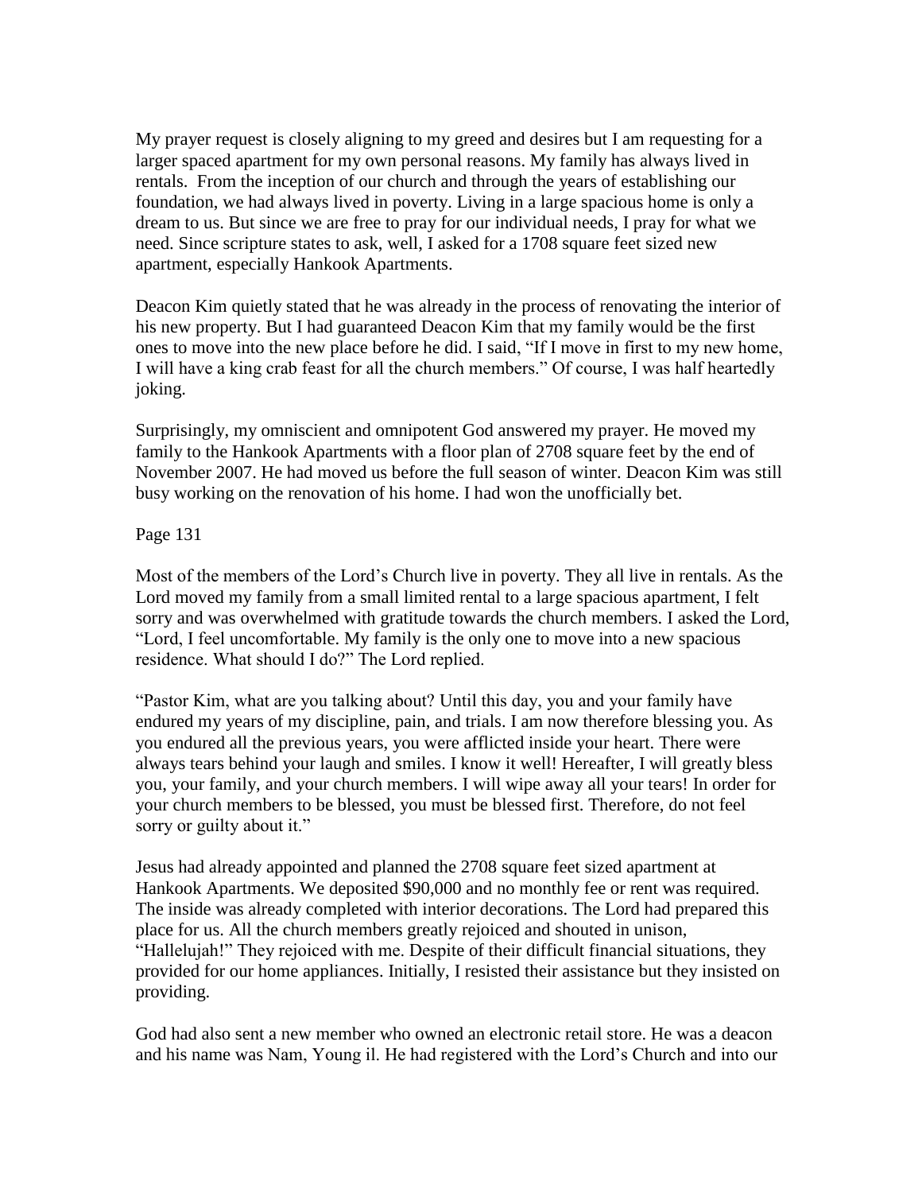My prayer request is closely aligning to my greed and desires but I am requesting for a larger spaced apartment for my own personal reasons. My family has always lived in rentals. From the inception of our church and through the years of establishing our foundation, we had always lived in poverty. Living in a large spacious home is only a dream to us. But since we are free to pray for our individual needs, I pray for what we need. Since scripture states to ask, well, I asked for a 1708 square feet sized new apartment, especially Hankook Apartments.

Deacon Kim quietly stated that he was already in the process of renovating the interior of his new property. But I had guaranteed Deacon Kim that my family would be the first ones to move into the new place before he did. I said, "If I move in first to my new home, I will have a king crab feast for all the church members." Of course, I was half heartedly joking.

Surprisingly, my omniscient and omnipotent God answered my prayer. He moved my family to the Hankook Apartments with a floor plan of 2708 square feet by the end of November 2007. He had moved us before the full season of winter. Deacon Kim was still busy working on the renovation of his home. I had won the unofficially bet.

Most of the members of the Lord's Church live in poverty. They all live in rentals. As the Lord moved my family from a small limited rental to a large spacious apartment, I felt sorry and was overwhelmed with gratitude towards the church members. I asked the Lord, "Lord, I feel uncomfortable. My family is the only one to move into a new spacious residence. What should I do?" The Lord replied.

"Pastor Kim, what are you talking about? Until this day, you and your family have endured my years of my discipline, pain, and trials. I am now therefore blessing you. As you endured all the previous years, you were afflicted inside your heart. There were always tears behind your laugh and smiles. I know it well! Hereafter, I will greatly bless you, your family, and your church members. I will wipe away all your tears! In order for your church members to be blessed, you must be blessed first. Therefore, do not feel sorry or guilty about it."

Jesus had already appointed and planned the 2708 square feet sized apartment at Hankook Apartments. We deposited $90,000 and no monthly fee or rent was required. The inside was already completed with interior decorations. The Lord had prepared this place for us. All the church members greatly rejoiced and shouted in unison, "Hallelujah!" They rejoiced with me. Despite of their difficult financial situations, they provided for our home appliances. Initially, I resisted their assistance but they insisted on providing.

God had also sent a new member who owned an electronic retail store. He was a deacon and his name was Nam, Young il. He had registered with the Lord's Church and into our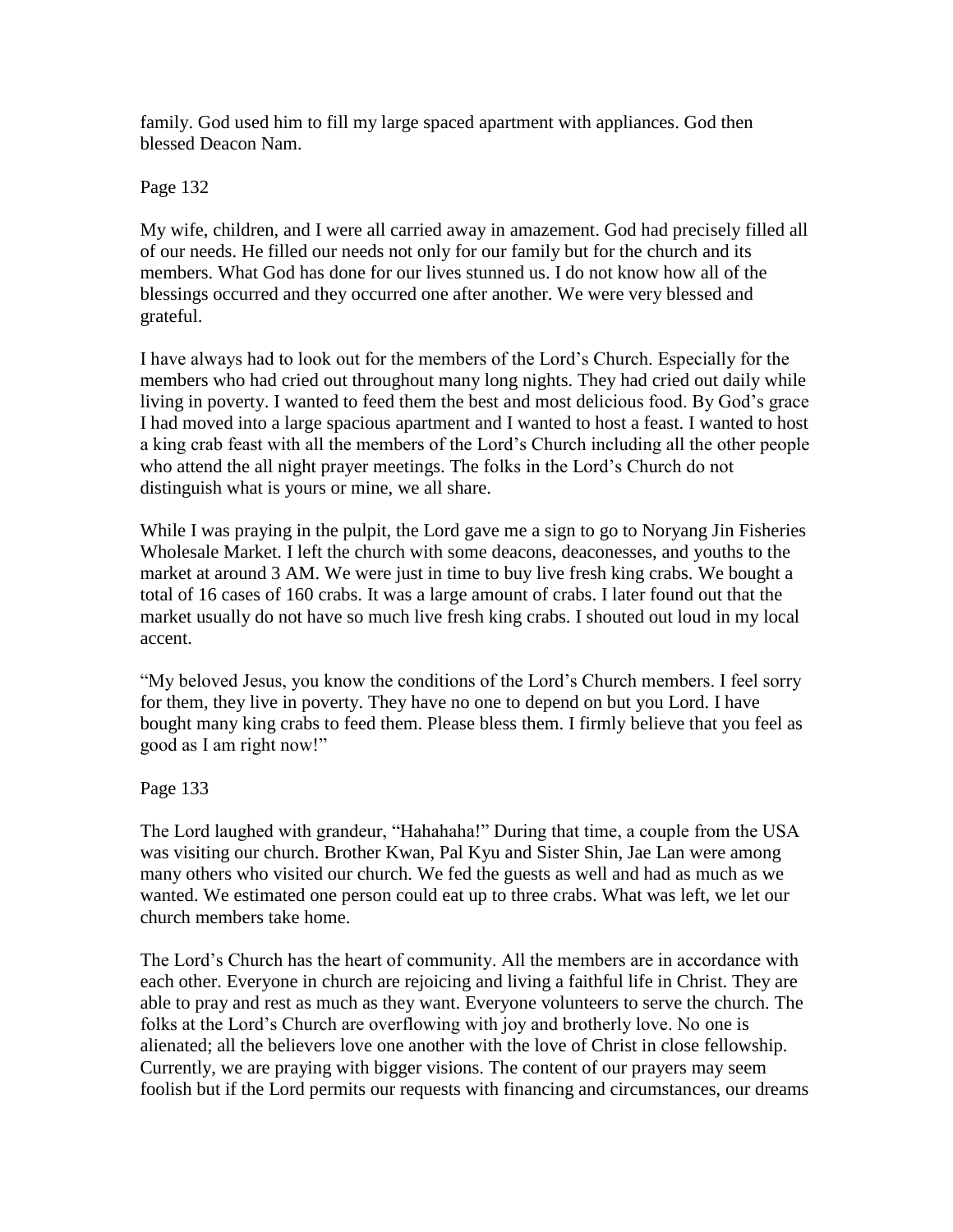family. God used him to fill my large spaced apartment with appliances. God then blessed Deacon Nam.

Page 132

My wife, children, and I were all carried away in amazement. God had precisely filled all of our needs. He filled our needs not only for our family but for the church and its members. What God has done for our lives stunned us. I do not know how all of the blessings occurred and they occurred one after another. We were very blessed and grateful.

I have always had to look out for the members of the Lord's Church. Especially for the members who had cried out throughout many long nights. They had cried out daily while living in poverty. I wanted to feed them the best and most delicious food. By God's grace I had moved into a large spacious apartment and I wanted to host a feast. I wanted to host a king crab feast with all the members of the Lord's Church including all the other people who attend the all night prayer meetings. The folks in the Lord's Church do not distinguish what is yours or mine, we all share.

While I was praying in the pulpit, the Lord gave me a sign to go to Noryang Jin Fisheries Wholesale Market. I left the church with some deacons, deaconesses, and youths to the market at around 3 AM. We were just in time to buy live fresh king crabs. We bought a total of 16 cases of 160 crabs. It was a large amount of crabs. I later found out that the market usually do not have so much live fresh king crabs. I shouted out loud in my local accent.

"My beloved Jesus, you know the conditions of the Lord's Church members. I feel sorry for them, they live in poverty. They have no one to depend on but you Lord. I have bought many king crabs to feed them. Please bless them. I firmly believe that you feel as good as I am right now!"

Page 133

The Lord laughed with grandeur, "Hahahaha!" During that time, a couple from the USA was visiting our church. Brother Kwan, Pal Kyu and Sister Shin, Jae Lan were among many others who visited our church. We fed the guests as well and had as much as we wanted. We estimated one person could eat up to three crabs. What was left, we let our church members take home.

The Lord's Church has the heart of community. All the members are in accordance with each other. Everyone in church are rejoicing and living a faithful life in Christ. They are able to pray and rest as much as they want. Everyone volunteers to serve the church. The folks at the Lord's Church are overflowing with joy and brotherly love. No one is alienated; all the believers love one another with the love of Christ in close fellowship. Currently, we are praying with bigger visions. The content of our prayers may seem foolish but if the Lord permits our requests with financing and circumstances, our dreams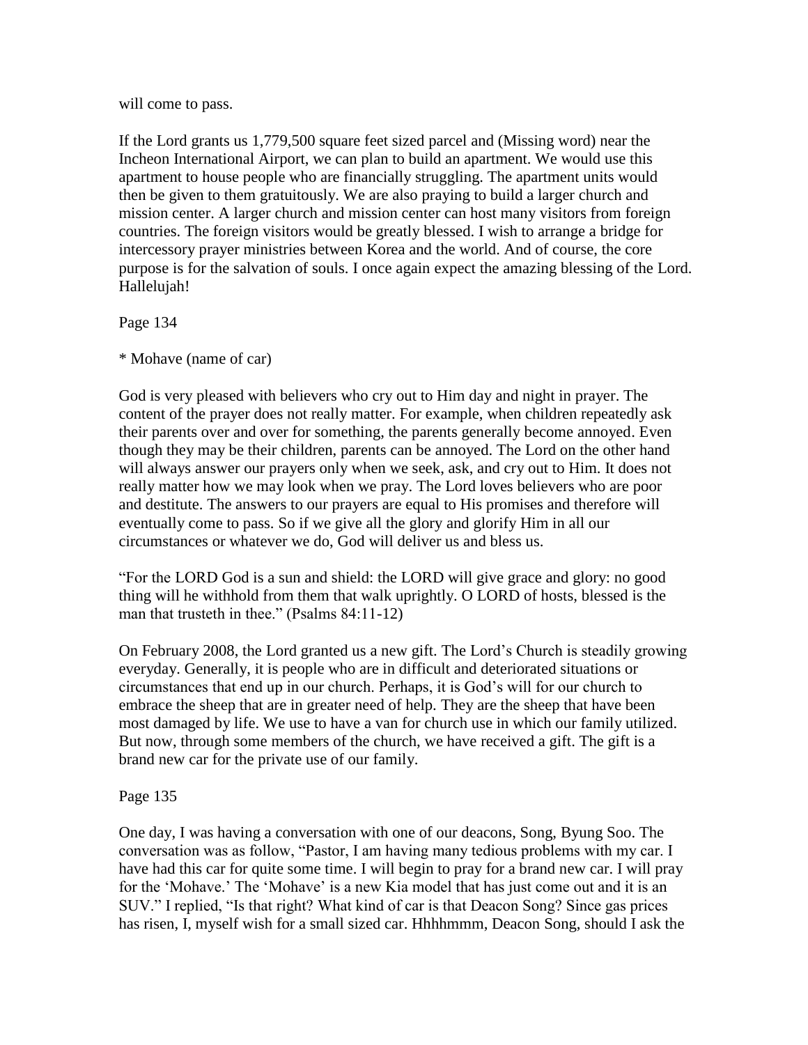will come to pass.

If the Lord grants us 1,779,500 square feet sized parcel and (Missing word) near the Incheon International Airport, we can plan to build an apartment. We would use this apartment to house people who are financially struggling. The apartment units would then be given to them gratuitously. We are also praying to build a larger church and mission center. A larger church and mission center can host many visitors from foreign countries. The foreign visitors would be greatly blessed. I wish to arrange a bridge for intercessory prayer ministries between Korea and the world. And of course, the core purpose is for the salvation of souls. I once again expect the amazing blessing of the Lord. Hallelujah!

Page 134

* Mohave (name of car)

God is very pleased with believers who cry out to Him day and night in prayer. The content of the prayer does not really matter. For example, when children repeatedly ask their parents over and over for something, the parents generally become annoyed. Even though they may be their children, parents can be annoyed. The Lord on the other hand will always answer our prayers only when we seek, ask, and cry out to Him. It does not really matter how we may look when we pray. The Lord loves believers who are poor and destitute. The answers to our prayers are equal to His promises and therefore will eventually come to pass. So if we give all the glory and glorify Him in all our circumstances or whatever we do, God will deliver us and bless us.

"For the LORD God is a sun and shield: the LORD will give grace and glory: no good thing will he withhold from them that walk uprightly. O LORD of hosts, blessed is the man that trusteth in thee." (Psalms 84:11-12)

On February 2008, the Lord granted us a new gift. The Lord's Church is steadily growing everyday. Generally, it is people who are in difficult and deteriorated situations or circumstances that end up in our church. Perhaps, it is God's will for our church to embrace the sheep that are in greater need of help. They are the sheep that have been most damaged by life. We use to have a van for church use in which our family utilized. But now, through some members of the church, we have received a gift. The gift is a brand new car for the private use of our family.

Page 135

One day, I was having a conversation with one of our deacons, Song, Byung Soo. The conversation was as follow, "Pastor, I am having many tedious problems with my car. I have had this car for quite some time. I will begin to pray for a brand new car. I will pray for the 'Mohave.' The 'Mohave' is a new Kia model that has just come out and it is an SUV." I replied, "Is that right? What kind of car is that Deacon Song? Since gas prices has risen, I, myself wish for a small sized car. Hhhhmmm, Deacon Song, should I ask the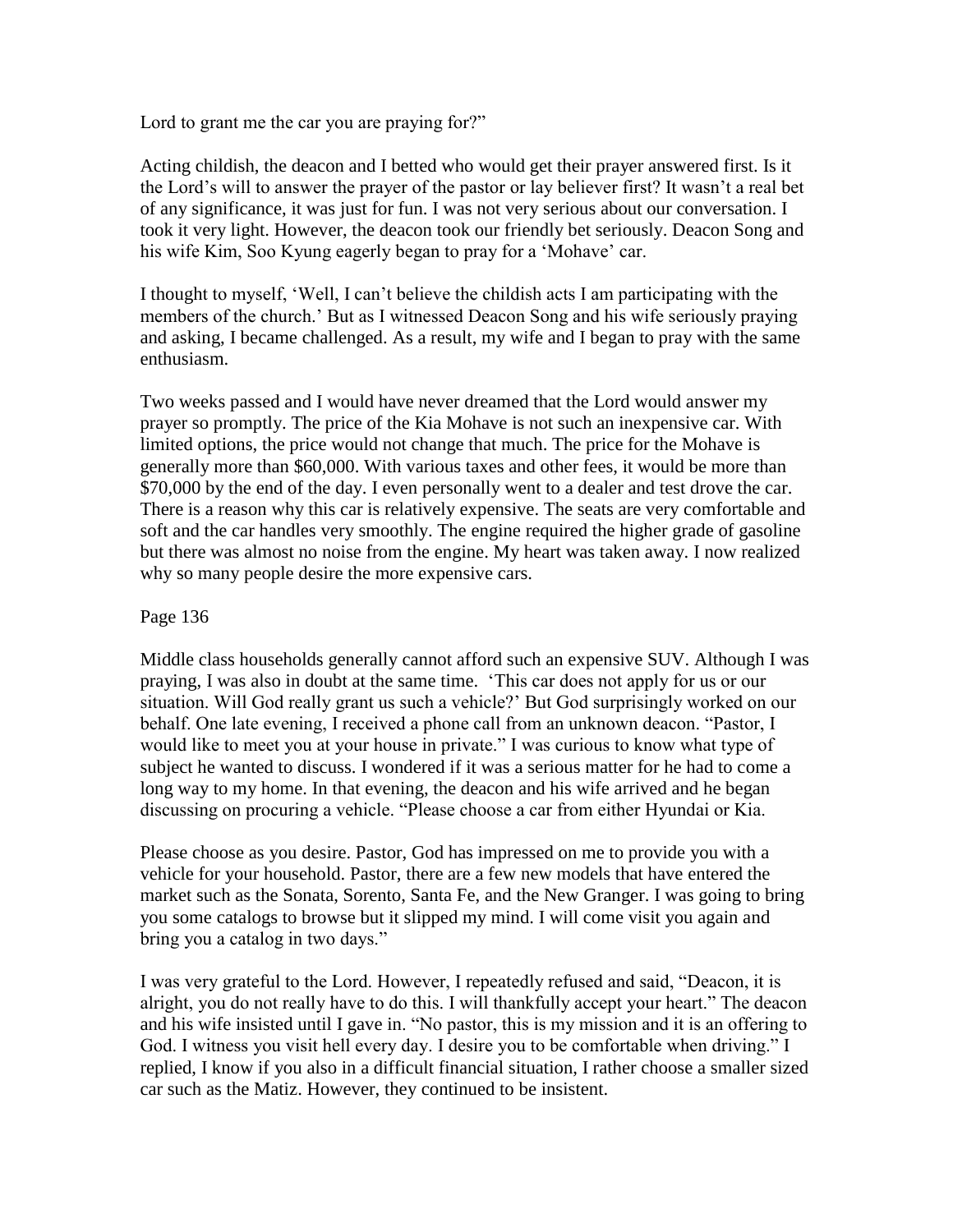Lord to grant me the car you are praying for?"

Acting childish, the deacon and I betted who would get their prayer answered first. Is it the Lord's will to answer the prayer of the pastor or lay believer first? It wasn't a real bet of any significance, it was just for fun. I was not very serious about our conversation. I took it very light. However, the deacon took our friendly bet seriously. Deacon Song and his wife Kim, Soo Kyung eagerly began to pray for a 'Mohave' car.

I thought to myself, 'Well, I can't believe the childish acts I am participating with the members of the church.' But as I witnessed Deacon Song and his wife seriously praying and asking, I became challenged. As a result, my wife and I began to pray with the same enthusiasm.

Two weeks passed and I would have never dreamed that the Lord would answer my prayer so promptly. The price of the Kia Mohave is not such an inexpensive car. With limited options, the price would not change that much. The price for the Mohave is generally more than $60,000. With various taxes and other fees, it would be more than $70,000 by the end of the day. I even personally went to a dealer and test drove the car. There is a reason why this car is relatively expensive. The seats are very comfortable and soft and the car handles very smoothly. The engine required the higher grade of gasoline but there was almost no noise from the engine. My heart was taken away. I now realized why so many people desire the more expensive cars.

Page 136

Middle class households generally cannot afford such an expensive SUV. Although I was praying, I was also in doubt at the same time. 'This car does not apply for us or our situation. Will God really grant us such a vehicle?' But God surprisingly worked on our behalf. One late evening, I received a phone call from an unknown deacon. "Pastor, I would like to meet you at your house in private." I was curious to know what type of subject he wanted to discuss. I wondered if it was a serious matter for he had to come a long way to my home. In that evening, the deacon and his wife arrived and he began discussing on procuring a vehicle. "Please choose a car from either Hyundai or Kia.

Please choose as you desire. Pastor, God has impressed on me to provide you with a vehicle for your household. Pastor, there are a few new models that have entered the market such as the Sonata, Sorento, Santa Fe, and the New Granger. I was going to bring you some catalogs to browse but it slipped my mind. I will come visit you again and bring you a catalog in two days."

I was very grateful to the Lord. However, I repeatedly refused and said, "Deacon, it is alright, you do not really have to do this. I will thankfully accept your heart." The deacon and his wife insisted until I gave in. "No pastor, this is my mission and it is an offering to God. I witness you visit hell every day. I desire you to be comfortable when driving." I replied, I know if you also in a difficult financial situation, I rather choose a smaller sized car such as the Matiz. However, they continued to be insistent.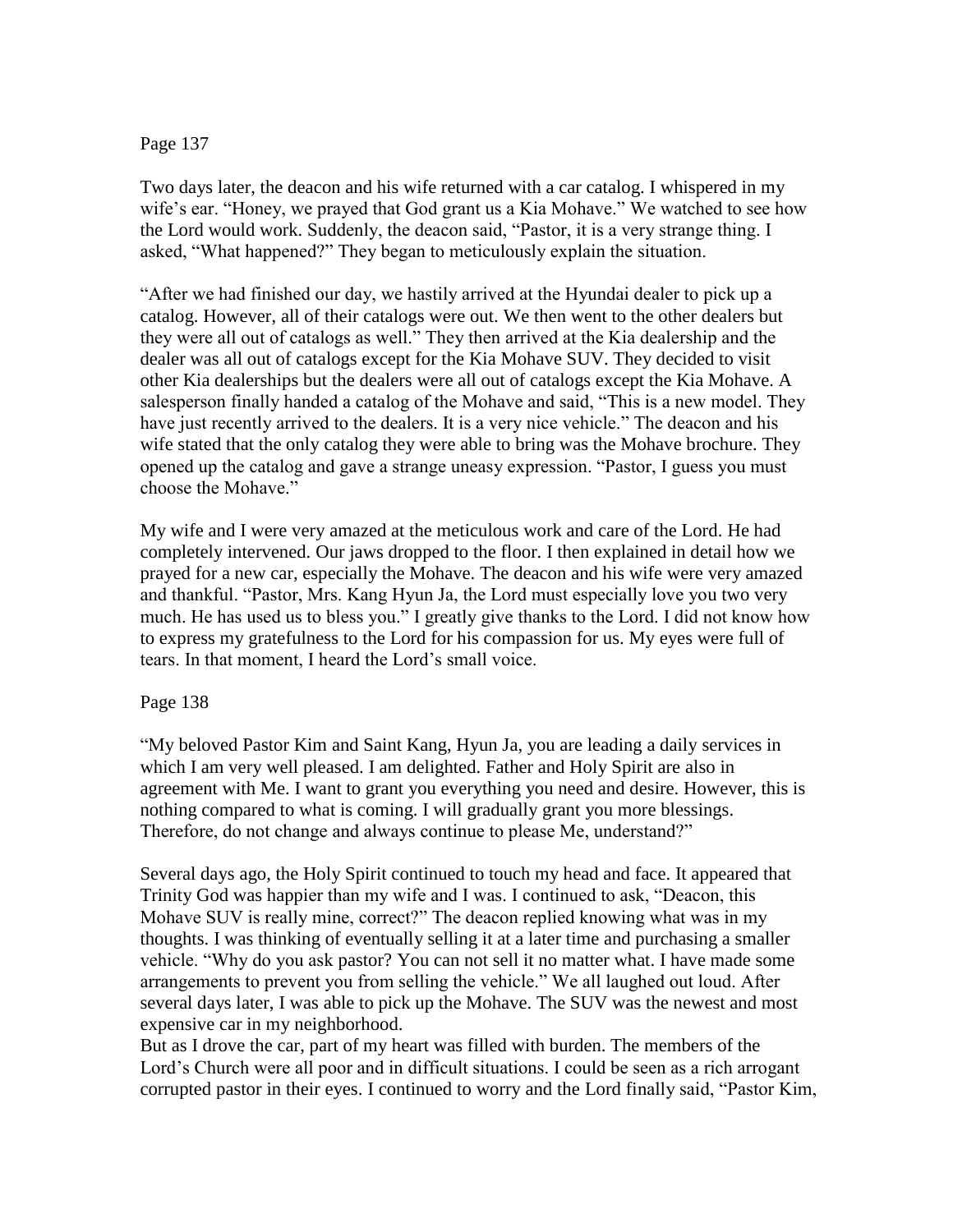Page 137

Two days later, the deacon and his wife returned with a car catalog. I whispered in my wife's ear. "Honey, we prayed that God grant us a Kia Mohave." We watched to see how the Lord would work. Suddenly, the deacon said, "Pastor, it is a very strange thing. I asked, "What happened?" They began to meticulously explain the situation.

"After we had finished our day, we hastily arrived at the Hyundai dealer to pick up a catalog. However, all of their catalogs were out. We then went to the other dealers but they were all out of catalogs as well." They then arrived at the Kia dealership and the dealer was all out of catalogs except for the Kia Mohave SUV. They decided to visit other Kia dealerships but the dealers were all out of catalogs except the Kia Mohave. A salesperson finally handed a catalog of the Mohave and said, "This is a new model. They have just recently arrived to the dealers. It is a very nice vehicle." The deacon and his wife stated that the only catalog they were able to bring was the Mohave brochure. They opened up the catalog and gave a strange uneasy expression. "Pastor, I guess you must choose the Mohave."

My wife and I were very amazed at the meticulous work and care of the Lord. He had completely intervened. Our jaws dropped to the floor. I then explained in detail how we prayed for a new car, especially the Mohave. The deacon and his wife were very amazed and thankful. "Pastor, Mrs. Kang Hyun Ja, the Lord must especially love you two very much. He has used us to bless you." I greatly give thanks to the Lord. I did not know how to express my gratefulness to the Lord for his compassion for us. My eyes were full of tears. In that moment, I heard the Lord's small voice.

Page 138

"My beloved Pastor Kim and Saint Kang, Hyun Ja, you are leading a daily services in which I am very well pleased. I am delighted. Father and Holy Spirit are also in agreement with Me. I want to grant you everything you need and desire. However, this is nothing compared to what is coming. I will gradually grant you more blessings. Therefore, do not change and always continue to please Me, understand?"

Several days ago, the Holy Spirit continued to touch my head and face. It appeared that Trinity God was happier than my wife and I was. I continued to ask, "Deacon, this Mohave SUV is really mine, correct?" The deacon replied knowing what was in my thoughts. I was thinking of eventually selling it at a later time and purchasing a smaller vehicle. "Why do you ask pastor? You can not sell it no matter what. I have made some arrangements to prevent you from selling the vehicle." We all laughed out loud. After several days later, I was able to pick up the Mohave. The SUV was the newest and most expensive car in my neighborhood.

But as I drove the car, part of my heart was filled with burden. The members of the Lord's Church were all poor and in difficult situations. I could be seen as a rich arrogant corrupted pastor in their eyes. I continued to worry and the Lord finally said, "Pastor Kim,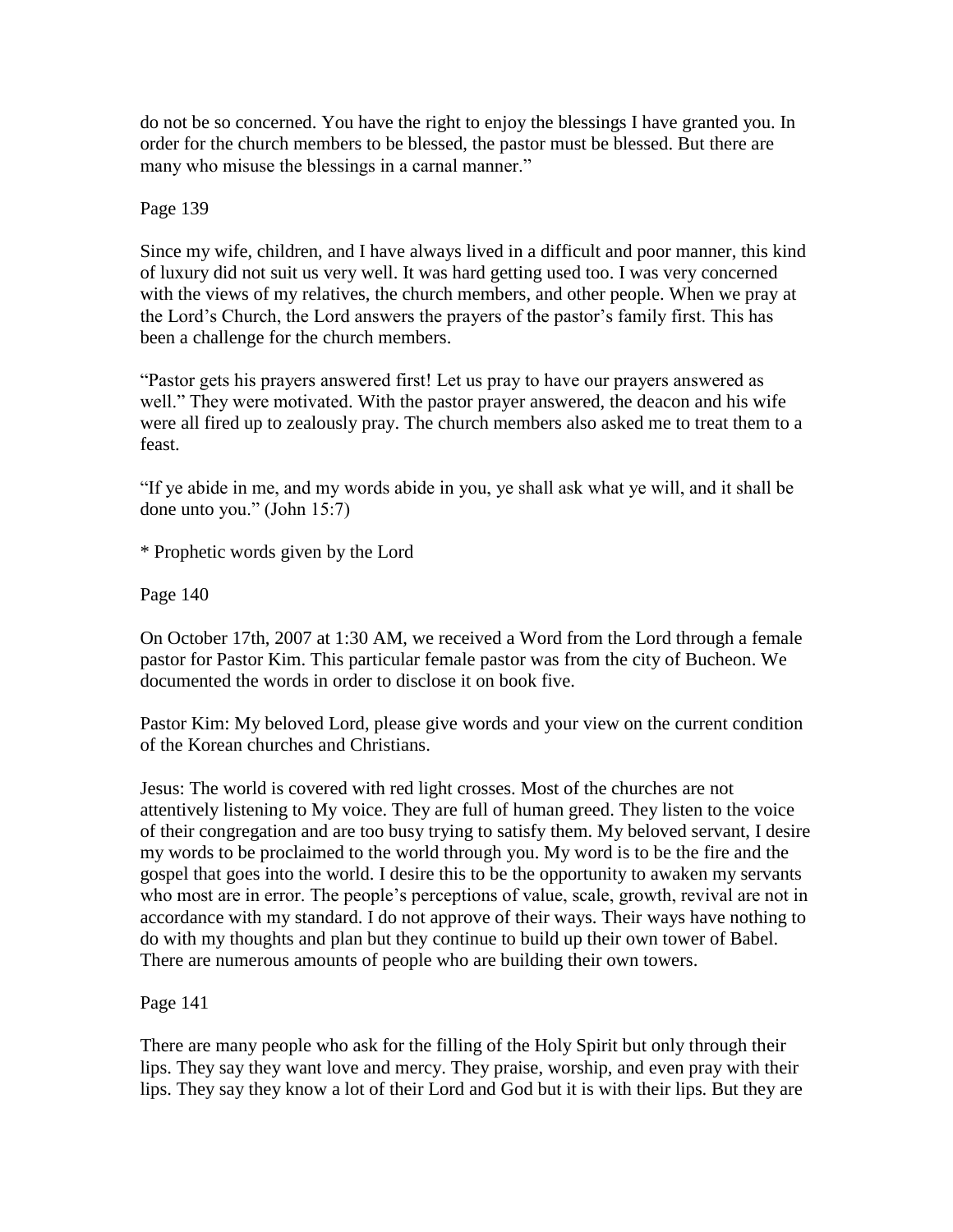do not be so concerned. You have the right to enjoy the blessings I have granted you. In order for the church members to be blessed, the pastor must be blessed. But there are many who misuse the blessings in a carnal manner."

Page 139

Since my wife, children, and I have always lived in a difficult and poor manner, this kind of luxury did not suit us very well. It was hard getting used too. I was very concerned with the views of my relatives, the church members, and other people. When we pray at the Lord's Church, the Lord answers the prayers of the pastor's family first. This has been a challenge for the church members.

"Pastor gets his prayers answered first! Let us pray to have our prayers answered as well." They were motivated. With the pastor prayer answered, the deacon and his wife were all fired up to zealously pray. The church members also asked me to treat them to a feast.

"If ye abide in me, and my words abide in you, ye shall ask what ye will, and it shall be done unto you." (John 15:7)

* Prophetic words given by the Lord

Page 140

On October 17th, 2007 at 1:30 AM, we received a Word from the Lord through a female pastor for Pastor Kim. This particular female pastor was from the city of Bucheon. We documented the words in order to disclose it on book five.

Pastor Kim: My beloved Lord, please give words and your view on the current condition of the Korean churches and Christians.

Jesus: The world is covered with red light crosses. Most of the churches are not attentively listening to My voice. They are full of human greed. They listen to the voice of their congregation and are too busy trying to satisfy them. My beloved servant, I desire my words to be proclaimed to the world through you. My word is to be the fire and the gospel that goes into the world. I desire this to be the opportunity to awaken my servants who most are in error. The people's perceptions of value, scale, growth, revival are not in accordance with my standard. I do not approve of their ways. Their ways have nothing to do with my thoughts and plan but they continue to build up their own tower of Babel. There are numerous amounts of people who are building their own towers.

Page 141

There are many people who ask for the filling of the Holy Spirit but only through their lips. They say they want love and mercy. They praise, worship, and even pray with their lips. They say they know a lot of their Lord and God but it is with their lips. But they are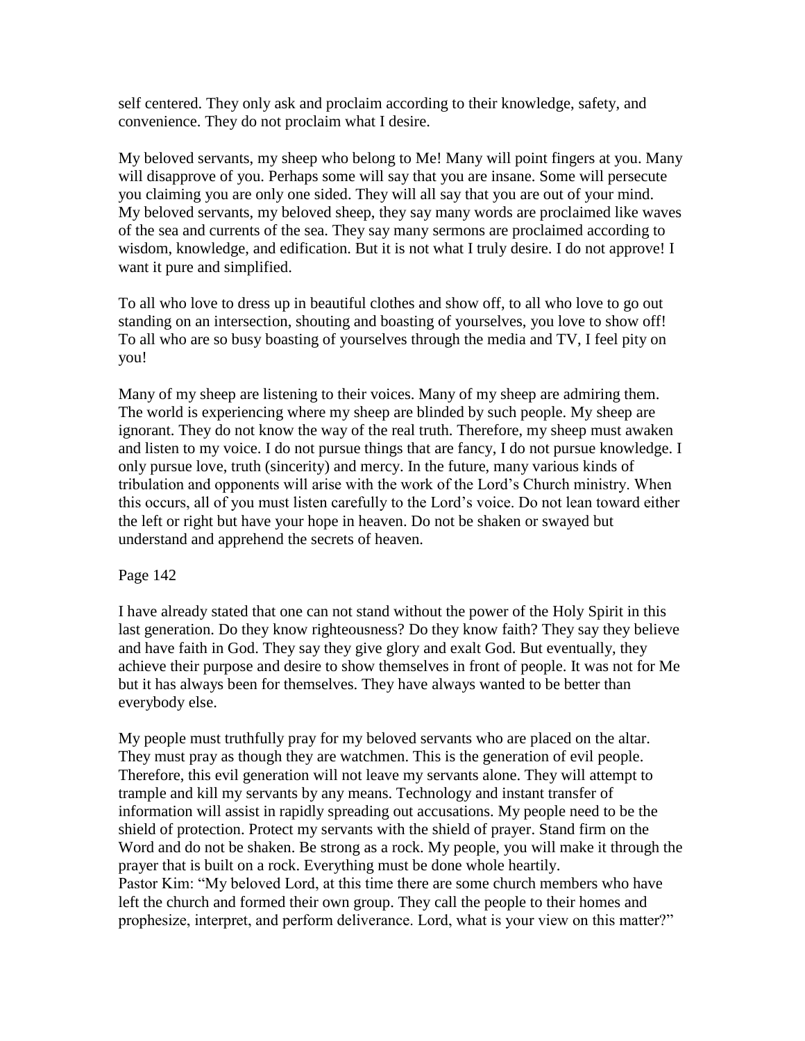self centered. They only ask and proclaim according to their knowledge, safety, and convenience. They do not proclaim what I desire.

My beloved servants, my sheep who belong to Me! Many will point fingers at you. Many will disapprove of you. Perhaps some will say that you are insane. Some will persecute you claiming you are only one sided. They will all say that you are out of your mind. My beloved servants, my beloved sheep, they say many words are proclaimed like waves of the sea and currents of the sea. They say many sermons are proclaimed according to wisdom, knowledge, and edification. But it is not what I truly desire. I do not approve! I want it pure and simplified.

To all who love to dress up in beautiful clothes and show off, to all who love to go out standing on an intersection, shouting and boasting of yourselves, you love to show off! To all who are so busy boasting of yourselves through the media and TV, I feel pity on you!

Many of my sheep are listening to their voices. Many of my sheep are admiring them. The world is experiencing where my sheep are blinded by such people. My sheep are ignorant. They do not know the way of the real truth. Therefore, my sheep must awaken and listen to my voice. I do not pursue things that are fancy, I do not pursue knowledge. I only pursue love, truth (sincerity) and mercy. In the future, many various kinds of tribulation and opponents will arise with the work of the Lord's Church ministry. When this occurs, all of you must listen carefully to the Lord's voice. Do not lean toward either the left or right but have your hope in heaven. Do not be shaken or swayed but understand and apprehend the secrets of heaven.

Page 142

I have already stated that one can not stand without the power of the Holy Spirit in this last generation. Do they know righteousness? Do they know faith? They say they believe and have faith in God. They say they give glory and exalt God. But eventually, they achieve their purpose and desire to show themselves in front of people. It was not for Me but it has always been for themselves. They have always wanted to be better than everybody else.

My people must truthfully pray for my beloved servants who are placed on the altar. They must pray as though they are watchmen. This is the generation of evil people. Therefore, this evil generation will not leave my servants alone. They will attempt to trample and kill my servants by any means. Technology and instant transfer of information will assist in rapidly spreading out accusations. My people need to be the shield of protection. Protect my servants with the shield of prayer. Stand firm on the Word and do not be shaken. Be strong as a rock. My people, you will make it through the prayer that is built on a rock. Everything must be done whole heartily.
Pastor Kim: "My beloved Lord, at this time there are some church members who have left the church and formed their own group. They call the people to their homes and prophesize, interpret, and perform deliverance. Lord, what is your view on this matter?"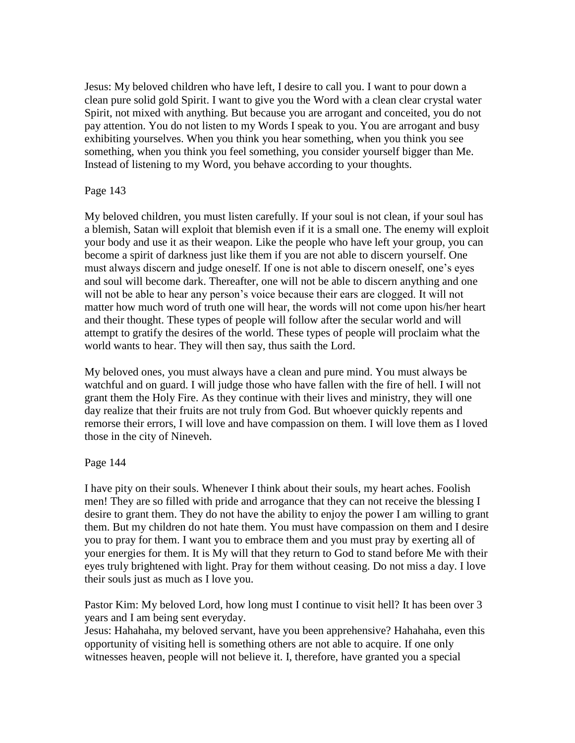Jesus: My beloved children who have left, I desire to call you. I want to pour down a clean pure solid gold Spirit. I want to give you the Word with a clean clear crystal water Spirit, not mixed with anything. But because you are arrogant and conceited, you do not pay attention. You do not listen to my Words I speak to you. You are arrogant and busy exhibiting yourselves. When you think you hear something, when you think you see something, when you think you feel something, you consider yourself bigger than Me. Instead of listening to my Word, you behave according to your thoughts.

Page 143

My beloved children, you must listen carefully. If your soul is not clean, if your soul has a blemish, Satan will exploit that blemish even if it is a small one. The enemy will exploit your body and use it as their weapon. Like the people who have left your group, you can become a spirit of darkness just like them if you are not able to discern yourself. One must always discern and judge oneself. If one is not able to discern oneself, one's eyes and soul will become dark. Thereafter, one will not be able to discern anything and one will not be able to hear any person's voice because their ears are clogged. It will not matter how much word of truth one will hear, the words will not come upon his/her heart and their thought. These types of people will follow after the secular world and will attempt to gratify the desires of the world. These types of people will proclaim what the world wants to hear. They will then say, thus saith the Lord.

My beloved ones, you must always have a clean and pure mind. You must always be watchful and on guard. I will judge those who have fallen with the fire of hell. I will not grant them the Holy Fire. As they continue with their lives and ministry, they will one day realize that their fruits are not truly from God. But whoever quickly repents and remorse their errors, I will love and have compassion on them. I will love them as I loved those in the city of Nineveh.

Page 144

I have pity on their souls. Whenever I think about their souls, my heart aches. Foolish men! They are so filled with pride and arrogance that they can not receive the blessing I desire to grant them. They do not have the ability to enjoy the power I am willing to grant them. But my children do not hate them. You must have compassion on them and I desire you to pray for them. I want you to embrace them and you must pray by exerting all of your energies for them. It is My will that they return to God to stand before Me with their eyes truly brightened with light. Pray for them without ceasing. Do not miss a day. I love their souls just as much as I love you.

Pastor Kim: My beloved Lord, how long must I continue to visit hell? It has been over 3 years and I am being sent everyday.
Jesus: Hahahaha, my beloved servant, have you been apprehensive? Hahahaha, even this opportunity of visiting hell is something others are not able to acquire. If one only witnesses heaven, people will not believe it. I, therefore, have granted you a special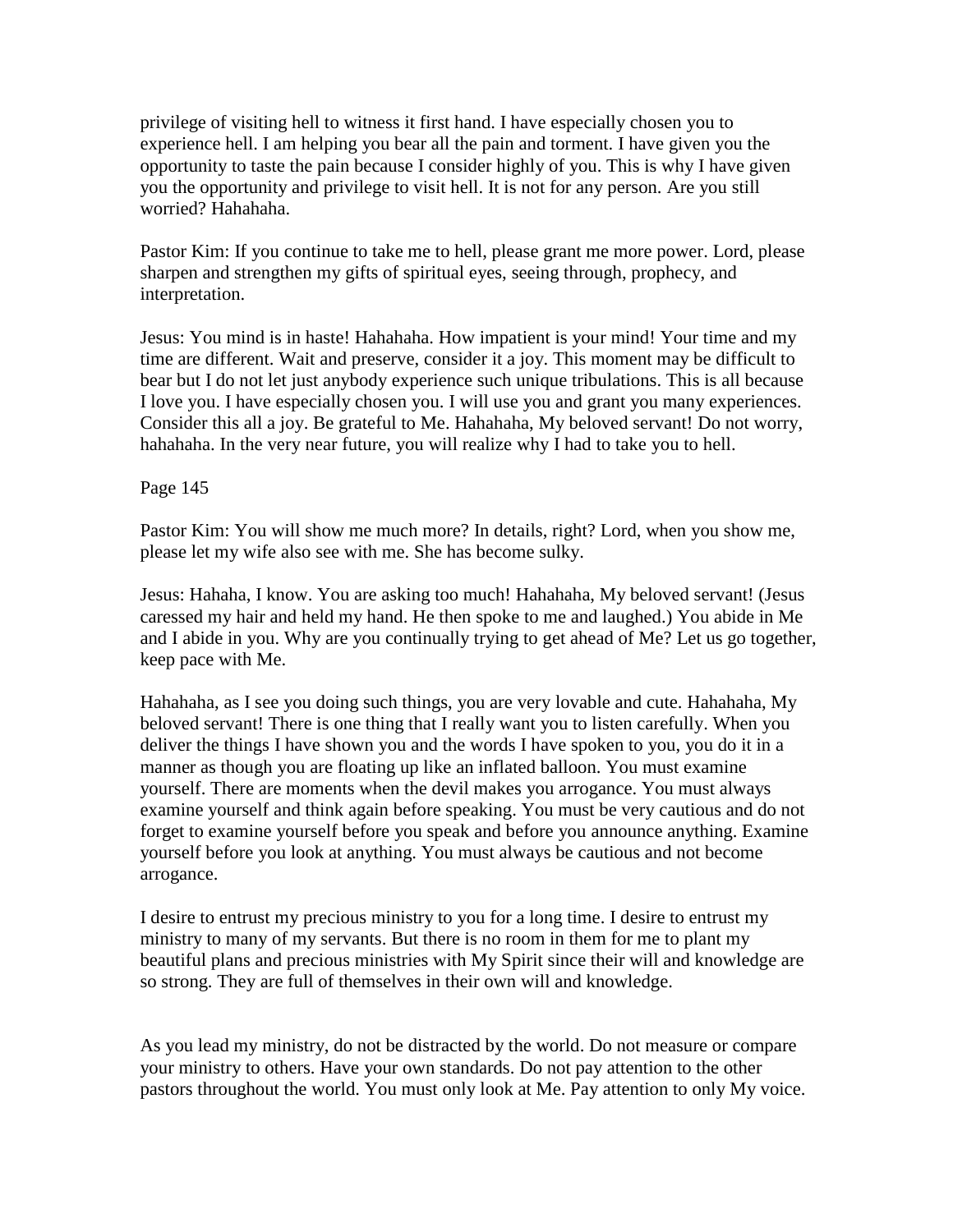privilege of visiting hell to witness it first hand. I have especially chosen you to experience hell. I am helping you bear all the pain and torment. I have given you the opportunity to taste the pain because I consider highly of you. This is why I have given you the opportunity and privilege to visit hell. It is not for any person. Are you still worried? Hahahaha.

Pastor Kim: If you continue to take me to hell, please grant me more power. Lord, please sharpen and strengthen my gifts of spiritual eyes, seeing through, prophecy, and interpretation.

Jesus: You mind is in haste! Hahahaha. How impatient is your mind! Your time and my time are different. Wait and preserve, consider it a joy. This moment may be difficult to bear but I do not let just anybody experience such unique tribulations. This is all because I love you. I have especially chosen you. I will use you and grant you many experiences. Consider this all a joy. Be grateful to Me. Hahahaha, My beloved servant! Do not worry, hahahaha. In the very near future, you will realize why I had to take you to hell.

Page 145

Pastor Kim: You will show me much more? In details, right? Lord, when you show me, please let my wife also see with me. She has become sulky.

Jesus: Hahaha, I know. You are asking too much! Hahahaha, My beloved servant! (Jesus caressed my hair and held my hand. He then spoke to me and laughed.) You abide in Me and I abide in you. Why are you continually trying to get ahead of Me? Let us go together, keep pace with Me.

Hahahaha, as I see you doing such things, you are very lovable and cute. Hahahaha, My beloved servant! There is one thing that I really want you to listen carefully. When you deliver the things I have shown you and the words I have spoken to you, you do it in a manner as though you are floating up like an inflated balloon. You must examine yourself. There are moments when the devil makes you arrogance. You must always examine yourself and think again before speaking. You must be very cautious and do not forget to examine yourself before you speak and before you announce anything. Examine yourself before you look at anything. You must always be cautious and not become arrogance.

I desire to entrust my precious ministry to you for a long time. I desire to entrust my ministry to many of my servants. But there is no room in them for me to plant my beautiful plans and precious ministries with My Spirit since their will and knowledge are so strong. They are full of themselves in their own will and knowledge.

As you lead my ministry, do not be distracted by the world. Do not measure or compare your ministry to others. Have your own standards. Do not pay attention to the other pastors throughout the world. You must only look at Me. Pay attention to only My voice.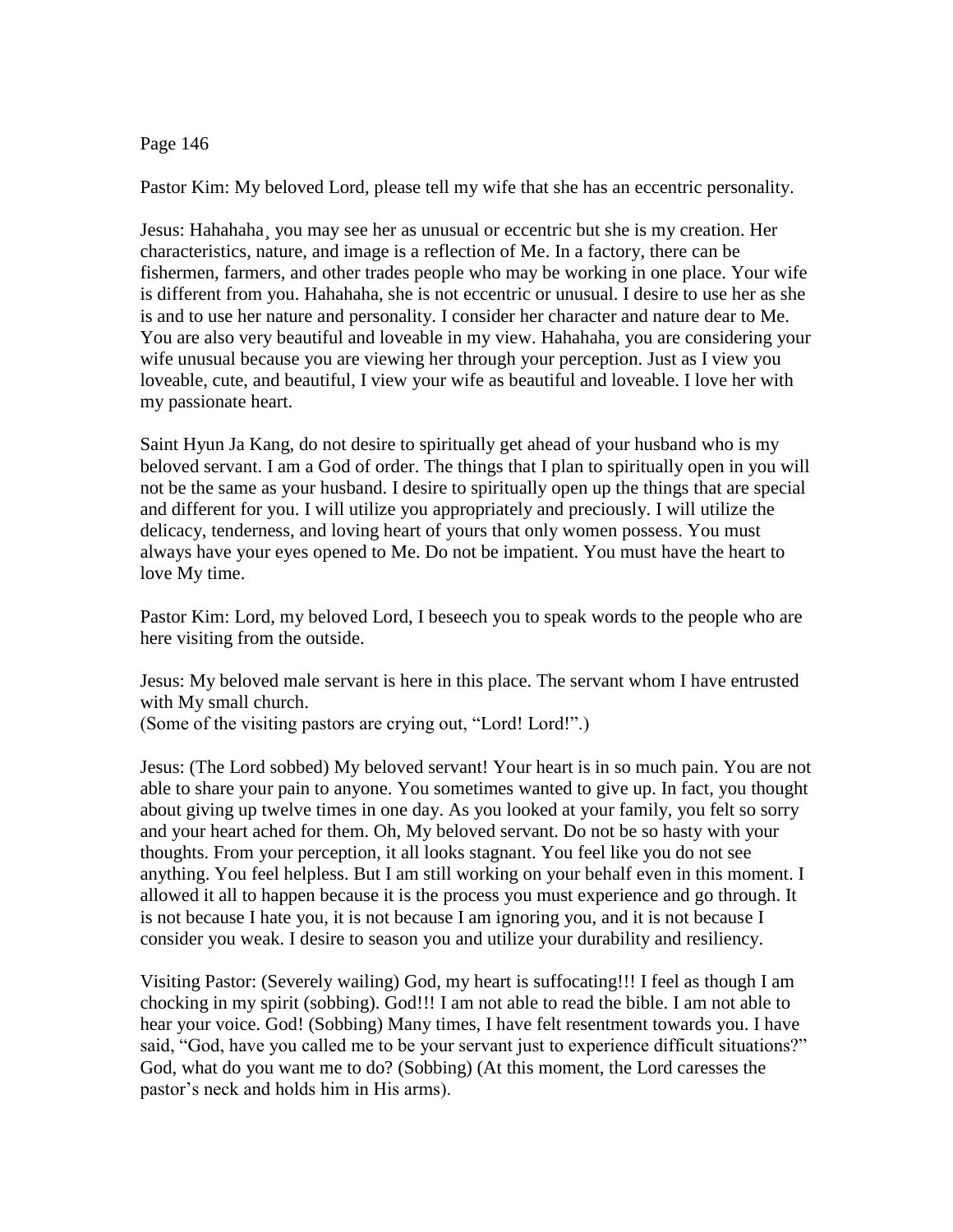Pastor Kim: My beloved Lord, please tell my wife that she has an eccentric personality.

Jesus: Hahahaha¸ you may see her as unusual or eccentric but she is my creation. Her characteristics, nature, and image is a reflection of Me. In a factory, there can be fishermen, farmers, and other trades people who may be working in one place. Your wife is different from you. Hahahaha, she is not eccentric or unusual. I desire to use her as she is and to use her nature and personality. I consider her character and nature dear to Me. You are also very beautiful and loveable in my view. Hahahaha, you are considering your wife unusual because you are viewing her through your perception. Just as I view you loveable, cute, and beautiful, I view your wife as beautiful and loveable. I love her with my passionate heart.

Saint Hyun Ja Kang, do not desire to spiritually get ahead of your husband who is my beloved servant. I am a God of order. The things that I plan to spiritually open in you will not be the same as your husband. I desire to spiritually open up the things that are special and different for you. I will utilize you appropriately and preciously. I will utilize the delicacy, tenderness, and loving heart of yours that only women possess. You must always have your eyes opened to Me. Do not be impatient. You must have the heart to love My time.

Pastor Kim: Lord, my beloved Lord, I beseech you to speak words to the people who are here visiting from the outside.

Jesus: My beloved male servant is here in this place. The servant whom I have entrusted with My small church.
(Some of the visiting pastors are crying out, "Lord! Lord!".)

Jesus: (The Lord sobbed) My beloved servant! Your heart is in so much pain. You are not able to share your pain to anyone. You sometimes wanted to give up. In fact, you thought about giving up twelve times in one day. As you looked at your family, you felt so sorry and your heart ached for them. Oh, My beloved servant. Do not be so hasty with your thoughts. From your perception, it all looks stagnant. You feel like you do not see anything. You feel helpless. But I am still working on your behalf even in this moment. I allowed it all to happen because it is the process you must experience and go through. It is not because I hate you, it is not because I am ignoring you, and it is not because I consider you weak. I desire to season you and utilize your durability and resiliency.

Visiting Pastor: (Severely wailing) God, my heart is suffocating!!! I feel as though I am chocking in my spirit (sobbing). God!!! I am not able to read the bible. I am not able to hear your voice. God! (Sobbing) Many times, I have felt resentment towards you. I have said, "God, have you called me to be your servant just to experience difficult situations?" God, what do you want me to do? (Sobbing) (At this moment, the Lord caresses the pastor's neck and holds him in His arms).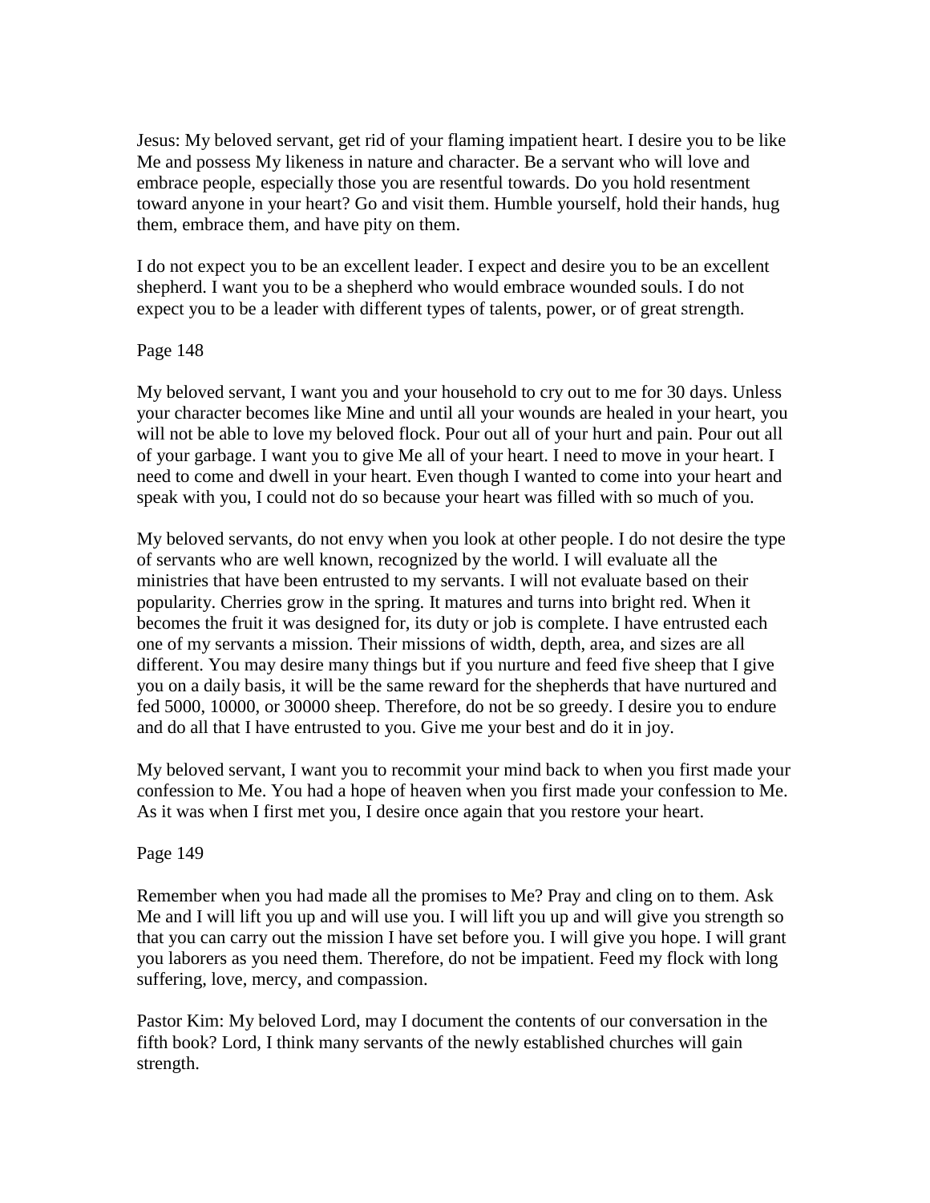Jesus: My beloved servant, get rid of your flaming impatient heart. I desire you to be like Me and possess My likeness in nature and character. Be a servant who will love and embrace people, especially those you are resentful towards. Do you hold resentment toward anyone in your heart? Go and visit them. Humble yourself, hold their hands, hug them, embrace them, and have pity on them.

I do not expect you to be an excellent leader. I expect and desire you to be an excellent shepherd. I want you to be a shepherd who would embrace wounded souls. I do not expect you to be a leader with different types of talents, power, or of great strength.

Page 148

My beloved servant, I want you and your household to cry out to me for 30 days. Unless your character becomes like Mine and until all your wounds are healed in your heart, you will not be able to love my beloved flock. Pour out all of your hurt and pain. Pour out all of your garbage. I want you to give Me all of your heart. I need to move in your heart. I need to come and dwell in your heart. Even though I wanted to come into your heart and speak with you, I could not do so because your heart was filled with so much of you.

My beloved servants, do not envy when you look at other people. I do not desire the type of servants who are well known, recognized by the world. I will evaluate all the ministries that have been entrusted to my servants. I will not evaluate based on their popularity. Cherries grow in the spring. It matures and turns into bright red. When it becomes the fruit it was designed for, its duty or job is complete. I have entrusted each one of my servants a mission. Their missions of width, depth, area, and sizes are all different. You may desire many things but if you nurture and feed five sheep that I give you on a daily basis, it will be the same reward for the shepherds that have nurtured and fed 5000, 10000, or 30000 sheep. Therefore, do not be so greedy. I desire you to endure and do all that I have entrusted to you. Give me your best and do it in joy.

My beloved servant, I want you to recommit your mind back to when you first made your confession to Me. You had a hope of heaven when you first made your confession to Me. As it was when I first met you, I desire once again that you restore your heart.

Page 149

Remember when you had made all the promises to Me? Pray and cling on to them. Ask Me and I will lift you up and will use you. I will lift you up and will give you strength so that you can carry out the mission I have set before you. I will give you hope. I will grant you laborers as you need them. Therefore, do not be impatient. Feed my flock with long suffering, love, mercy, and compassion.

Pastor Kim: My beloved Lord, may I document the contents of our conversation in the fifth book? Lord, I think many servants of the newly established churches will gain strength.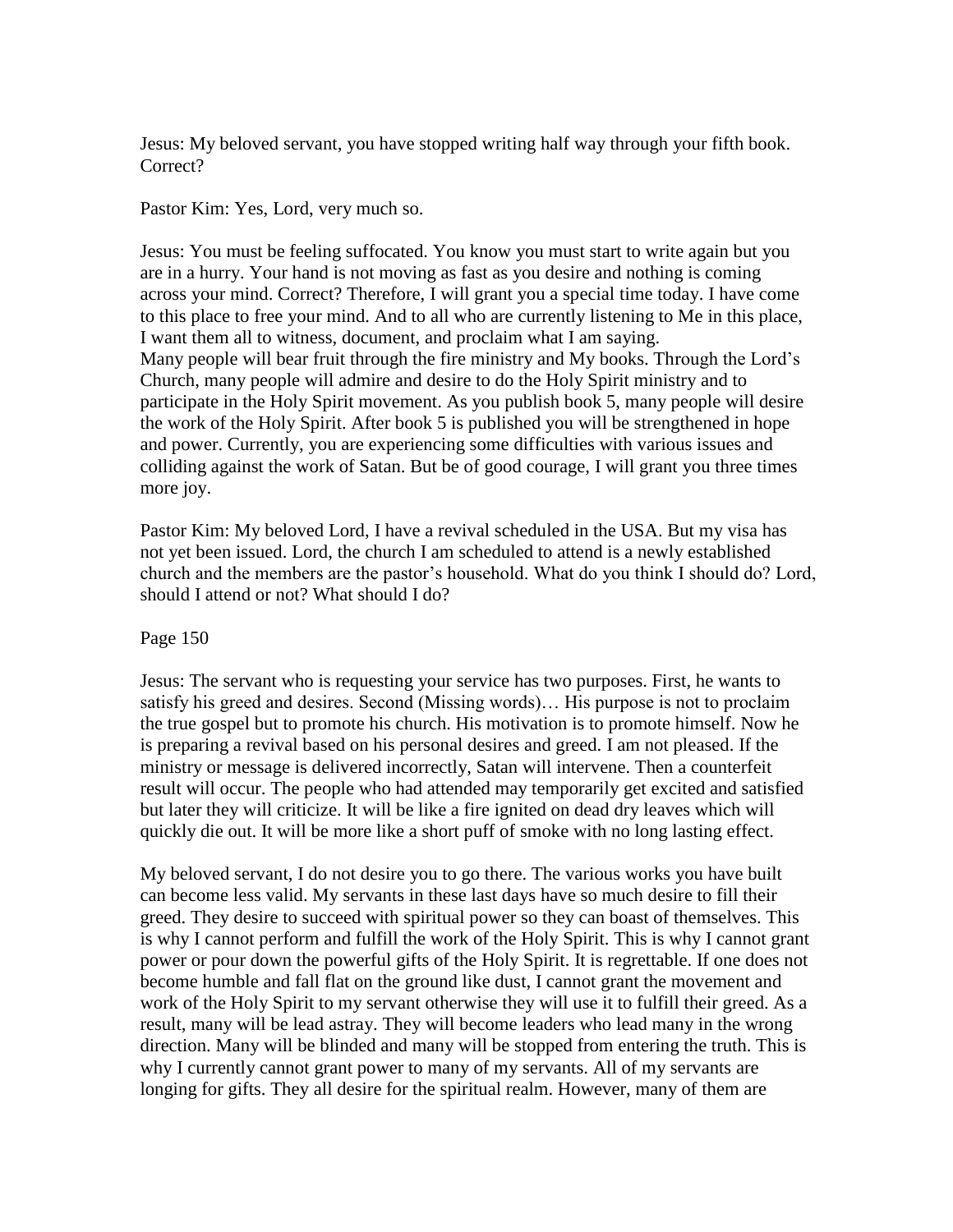Jesus: My beloved servant, you have stopped writing half way through your fifth book. Correct?

Pastor Kim: Yes, Lord, very much so.

Jesus: You must be feeling suffocated. You know you must start to write again but you are in a hurry. Your hand is not moving as fast as you desire and nothing is coming across your mind. Correct? Therefore, I will grant you a special time today. I have come to this place to free your mind. And to all who are currently listening to Me in this place, I want them all to witness, document, and proclaim what I am saying.
Many people will bear fruit through the fire ministry and My books. Through the Lord's Church, many people will admire and desire to do the Holy Spirit ministry and to participate in the Holy Spirit movement. As you publish book 5, many people will desire the work of the Holy Spirit. After book 5 is published you will be strengthened in hope and power. Currently, you are experiencing some difficulties with various issues and colliding against the work of Satan. But be of good courage, I will grant you three times more joy.

Pastor Kim: My beloved Lord, I have a revival scheduled in the USA. But my visa has not yet been issued. Lord, the church I am scheduled to attend is a newly established church and the members are the pastor's household. What do you think I should do? Lord, should I attend or not? What should I do?

Page 150

Jesus: The servant who is requesting your service has two purposes. First, he wants to satisfy his greed and desires. Second (Missing words)… His purpose is not to proclaim the true gospel but to promote his church. His motivation is to promote himself. Now he is preparing a revival based on his personal desires and greed. I am not pleased. If the ministry or message is delivered incorrectly, Satan will intervene. Then a counterfeit result will occur. The people who had attended may temporarily get excited and satisfied but later they will criticize. It will be like a fire ignited on dead dry leaves which will quickly die out. It will be more like a short puff of smoke with no long lasting effect.

My beloved servant, I do not desire you to go there. The various works you have built can become less valid. My servants in these last days have so much desire to fill their greed. They desire to succeed with spiritual power so they can boast of themselves. This is why I cannot perform and fulfill the work of the Holy Spirit. This is why I cannot grant power or pour down the powerful gifts of the Holy Spirit. It is regrettable. If one does not become humble and fall flat on the ground like dust, I cannot grant the movement and work of the Holy Spirit to my servant otherwise they will use it to fulfill their greed. As a result, many will be lead astray. They will become leaders who lead many in the wrong direction. Many will be blinded and many will be stopped from entering the truth. This is why I currently cannot grant power to many of my servants. All of my servants are longing for gifts. They all desire for the spiritual realm. However, many of them are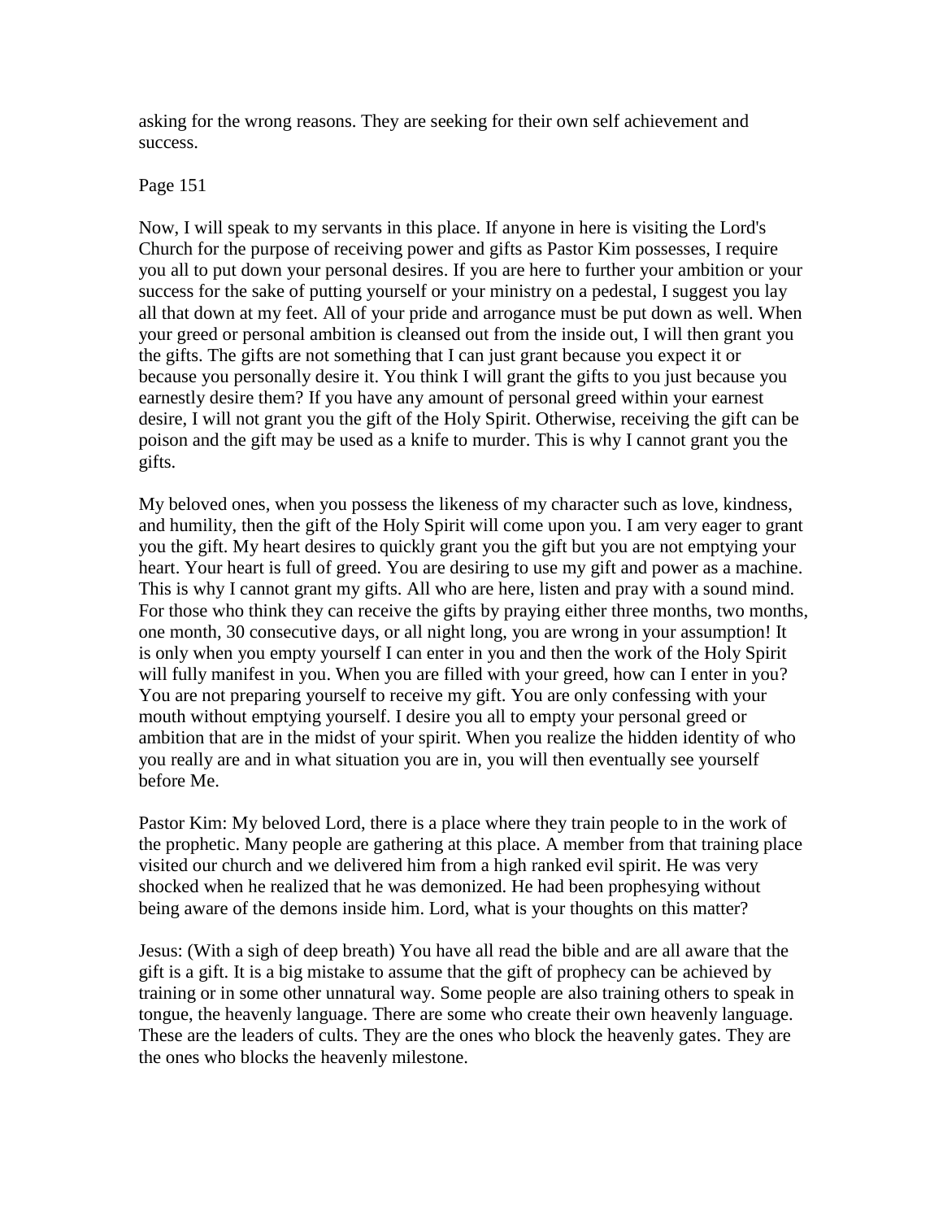asking for the wrong reasons. They are seeking for their own self achievement and success.

Page 151

Now, I will speak to my servants in this place. If anyone in here is visiting the Lord's Church for the purpose of receiving power and gifts as Pastor Kim possesses, I require you all to put down your personal desires. If you are here to further your ambition or your success for the sake of putting yourself or your ministry on a pedestal, I suggest you lay all that down at my feet. All of your pride and arrogance must be put down as well. When your greed or personal ambition is cleansed out from the inside out, I will then grant you the gifts. The gifts are not something that I can just grant because you expect it or because you personally desire it. You think I will grant the gifts to you just because you earnestly desire them? If you have any amount of personal greed within your earnest desire, I will not grant you the gift of the Holy Spirit. Otherwise, receiving the gift can be poison and the gift may be used as a knife to murder. This is why I cannot grant you the gifts.

My beloved ones, when you possess the likeness of my character such as love, kindness, and humility, then the gift of the Holy Spirit will come upon you. I am very eager to grant you the gift. My heart desires to quickly grant you the gift but you are not emptying your heart. Your heart is full of greed. You are desiring to use my gift and power as a machine. This is why I cannot grant my gifts. All who are here, listen and pray with a sound mind. For those who think they can receive the gifts by praying either three months, two months, one month, 30 consecutive days, or all night long, you are wrong in your assumption! It is only when you empty yourself I can enter in you and then the work of the Holy Spirit will fully manifest in you. When you are filled with your greed, how can I enter in you? You are not preparing yourself to receive my gift. You are only confessing with your mouth without emptying yourself. I desire you all to empty your personal greed or ambition that are in the midst of your spirit. When you realize the hidden identity of who you really are and in what situation you are in, you will then eventually see yourself before Me.

Pastor Kim: My beloved Lord, there is a place where they train people to in the work of the prophetic. Many people are gathering at this place. A member from that training place visited our church and we delivered him from a high ranked evil spirit. He was very shocked when he realized that he was demonized. He had been prophesying without being aware of the demons inside him. Lord, what is your thoughts on this matter?

Jesus: (With a sigh of deep breath) You have all read the bible and are all aware that the gift is a gift. It is a big mistake to assume that the gift of prophecy can be achieved by training or in some other unnatural way. Some people are also training others to speak in tongue, the heavenly language. There are some who create their own heavenly language. These are the leaders of cults. They are the ones who block the heavenly gates. They are the ones who blocks the heavenly milestone.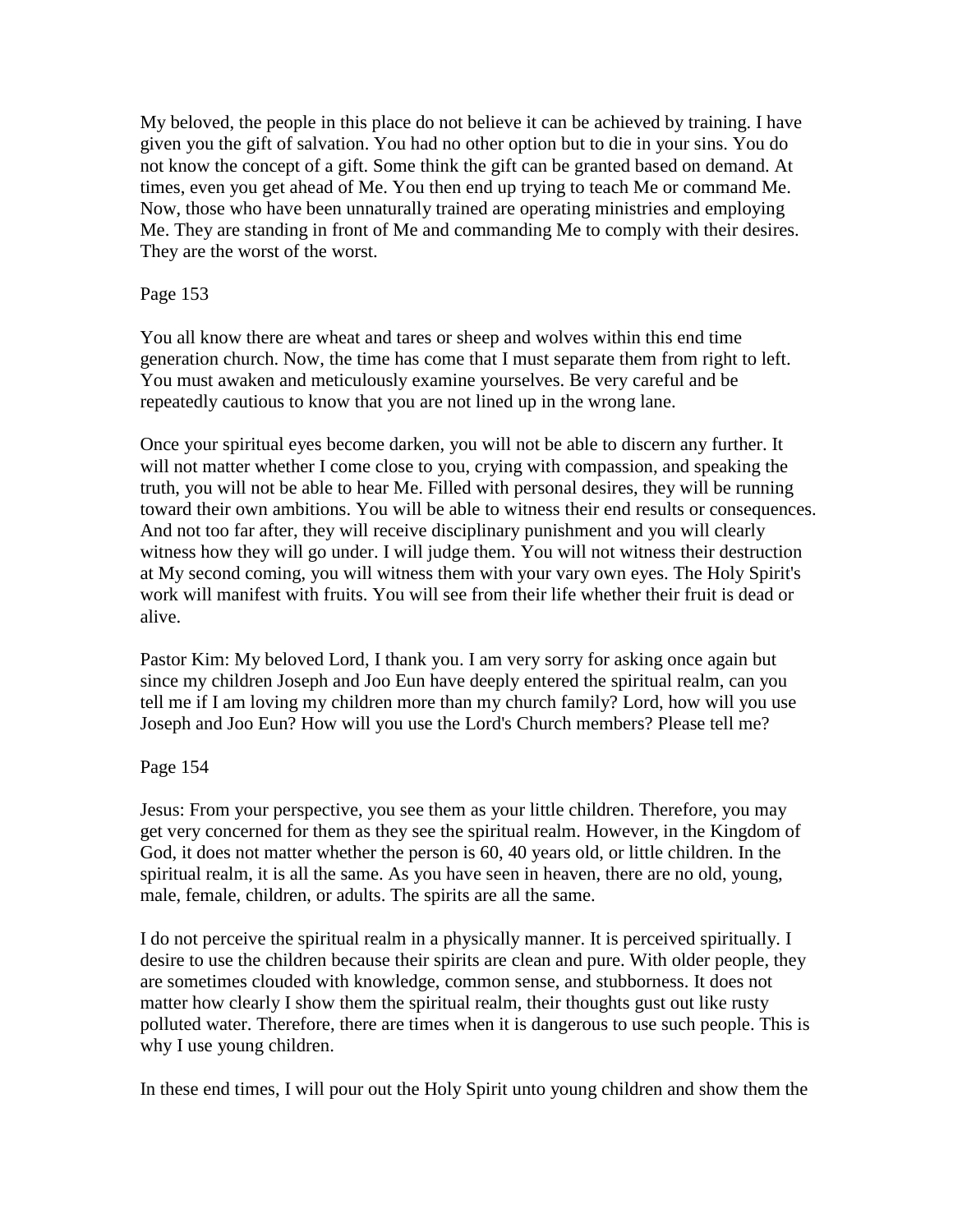My beloved, the people in this place do not believe it can be achieved by training. I have given you the gift of salvation. You had no other option but to die in your sins. You do not know the concept of a gift. Some think the gift can be granted based on demand. At times, even you get ahead of Me. You then end up trying to teach Me or command Me. Now, those who have been unnaturally trained are operating ministries and employing Me. They are standing in front of Me and commanding Me to comply with their desires. They are the worst of the worst.

Page 153

You all know there are wheat and tares or sheep and wolves within this end time generation church. Now, the time has come that I must separate them from right to left. You must awaken and meticulously examine yourselves. Be very careful and be repeatedly cautious to know that you are not lined up in the wrong lane.

Once your spiritual eyes become darken, you will not be able to discern any further. It will not matter whether I come close to you, crying with compassion, and speaking the truth, you will not be able to hear Me. Filled with personal desires, they will be running toward their own ambitions. You will be able to witness their end results or consequences. And not too far after, they will receive disciplinary punishment and you will clearly witness how they will go under. I will judge them. You will not witness their destruction at My second coming, you will witness them with your vary own eyes. The Holy Spirit's work will manifest with fruits. You will see from their life whether their fruit is dead or alive.

Pastor Kim: My beloved Lord, I thank you. I am very sorry for asking once again but since my children Joseph and Joo Eun have deeply entered the spiritual realm, can you tell me if I am loving my children more than my church family? Lord, how will you use Joseph and Joo Eun? How will you use the Lord's Church members? Please tell me?

Page 154

Jesus: From your perspective, you see them as your little children. Therefore, you may get very concerned for them as they see the spiritual realm. However, in the Kingdom of God, it does not matter whether the person is 60, 40 years old, or little children. In the spiritual realm, it is all the same. As you have seen in heaven, there are no old, young, male, female, children, or adults. The spirits are all the same.

I do not perceive the spiritual realm in a physically manner. It is perceived spiritually. I desire to use the children because their spirits are clean and pure. With older people, they are sometimes clouded with knowledge, common sense, and stubbornness. It does not matter how clearly I show them the spiritual realm, their thoughts gust out like rusty polluted water. Therefore, there are times when it is dangerous to use such people. This is why I use young children.

In these end times, I will pour out the Holy Spirit unto young children and show them the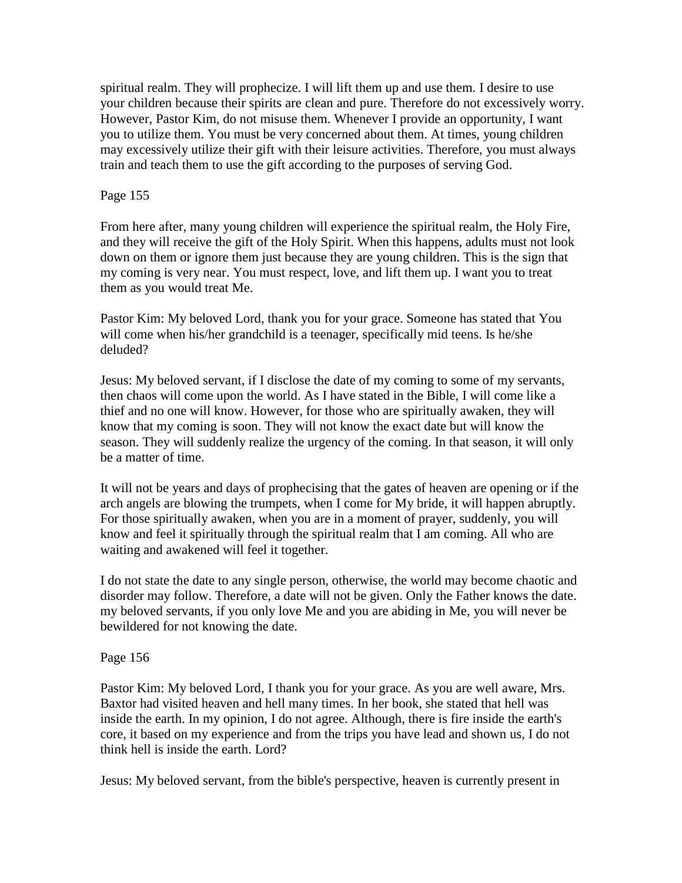spiritual realm. They will prophecize. I will lift them up and use them. I desire to use your children because their spirits are clean and pure. Therefore do not excessively worry. However, Pastor Kim, do not misuse them. Whenever I provide an opportunity, I want you to utilize them. You must be very concerned about them. At times, young children may excessively utilize their gift with their leisure activities. Therefore, you must always train and teach them to use the gift according to the purposes of serving God.

Page 155

From here after, many young children will experience the spiritual realm, the Holy Fire, and they will receive the gift of the Holy Spirit. When this happens, adults must not look down on them or ignore them just because they are young children. This is the sign that my coming is very near. You must respect, love, and lift them up. I want you to treat them as you would treat Me.

Pastor Kim: My beloved Lord, thank you for your grace. Someone has stated that You will come when his/her grandchild is a teenager, specifically mid teens. Is he/she deluded?

Jesus: My beloved servant, if I disclose the date of my coming to some of my servants, then chaos will come upon the world. As I have stated in the Bible, I will come like a thief and no one will know. However, for those who are spiritually awaken, they will know that my coming is soon. They will not know the exact date but will know the season. They will suddenly realize the urgency of the coming. In that season, it will only be a matter of time.

It will not be years and days of prophecising that the gates of heaven are opening or if the arch angels are blowing the trumpets, when I come for My bride, it will happen abruptly. For those spiritually awaken, when you are in a moment of prayer, suddenly, you will know and feel it spiritually through the spiritual realm that I am coming. All who are waiting and awakened will feel it together.

I do not state the date to any single person, otherwise, the world may become chaotic and disorder may follow. Therefore, a date will not be given. Only the Father knows the date. my beloved servants, if you only love Me and you are abiding in Me, you will never be bewildered for not knowing the date.

Page 156

Pastor Kim: My beloved Lord, I thank you for your grace. As you are well aware, Mrs. Baxtor had visited heaven and hell many times. In her book, she stated that hell was inside the earth. In my opinion, I do not agree. Although, there is fire inside the earth's core, it based on my experience and from the trips you have lead and shown us, I do not think hell is inside the earth. Lord?

Jesus: My beloved servant, from the bible's perspective, heaven is currently present in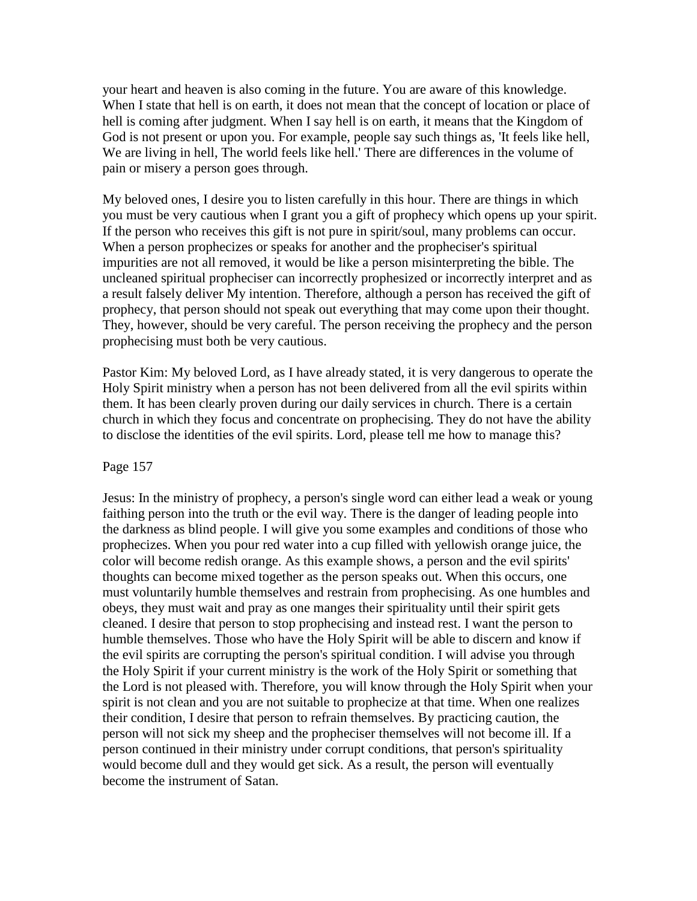your heart and heaven is also coming in the future. You are aware of this knowledge. When I state that hell is on earth, it does not mean that the concept of location or place of hell is coming after judgment. When I say hell is on earth, it means that the Kingdom of God is not present or upon you. For example, people say such things as, 'It feels like hell, We are living in hell, The world feels like hell.' There are differences in the volume of pain or misery a person goes through.

My beloved ones, I desire you to listen carefully in this hour. There are things in which you must be very cautious when I grant you a gift of prophecy which opens up your spirit. If the person who receives this gift is not pure in spirit/soul, many problems can occur. When a person prophecizes or speaks for another and the propheciser's spiritual impurities are not all removed, it would be like a person misinterpreting the bible. The uncleaned spiritual propheciser can incorrectly prophesized or incorrectly interpret and as a result falsely deliver My intention. Therefore, although a person has received the gift of prophecy, that person should not speak out everything that may come upon their thought. They, however, should be very careful. The person receiving the prophecy and the person prophecising must both be very cautious.

Pastor Kim: My beloved Lord, as I have already stated, it is very dangerous to operate the Holy Spirit ministry when a person has not been delivered from all the evil spirits within them. It has been clearly proven during our daily services in church. There is a certain church in which they focus and concentrate on prophecising. They do not have the ability to disclose the identities of the evil spirits. Lord, please tell me how to manage this?

Page 157

Jesus: In the ministry of prophecy, a person's single word can either lead a weak or young faithing person into the truth or the evil way. There is the danger of leading people into the darkness as blind people. I will give you some examples and conditions of those who prophecizes. When you pour red water into a cup filled with yellowish orange juice, the color will become redish orange. As this example shows, a person and the evil spirits' thoughts can become mixed together as the person speaks out. When this occurs, one must voluntarily humble themselves and restrain from prophecising. As one humbles and obeys, they must wait and pray as one manges their spirituality until their spirit gets cleaned. I desire that person to stop prophecising and instead rest. I want the person to humble themselves. Those who have the Holy Spirit will be able to discern and know if the evil spirits are corrupting the person's spiritual condition. I will advise you through the Holy Spirit if your current ministry is the work of the Holy Spirit or something that the Lord is not pleased with. Therefore, you will know through the Holy Spirit when your spirit is not clean and you are not suitable to prophecize at that time. When one realizes their condition, I desire that person to refrain themselves. By practicing caution, the person will not sick my sheep and the propheciser themselves will not become ill. If a person continued in their ministry under corrupt conditions, that person's spirituality would become dull and they would get sick. As a result, the person will eventually become the instrument of Satan.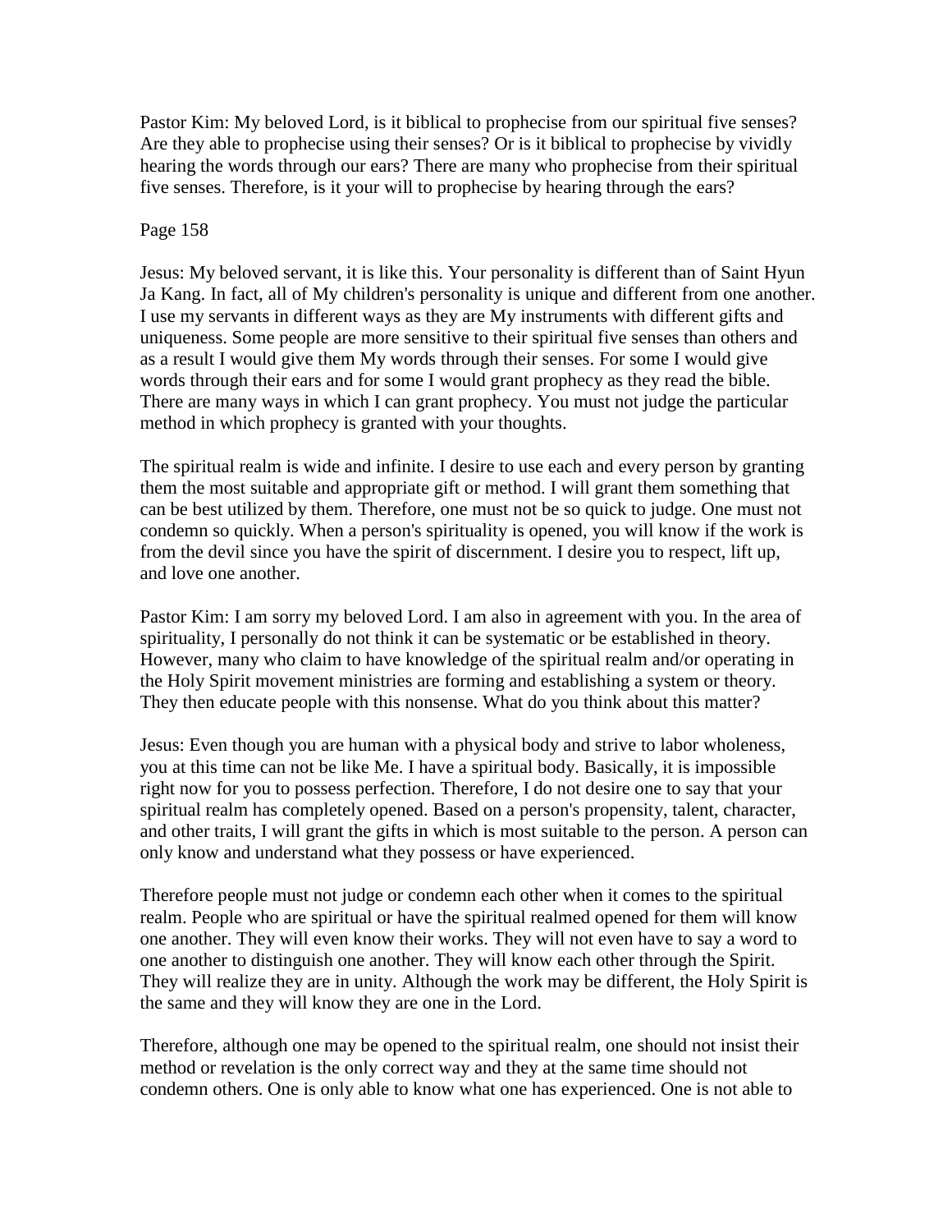Pastor Kim: My beloved Lord, is it biblical to prophecise from our spiritual five senses? Are they able to prophecise using their senses? Or is it biblical to prophecise by vividly hearing the words through our ears? There are many who prophecise from their spiritual five senses. Therefore, is it your will to prophecise by hearing through the ears?

Page 158

Jesus: My beloved servant, it is like this. Your personality is different than of Saint Hyun Ja Kang. In fact, all of My children's personality is unique and different from one another. I use my servants in different ways as they are My instruments with different gifts and uniqueness. Some people are more sensitive to their spiritual five senses than others and as a result I would give them My words through their senses. For some I would give words through their ears and for some I would grant prophecy as they read the bible. There are many ways in which I can grant prophecy. You must not judge the particular method in which prophecy is granted with your thoughts.

The spiritual realm is wide and infinite. I desire to use each and every person by granting them the most suitable and appropriate gift or method. I will grant them something that can be best utilized by them. Therefore, one must not be so quick to judge. One must not condemn so quickly. When a person's spirituality is opened, you will know if the work is from the devil since you have the spirit of discernment. I desire you to respect, lift up, and love one another.

Pastor Kim: I am sorry my beloved Lord. I am also in agreement with you. In the area of spirituality, I personally do not think it can be systematic or be established in theory. However, many who claim to have knowledge of the spiritual realm and/or operating in the Holy Spirit movement ministries are forming and establishing a system or theory. They then educate people with this nonsense. What do you think about this matter?

Jesus: Even though you are human with a physical body and strive to labor wholeness, you at this time can not be like Me. I have a spiritual body. Basically, it is impossible right now for you to possess perfection. Therefore, I do not desire one to say that your spiritual realm has completely opened. Based on a person's propensity, talent, character, and other traits, I will grant the gifts in which is most suitable to the person. A person can only know and understand what they possess or have experienced.

Therefore people must not judge or condemn each other when it comes to the spiritual realm. People who are spiritual or have the spiritual realmed opened for them will know one another. They will even know their works. They will not even have to say a word to one another to distinguish one another. They will know each other through the Spirit. They will realize they are in unity. Although the work may be different, the Holy Spirit is the same and they will know they are one in the Lord.

Therefore, although one may be opened to the spiritual realm, one should not insist their method or revelation is the only correct way and they at the same time should not condemn others. One is only able to know what one has experienced. One is not able to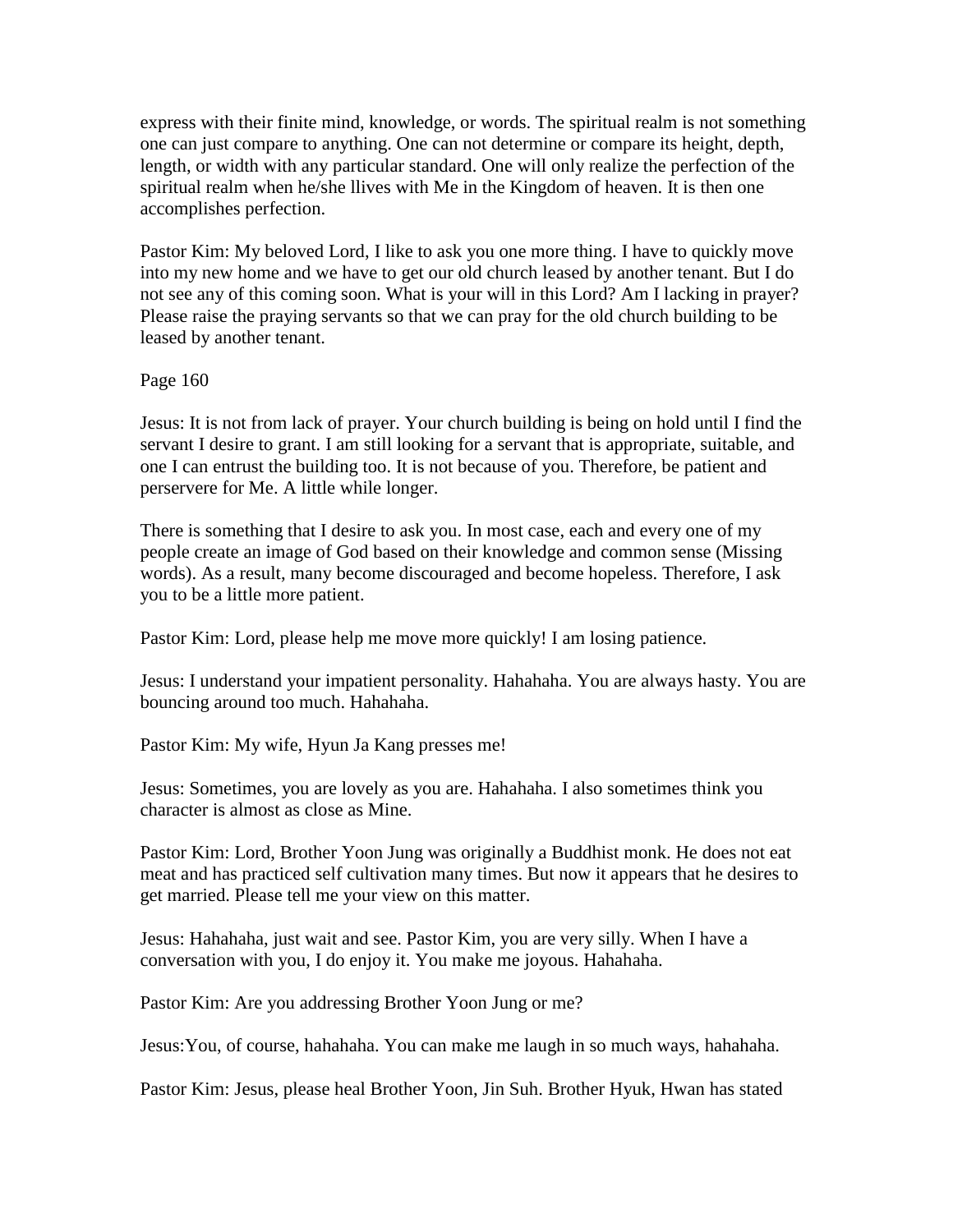express with their finite mind, knowledge, or words. The spiritual realm is not something one can just compare to anything. One can not determine or compare its height, depth, length, or width with any particular standard. One will only realize the perfection of the spiritual realm when he/she llives with Me in the Kingdom of heaven. It is then one accomplishes perfection.

Pastor Kim: My beloved Lord, I like to ask you one more thing. I have to quickly move into my new home and we have to get our old church leased by another tenant. But I do not see any of this coming soon. What is your will in this Lord? Am I lacking in prayer? Please raise the praying servants so that we can pray for the old church building to be leased by another tenant.

Page 160

Jesus: It is not from lack of prayer. Your church building is being on hold until I find the servant I desire to grant. I am still looking for a servant that is appropriate, suitable, and one I can entrust the building too. It is not because of you. Therefore, be patient and perservere for Me. A little while longer.

There is something that I desire to ask you. In most case, each and every one of my people create an image of God based on their knowledge and common sense (Missing words). As a result, many become discouraged and become hopeless. Therefore, I ask you to be a little more patient.

Pastor Kim: Lord, please help me move more quickly! I am losing patience.

Jesus: I understand your impatient personality. Hahahaha. You are always hasty. You are bouncing around too much. Hahahaha.

Pastor Kim: My wife, Hyun Ja Kang presses me!

Jesus: Sometimes, you are lovely as you are. Hahahaha. I also sometimes think you character is almost as close as Mine.

Pastor Kim: Lord, Brother Yoon Jung was originally a Buddhist monk. He does not eat meat and has practiced self cultivation many times. But now it appears that he desires to get married. Please tell me your view on this matter.

Jesus: Hahahaha, just wait and see. Pastor Kim, you are very silly. When I have a conversation with you, I do enjoy it. You make me joyous. Hahahaha.

Pastor Kim: Are you addressing Brother Yoon Jung or me?

Jesus:You, of course, hahahaha. You can make me laugh in so much ways, hahahaha.

Pastor Kim: Jesus, please heal Brother Yoon, Jin Suh. Brother Hyuk, Hwan has stated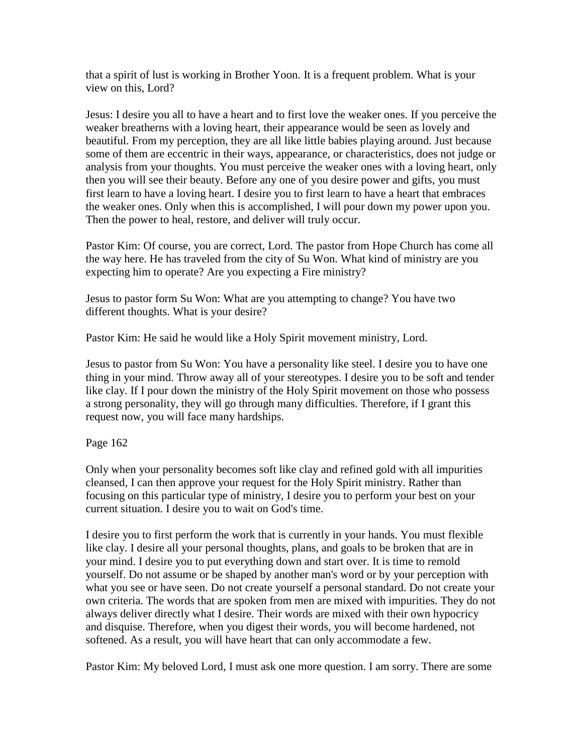that a spirit of lust is working in Brother Yoon. It is a frequent problem. What is your view on this, Lord?

Jesus: I desire you all to have a heart and to first love the weaker ones. If you perceive the weaker breatherns with a loving heart, their appearance would be seen as lovely and beautiful. From my perception, they are all like little babies playing around. Just because some of them are eccentric in their ways, appearance, or characteristics, does not judge or analysis from your thoughts. You must perceive the weaker ones with a loving heart, only then you will see their beauty. Before any one of you desire power and gifts, you must first learn to have a loving heart. I desire you to first learn to have a heart that embraces the weaker ones. Only when this is accomplished, I will pour down my power upon you. Then the power to heal, restore, and deliver will truly occur.

Pastor Kim: Of course, you are correct, Lord. The pastor from Hope Church has come all the way here. He has traveled from the city of Su Won. What kind of ministry are you expecting him to operate? Are you expecting a Fire ministry?

Jesus to pastor form Su Won: What are you attempting to change? You have two different thoughts. What is your desire?

Pastor Kim: He said he would like a Holy Spirit movement ministry, Lord.

Jesus to pastor from Su Won: You have a personality like steel. I desire you to have one thing in your mind. Throw away all of your stereotypes. I desire you to be soft and tender like clay. If I pour down the ministry of the Holy Spirit movement on those who possess a strong personality, they will go through many difficulties. Therefore, if I grant this request now, you will face many hardships.

Only when your personality becomes soft like clay and refined gold with all impurities cleansed, I can then approve your request for the Holy Spirit ministry. Rather than focusing on this particular type of ministry, I desire you to perform your best on your current situation. I desire you to wait on God's time.

I desire you to first perform the work that is currently in your hands. You must flexible like clay. I desire all your personal thoughts, plans, and goals to be broken that are in your mind. I desire you to put everything down and start over. It is time to remold yourself. Do not assume or be shaped by another man's word or by your perception with what you see or have seen. Do not create yourself a personal standard. Do not create your own criteria. The words that are spoken from men are mixed with impurities. They do not always deliver directly what I desire. Their words are mixed with their own hypocricy and disquise. Therefore, when you digest their words, you will become hardened, not softened. As a result, you will have heart that can only accommodate a few.

Pastor Kim: My beloved Lord, I must ask one more question. I am sorry. There are some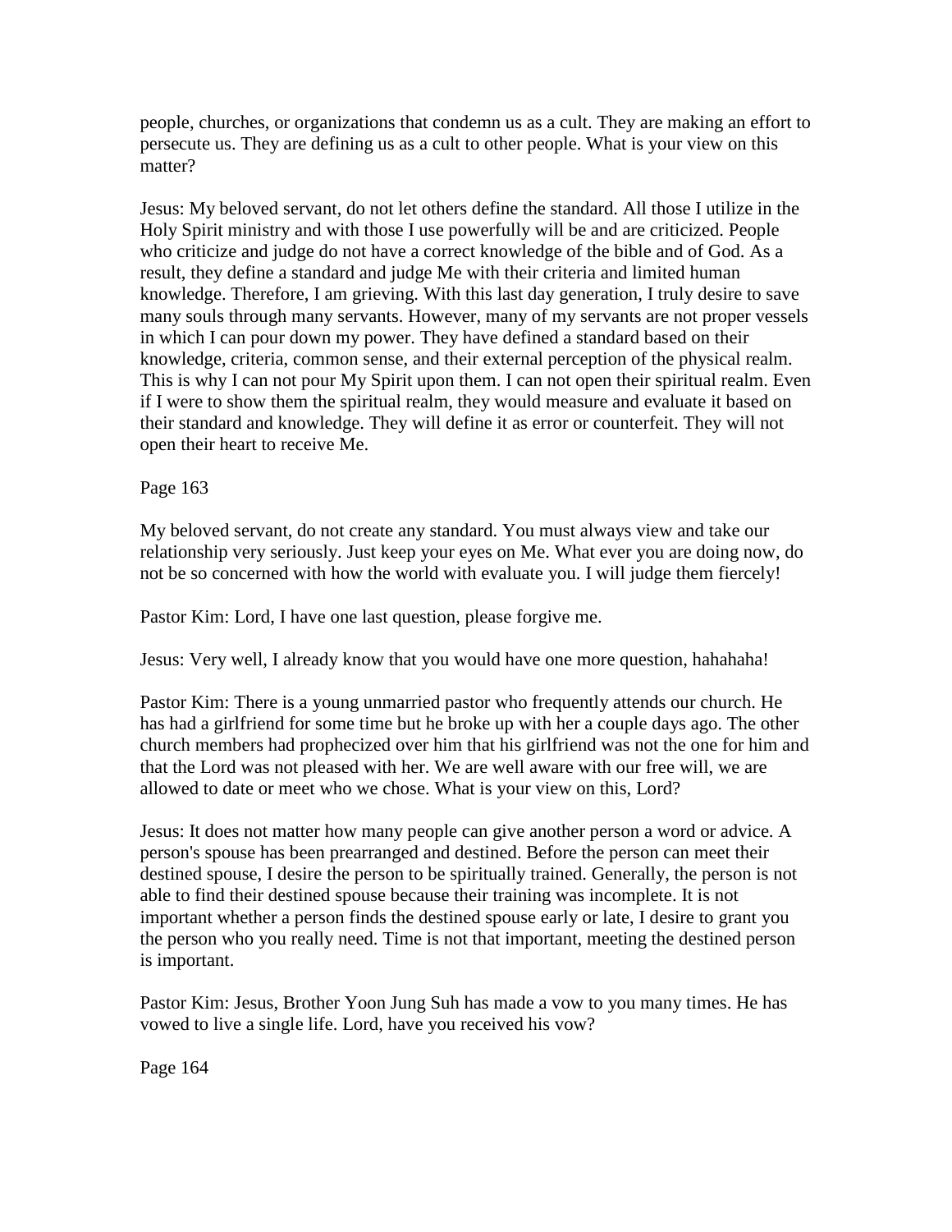people, churches, or organizations that condemn us as a cult. They are making an effort to persecute us. They are defining us as a cult to other people. What is your view on this matter?

Jesus: My beloved servant, do not let others define the standard. All those I utilize in the Holy Spirit ministry and with those I use powerfully will be and are criticized. People who criticize and judge do not have a correct knowledge of the bible and of God. As a result, they define a standard and judge Me with their criteria and limited human knowledge. Therefore, I am grieving. With this last day generation, I truly desire to save many souls through many servants. However, many of my servants are not proper vessels in which I can pour down my power. They have defined a standard based on their knowledge, criteria, common sense, and their external perception of the physical realm. This is why I can not pour My Spirit upon them. I can not open their spiritual realm. Even if I were to show them the spiritual realm, they would measure and evaluate it based on their standard and knowledge. They will define it as error or counterfeit. They will not open their heart to receive Me.

Page 163

My beloved servant, do not create any standard. You must always view and take our relationship very seriously. Just keep your eyes on Me. What ever you are doing now, do not be so concerned with how the world with evaluate you. I will judge them fiercely!

Pastor Kim: Lord, I have one last question, please forgive me.

Jesus: Very well, I already know that you would have one more question, hahahaha!

Pastor Kim: There is a young unmarried pastor who frequently attends our church. He has had a girlfriend for some time but he broke up with her a couple days ago. The other church members had prophecized over him that his girlfriend was not the one for him and that the Lord was not pleased with her. We are well aware with our free will, we are allowed to date or meet who we chose. What is your view on this, Lord?

Jesus: It does not matter how many people can give another person a word or advice. A person's spouse has been prearranged and destined. Before the person can meet their destined spouse, I desire the person to be spiritually trained. Generally, the person is not able to find their destined spouse because their training was incomplete. It is not important whether a person finds the destined spouse early or late, I desire to grant you the person who you really need. Time is not that important, meeting the destined person is important.

Pastor Kim: Jesus, Brother Yoon Jung Suh has made a vow to you many times. He has vowed to live a single life. Lord, have you received his vow?

Page 164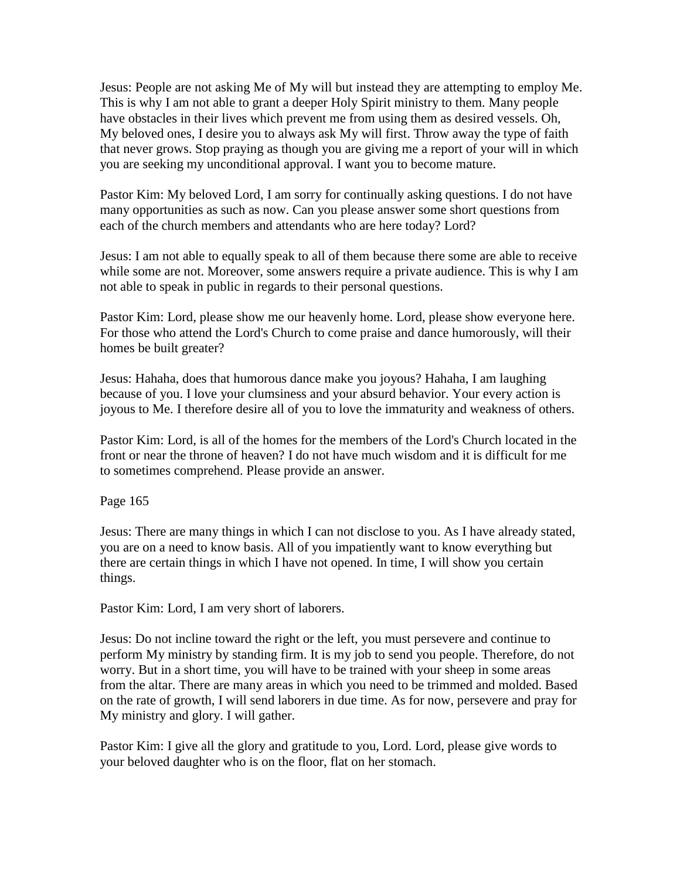Jesus: People are not asking Me of My will but instead they are attempting to employ Me. This is why I am not able to grant a deeper Holy Spirit ministry to them. Many people have obstacles in their lives which prevent me from using them as desired vessels. Oh, My beloved ones, I desire you to always ask My will first. Throw away the type of faith that never grows. Stop praying as though you are giving me a report of your will in which you are seeking my unconditional approval. I want you to become mature.

Pastor Kim: My beloved Lord, I am sorry for continually asking questions. I do not have many opportunities as such as now. Can you please answer some short questions from each of the church members and attendants who are here today? Lord?

Jesus: I am not able to equally speak to all of them because there some are able to receive while some are not. Moreover, some answers require a private audience. This is why I am not able to speak in public in regards to their personal questions.

Pastor Kim: Lord, please show me our heavenly home. Lord, please show everyone here. For those who attend the Lord's Church to come praise and dance humorously, will their homes be built greater?

Jesus: Hahaha, does that humorous dance make you joyous? Hahaha, I am laughing because of you. I love your clumsiness and your absurd behavior. Your every action is joyous to Me. I therefore desire all of you to love the immaturity and weakness of others.

Pastor Kim: Lord, is all of the homes for the members of the Lord's Church located in the front or near the throne of heaven? I do not have much wisdom and it is difficult for me to sometimes comprehend. Please provide an answer.

Page 165

Jesus: There are many things in which I can not disclose to you. As I have already stated, you are on a need to know basis. All of you impatiently want to know everything but there are certain things in which I have not opened. In time, I will show you certain things.

Pastor Kim: Lord, I am very short of laborers.

Jesus: Do not incline toward the right or the left, you must persevere and continue to perform My ministry by standing firm. It is my job to send you people. Therefore, do not worry. But in a short time, you will have to be trained with your sheep in some areas from the altar. There are many areas in which you need to be trimmed and molded. Based on the rate of growth, I will send laborers in due time. As for now, persevere and pray for My ministry and glory. I will gather.

Pastor Kim: I give all the glory and gratitude to you, Lord. Lord, please give words to your beloved daughter who is on the floor, flat on her stomach.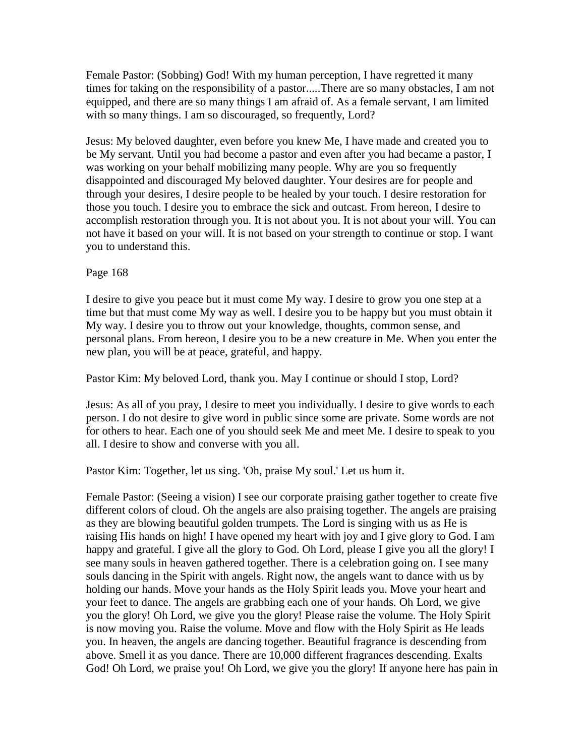Female Pastor: (Sobbing) God! With my human perception, I have regretted it many times for taking on the responsibility of a pastor.....There are so many obstacles, I am not equipped, and there are so many things I am afraid of. As a female servant, I am limited with so many things. I am so discouraged, so frequently, Lord?

Jesus: My beloved daughter, even before you knew Me, I have made and created you to be My servant. Until you had become a pastor and even after you had became a pastor, I was working on your behalf mobilizing many people. Why are you so frequently disappointed and discouraged My beloved daughter. Your desires are for people and through your desires, I desire people to be healed by your touch. I desire restoration for those you touch. I desire you to embrace the sick and outcast. From hereon, I desire to accomplish restoration through you. It is not about you. It is not about your will. You can not have it based on your will. It is not based on your strength to continue or stop. I want you to understand this.

Page 168

I desire to give you peace but it must come My way. I desire to grow you one step at a time but that must come My way as well. I desire you to be happy but you must obtain it My way. I desire you to throw out your knowledge, thoughts, common sense, and personal plans. From hereon, I desire you to be a new creature in Me. When you enter the new plan, you will be at peace, grateful, and happy.

Pastor Kim: My beloved Lord, thank you. May I continue or should I stop, Lord?

Jesus: As all of you pray, I desire to meet you individually. I desire to give words to each person. I do not desire to give word in public since some are private. Some words are not for others to hear. Each one of you should seek Me and meet Me. I desire to speak to you all. I desire to show and converse with you all.

Pastor Kim: Together, let us sing. 'Oh, praise My soul.' Let us hum it.

Female Pastor: (Seeing a vision) I see our corporate praising gather together to create five different colors of cloud. Oh the angels are also praising together. The angels are praising as they are blowing beautiful golden trumpets. The Lord is singing with us as He is raising His hands on high! I have opened my heart with joy and I give glory to God. I am happy and grateful. I give all the glory to God. Oh Lord, please I give you all the glory! I see many souls in heaven gathered together. There is a celebration going on. I see many souls dancing in the Spirit with angels. Right now, the angels want to dance with us by holding our hands. Move your hands as the Holy Spirit leads you. Move your heart and your feet to dance. The angels are grabbing each one of your hands. Oh Lord, we give you the glory! Oh Lord, we give you the glory! Please raise the volume. The Holy Spirit is now moving you. Raise the volume. Move and flow with the Holy Spirit as He leads you. In heaven, the angels are dancing together. Beautiful fragrance is descending from above. Smell it as you dance. There are 10,000 different fragrances descending. Exalts God! Oh Lord, we praise you! Oh Lord, we give you the glory! If anyone here has pain in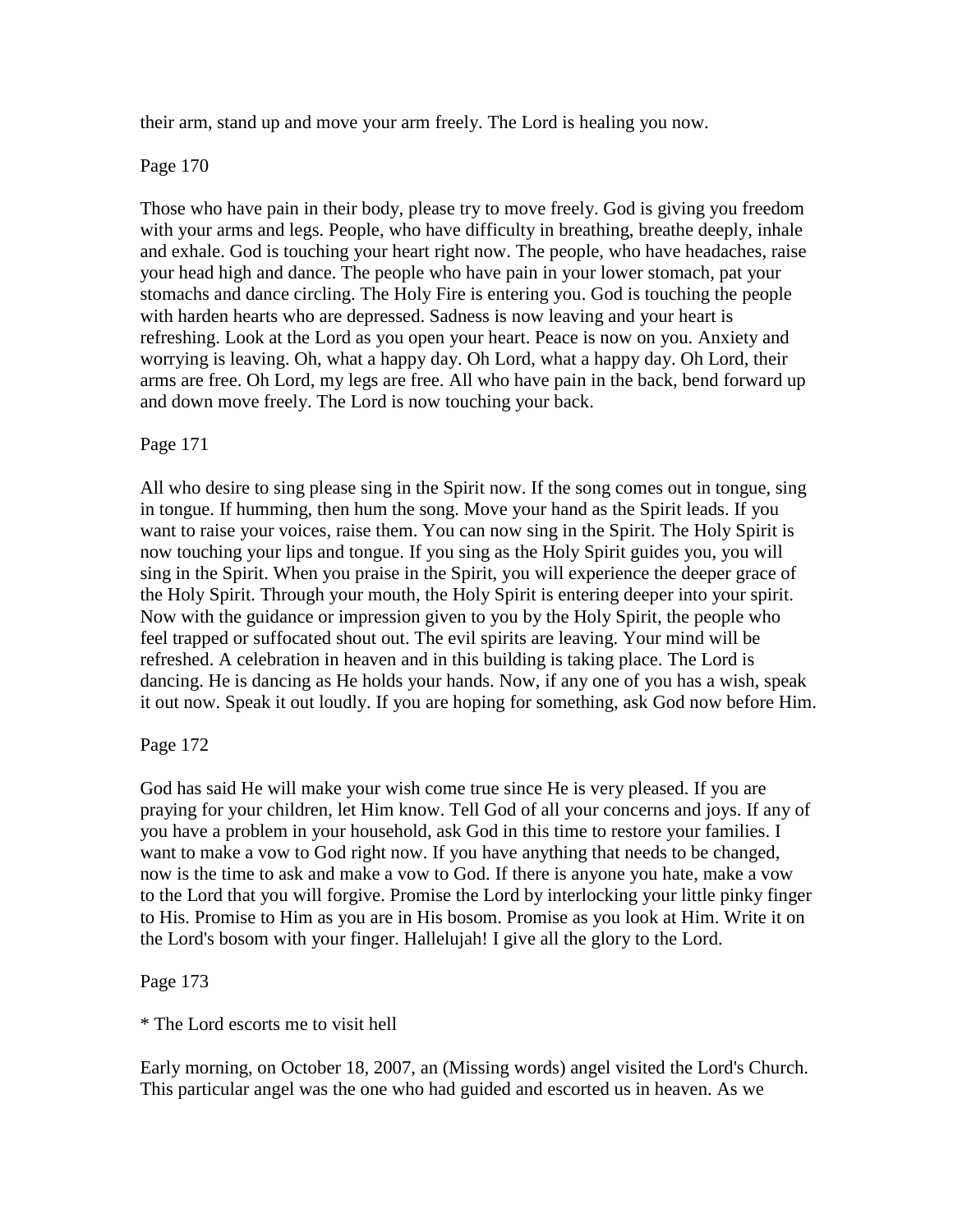their arm, stand up and move your arm freely. The Lord is healing you now.

Page 170

Those who have pain in their body, please try to move freely. God is giving you freedom with your arms and legs. People, who have difficulty in breathing, breathe deeply, inhale and exhale. God is touching your heart right now. The people, who have headaches, raise your head high and dance. The people who have pain in your lower stomach, pat your stomachs and dance circling. The Holy Fire is entering you. God is touching the people with harden hearts who are depressed. Sadness is now leaving and your heart is refreshing. Look at the Lord as you open your heart. Peace is now on you. Anxiety and worrying is leaving. Oh, what a happy day. Oh Lord, what a happy day. Oh Lord, their arms are free. Oh Lord, my legs are free. All who have pain in the back, bend forward up and down move freely. The Lord is now touching your back.

Page 171

All who desire to sing please sing in the Spirit now. If the song comes out in tongue, sing in tongue. If humming, then hum the song. Move your hand as the Spirit leads. If you want to raise your voices, raise them. You can now sing in the Spirit. The Holy Spirit is now touching your lips and tongue. If you sing as the Holy Spirit guides you, you will sing in the Spirit. When you praise in the Spirit, you will experience the deeper grace of the Holy Spirit. Through your mouth, the Holy Spirit is entering deeper into your spirit. Now with the guidance or impression given to you by the Holy Spirit, the people who feel trapped or suffocated shout out. The evil spirits are leaving. Your mind will be refreshed. A celebration in heaven and in this building is taking place. The Lord is dancing. He is dancing as He holds your hands. Now, if any one of you has a wish, speak it out now. Speak it out loudly. If you are hoping for something, ask God now before Him.

Page 172

God has said He will make your wish come true since He is very pleased. If you are praying for your children, let Him know. Tell God of all your concerns and joys. If any of you have a problem in your household, ask God in this time to restore your families. I want to make a vow to God right now. If you have anything that needs to be changed, now is the time to ask and make a vow to God. If there is anyone you hate, make a vow to the Lord that you will forgive. Promise the Lord by interlocking your little pinky finger to His. Promise to Him as you are in His bosom. Promise as you look at Him. Write it on the Lord's bosom with your finger. Hallelujah! I give all the glory to the Lord.

Page 173

* The Lord escorts me to visit hell

Early morning, on October 18, 2007, an (Missing words) angel visited the Lord's Church. This particular angel was the one who had guided and escorted us in heaven. As we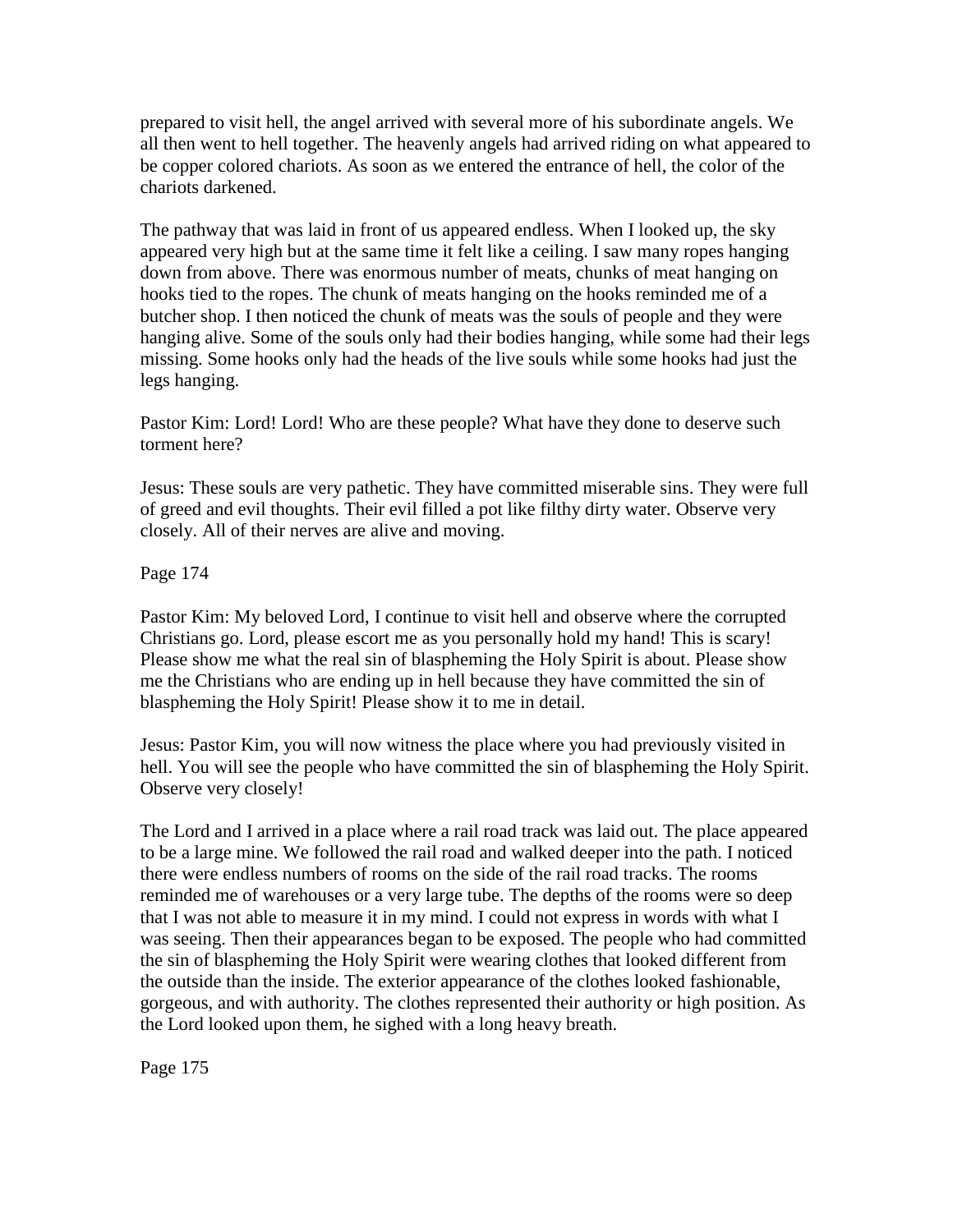prepared to visit hell, the angel arrived with several more of his subordinate angels. We all then went to hell together. The heavenly angels had arrived riding on what appeared to be copper colored chariots. As soon as we entered the entrance of hell, the color of the chariots darkened.

The pathway that was laid in front of us appeared endless. When I looked up, the sky appeared very high but at the same time it felt like a ceiling. I saw many ropes hanging down from above. There was enormous number of meats, chunks of meat hanging on hooks tied to the ropes. The chunk of meats hanging on the hooks reminded me of a butcher shop. I then noticed the chunk of meats was the souls of people and they were hanging alive. Some of the souls only had their bodies hanging, while some had their legs missing. Some hooks only had the heads of the live souls while some hooks had just the legs hanging.

Pastor Kim: Lord! Lord! Who are these people? What have they done to deserve such torment here?

Jesus: These souls are very pathetic. They have committed miserable sins. They were full of greed and evil thoughts. Their evil filled a pot like filthy dirty water. Observe very closely. All of their nerves are alive and moving.

Page 174

Pastor Kim: My beloved Lord, I continue to visit hell and observe where the corrupted Christians go. Lord, please escort me as you personally hold my hand! This is scary! Please show me what the real sin of blaspheming the Holy Spirit is about. Please show me the Christians who are ending up in hell because they have committed the sin of blaspheming the Holy Spirit! Please show it to me in detail.

Jesus: Pastor Kim, you will now witness the place where you had previously visited in hell. You will see the people who have committed the sin of blaspheming the Holy Spirit. Observe very closely!

The Lord and I arrived in a place where a rail road track was laid out. The place appeared to be a large mine. We followed the rail road and walked deeper into the path. I noticed there were endless numbers of rooms on the side of the rail road tracks. The rooms reminded me of warehouses or a very large tube. The depths of the rooms were so deep that I was not able to measure it in my mind. I could not express in words with what I was seeing. Then their appearances began to be exposed. The people who had committed the sin of blaspheming the Holy Spirit were wearing clothes that looked different from the outside than the inside. The exterior appearance of the clothes looked fashionable, gorgeous, and with authority. The clothes represented their authority or high position. As the Lord looked upon them, he sighed with a long heavy breath.

Page 175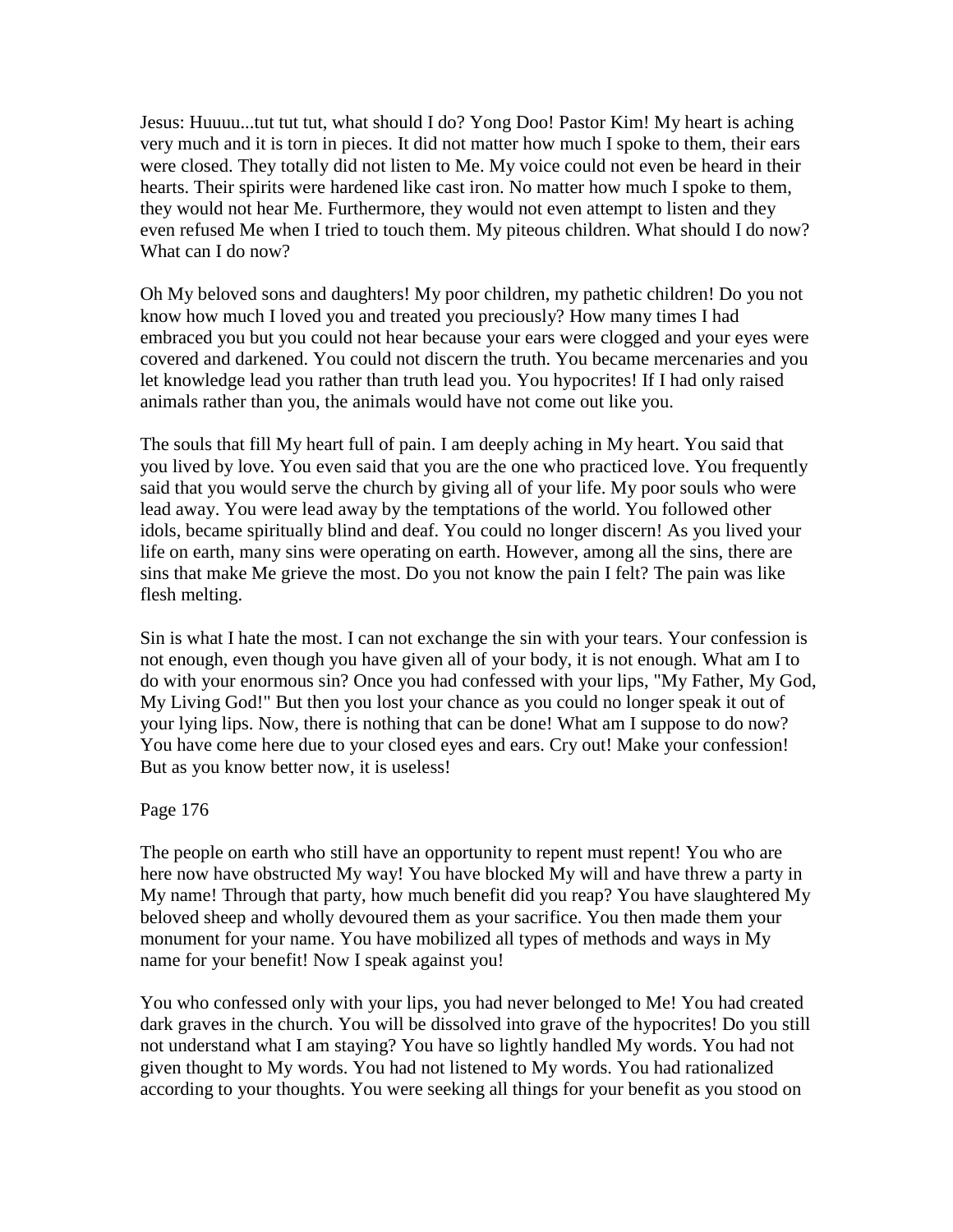Jesus: Huuuu...tut tut tut, what should I do? Yong Doo! Pastor Kim! My heart is aching very much and it is torn in pieces. It did not matter how much I spoke to them, their ears were closed. They totally did not listen to Me. My voice could not even be heard in their hearts. Their spirits were hardened like cast iron. No matter how much I spoke to them, they would not hear Me. Furthermore, they would not even attempt to listen and they even refused Me when I tried to touch them. My piteous children. What should I do now? What can I do now?

Oh My beloved sons and daughters! My poor children, my pathetic children! Do you not know how much I loved you and treated you preciously? How many times I had embraced you but you could not hear because your ears were clogged and your eyes were covered and darkened. You could not discern the truth. You became mercenaries and you let knowledge lead you rather than truth lead you. You hypocrites! If I had only raised animals rather than you, the animals would have not come out like you.

The souls that fill My heart full of pain. I am deeply aching in My heart. You said that you lived by love. You even said that you are the one who practiced love. You frequently said that you would serve the church by giving all of your life. My poor souls who were lead away. You were lead away by the temptations of the world. You followed other idols, became spiritually blind and deaf. You could no longer discern! As you lived your life on earth, many sins were operating on earth. However, among all the sins, there are sins that make Me grieve the most. Do you not know the pain I felt? The pain was like flesh melting.

Sin is what I hate the most. I can not exchange the sin with your tears. Your confession is not enough, even though you have given all of your body, it is not enough. What am I to do with your enormous sin? Once you had confessed with your lips, "My Father, My God, My Living God!" But then you lost your chance as you could no longer speak it out of your lying lips. Now, there is nothing that can be done! What am I suppose to do now? You have come here due to your closed eyes and ears. Cry out! Make your confession! But as you know better now, it is useless!

Page 176

The people on earth who still have an opportunity to repent must repent! You who are here now have obstructed My way! You have blocked My will and have threw a party in My name! Through that party, how much benefit did you reap? You have slaughtered My beloved sheep and wholly devoured them as your sacrifice. You then made them your monument for your name. You have mobilized all types of methods and ways in My name for your benefit! Now I speak against you!

You who confessed only with your lips, you had never belonged to Me! You had created dark graves in the church. You will be dissolved into grave of the hypocrites! Do you still not understand what I am staying? You have so lightly handled My words. You had not given thought to My words. You had not listened to My words. You had rationalized according to your thoughts. You were seeking all things for your benefit as you stood on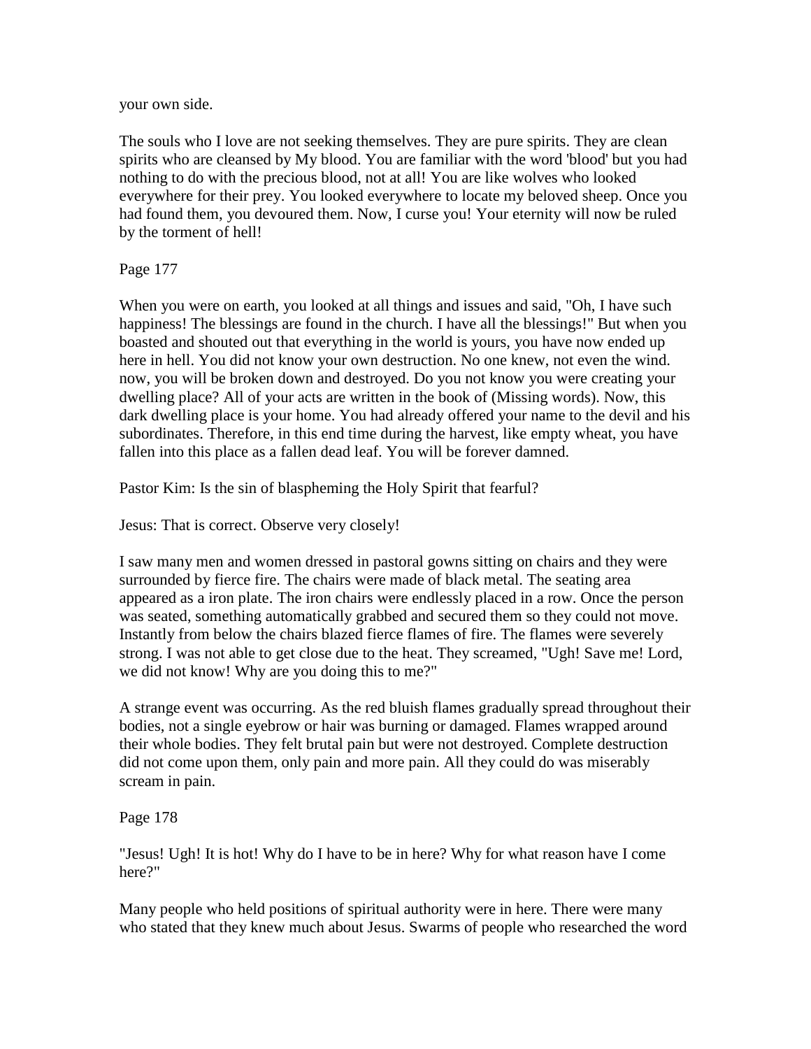your own side.

The souls who I love are not seeking themselves. They are pure spirits. They are clean spirits who are cleansed by My blood. You are familiar with the word 'blood' but you had nothing to do with the precious blood, not at all! You are like wolves who looked everywhere for their prey. You looked everywhere to locate my beloved sheep. Once you had found them, you devoured them. Now, I curse you! Your eternity will now be ruled by the torment of hell!

Page 177

When you were on earth, you looked at all things and issues and said, "Oh, I have such happiness! The blessings are found in the church. I have all the blessings!" But when you boasted and shouted out that everything in the world is yours, you have now ended up here in hell. You did not know your own destruction. No one knew, not even the wind. now, you will be broken down and destroyed. Do you not know you were creating your dwelling place? All of your acts are written in the book of (Missing words). Now, this dark dwelling place is your home. You had already offered your name to the devil and his subordinates. Therefore, in this end time during the harvest, like empty wheat, you have fallen into this place as a fallen dead leaf. You will be forever damned.

Pastor Kim: Is the sin of blaspheming the Holy Spirit that fearful?

Jesus: That is correct. Observe very closely!

I saw many men and women dressed in pastoral gowns sitting on chairs and they were surrounded by fierce fire. The chairs were made of black metal. The seating area appeared as a iron plate. The iron chairs were endlessly placed in a row. Once the person was seated, something automatically grabbed and secured them so they could not move. Instantly from below the chairs blazed fierce flames of fire. The flames were severely strong. I was not able to get close due to the heat. They screamed, "Ugh! Save me! Lord, we did not know! Why are you doing this to me?"

A strange event was occurring. As the red bluish flames gradually spread throughout their bodies, not a single eyebrow or hair was burning or damaged. Flames wrapped around their whole bodies. They felt brutal pain but were not destroyed. Complete destruction did not come upon them, only pain and more pain. All they could do was miserably scream in pain.

Page 178

"Jesus! Ugh! It is hot! Why do I have to be in here? Why for what reason have I come here?"

Many people who held positions of spiritual authority were in here. There were many who stated that they knew much about Jesus. Swarms of people who researched the word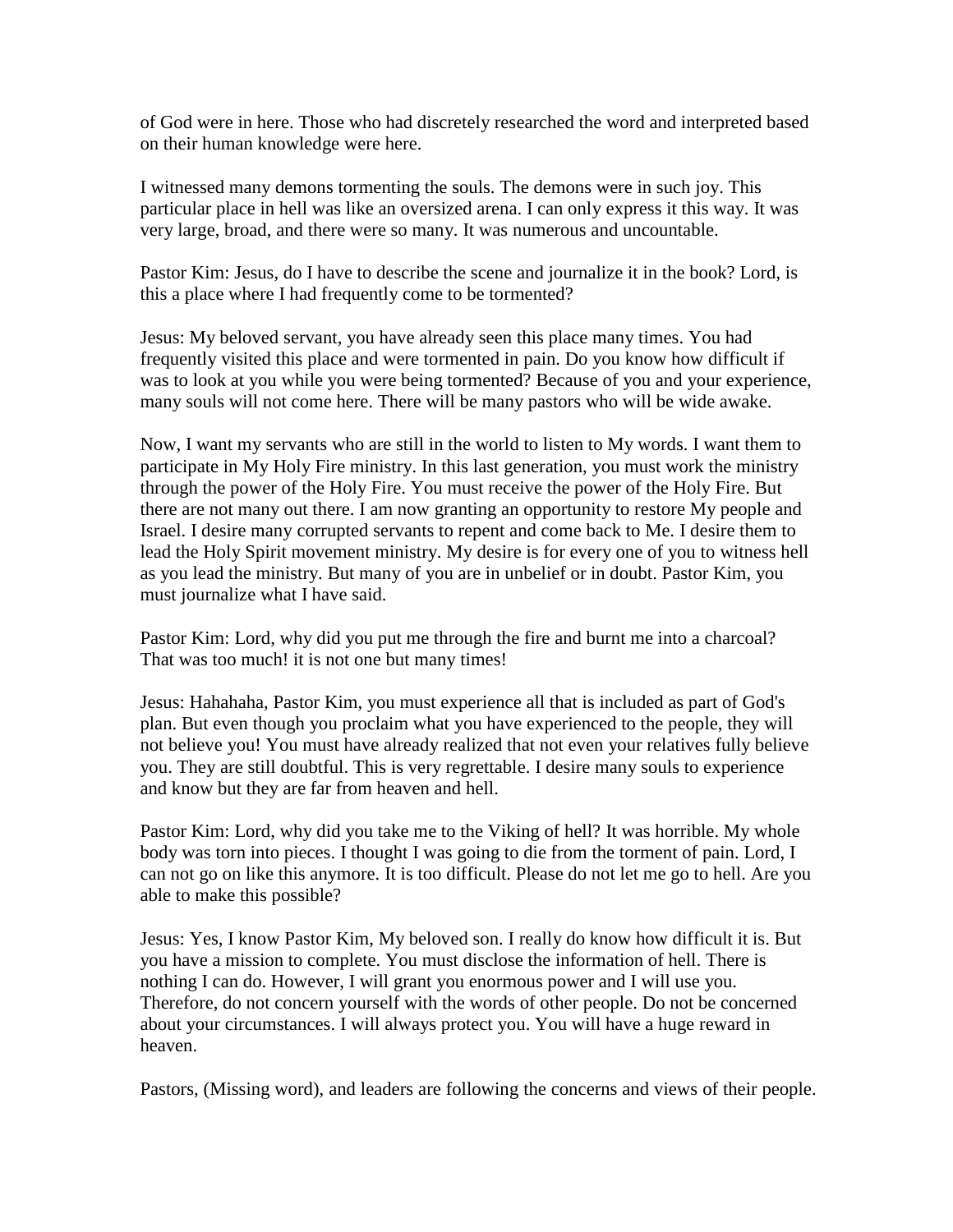of God were in here. Those who had discretely researched the word and interpreted based on their human knowledge were here.

I witnessed many demons tormenting the souls. The demons were in such joy. This particular place in hell was like an oversized arena. I can only express it this way. It was very large, broad, and there were so many. It was numerous and uncountable.

Pastor Kim: Jesus, do I have to describe the scene and journalize it in the book? Lord, is this a place where I had frequently come to be tormented?

Jesus: My beloved servant, you have already seen this place many times. You had frequently visited this place and were tormented in pain. Do you know how difficult if was to look at you while you were being tormented? Because of you and your experience, many souls will not come here. There will be many pastors who will be wide awake.

Now, I want my servants who are still in the world to listen to My words. I want them to participate in My Holy Fire ministry. In this last generation, you must work the ministry through the power of the Holy Fire. You must receive the power of the Holy Fire. But there are not many out there. I am now granting an opportunity to restore My people and Israel. I desire many corrupted servants to repent and come back to Me. I desire them to lead the Holy Spirit movement ministry. My desire is for every one of you to witness hell as you lead the ministry. But many of you are in unbelief or in doubt. Pastor Kim, you must journalize what I have said.

Pastor Kim: Lord, why did you put me through the fire and burnt me into a charcoal? That was too much! it is not one but many times!

Jesus: Hahahaha, Pastor Kim, you must experience all that is included as part of God's plan. But even though you proclaim what you have experienced to the people, they will not believe you! You must have already realized that not even your relatives fully believe you. They are still doubtful. This is very regrettable. I desire many souls to experience and know but they are far from heaven and hell.

Pastor Kim: Lord, why did you take me to the Viking of hell? It was horrible. My whole body was torn into pieces. I thought I was going to die from the torment of pain. Lord, I can not go on like this anymore. It is too difficult. Please do not let me go to hell. Are you able to make this possible?

Jesus: Yes, I know Pastor Kim, My beloved son. I really do know how difficult it is. But you have a mission to complete. You must disclose the information of hell. There is nothing I can do. However, I will grant you enormous power and I will use you. Therefore, do not concern yourself with the words of other people. Do not be concerned about your circumstances. I will always protect you. You will have a huge reward in heaven.

Pastors, (Missing word), and leaders are following the concerns and views of their people.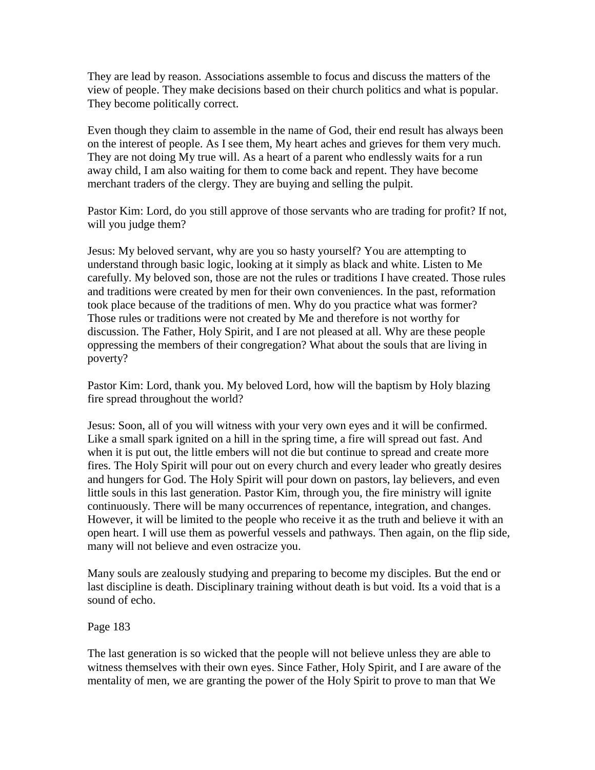They are lead by reason. Associations assemble to focus and discuss the matters of the view of people. They make decisions based on their church politics and what is popular. They become politically correct.

Even though they claim to assemble in the name of God, their end result has always been on the interest of people. As I see them, My heart aches and grieves for them very much. They are not doing My true will. As a heart of a parent who endlessly waits for a run away child, I am also waiting for them to come back and repent. They have become merchant traders of the clergy. They are buying and selling the pulpit.

Pastor Kim: Lord, do you still approve of those servants who are trading for profit? If not, will you judge them?

Jesus: My beloved servant, why are you so hasty yourself? You are attempting to understand through basic logic, looking at it simply as black and white. Listen to Me carefully. My beloved son, those are not the rules or traditions I have created. Those rules and traditions were created by men for their own conveniences. In the past, reformation took place because of the traditions of men. Why do you practice what was former? Those rules or traditions were not created by Me and therefore is not worthy for discussion. The Father, Holy Spirit, and I are not pleased at all. Why are these people oppressing the members of their congregation? What about the souls that are living in poverty?

Pastor Kim: Lord, thank you. My beloved Lord, how will the baptism by Holy blazing fire spread throughout the world?

Jesus: Soon, all of you will witness with your very own eyes and it will be confirmed. Like a small spark ignited on a hill in the spring time, a fire will spread out fast. And when it is put out, the little embers will not die but continue to spread and create more fires. The Holy Spirit will pour out on every church and every leader who greatly desires and hungers for God. The Holy Spirit will pour down on pastors, lay believers, and even little souls in this last generation. Pastor Kim, through you, the fire ministry will ignite continuously. There will be many occurrences of repentance, integration, and changes. However, it will be limited to the people who receive it as the truth and believe it with an open heart. I will use them as powerful vessels and pathways. Then again, on the flip side, many will not believe and even ostracize you.

Many souls are zealously studying and preparing to become my disciples. But the end or last discipline is death. Disciplinary training without death is but void. Its a void that is a sound of echo.

Page 183

The last generation is so wicked that the people will not believe unless they are able to witness themselves with their own eyes. Since Father, Holy Spirit, and I are aware of the mentality of men, we are granting the power of the Holy Spirit to prove to man that We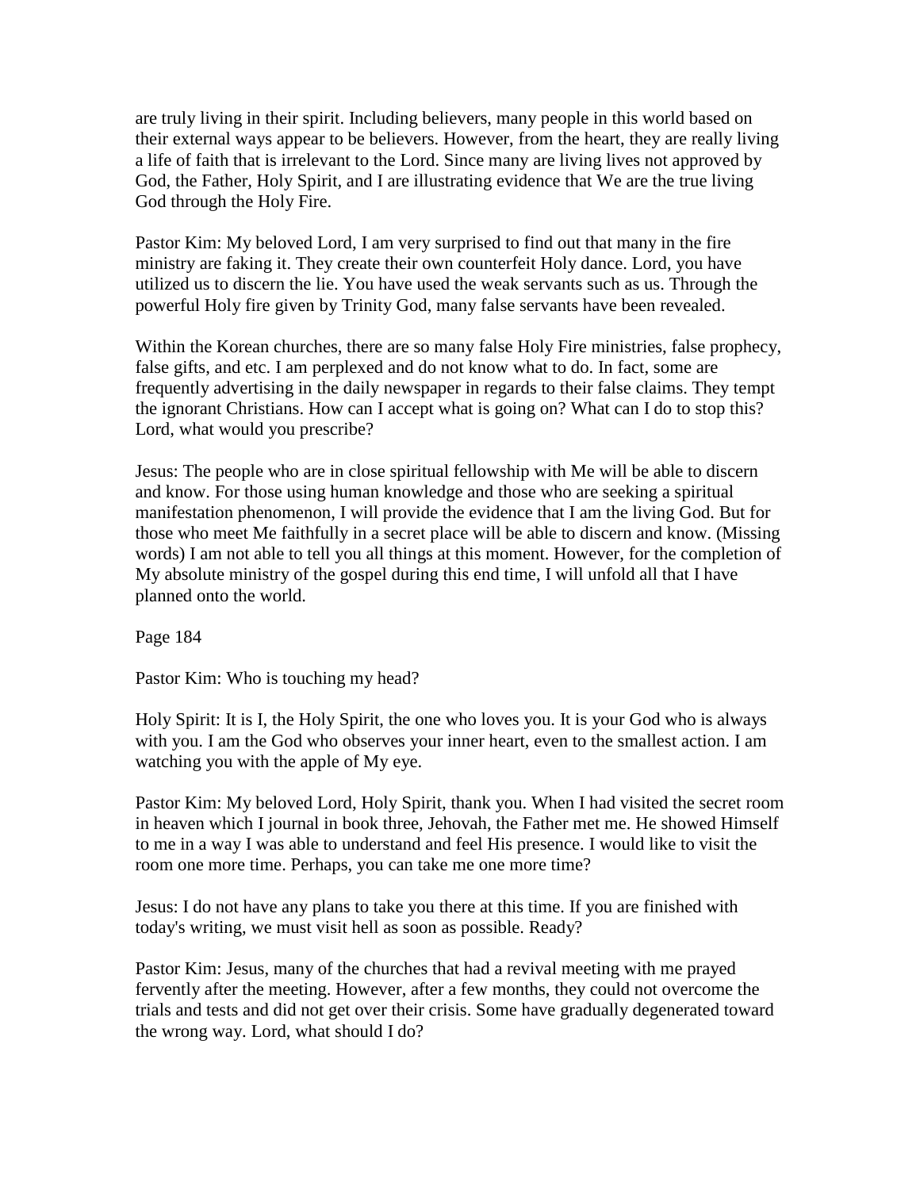are truly living in their spirit. Including believers, many people in this world based on their external ways appear to be believers. However, from the heart, they are really living a life of faith that is irrelevant to the Lord. Since many are living lives not approved by God, the Father, Holy Spirit, and I are illustrating evidence that We are the true living God through the Holy Fire.

Pastor Kim: My beloved Lord, I am very surprised to find out that many in the fire ministry are faking it. They create their own counterfeit Holy dance. Lord, you have utilized us to discern the lie. You have used the weak servants such as us. Through the powerful Holy fire given by Trinity God, many false servants have been revealed.

Within the Korean churches, there are so many false Holy Fire ministries, false prophecy, false gifts, and etc. I am perplexed and do not know what to do. In fact, some are frequently advertising in the daily newspaper in regards to their false claims. They tempt the ignorant Christians. How can I accept what is going on? What can I do to stop this? Lord, what would you prescribe?

Jesus: The people who are in close spiritual fellowship with Me will be able to discern and know. For those using human knowledge and those who are seeking a spiritual manifestation phenomenon, I will provide the evidence that I am the living God. But for those who meet Me faithfully in a secret place will be able to discern and know. (Missing words) I am not able to tell you all things at this moment. However, for the completion of My absolute ministry of the gospel during this end time, I will unfold all that I have planned onto the world.

Page 184

Pastor Kim: Who is touching my head?

Holy Spirit: It is I, the Holy Spirit, the one who loves you. It is your God who is always with you. I am the God who observes your inner heart, even to the smallest action. I am watching you with the apple of My eye.

Pastor Kim: My beloved Lord, Holy Spirit, thank you. When I had visited the secret room in heaven which I journal in book three, Jehovah, the Father met me. He showed Himself to me in a way I was able to understand and feel His presence. I would like to visit the room one more time. Perhaps, you can take me one more time?

Jesus: I do not have any plans to take you there at this time. If you are finished with today's writing, we must visit hell as soon as possible. Ready?

Pastor Kim: Jesus, many of the churches that had a revival meeting with me prayed fervently after the meeting. However, after a few months, they could not overcome the trials and tests and did not get over their crisis. Some have gradually degenerated toward the wrong way. Lord, what should I do?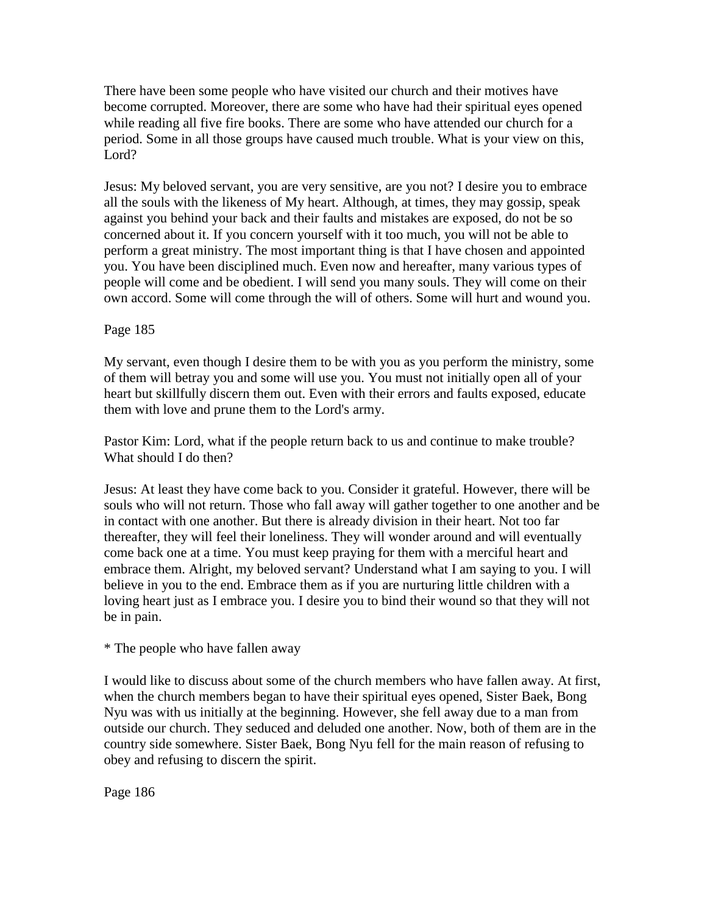There have been some people who have visited our church and their motives have become corrupted. Moreover, there are some who have had their spiritual eyes opened while reading all five fire books. There are some who have attended our church for a period. Some in all those groups have caused much trouble. What is your view on this, Lord?

Jesus: My beloved servant, you are very sensitive, are you not? I desire you to embrace all the souls with the likeness of My heart. Although, at times, they may gossip, speak against you behind your back and their faults and mistakes are exposed, do not be so concerned about it. If you concern yourself with it too much, you will not be able to perform a great ministry. The most important thing is that I have chosen and appointed you. You have been disciplined much. Even now and hereafter, many various types of people will come and be obedient. I will send you many souls. They will come on their own accord. Some will come through the will of others. Some will hurt and wound you.

My servant, even though I desire them to be with you as you perform the ministry, some of them will betray you and some will use you. You must not initially open all of your heart but skillfully discern them out. Even with their errors and faults exposed, educate them with love and prune them to the Lord's army.

Pastor Kim: Lord, what if the people return back to us and continue to make trouble? What should I do then?

Jesus: At least they have come back to you. Consider it grateful. However, there will be souls who will not return. Those who fall away will gather together to one another and be in contact with one another. But there is already division in their heart. Not too far thereafter, they will feel their loneliness. They will wonder around and will eventually come back one at a time. You must keep praying for them with a merciful heart and embrace them. Alright, my beloved servant? Understand what I am saying to you. I will believe in you to the end. Embrace them as if you are nurturing little children with a loving heart just as I embrace you. I desire you to bind their wound so that they will not be in pain.

* The people who have fallen away

I would like to discuss about some of the church members who have fallen away. At first, when the church members began to have their spiritual eyes opened, Sister Baek, Bong Nyu was with us initially at the beginning. However, she fell away due to a man from outside our church. They seduced and deluded one another. Now, both of them are in the country side somewhere. Sister Baek, Bong Nyu fell for the main reason of refusing to obey and refusing to discern the spirit.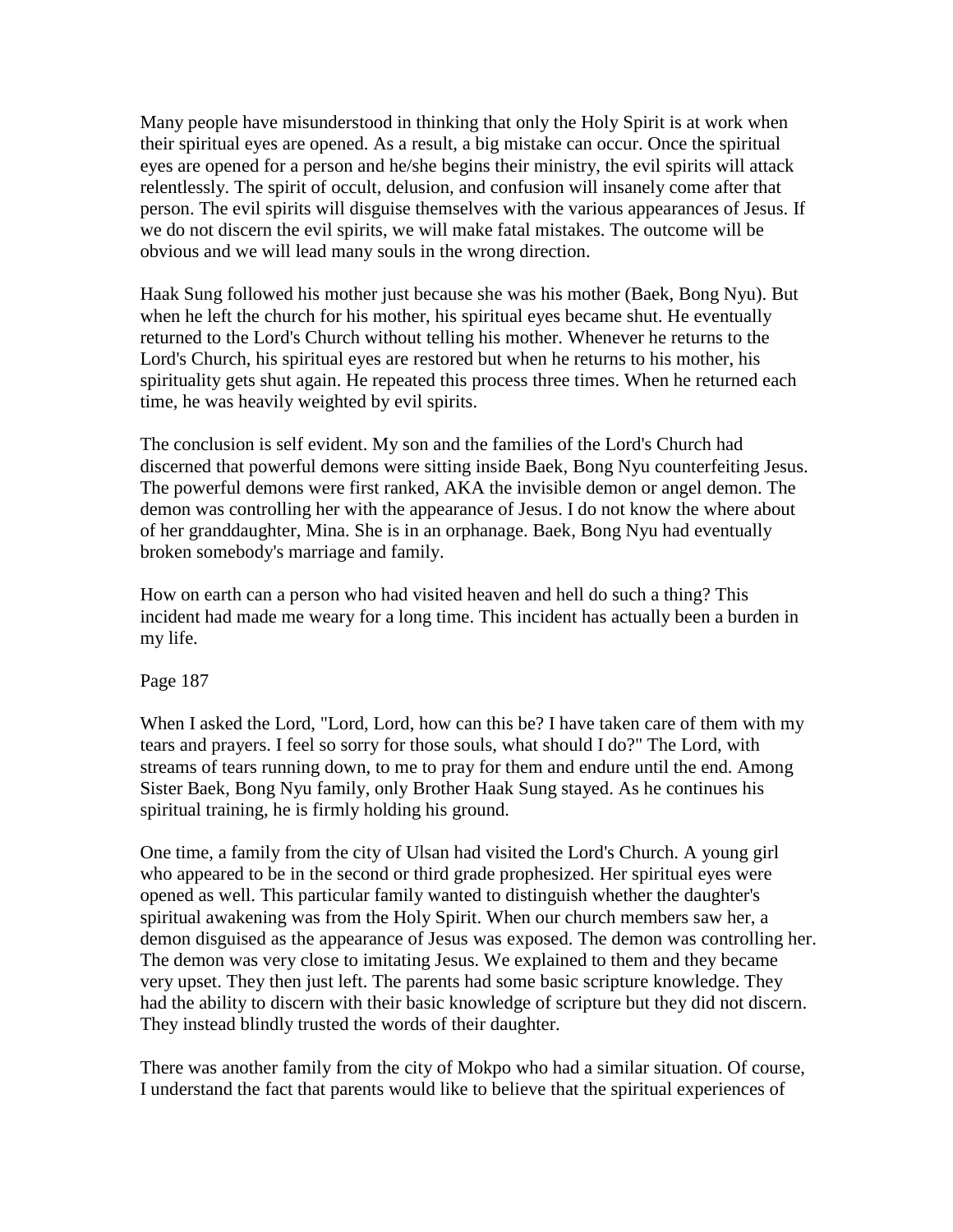Many people have misunderstood in thinking that only the Holy Spirit is at work when their spiritual eyes are opened. As a result, a big mistake can occur. Once the spiritual eyes are opened for a person and he/she begins their ministry, the evil spirits will attack relentlessly. The spirit of occult, delusion, and confusion will insanely come after that person. The evil spirits will disguise themselves with the various appearances of Jesus. If we do not discern the evil spirits, we will make fatal mistakes. The outcome will be obvious and we will lead many souls in the wrong direction.

Haak Sung followed his mother just because she was his mother (Baek, Bong Nyu). But when he left the church for his mother, his spiritual eyes became shut. He eventually returned to the Lord's Church without telling his mother. Whenever he returns to the Lord's Church, his spiritual eyes are restored but when he returns to his mother, his spirituality gets shut again. He repeated this process three times. When he returned each time, he was heavily weighted by evil spirits.

The conclusion is self evident. My son and the families of the Lord's Church had discerned that powerful demons were sitting inside Baek, Bong Nyu counterfeiting Jesus. The powerful demons were first ranked, AKA the invisible demon or angel demon. The demon was controlling her with the appearance of Jesus. I do not know the where about of her granddaughter, Mina. She is in an orphanage. Baek, Bong Nyu had eventually broken somebody's marriage and family.

How on earth can a person who had visited heaven and hell do such a thing? This incident had made me weary for a long time. This incident has actually been a burden in my life.

Page 187

When I asked the Lord, "Lord, Lord, how can this be? I have taken care of them with my tears and prayers. I feel so sorry for those souls, what should I do?" The Lord, with streams of tears running down, to me to pray for them and endure until the end. Among Sister Baek, Bong Nyu family, only Brother Haak Sung stayed. As he continues his spiritual training, he is firmly holding his ground.

One time, a family from the city of Ulsan had visited the Lord's Church. A young girl who appeared to be in the second or third grade prophesized. Her spiritual eyes were opened as well. This particular family wanted to distinguish whether the daughter's spiritual awakening was from the Holy Spirit. When our church members saw her, a demon disguised as the appearance of Jesus was exposed. The demon was controlling her. The demon was very close to imitating Jesus. We explained to them and they became very upset. They then just left. The parents had some basic scripture knowledge. They had the ability to discern with their basic knowledge of scripture but they did not discern. They instead blindly trusted the words of their daughter.

There was another family from the city of Mokpo who had a similar situation. Of course, I understand the fact that parents would like to believe that the spiritual experiences of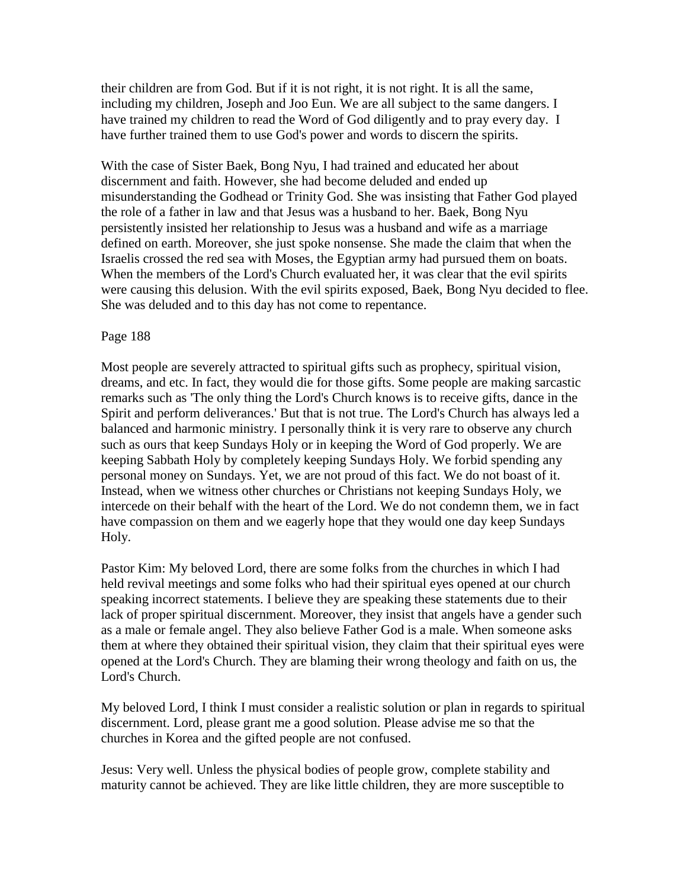their children are from God. But if it is not right, it is not right. It is all the same, including my children, Joseph and Joo Eun. We are all subject to the same dangers. I have trained my children to read the Word of God diligently and to pray every day. I have further trained them to use God's power and words to discern the spirits.

With the case of Sister Baek, Bong Nyu, I had trained and educated her about discernment and faith. However, she had become deluded and ended up misunderstanding the Godhead or Trinity God. She was insisting that Father God played the role of a father in law and that Jesus was a husband to her. Baek, Bong Nyu persistently insisted her relationship to Jesus was a husband and wife as a marriage defined on earth. Moreover, she just spoke nonsense. She made the claim that when the Israelis crossed the red sea with Moses, the Egyptian army had pursued them on boats. When the members of the Lord's Church evaluated her, it was clear that the evil spirits were causing this delusion. With the evil spirits exposed, Baek, Bong Nyu decided to flee. She was deluded and to this day has not come to repentance.

Page 188

Most people are severely attracted to spiritual gifts such as prophecy, spiritual vision, dreams, and etc. In fact, they would die for those gifts. Some people are making sarcastic remarks such as 'The only thing the Lord's Church knows is to receive gifts, dance in the Spirit and perform deliverances.' But that is not true. The Lord's Church has always led a balanced and harmonic ministry. I personally think it is very rare to observe any church such as ours that keep Sundays Holy or in keeping the Word of God properly. We are keeping Sabbath Holy by completely keeping Sundays Holy. We forbid spending any personal money on Sundays. Yet, we are not proud of this fact. We do not boast of it. Instead, when we witness other churches or Christians not keeping Sundays Holy, we intercede on their behalf with the heart of the Lord. We do not condemn them, we in fact have compassion on them and we eagerly hope that they would one day keep Sundays Holy.

Pastor Kim: My beloved Lord, there are some folks from the churches in which I had held revival meetings and some folks who had their spiritual eyes opened at our church speaking incorrect statements. I believe they are speaking these statements due to their lack of proper spiritual discernment. Moreover, they insist that angels have a gender such as a male or female angel. They also believe Father God is a male. When someone asks them at where they obtained their spiritual vision, they claim that their spiritual eyes were opened at the Lord's Church. They are blaming their wrong theology and faith on us, the Lord's Church.

My beloved Lord, I think I must consider a realistic solution or plan in regards to spiritual discernment. Lord, please grant me a good solution. Please advise me so that the churches in Korea and the gifted people are not confused.

Jesus: Very well. Unless the physical bodies of people grow, complete stability and maturity cannot be achieved. They are like little children, they are more susceptible to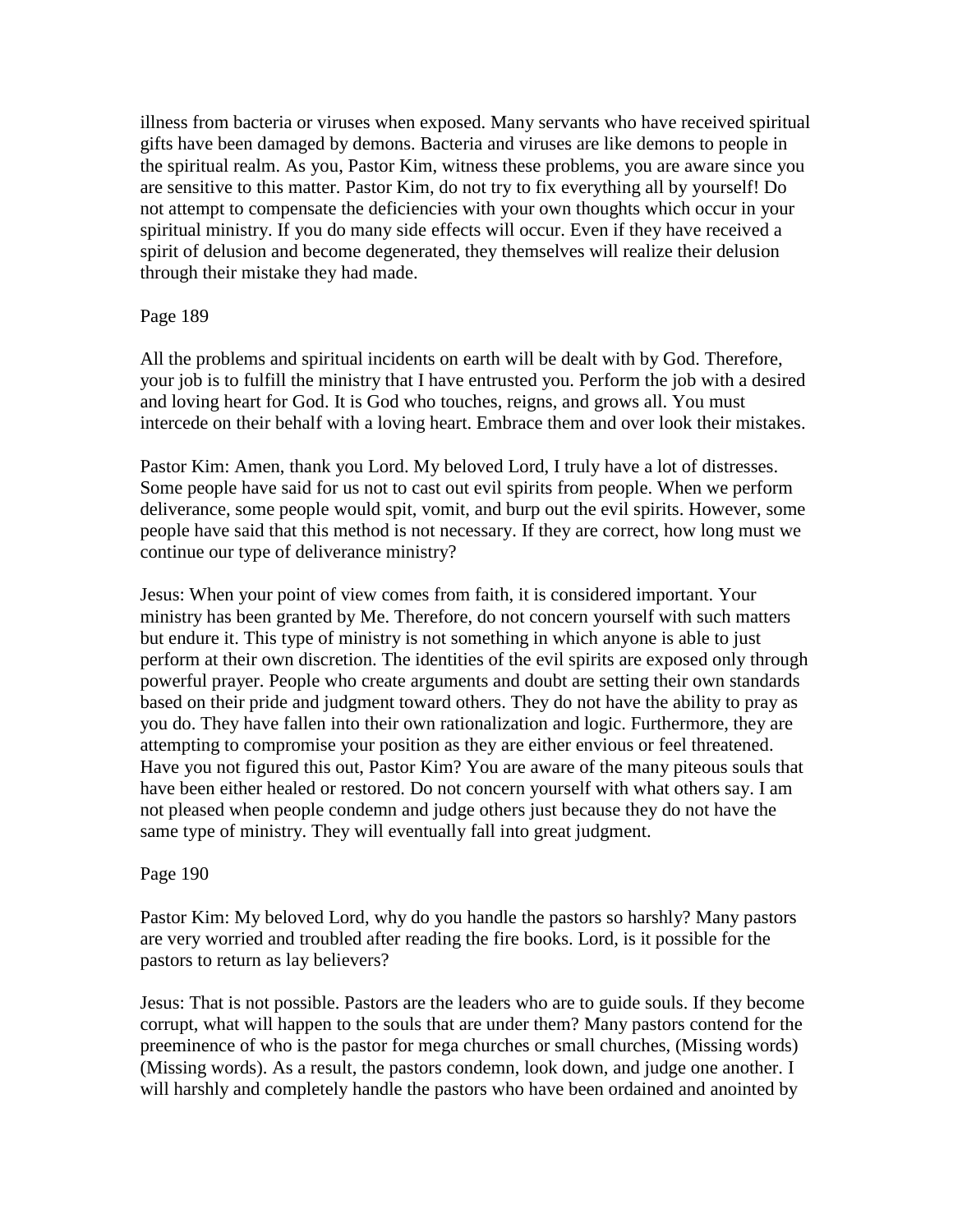illness from bacteria or viruses when exposed. Many servants who have received spiritual gifts have been damaged by demons. Bacteria and viruses are like demons to people in the spiritual realm. As you, Pastor Kim, witness these problems, you are aware since you are sensitive to this matter. Pastor Kim, do not try to fix everything all by yourself! Do not attempt to compensate the deficiencies with your own thoughts which occur in your spiritual ministry. If you do many side effects will occur. Even if they have received a spirit of delusion and become degenerated, they themselves will realize their delusion through their mistake they had made.

Page 189

All the problems and spiritual incidents on earth will be dealt with by God. Therefore, your job is to fulfill the ministry that I have entrusted you. Perform the job with a desired and loving heart for God. It is God who touches, reigns, and grows all. You must intercede on their behalf with a loving heart. Embrace them and over look their mistakes.

Pastor Kim: Amen, thank you Lord. My beloved Lord, I truly have a lot of distresses. Some people have said for us not to cast out evil spirits from people. When we perform deliverance, some people would spit, vomit, and burp out the evil spirits. However, some people have said that this method is not necessary. If they are correct, how long must we continue our type of deliverance ministry?

Jesus: When your point of view comes from faith, it is considered important. Your ministry has been granted by Me. Therefore, do not concern yourself with such matters but endure it. This type of ministry is not something in which anyone is able to just perform at their own discretion. The identities of the evil spirits are exposed only through powerful prayer. People who create arguments and doubt are setting their own standards based on their pride and judgment toward others. They do not have the ability to pray as you do. They have fallen into their own rationalization and logic. Furthermore, they are attempting to compromise your position as they are either envious or feel threatened. Have you not figured this out, Pastor Kim? You are aware of the many piteous souls that have been either healed or restored. Do not concern yourself with what others say. I am not pleased when people condemn and judge others just because they do not have the same type of ministry. They will eventually fall into great judgment.

Page 190

Pastor Kim: My beloved Lord, why do you handle the pastors so harshly? Many pastors are very worried and troubled after reading the fire books. Lord, is it possible for the pastors to return as lay believers?

Jesus: That is not possible. Pastors are the leaders who are to guide souls. If they become corrupt, what will happen to the souls that are under them? Many pastors contend for the preeminence of who is the pastor for mega churches or small churches, (Missing words) (Missing words). As a result, the pastors condemn, look down, and judge one another. I will harshly and completely handle the pastors who have been ordained and anointed by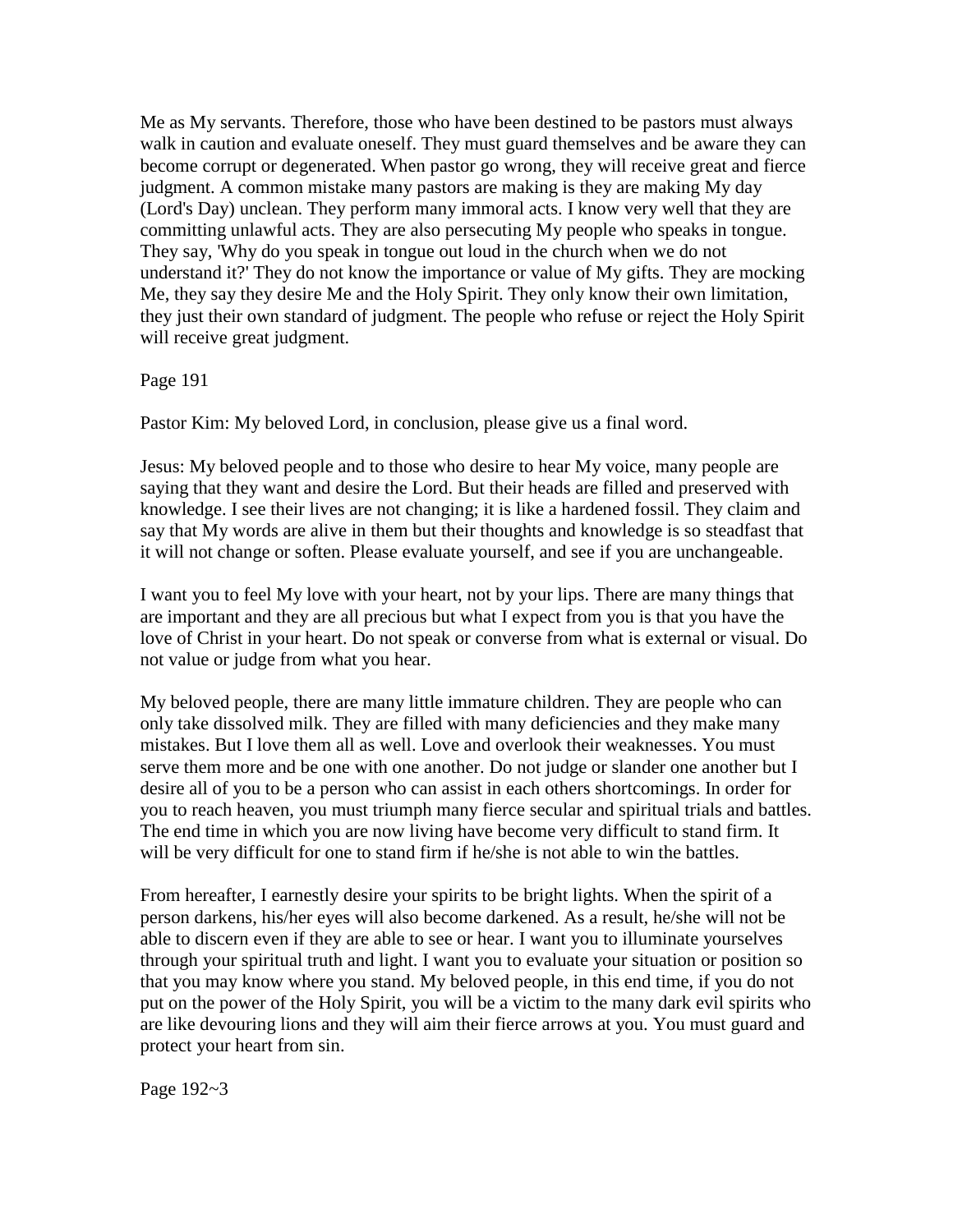Me as My servants. Therefore, those who have been destined to be pastors must always walk in caution and evaluate oneself. They must guard themselves and be aware they can become corrupt or degenerated. When pastor go wrong, they will receive great and fierce judgment. A common mistake many pastors are making is they are making My day (Lord's Day) unclean. They perform many immoral acts. I know very well that they are committing unlawful acts. They are also persecuting My people who speaks in tongue. They say, 'Why do you speak in tongue out loud in the church when we do not understand it?' They do not know the importance or value of My gifts. They are mocking Me, they say they desire Me and the Holy Spirit. They only know their own limitation, they just their own standard of judgment. The people who refuse or reject the Holy Spirit will receive great judgment.

Page 191

Pastor Kim: My beloved Lord, in conclusion, please give us a final word.

Jesus: My beloved people and to those who desire to hear My voice, many people are saying that they want and desire the Lord. But their heads are filled and preserved with knowledge. I see their lives are not changing; it is like a hardened fossil. They claim and say that My words are alive in them but their thoughts and knowledge is so steadfast that it will not change or soften. Please evaluate yourself, and see if you are unchangeable.

I want you to feel My love with your heart, not by your lips. There are many things that are important and they are all precious but what I expect from you is that you have the love of Christ in your heart. Do not speak or converse from what is external or visual. Do not value or judge from what you hear.

My beloved people, there are many little immature children. They are people who can only take dissolved milk. They are filled with many deficiencies and they make many mistakes. But I love them all as well. Love and overlook their weaknesses. You must serve them more and be one with one another. Do not judge or slander one another but I desire all of you to be a person who can assist in each others shortcomings. In order for you to reach heaven, you must triumph many fierce secular and spiritual trials and battles. The end time in which you are now living have become very difficult to stand firm. It will be very difficult for one to stand firm if he/she is not able to win the battles.

From hereafter, I earnestly desire your spirits to be bright lights. When the spirit of a person darkens, his/her eyes will also become darkened. As a result, he/she will not be able to discern even if they are able to see or hear. I want you to illuminate yourselves through your spiritual truth and light. I want you to evaluate your situation or position so that you may know where you stand. My beloved people, in this end time, if you do not put on the power of the Holy Spirit, you will be a victim to the many dark evil spirits who are like devouring lions and they will aim their fierce arrows at you. You must guard and protect your heart from sin.

Page 192~3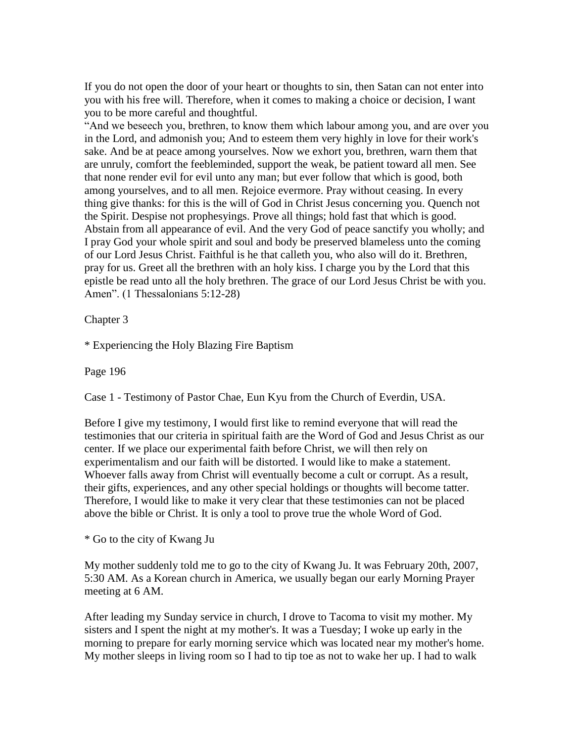If you do not open the door of your heart or thoughts to sin, then Satan can not enter into you with his free will. Therefore, when it comes to making a choice or decision, I want you to be more careful and thoughtful.

"And we beseech you, brethren, to know them which labour among you, and are over you in the Lord, and admonish you; And to esteem them very highly in love for their work's sake. And be at peace among yourselves. Now we exhort you, brethren, warn them that are unruly, comfort the feebleminded, support the weak, be patient toward all men. See that none render evil for evil unto any man; but ever follow that which is good, both among yourselves, and to all men. Rejoice evermore. Pray without ceasing. In every thing give thanks: for this is the will of God in Christ Jesus concerning you. Quench not the Spirit. Despise not prophesyings. Prove all things; hold fast that which is good. Abstain from all appearance of evil. And the very God of peace sanctify you wholly; and I pray God your whole spirit and soul and body be preserved blameless unto the coming of our Lord Jesus Christ. Faithful is he that calleth you, who also will do it. Brethren, pray for us. Greet all the brethren with an holy kiss. I charge you by the Lord that this epistle be read unto all the holy brethren. The grace of our Lord Jesus Christ be with you. Amen". (1 Thessalonians 5:12-28)

## Chapter 3

* Experiencing the Holy Blazing Fire Baptism

Page 196

Case 1 - Testimony of Pastor Chae, Eun Kyu from the Church of Everdin, USA.

Before I give my testimony, I would first like to remind everyone that will read the testimonies that our criteria in spiritual faith are the Word of God and Jesus Christ as our center. If we place our experimental faith before Christ, we will then rely on experimentalism and our faith will be distorted. I would like to make a statement. Whoever falls away from Christ will eventually become a cult or corrupt. As a result, their gifts, experiences, and any other special holdings or thoughts will become tatter. Therefore, I would like to make it very clear that these testimonies can not be placed above the bible or Christ. It is only a tool to prove true the whole Word of God.

* Go to the city of Kwang Ju

My mother suddenly told me to go to the city of Kwang Ju. It was February 20th, 2007, 5:30 AM. As a Korean church in America, we usually began our early Morning Prayer meeting at 6 AM.

After leading my Sunday service in church, I drove to Tacoma to visit my mother. My sisters and I spent the night at my mother's. It was a Tuesday; I woke up early in the morning to prepare for early morning service which was located near my mother's home. My mother sleeps in living room so I had to tip toe as not to wake her up. I had to walk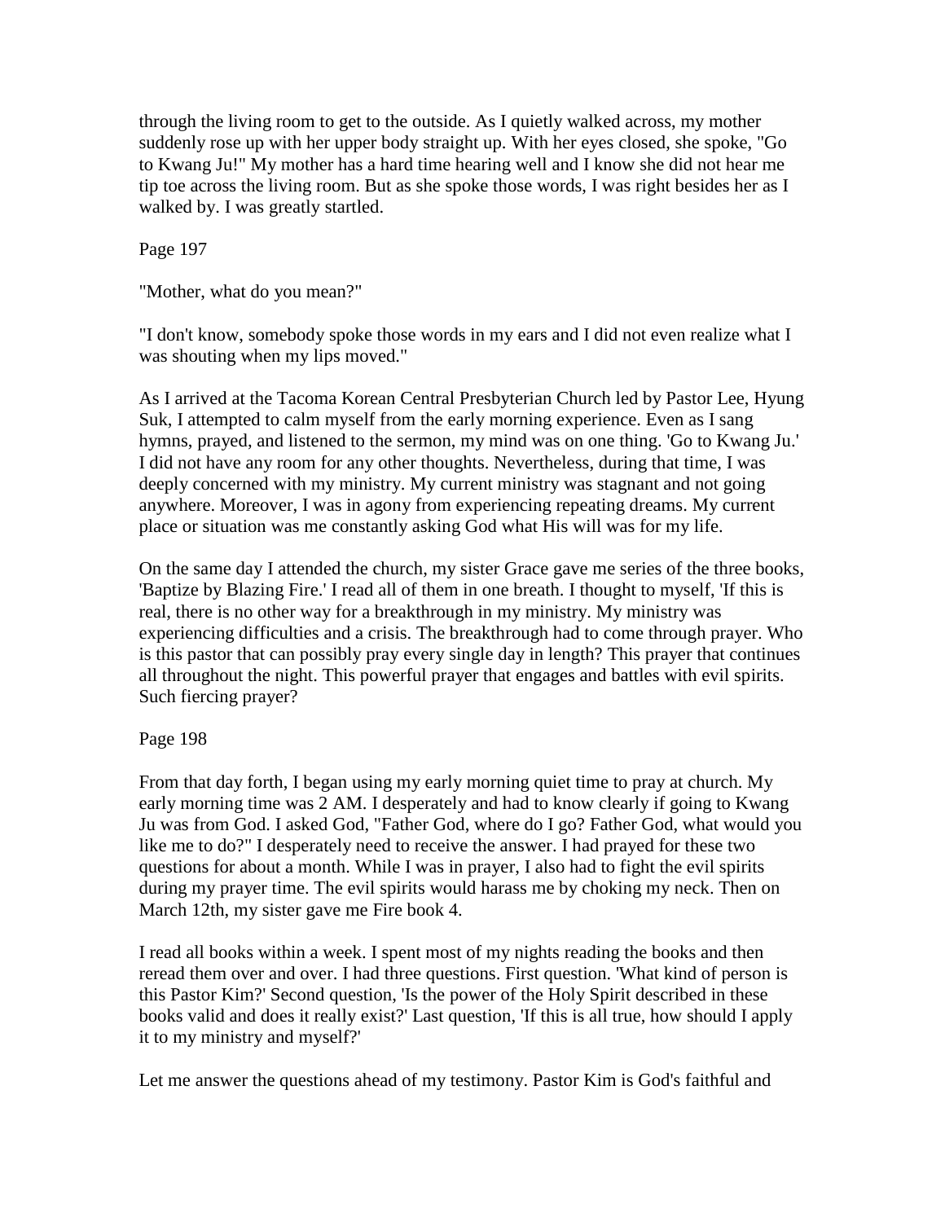through the living room to get to the outside. As I quietly walked across, my mother suddenly rose up with her upper body straight up. With her eyes closed, she spoke, "Go to Kwang Ju!" My mother has a hard time hearing well and I know she did not hear me tip toe across the living room. But as she spoke those words, I was right besides her as I walked by. I was greatly startled.

Page 197

"Mother, what do you mean?"

"I don't know, somebody spoke those words in my ears and I did not even realize what I was shouting when my lips moved."

As I arrived at the Tacoma Korean Central Presbyterian Church led by Pastor Lee, Hyung Suk, I attempted to calm myself from the early morning experience. Even as I sang hymns, prayed, and listened to the sermon, my mind was on one thing. 'Go to Kwang Ju.' I did not have any room for any other thoughts. Nevertheless, during that time, I was deeply concerned with my ministry. My current ministry was stagnant and not going anywhere. Moreover, I was in agony from experiencing repeating dreams. My current place or situation was me constantly asking God what His will was for my life.

On the same day I attended the church, my sister Grace gave me series of the three books, 'Baptize by Blazing Fire.' I read all of them in one breath. I thought to myself, 'If this is real, there is no other way for a breakthrough in my ministry. My ministry was experiencing difficulties and a crisis. The breakthrough had to come through prayer. Who is this pastor that can possibly pray every single day in length? This prayer that continues all throughout the night. This powerful prayer that engages and battles with evil spirits. Such fiercing prayer?

Page 198

From that day forth, I began using my early morning quiet time to pray at church. My early morning time was 2 AM. I desperately and had to know clearly if going to Kwang Ju was from God. I asked God, "Father God, where do I go? Father God, what would you like me to do?" I desperately need to receive the answer. I had prayed for these two questions for about a month. While I was in prayer, I also had to fight the evil spirits during my prayer time. The evil spirits would harass me by choking my neck. Then on March 12th, my sister gave me Fire book 4.

I read all books within a week. I spent most of my nights reading the books and then reread them over and over. I had three questions. First question. 'What kind of person is this Pastor Kim?' Second question, 'Is the power of the Holy Spirit described in these books valid and does it really exist?' Last question, 'If this is all true, how should I apply it to my ministry and myself?'

Let me answer the questions ahead of my testimony. Pastor Kim is God's faithful and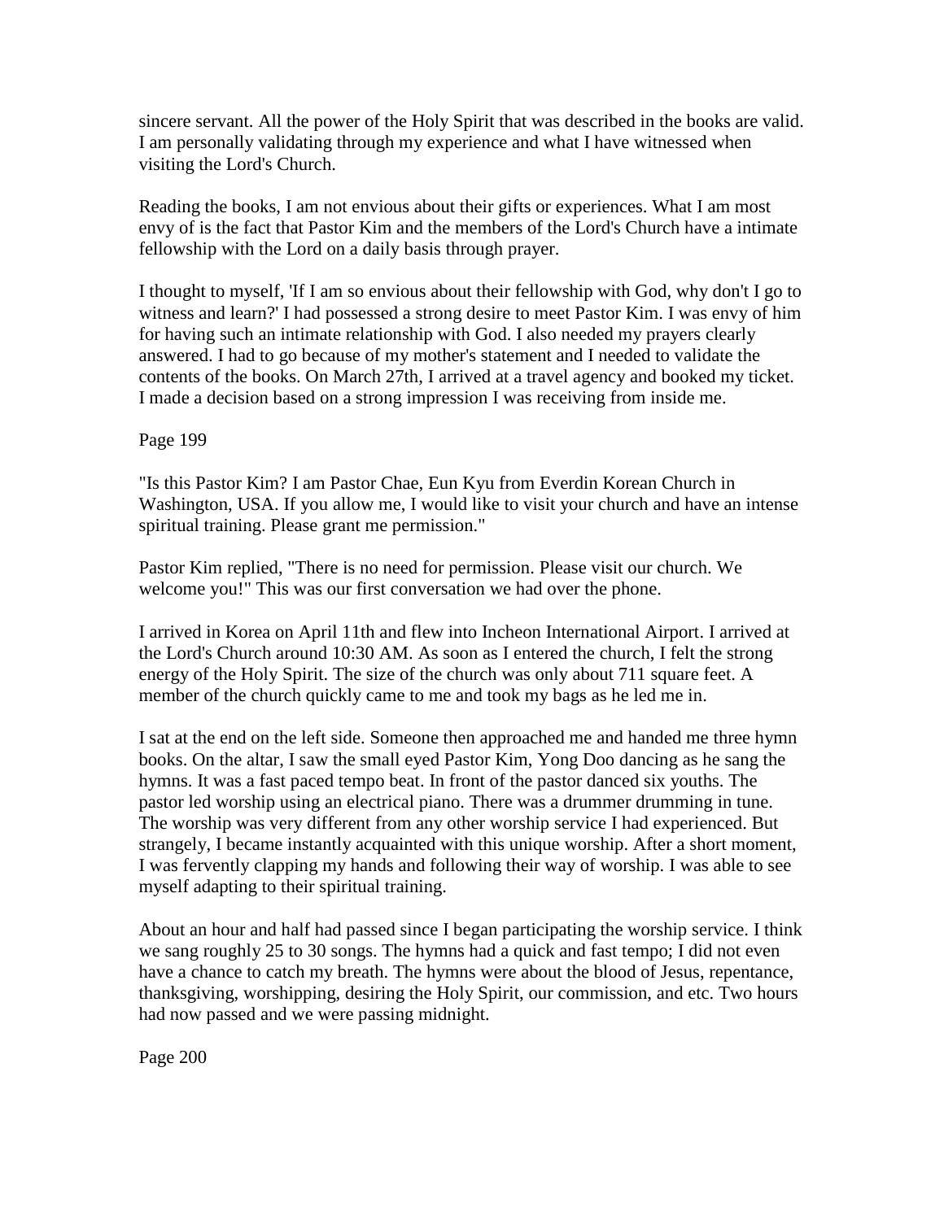sincere servant. All the power of the Holy Spirit that was described in the books are valid. I am personally validating through my experience and what I have witnessed when visiting the Lord's Church.

Reading the books, I am not envious about their gifts or experiences. What I am most envy of is the fact that Pastor Kim and the members of the Lord's Church have a intimate fellowship with the Lord on a daily basis through prayer.

I thought to myself, 'If I am so envious about their fellowship with God, why don't I go to witness and learn?' I had possessed a strong desire to meet Pastor Kim. I was envy of him for having such an intimate relationship with God. I also needed my prayers clearly answered. I had to go because of my mother's statement and I needed to validate the contents of the books. On March 27th, I arrived at a travel agency and booked my ticket. I made a decision based on a strong impression I was receiving from inside me.

Page 199

"Is this Pastor Kim? I am Pastor Chae, Eun Kyu from Everdin Korean Church in Washington, USA. If you allow me, I would like to visit your church and have an intense spiritual training. Please grant me permission."

Pastor Kim replied, "There is no need for permission. Please visit our church. We welcome you!" This was our first conversation we had over the phone.

I arrived in Korea on April 11th and flew into Incheon International Airport. I arrived at the Lord's Church around 10:30 AM. As soon as I entered the church, I felt the strong energy of the Holy Spirit. The size of the church was only about 711 square feet. A member of the church quickly came to me and took my bags as he led me in.

I sat at the end on the left side. Someone then approached me and handed me three hymn books. On the altar, I saw the small eyed Pastor Kim, Yong Doo dancing as he sang the hymns. It was a fast paced tempo beat. In front of the pastor danced six youths. The pastor led worship using an electrical piano. There was a drummer drumming in tune. The worship was very different from any other worship service I had experienced. But strangely, I became instantly acquainted with this unique worship. After a short moment, I was fervently clapping my hands and following their way of worship. I was able to see myself adapting to their spiritual training.

About an hour and half had passed since I began participating the worship service. I think we sang roughly 25 to 30 songs. The hymns had a quick and fast tempo; I did not even have a chance to catch my breath. The hymns were about the blood of Jesus, repentance, thanksgiving, worshipping, desiring the Holy Spirit, our commission, and etc. Two hours had now passed and we were passing midnight.

Page 200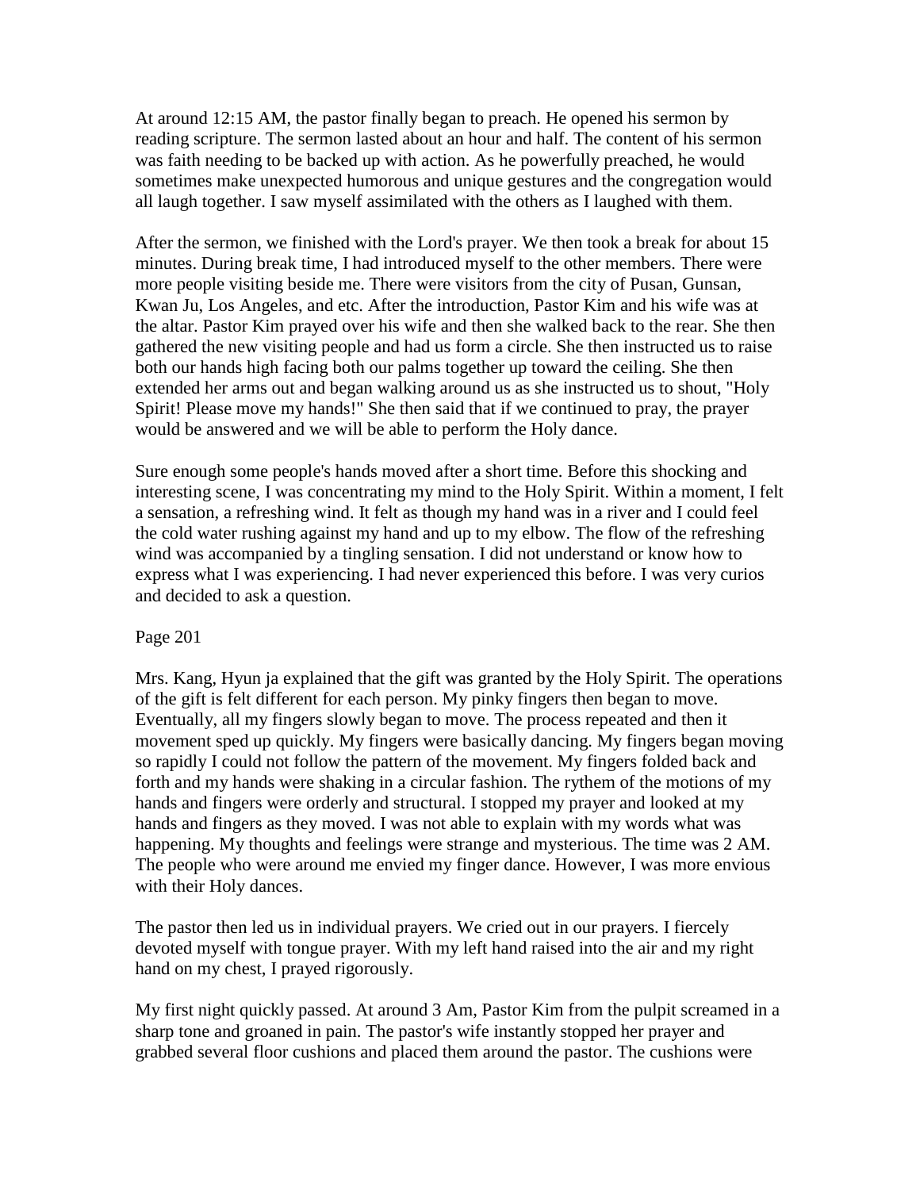At around 12:15 AM, the pastor finally began to preach. He opened his sermon by reading scripture. The sermon lasted about an hour and half. The content of his sermon was faith needing to be backed up with action. As he powerfully preached, he would sometimes make unexpected humorous and unique gestures and the congregation would all laugh together. I saw myself assimilated with the others as I laughed with them.

After the sermon, we finished with the Lord's prayer. We then took a break for about 15 minutes. During break time, I had introduced myself to the other members. There were more people visiting beside me. There were visitors from the city of Pusan, Gunsan, Kwan Ju, Los Angeles, and etc. After the introduction, Pastor Kim and his wife was at the altar. Pastor Kim prayed over his wife and then she walked back to the rear. She then gathered the new visiting people and had us form a circle. She then instructed us to raise both our hands high facing both our palms together up toward the ceiling. She then extended her arms out and began walking around us as she instructed us to shout, "Holy Spirit! Please move my hands!" She then said that if we continued to pray, the prayer would be answered and we will be able to perform the Holy dance.

Sure enough some people's hands moved after a short time. Before this shocking and interesting scene, I was concentrating my mind to the Holy Spirit. Within a moment, I felt a sensation, a refreshing wind. It felt as though my hand was in a river and I could feel the cold water rushing against my hand and up to my elbow. The flow of the refreshing wind was accompanied by a tingling sensation. I did not understand or know how to express what I was experiencing. I had never experienced this before. I was very curios and decided to ask a question.

Page 201

Mrs. Kang, Hyun ja explained that the gift was granted by the Holy Spirit. The operations of the gift is felt different for each person. My pinky fingers then began to move. Eventually, all my fingers slowly began to move. The process repeated and then it movement sped up quickly. My fingers were basically dancing. My fingers began moving so rapidly I could not follow the pattern of the movement. My fingers folded back and forth and my hands were shaking in a circular fashion. The rythem of the motions of my hands and fingers were orderly and structural. I stopped my prayer and looked at my hands and fingers as they moved. I was not able to explain with my words what was happening. My thoughts and feelings were strange and mysterious. The time was 2 AM. The people who were around me envied my finger dance. However, I was more envious with their Holy dances.

The pastor then led us in individual prayers. We cried out in our prayers. I fiercely devoted myself with tongue prayer. With my left hand raised into the air and my right hand on my chest, I prayed rigorously.

My first night quickly passed. At around 3 Am, Pastor Kim from the pulpit screamed in a sharp tone and groaned in pain. The pastor's wife instantly stopped her prayer and grabbed several floor cushions and placed them around the pastor. The cushions were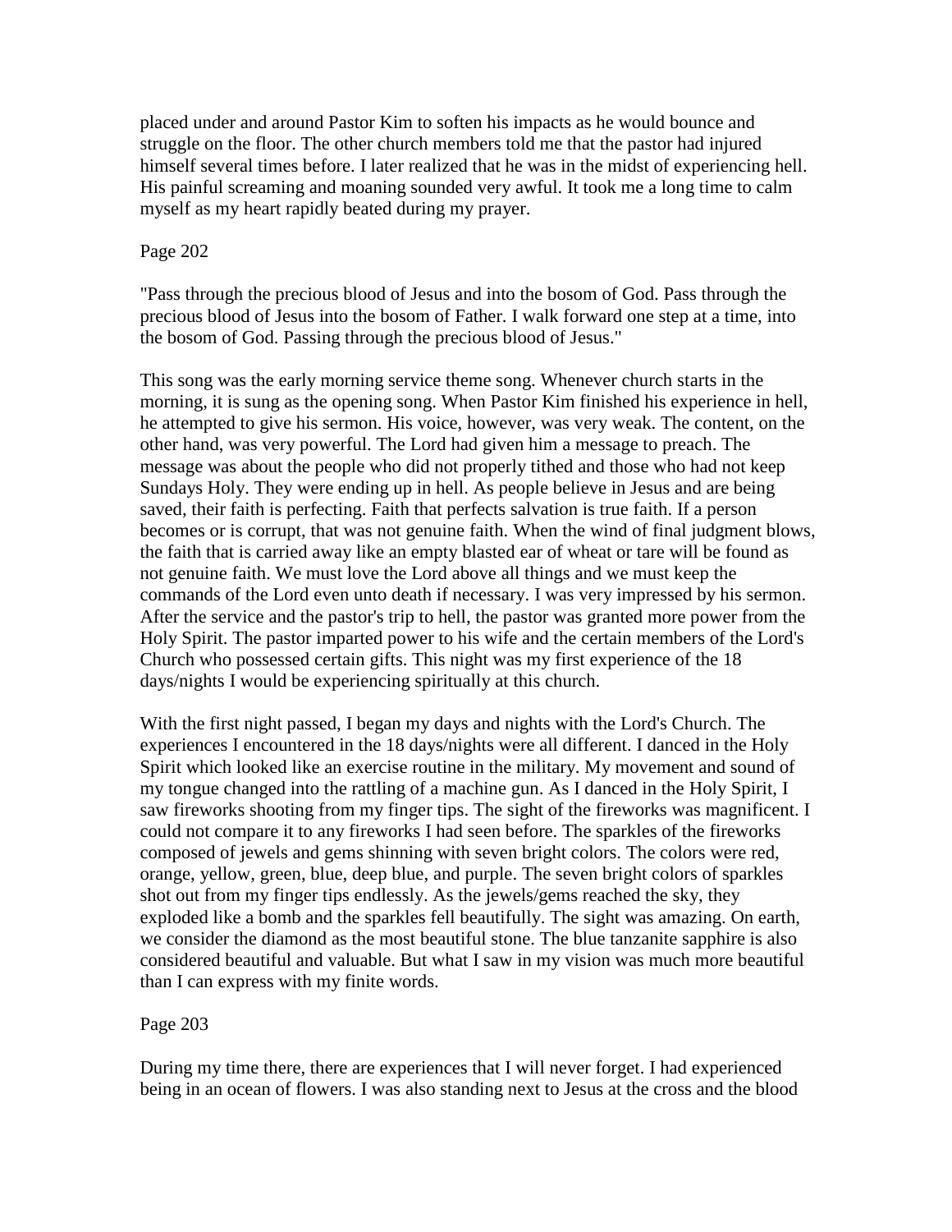placed under and around Pastor Kim to soften his impacts as he would bounce and struggle on the floor. The other church members told me that the pastor had injured himself several times before. I later realized that he was in the midst of experiencing hell. His painful screaming and moaning sounded very awful. It took me a long time to calm myself as my heart rapidly beated during my prayer.

Page 202

"Pass through the precious blood of Jesus and into the bosom of God. Pass through the precious blood of Jesus into the bosom of Father. I walk forward one step at a time, into the bosom of God. Passing through the precious blood of Jesus."

This song was the early morning service theme song. Whenever church starts in the morning, it is sung as the opening song. When Pastor Kim finished his experience in hell, he attempted to give his sermon. His voice, however, was very weak. The content, on the other hand, was very powerful. The Lord had given him a message to preach. The message was about the people who did not properly tithed and those who had not keep Sundays Holy. They were ending up in hell. As people believe in Jesus and are being saved, their faith is perfecting. Faith that perfects salvation is true faith. If a person becomes or is corrupt, that was not genuine faith. When the wind of final judgment blows, the faith that is carried away like an empty blasted ear of wheat or tare will be found as not genuine faith. We must love the Lord above all things and we must keep the commands of the Lord even unto death if necessary. I was very impressed by his sermon. After the service and the pastor's trip to hell, the pastor was granted more power from the Holy Spirit. The pastor imparted power to his wife and the certain members of the Lord's Church who possessed certain gifts. This night was my first experience of the 18 days/nights I would be experiencing spiritually at this church.

With the first night passed, I began my days and nights with the Lord's Church. The experiences I encountered in the 18 days/nights were all different. I danced in the Holy Spirit which looked like an exercise routine in the military. My movement and sound of my tongue changed into the rattling of a machine gun. As I danced in the Holy Spirit, I saw fireworks shooting from my finger tips. The sight of the fireworks was magnificent. I could not compare it to any fireworks I had seen before. The sparkles of the fireworks composed of jewels and gems shinning with seven bright colors. The colors were red, orange, yellow, green, blue, deep blue, and purple. The seven bright colors of sparkles shot out from my finger tips endlessly. As the jewels/gems reached the sky, they exploded like a bomb and the sparkles fell beautifully. The sight was amazing. On earth, we consider the diamond as the most beautiful stone. The blue tanzanite sapphire is also considered beautiful and valuable. But what I saw in my vision was much more beautiful than I can express with my finite words.

Page 203

During my time there, there are experiences that I will never forget. I had experienced being in an ocean of flowers. I was also standing next to Jesus at the cross and the blood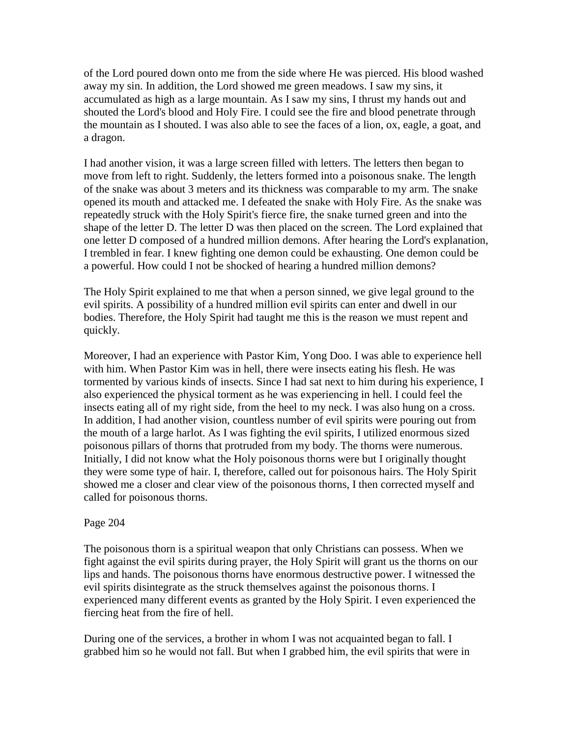of the Lord poured down onto me from the side where He was pierced. His blood washed away my sin. In addition, the Lord showed me green meadows. I saw my sins, it accumulated as high as a large mountain. As I saw my sins, I thrust my hands out and shouted the Lord's blood and Holy Fire. I could see the fire and blood penetrate through the mountain as I shouted. I was also able to see the faces of a lion, ox, eagle, a goat, and a dragon.

I had another vision, it was a large screen filled with letters. The letters then began to move from left to right. Suddenly, the letters formed into a poisonous snake. The length of the snake was about 3 meters and its thickness was comparable to my arm. The snake opened its mouth and attacked me. I defeated the snake with Holy Fire. As the snake was repeatedly struck with the Holy Spirit's fierce fire, the snake turned green and into the shape of the letter D. The letter D was then placed on the screen. The Lord explained that one letter D composed of a hundred million demons. After hearing the Lord's explanation, I trembled in fear. I knew fighting one demon could be exhausting. One demon could be a powerful. How could I not be shocked of hearing a hundred million demons?

The Holy Spirit explained to me that when a person sinned, we give legal ground to the evil spirits. A possibility of a hundred million evil spirits can enter and dwell in our bodies. Therefore, the Holy Spirit had taught me this is the reason we must repent and quickly.

Moreover, I had an experience with Pastor Kim, Yong Doo. I was able to experience hell with him. When Pastor Kim was in hell, there were insects eating his flesh. He was tormented by various kinds of insects. Since I had sat next to him during his experience, I also experienced the physical torment as he was experiencing in hell. I could feel the insects eating all of my right side, from the heel to my neck. I was also hung on a cross. In addition, I had another vision, countless number of evil spirits were pouring out from the mouth of a large harlot. As I was fighting the evil spirits, I utilized enormous sized poisonous pillars of thorns that protruded from my body. The thorns were numerous. Initially, I did not know what the Holy poisonous thorns were but I originally thought they were some type of hair. I, therefore, called out for poisonous hairs. The Holy Spirit showed me a closer and clear view of the poisonous thorns, I then corrected myself and called for poisonous thorns.

The poisonous thorn is a spiritual weapon that only Christians can possess. When we fight against the evil spirits during prayer, the Holy Spirit will grant us the thorns on our lips and hands. The poisonous thorns have enormous destructive power. I witnessed the evil spirits disintegrate as the struck themselves against the poisonous thorns. I experienced many different events as granted by the Holy Spirit. I even experienced the fiercing heat from the fire of hell.

During one of the services, a brother in whom I was not acquainted began to fall. I grabbed him so he would not fall. But when I grabbed him, the evil spirits that were in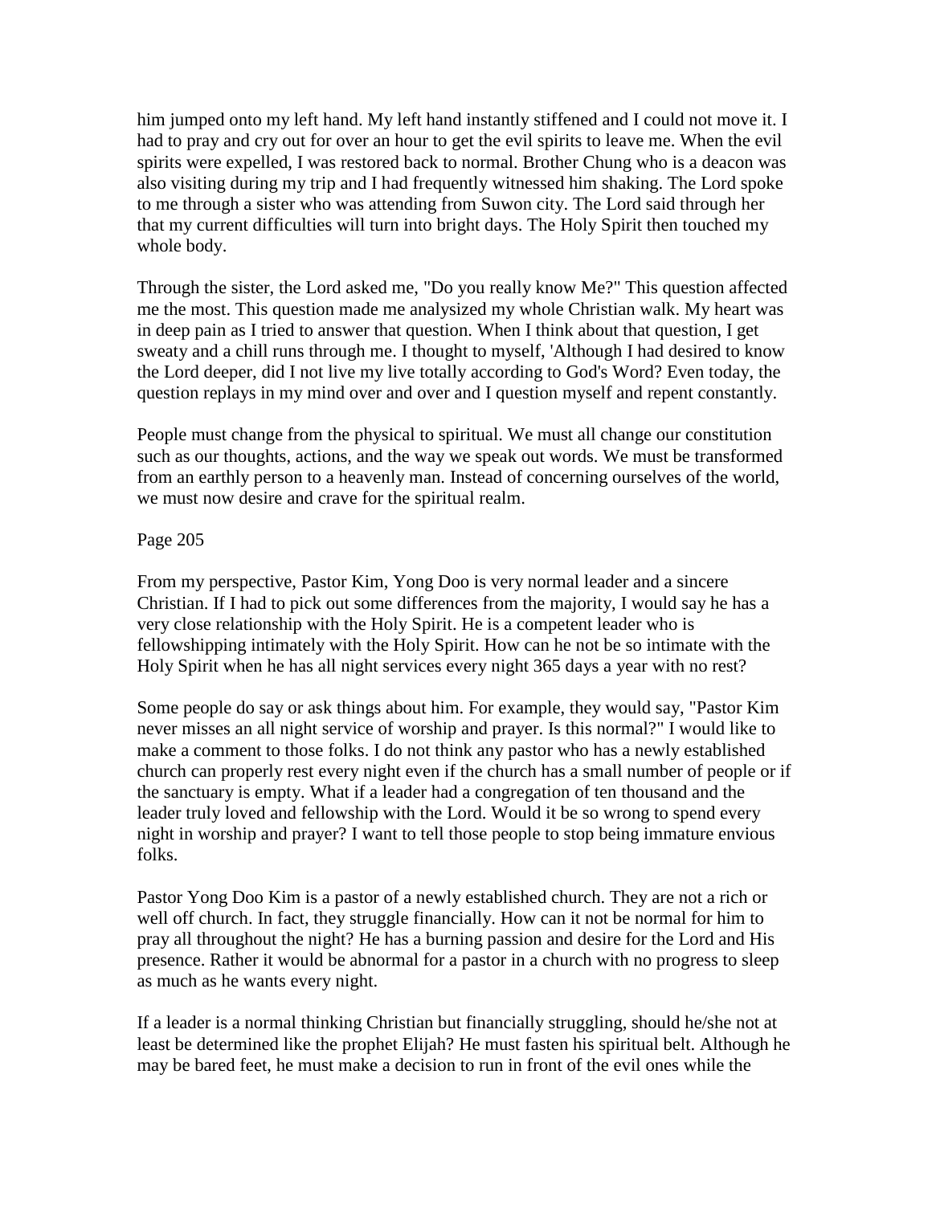him jumped onto my left hand. My left hand instantly stiffened and I could not move it. I had to pray and cry out for over an hour to get the evil spirits to leave me. When the evil spirits were expelled, I was restored back to normal. Brother Chung who is a deacon was also visiting during my trip and I had frequently witnessed him shaking. The Lord spoke to me through a sister who was attending from Suwon city. The Lord said through her that my current difficulties will turn into bright days. The Holy Spirit then touched my whole body.

Through the sister, the Lord asked me, "Do you really know Me?" This question affected me the most. This question made me analysized my whole Christian walk. My heart was in deep pain as I tried to answer that question. When I think about that question, I get sweaty and a chill runs through me. I thought to myself, 'Although I had desired to know the Lord deeper, did I not live my live totally according to God's Word? Even today, the question replays in my mind over and over and I question myself and repent constantly.

People must change from the physical to spiritual. We must all change our constitution such as our thoughts, actions, and the way we speak out words. We must be transformed from an earthly person to a heavenly man. Instead of concerning ourselves of the world, we must now desire and crave for the spiritual realm.

Page 205

From my perspective, Pastor Kim, Yong Doo is very normal leader and a sincere Christian. If I had to pick out some differences from the majority, I would say he has a very close relationship with the Holy Spirit. He is a competent leader who is fellowshipping intimately with the Holy Spirit. How can he not be so intimate with the Holy Spirit when he has all night services every night 365 days a year with no rest?

Some people do say or ask things about him. For example, they would say, "Pastor Kim never misses an all night service of worship and prayer. Is this normal?" I would like to make a comment to those folks. I do not think any pastor who has a newly established church can properly rest every night even if the church has a small number of people or if the sanctuary is empty. What if a leader had a congregation of ten thousand and the leader truly loved and fellowship with the Lord. Would it be so wrong to spend every night in worship and prayer? I want to tell those people to stop being immature envious folks.

Pastor Yong Doo Kim is a pastor of a newly established church. They are not a rich or well off church. In fact, they struggle financially. How can it not be normal for him to pray all throughout the night? He has a burning passion and desire for the Lord and His presence. Rather it would be abnormal for a pastor in a church with no progress to sleep as much as he wants every night.

If a leader is a normal thinking Christian but financially struggling, should he/she not at least be determined like the prophet Elijah? He must fasten his spiritual belt. Although he may be bared feet, he must make a decision to run in front of the evil ones while the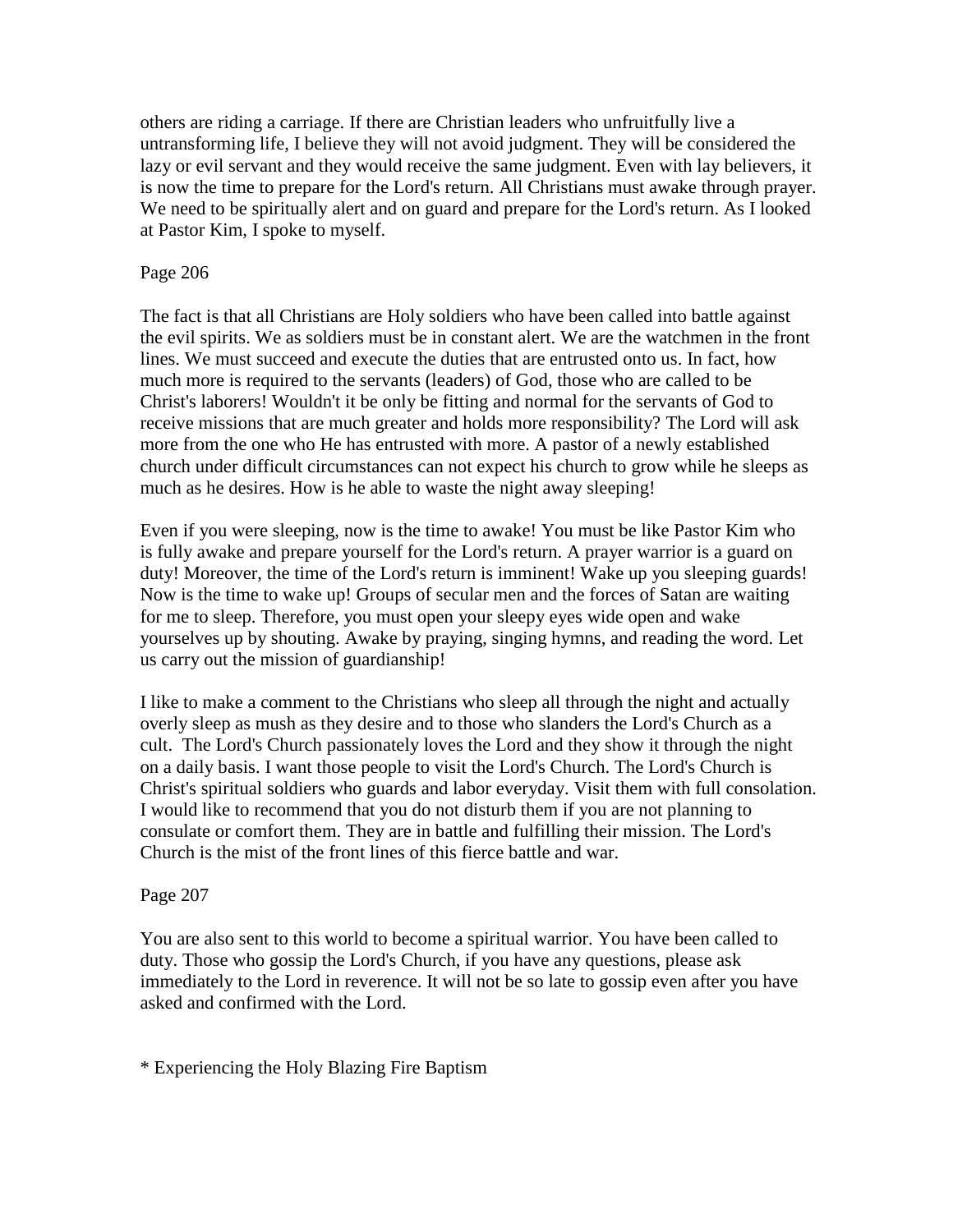others are riding a carriage. If there are Christian leaders who unfruitfully live a untransforming life, I believe they will not avoid judgment. They will be considered the lazy or evil servant and they would receive the same judgment. Even with lay believers, it is now the time to prepare for the Lord's return. All Christians must awake through prayer. We need to be spiritually alert and on guard and prepare for the Lord's return. As I looked at Pastor Kim, I spoke to myself.

Page 206

The fact is that all Christians are Holy soldiers who have been called into battle against the evil spirits. We as soldiers must be in constant alert. We are the watchmen in the front lines. We must succeed and execute the duties that are entrusted onto us. In fact, how much more is required to the servants (leaders) of God, those who are called to be Christ's laborers! Wouldn't it be only be fitting and normal for the servants of God to receive missions that are much greater and holds more responsibility? The Lord will ask more from the one who He has entrusted with more. A pastor of a newly established church under difficult circumstances can not expect his church to grow while he sleeps as much as he desires. How is he able to waste the night away sleeping!

Even if you were sleeping, now is the time to awake! You must be like Pastor Kim who is fully awake and prepare yourself for the Lord's return. A prayer warrior is a guard on duty! Moreover, the time of the Lord's return is imminent! Wake up you sleeping guards! Now is the time to wake up! Groups of secular men and the forces of Satan are waiting for me to sleep. Therefore, you must open your sleepy eyes wide open and wake yourselves up by shouting. Awake by praying, singing hymns, and reading the word. Let us carry out the mission of guardianship!

I like to make a comment to the Christians who sleep all through the night and actually overly sleep as mush as they desire and to those who slanders the Lord's Church as a cult. The Lord's Church passionately loves the Lord and they show it through the night on a daily basis. I want those people to visit the Lord's Church. The Lord's Church is Christ's spiritual soldiers who guards and labor everyday. Visit them with full consolation. I would like to recommend that you do not disturb them if you are not planning to consulate or comfort them. They are in battle and fulfilling their mission. The Lord's Church is the mist of the front lines of this fierce battle and war.

Page 207

You are also sent to this world to become a spiritual warrior. You have been called to duty. Those who gossip the Lord's Church, if you have any questions, please ask immediately to the Lord in reverence. It will not be so late to gossip even after you have asked and confirmed with the Lord.

* Experiencing the Holy Blazing Fire Baptism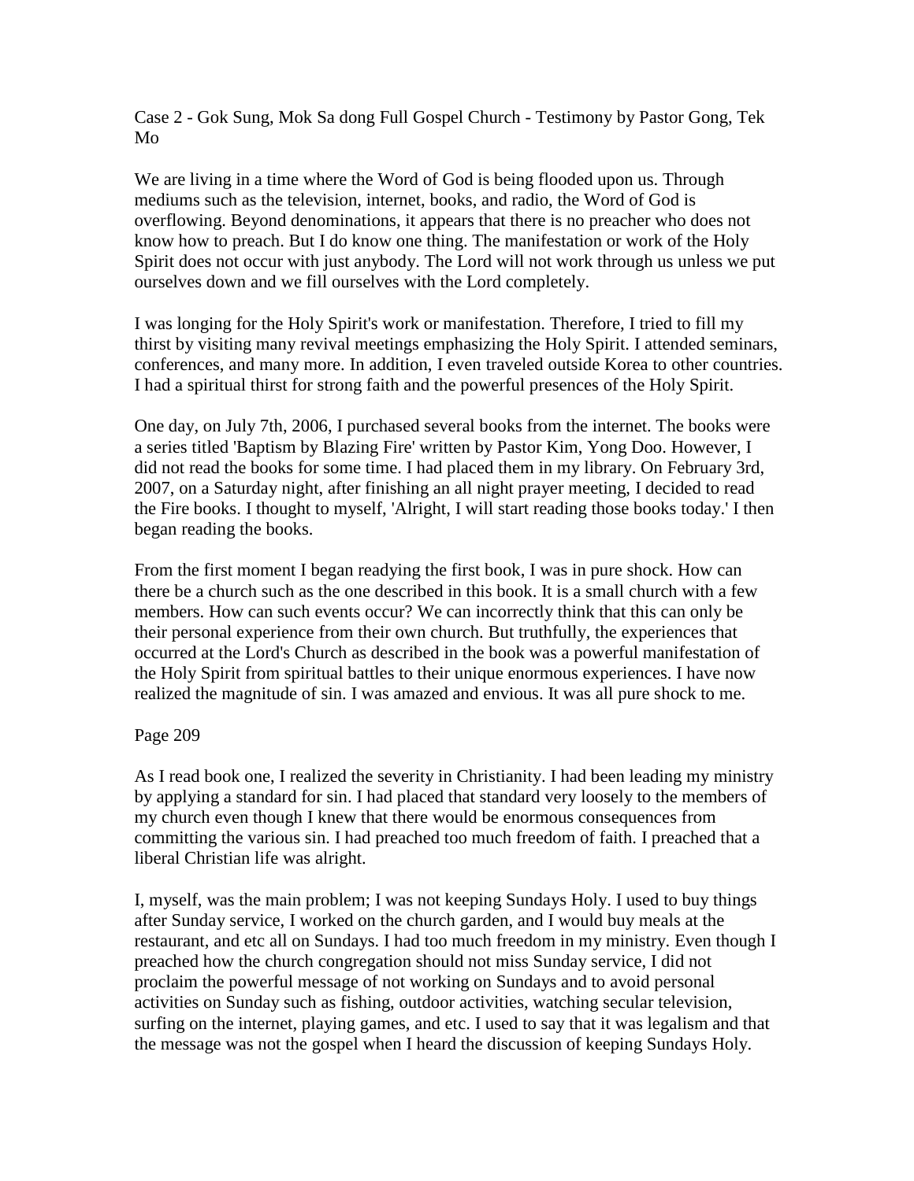Case 2 - Gok Sung, Mok Sa dong Full Gospel Church - Testimony by Pastor Gong, Tek Mo

We are living in a time where the Word of God is being flooded upon us. Through mediums such as the television, internet, books, and radio, the Word of God is overflowing. Beyond denominations, it appears that there is no preacher who does not know how to preach. But I do know one thing. The manifestation or work of the Holy Spirit does not occur with just anybody. The Lord will not work through us unless we put ourselves down and we fill ourselves with the Lord completely.

I was longing for the Holy Spirit's work or manifestation. Therefore, I tried to fill my thirst by visiting many revival meetings emphasizing the Holy Spirit. I attended seminars, conferences, and many more. In addition, I even traveled outside Korea to other countries. I had a spiritual thirst for strong faith and the powerful presences of the Holy Spirit.

One day, on July 7th, 2006, I purchased several books from the internet. The books were a series titled 'Baptism by Blazing Fire' written by Pastor Kim, Yong Doo. However, I did not read the books for some time. I had placed them in my library. On February 3rd, 2007, on a Saturday night, after finishing an all night prayer meeting, I decided to read the Fire books. I thought to myself, 'Alright, I will start reading those books today.' I then began reading the books.

From the first moment I began readying the first book, I was in pure shock. How can there be a church such as the one described in this book. It is a small church with a few members. How can such events occur? We can incorrectly think that this can only be their personal experience from their own church. But truthfully, the experiences that occurred at the Lord's Church as described in the book was a powerful manifestation of the Holy Spirit from spiritual battles to their unique enormous experiences. I have now realized the magnitude of sin. I was amazed and envious. It was all pure shock to me.

Page 209

As I read book one, I realized the severity in Christianity. I had been leading my ministry by applying a standard for sin. I had placed that standard very loosely to the members of my church even though I knew that there would be enormous consequences from committing the various sin. I had preached too much freedom of faith. I preached that a liberal Christian life was alright.

I, myself, was the main problem; I was not keeping Sundays Holy. I used to buy things after Sunday service, I worked on the church garden, and I would buy meals at the restaurant, and etc all on Sundays. I had too much freedom in my ministry. Even though I preached how the church congregation should not miss Sunday service, I did not proclaim the powerful message of not working on Sundays and to avoid personal activities on Sunday such as fishing, outdoor activities, watching secular television, surfing on the internet, playing games, and etc. I used to say that it was legalism and that the message was not the gospel when I heard the discussion of keeping Sundays Holy.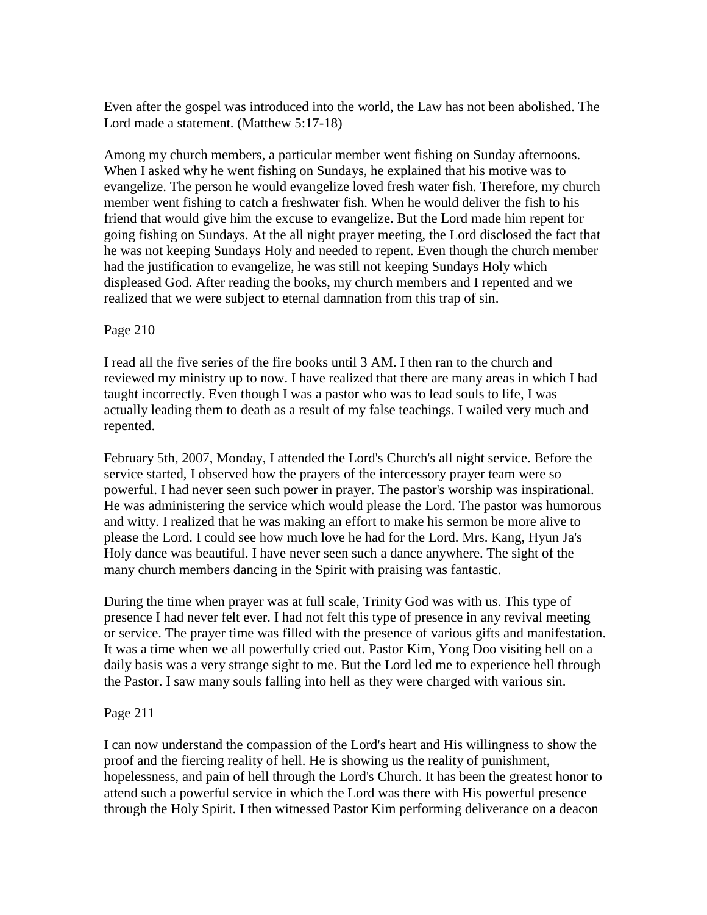Even after the gospel was introduced into the world, the Law has not been abolished. The Lord made a statement. (Matthew 5:17-18)

Among my church members, a particular member went fishing on Sunday afternoons. When I asked why he went fishing on Sundays, he explained that his motive was to evangelize. The person he would evangelize loved fresh water fish. Therefore, my church member went fishing to catch a freshwater fish. When he would deliver the fish to his friend that would give him the excuse to evangelize. But the Lord made him repent for going fishing on Sundays. At the all night prayer meeting, the Lord disclosed the fact that he was not keeping Sundays Holy and needed to repent. Even though the church member had the justification to evangelize, he was still not keeping Sundays Holy which displeased God. After reading the books, my church members and I repented and we realized that we were subject to eternal damnation from this trap of sin.

Page 210

I read all the five series of the fire books until 3 AM. I then ran to the church and reviewed my ministry up to now. I have realized that there are many areas in which I had taught incorrectly. Even though I was a pastor who was to lead souls to life, I was actually leading them to death as a result of my false teachings. I wailed very much and repented.

February 5th, 2007, Monday, I attended the Lord's Church's all night service. Before the service started, I observed how the prayers of the intercessory prayer team were so powerful. I had never seen such power in prayer. The pastor's worship was inspirational. He was administering the service which would please the Lord. The pastor was humorous and witty. I realized that he was making an effort to make his sermon be more alive to please the Lord. I could see how much love he had for the Lord. Mrs. Kang, Hyun Ja's Holy dance was beautiful. I have never seen such a dance anywhere. The sight of the many church members dancing in the Spirit with praising was fantastic.

During the time when prayer was at full scale, Trinity God was with us. This type of presence I had never felt ever. I had not felt this type of presence in any revival meeting or service. The prayer time was filled with the presence of various gifts and manifestation. It was a time when we all powerfully cried out. Pastor Kim, Yong Doo visiting hell on a daily basis was a very strange sight to me. But the Lord led me to experience hell through the Pastor. I saw many souls falling into hell as they were charged with various sin.

Page 211

I can now understand the compassion of the Lord's heart and His willingness to show the proof and the fiercing reality of hell. He is showing us the reality of punishment, hopelessness, and pain of hell through the Lord's Church. It has been the greatest honor to attend such a powerful service in which the Lord was there with His powerful presence through the Holy Spirit. I then witnessed Pastor Kim performing deliverance on a deacon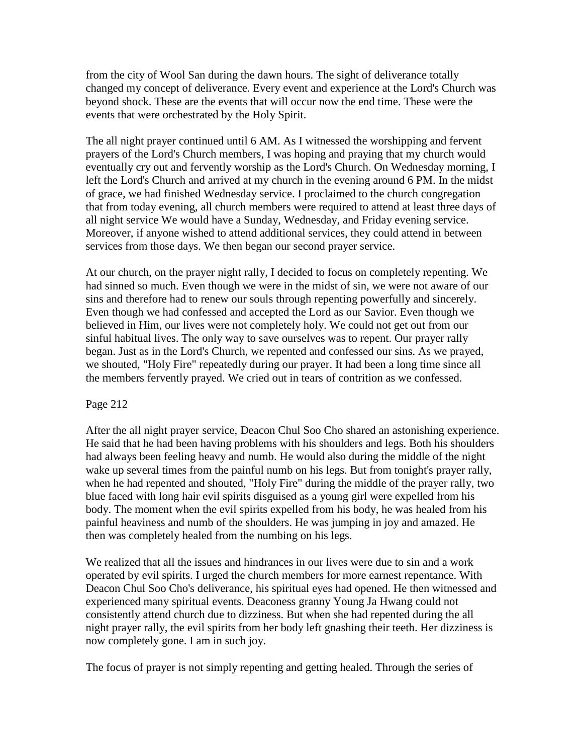from the city of Wool San during the dawn hours. The sight of deliverance totally changed my concept of deliverance. Every event and experience at the Lord's Church was beyond shock. These are the events that will occur now the end time. These were the events that were orchestrated by the Holy Spirit.

The all night prayer continued until 6 AM. As I witnessed the worshipping and fervent prayers of the Lord's Church members, I was hoping and praying that my church would eventually cry out and fervently worship as the Lord's Church. On Wednesday morning, I left the Lord's Church and arrived at my church in the evening around 6 PM. In the midst of grace, we had finished Wednesday service. I proclaimed to the church congregation that from today evening, all church members were required to attend at least three days of all night service We would have a Sunday, Wednesday, and Friday evening service. Moreover, if anyone wished to attend additional services, they could attend in between services from those days. We then began our second prayer service.

At our church, on the prayer night rally, I decided to focus on completely repenting. We had sinned so much. Even though we were in the midst of sin, we were not aware of our sins and therefore had to renew our souls through repenting powerfully and sincerely. Even though we had confessed and accepted the Lord as our Savior. Even though we believed in Him, our lives were not completely holy. We could not get out from our sinful habitual lives. The only way to save ourselves was to repent. Our prayer rally began. Just as in the Lord's Church, we repented and confessed our sins. As we prayed, we shouted, "Holy Fire" repeatedly during our prayer. It had been a long time since all the members fervently prayed. We cried out in tears of contrition as we confessed.

Page 212

After the all night prayer service, Deacon Chul Soo Cho shared an astonishing experience. He said that he had been having problems with his shoulders and legs. Both his shoulders had always been feeling heavy and numb. He would also during the middle of the night wake up several times from the painful numb on his legs. But from tonight's prayer rally, when he had repented and shouted, "Holy Fire" during the middle of the prayer rally, two blue faced with long hair evil spirits disguised as a young girl were expelled from his body. The moment when the evil spirits expelled from his body, he was healed from his painful heaviness and numb of the shoulders. He was jumping in joy and amazed. He then was completely healed from the numbing on his legs.

We realized that all the issues and hindrances in our lives were due to sin and a work operated by evil spirits. I urged the church members for more earnest repentance. With Deacon Chul Soo Cho's deliverance, his spiritual eyes had opened. He then witnessed and experienced many spiritual events. Deaconess granny Young Ja Hwang could not consistently attend church due to dizziness. But when she had repented during the all night prayer rally, the evil spirits from her body left gnashing their teeth. Her dizziness is now completely gone. I am in such joy.

The focus of prayer is not simply repenting and getting healed. Through the series of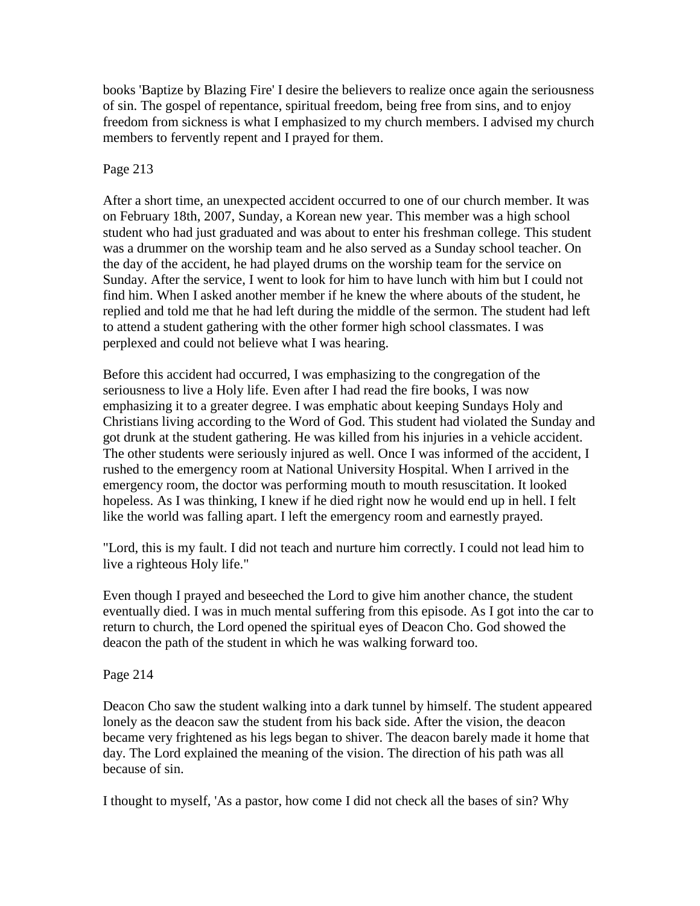books 'Baptize by Blazing Fire' I desire the believers to realize once again the seriousness of sin. The gospel of repentance, spiritual freedom, being free from sins, and to enjoy freedom from sickness is what I emphasized to my church members. I advised my church members to fervently repent and I prayed for them.

Page 213

After a short time, an unexpected accident occurred to one of our church member. It was on February 18th, 2007, Sunday, a Korean new year. This member was a high school student who had just graduated and was about to enter his freshman college. This student was a drummer on the worship team and he also served as a Sunday school teacher. On the day of the accident, he had played drums on the worship team for the service on Sunday. After the service, I went to look for him to have lunch with him but I could not find him. When I asked another member if he knew the where abouts of the student, he replied and told me that he had left during the middle of the sermon. The student had left to attend a student gathering with the other former high school classmates. I was perplexed and could not believe what I was hearing.

Before this accident had occurred, I was emphasizing to the congregation of the seriousness to live a Holy life. Even after I had read the fire books, I was now emphasizing it to a greater degree. I was emphatic about keeping Sundays Holy and Christians living according to the Word of God. This student had violated the Sunday and got drunk at the student gathering. He was killed from his injuries in a vehicle accident. The other students were seriously injured as well. Once I was informed of the accident, I rushed to the emergency room at National University Hospital. When I arrived in the emergency room, the doctor was performing mouth to mouth resuscitation. It looked hopeless. As I was thinking, I knew if he died right now he would end up in hell. I felt like the world was falling apart. I left the emergency room and earnestly prayed.

"Lord, this is my fault. I did not teach and nurture him correctly. I could not lead him to live a righteous Holy life."

Even though I prayed and beseeched the Lord to give him another chance, the student eventually died. I was in much mental suffering from this episode. As I got into the car to return to church, the Lord opened the spiritual eyes of Deacon Cho. God showed the deacon the path of the student in which he was walking forward too.

Page 214

Deacon Cho saw the student walking into a dark tunnel by himself. The student appeared lonely as the deacon saw the student from his back side. After the vision, the deacon became very frightened as his legs began to shiver. The deacon barely made it home that day. The Lord explained the meaning of the vision. The direction of his path was all because of sin.

I thought to myself, 'As a pastor, how come I did not check all the bases of sin? Why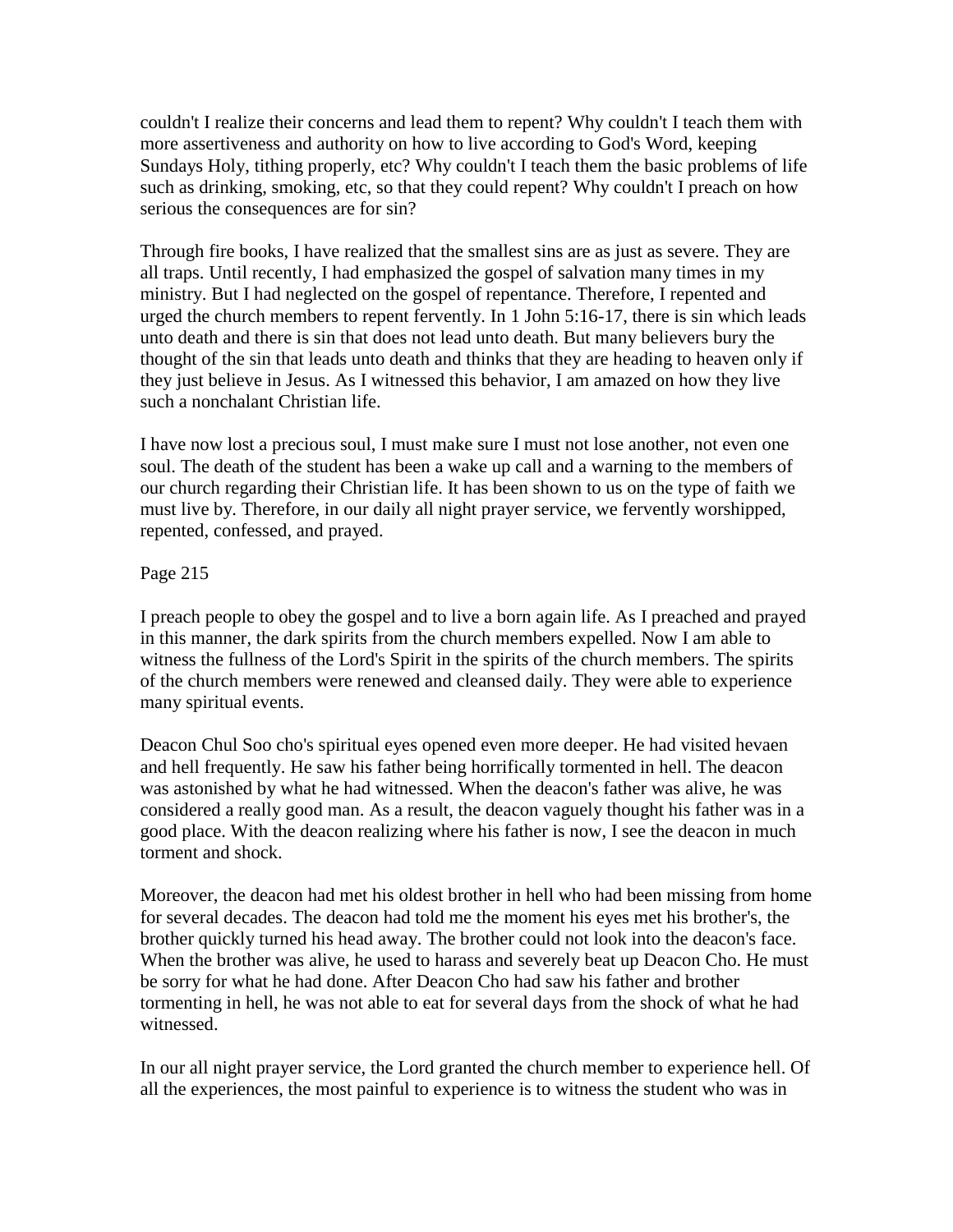couldn't I realize their concerns and lead them to repent? Why couldn't I teach them with more assertiveness and authority on how to live according to God's Word, keeping Sundays Holy, tithing properly, etc? Why couldn't I teach them the basic problems of life such as drinking, smoking, etc, so that they could repent? Why couldn't I preach on how serious the consequences are for sin?

Through fire books, I have realized that the smallest sins are as just as severe. They are all traps. Until recently, I had emphasized the gospel of salvation many times in my ministry. But I had neglected on the gospel of repentance. Therefore, I repented and urged the church members to repent fervently. In 1 John 5:16-17, there is sin which leads unto death and there is sin that does not lead unto death. But many believers bury the thought of the sin that leads unto death and thinks that they are heading to heaven only if they just believe in Jesus. As I witnessed this behavior, I am amazed on how they live such a nonchalant Christian life.

I have now lost a precious soul, I must make sure I must not lose another, not even one soul. The death of the student has been a wake up call and a warning to the members of our church regarding their Christian life. It has been shown to us on the type of faith we must live by. Therefore, in our daily all night prayer service, we fervently worshipped, repented, confessed, and prayed.

Page 215

I preach people to obey the gospel and to live a born again life. As I preached and prayed in this manner, the dark spirits from the church members expelled. Now I am able to witness the fullness of the Lord's Spirit in the spirits of the church members. The spirits of the church members were renewed and cleansed daily. They were able to experience many spiritual events.

Deacon Chul Soo cho's spiritual eyes opened even more deeper. He had visited hevaen and hell frequently. He saw his father being horrifically tormented in hell. The deacon was astonished by what he had witnessed. When the deacon's father was alive, he was considered a really good man. As a result, the deacon vaguely thought his father was in a good place. With the deacon realizing where his father is now, I see the deacon in much torment and shock.

Moreover, the deacon had met his oldest brother in hell who had been missing from home for several decades. The deacon had told me the moment his eyes met his brother's, the brother quickly turned his head away. The brother could not look into the deacon's face. When the brother was alive, he used to harass and severely beat up Deacon Cho. He must be sorry for what he had done. After Deacon Cho had saw his father and brother tormenting in hell, he was not able to eat for several days from the shock of what he had witnessed.

In our all night prayer service, the Lord granted the church member to experience hell. Of all the experiences, the most painful to experience is to witness the student who was in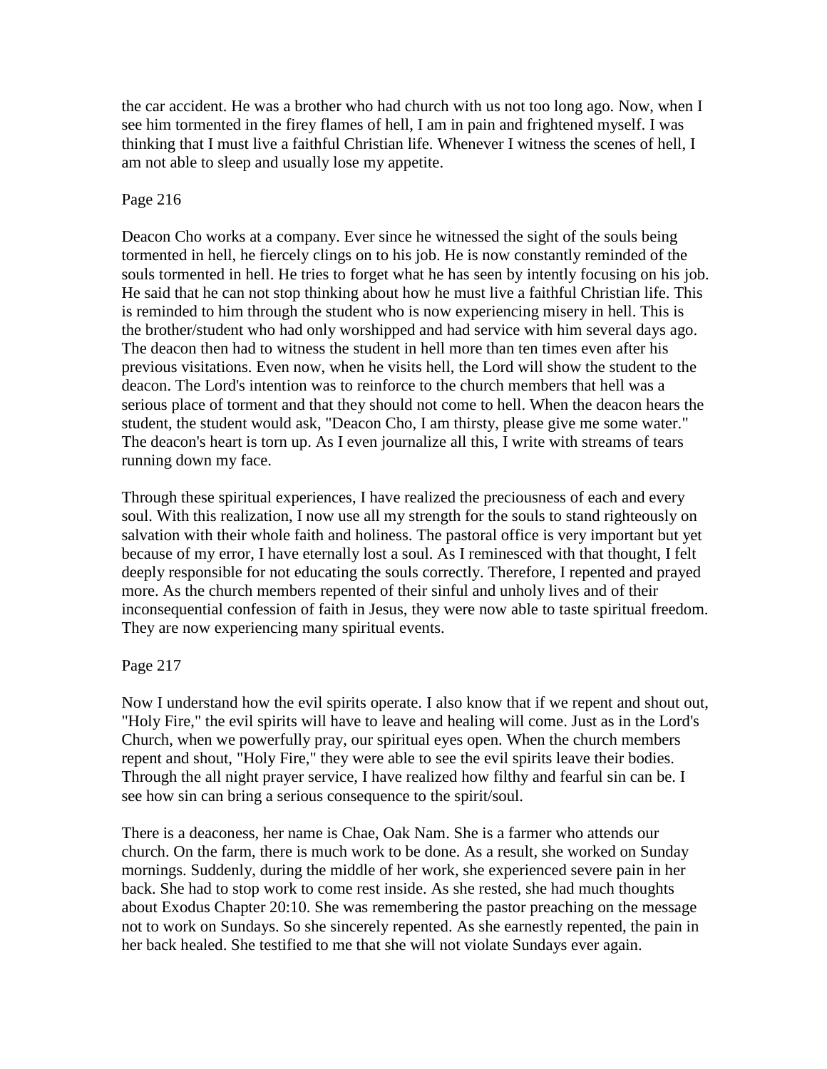the car accident. He was a brother who had church with us not too long ago. Now, when I see him tormented in the firey flames of hell, I am in pain and frightened myself. I was thinking that I must live a faithful Christian life. Whenever I witness the scenes of hell, I am not able to sleep and usually lose my appetite.

Page 216

Deacon Cho works at a company. Ever since he witnessed the sight of the souls being tormented in hell, he fiercely clings on to his job. He is now constantly reminded of the souls tormented in hell. He tries to forget what he has seen by intently focusing on his job. He said that he can not stop thinking about how he must live a faithful Christian life. This is reminded to him through the student who is now experiencing misery in hell. This is the brother/student who had only worshipped and had service with him several days ago. The deacon then had to witness the student in hell more than ten times even after his previous visitations. Even now, when he visits hell, the Lord will show the student to the deacon. The Lord's intention was to reinforce to the church members that hell was a serious place of torment and that they should not come to hell. When the deacon hears the student, the student would ask, "Deacon Cho, I am thirsty, please give me some water." The deacon's heart is torn up. As I even journalize all this, I write with streams of tears running down my face.

Through these spiritual experiences, I have realized the preciousness of each and every soul. With this realization, I now use all my strength for the souls to stand righteously on salvation with their whole faith and holiness. The pastoral office is very important but yet because of my error, I have eternally lost a soul. As I reminesced with that thought, I felt deeply responsible for not educating the souls correctly. Therefore, I repented and prayed more. As the church members repented of their sinful and unholy lives and of their inconsequential confession of faith in Jesus, they were now able to taste spiritual freedom. They are now experiencing many spiritual events.

Page 217

Now I understand how the evil spirits operate. I also know that if we repent and shout out, "Holy Fire," the evil spirits will have to leave and healing will come. Just as in the Lord's Church, when we powerfully pray, our spiritual eyes open. When the church members repent and shout, "Holy Fire," they were able to see the evil spirits leave their bodies. Through the all night prayer service, I have realized how filthy and fearful sin can be. I see how sin can bring a serious consequence to the spirit/soul.

There is a deaconess, her name is Chae, Oak Nam. She is a farmer who attends our church. On the farm, there is much work to be done. As a result, she worked on Sunday mornings. Suddenly, during the middle of her work, she experienced severe pain in her back. She had to stop work to come rest inside. As she rested, she had much thoughts about Exodus Chapter 20:10. She was remembering the pastor preaching on the message not to work on Sundays. So she sincerely repented. As she earnestly repented, the pain in her back healed. She testified to me that she will not violate Sundays ever again.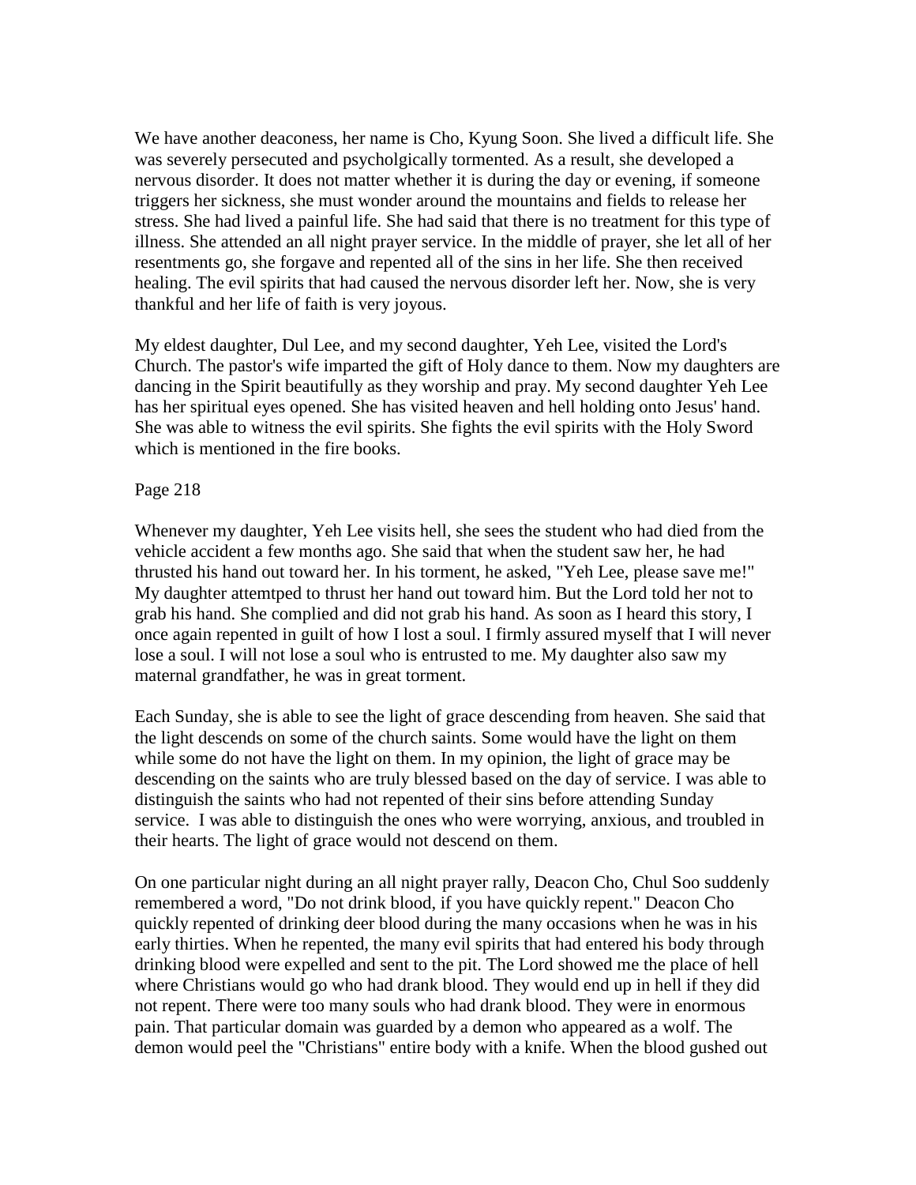We have another deaconess, her name is Cho, Kyung Soon. She lived a difficult life. She was severely persecuted and psycholgically tormented. As a result, she developed a nervous disorder. It does not matter whether it is during the day or evening, if someone triggers her sickness, she must wonder around the mountains and fields to release her stress. She had lived a painful life. She had said that there is no treatment for this type of illness. She attended an all night prayer service. In the middle of prayer, she let all of her resentments go, she forgave and repented all of the sins in her life. She then received healing. The evil spirits that had caused the nervous disorder left her. Now, she is very thankful and her life of faith is very joyous.

My eldest daughter, Dul Lee, and my second daughter, Yeh Lee, visited the Lord's Church. The pastor's wife imparted the gift of Holy dance to them. Now my daughters are dancing in the Spirit beautifully as they worship and pray. My second daughter Yeh Lee has her spiritual eyes opened. She has visited heaven and hell holding onto Jesus' hand. She was able to witness the evil spirits. She fights the evil spirits with the Holy Sword which is mentioned in the fire books.

Page 218

Whenever my daughter, Yeh Lee visits hell, she sees the student who had died from the vehicle accident a few months ago. She said that when the student saw her, he had thrusted his hand out toward her. In his torment, he asked, "Yeh Lee, please save me!" My daughter attemtped to thrust her hand out toward him. But the Lord told her not to grab his hand. She complied and did not grab his hand. As soon as I heard this story, I once again repented in guilt of how I lost a soul. I firmly assured myself that I will never lose a soul. I will not lose a soul who is entrusted to me. My daughter also saw my maternal grandfather, he was in great torment.

Each Sunday, she is able to see the light of grace descending from heaven. She said that the light descends on some of the church saints. Some would have the light on them while some do not have the light on them. In my opinion, the light of grace may be descending on the saints who are truly blessed based on the day of service. I was able to distinguish the saints who had not repented of their sins before attending Sunday service. I was able to distinguish the ones who were worrying, anxious, and troubled in their hearts. The light of grace would not descend on them.

On one particular night during an all night prayer rally, Deacon Cho, Chul Soo suddenly remembered a word, "Do not drink blood, if you have quickly repent." Deacon Cho quickly repented of drinking deer blood during the many occasions when he was in his early thirties. When he repented, the many evil spirits that had entered his body through drinking blood were expelled and sent to the pit. The Lord showed me the place of hell where Christians would go who had drank blood. They would end up in hell if they did not repent. There were too many souls who had drank blood. They were in enormous pain. That particular domain was guarded by a demon who appeared as a wolf. The demon would peel the "Christians" entire body with a knife. When the blood gushed out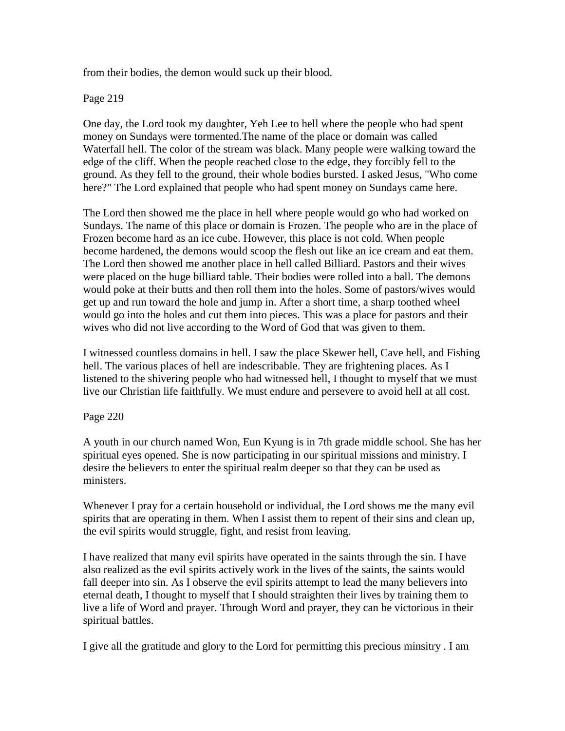from their bodies, the demon would suck up their blood.

Page 219

One day, the Lord took my daughter, Yeh Lee to hell where the people who had spent money on Sundays were tormented.The name of the place or domain was called Waterfall hell. The color of the stream was black. Many people were walking toward the edge of the cliff. When the people reached close to the edge, they forcibly fell to the ground. As they fell to the ground, their whole bodies bursted. I asked Jesus, "Who come here?" The Lord explained that people who had spent money on Sundays came here.

The Lord then showed me the place in hell where people would go who had worked on Sundays. The name of this place or domain is Frozen. The people who are in the place of Frozen become hard as an ice cube. However, this place is not cold. When people become hardened, the demons would scoop the flesh out like an ice cream and eat them. The Lord then showed me another place in hell called Billiard. Pastors and their wives were placed on the huge billiard table. Their bodies were rolled into a ball. The demons would poke at their butts and then roll them into the holes. Some of pastors/wives would get up and run toward the hole and jump in. After a short time, a sharp toothed wheel would go into the holes and cut them into pieces. This was a place for pastors and their wives who did not live according to the Word of God that was given to them.

I witnessed countless domains in hell. I saw the place Skewer hell, Cave hell, and Fishing hell. The various places of hell are indescribable. They are frightening places. As I listened to the shivering people who had witnessed hell, I thought to myself that we must live our Christian life faithfully. We must endure and persevere to avoid hell at all cost.

Page 220

A youth in our church named Won, Eun Kyung is in 7th grade middle school. She has her spiritual eyes opened. She is now participating in our spiritual missions and ministry. I desire the believers to enter the spiritual realm deeper so that they can be used as ministers.

Whenever I pray for a certain household or individual, the Lord shows me the many evil spirits that are operating in them. When I assist them to repent of their sins and clean up, the evil spirits would struggle, fight, and resist from leaving.

I have realized that many evil spirits have operated in the saints through the sin. I have also realized as the evil spirits actively work in the lives of the saints, the saints would fall deeper into sin. As I observe the evil spirits attempt to lead the many believers into eternal death, I thought to myself that I should straighten their lives by training them to live a life of Word and prayer. Through Word and prayer, they can be victorious in their spiritual battles.

I give all the gratitude and glory to the Lord for permitting this precious minsitry . I am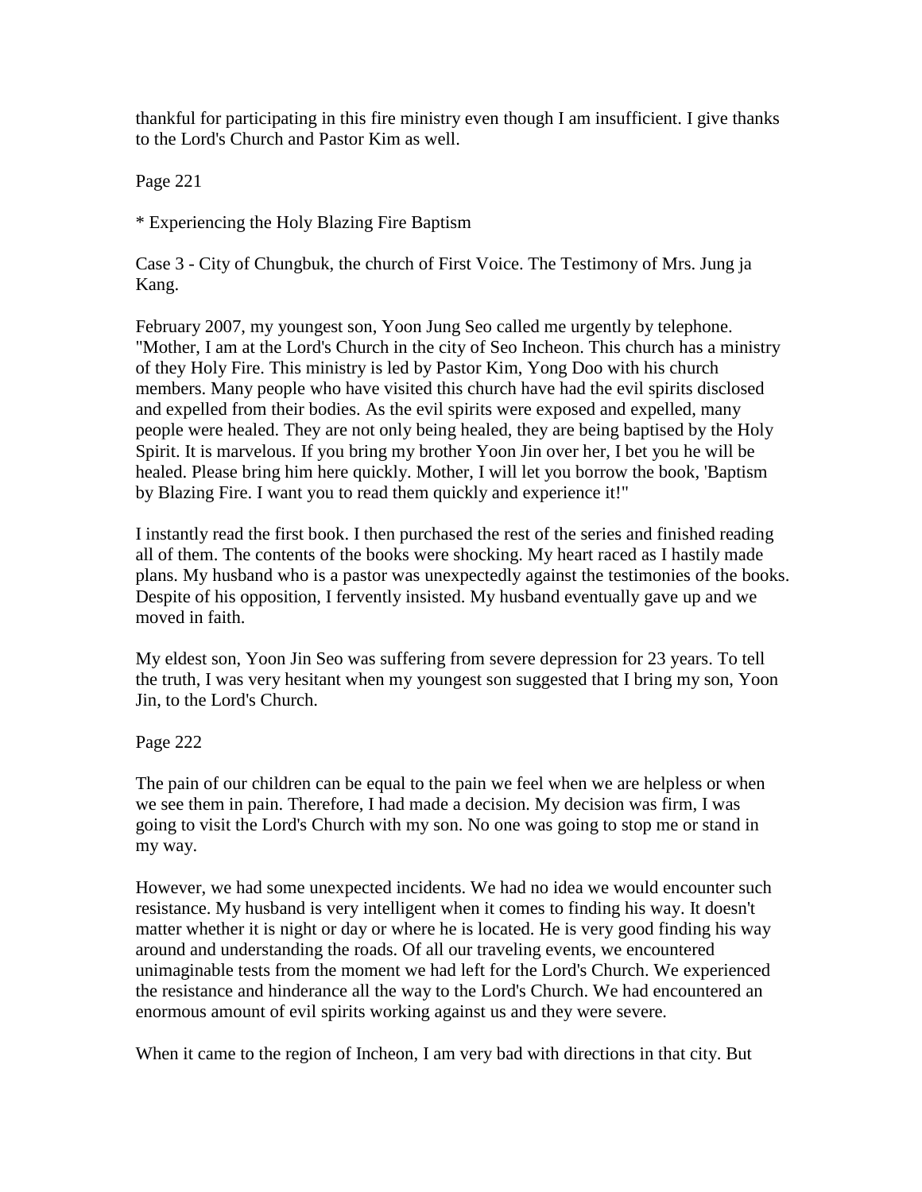thankful for participating in this fire ministry even though I am insufficient. I give thanks to the Lord's Church and Pastor Kim as well.

Page 221

* Experiencing the Holy Blazing Fire Baptism

Case 3 - City of Chungbuk, the church of First Voice. The Testimony of Mrs. Jung ja Kang.

February 2007, my youngest son, Yoon Jung Seo called me urgently by telephone. "Mother, I am at the Lord's Church in the city of Seo Incheon. This church has a ministry of they Holy Fire. This ministry is led by Pastor Kim, Yong Doo with his church members. Many people who have visited this church have had the evil spirits disclosed and expelled from their bodies. As the evil spirits were exposed and expelled, many people were healed. They are not only being healed, they are being baptised by the Holy Spirit. It is marvelous. If you bring my brother Yoon Jin over her, I bet you he will be healed. Please bring him here quickly. Mother, I will let you borrow the book, 'Baptism by Blazing Fire. I want you to read them quickly and experience it!"

I instantly read the first book. I then purchased the rest of the series and finished reading all of them. The contents of the books were shocking. My heart raced as I hastily made plans. My husband who is a pastor was unexpectedly against the testimonies of the books. Despite of his opposition, I fervently insisted. My husband eventually gave up and we moved in faith.

My eldest son, Yoon Jin Seo was suffering from severe depression for 23 years. To tell the truth, I was very hesitant when my youngest son suggested that I bring my son, Yoon Jin, to the Lord's Church.

Page 222

The pain of our children can be equal to the pain we feel when we are helpless or when we see them in pain. Therefore, I had made a decision. My decision was firm, I was going to visit the Lord's Church with my son. No one was going to stop me or stand in my way.

However, we had some unexpected incidents. We had no idea we would encounter such resistance. My husband is very intelligent when it comes to finding his way. It doesn't matter whether it is night or day or where he is located. He is very good finding his way around and understanding the roads. Of all our traveling events, we encountered unimaginable tests from the moment we had left for the Lord's Church. We experienced the resistance and hinderance all the way to the Lord's Church. We had encountered an enormous amount of evil spirits working against us and they were severe.

When it came to the region of Incheon, I am very bad with directions in that city. But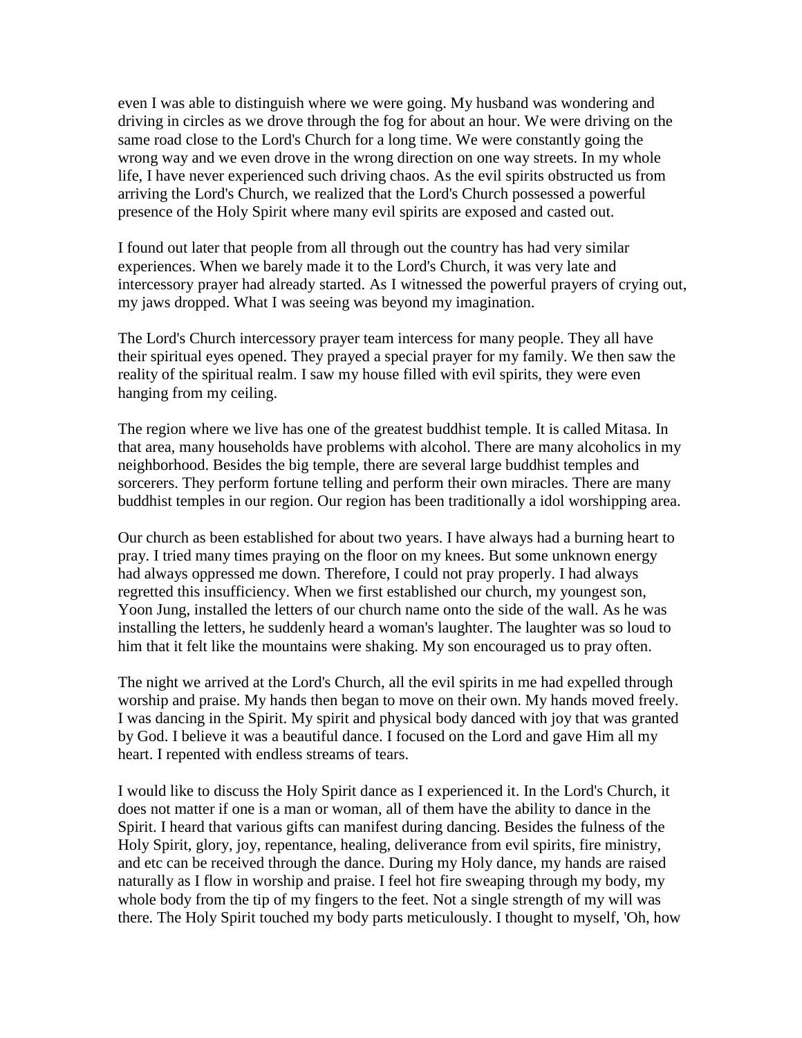even I was able to distinguish where we were going. My husband was wondering and driving in circles as we drove through the fog for about an hour. We were driving on the same road close to the Lord's Church for a long time. We were constantly going the wrong way and we even drove in the wrong direction on one way streets. In my whole life, I have never experienced such driving chaos. As the evil spirits obstructed us from arriving the Lord's Church, we realized that the Lord's Church possessed a powerful presence of the Holy Spirit where many evil spirits are exposed and casted out.

I found out later that people from all through out the country has had very similar experiences. When we barely made it to the Lord's Church, it was very late and intercessory prayer had already started. As I witnessed the powerful prayers of crying out, my jaws dropped. What I was seeing was beyond my imagination.

The Lord's Church intercessory prayer team intercess for many people. They all have their spiritual eyes opened. They prayed a special prayer for my family. We then saw the reality of the spiritual realm. I saw my house filled with evil spirits, they were even hanging from my ceiling.

The region where we live has one of the greatest buddhist temple. It is called Mitasa. In that area, many households have problems with alcohol. There are many alcoholics in my neighborhood. Besides the big temple, there are several large buddhist temples and sorcerers. They perform fortune telling and perform their own miracles. There are many buddhist temples in our region. Our region has been traditionally a idol worshipping area.

Our church as been established for about two years. I have always had a burning heart to pray. I tried many times praying on the floor on my knees. But some unknown energy had always oppressed me down. Therefore, I could not pray properly. I had always regretted this insufficiency. When we first established our church, my youngest son, Yoon Jung, installed the letters of our church name onto the side of the wall. As he was installing the letters, he suddenly heard a woman's laughter. The laughter was so loud to him that it felt like the mountains were shaking. My son encouraged us to pray often.

The night we arrived at the Lord's Church, all the evil spirits in me had expelled through worship and praise. My hands then began to move on their own. My hands moved freely. I was dancing in the Spirit. My spirit and physical body danced with joy that was granted by God. I believe it was a beautiful dance. I focused on the Lord and gave Him all my heart. I repented with endless streams of tears.

I would like to discuss the Holy Spirit dance as I experienced it. In the Lord's Church, it does not matter if one is a man or woman, all of them have the ability to dance in the Spirit. I heard that various gifts can manifest during dancing. Besides the fulness of the Holy Spirit, glory, joy, repentance, healing, deliverance from evil spirits, fire ministry, and etc can be received through the dance. During my Holy dance, my hands are raised naturally as I flow in worship and praise. I feel hot fire sweaping through my body, my whole body from the tip of my fingers to the feet. Not a single strength of my will was there. The Holy Spirit touched my body parts meticulously. I thought to myself, 'Oh, how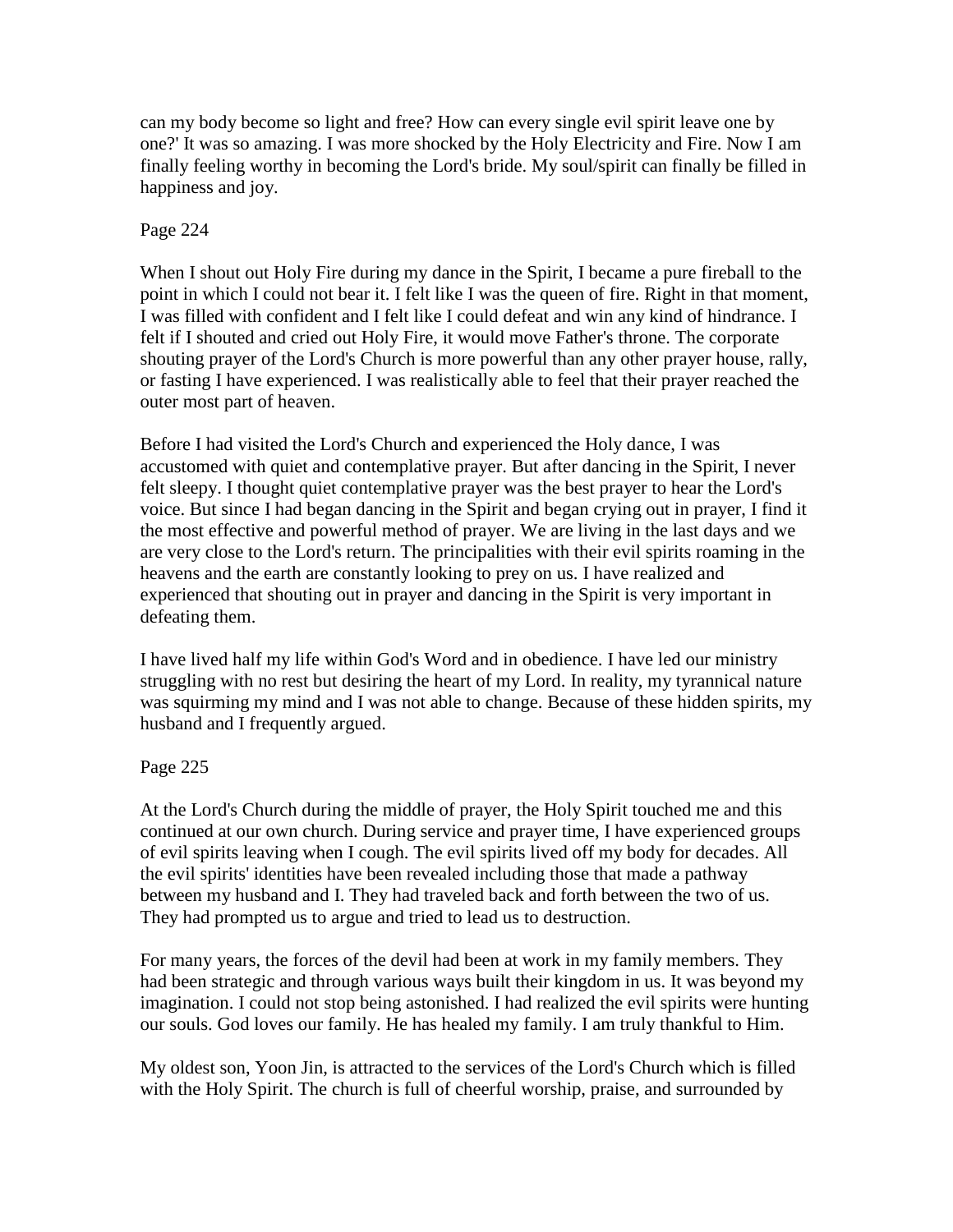can my body become so light and free? How can every single evil spirit leave one by one?' It was so amazing. I was more shocked by the Holy Electricity and Fire. Now I am finally feeling worthy in becoming the Lord's bride. My soul/spirit can finally be filled in happiness and joy.

Page 224

When I shout out Holy Fire during my dance in the Spirit, I became a pure fireball to the point in which I could not bear it. I felt like I was the queen of fire. Right in that moment, I was filled with confident and I felt like I could defeat and win any kind of hindrance. I felt if I shouted and cried out Holy Fire, it would move Father's throne. The corporate shouting prayer of the Lord's Church is more powerful than any other prayer house, rally, or fasting I have experienced. I was realistically able to feel that their prayer reached the outer most part of heaven.

Before I had visited the Lord's Church and experienced the Holy dance, I was accustomed with quiet and contemplative prayer. But after dancing in the Spirit, I never felt sleepy. I thought quiet contemplative prayer was the best prayer to hear the Lord's voice. But since I had began dancing in the Spirit and began crying out in prayer, I find it the most effective and powerful method of prayer. We are living in the last days and we are very close to the Lord's return. The principalities with their evil spirits roaming in the heavens and the earth are constantly looking to prey on us. I have realized and experienced that shouting out in prayer and dancing in the Spirit is very important in defeating them.

I have lived half my life within God's Word and in obedience. I have led our ministry struggling with no rest but desiring the heart of my Lord. In reality, my tyrannical nature was squirming my mind and I was not able to change. Because of these hidden spirits, my husband and I frequently argued.

Page 225

At the Lord's Church during the middle of prayer, the Holy Spirit touched me and this continued at our own church. During service and prayer time, I have experienced groups of evil spirits leaving when I cough. The evil spirits lived off my body for decades. All the evil spirits' identities have been revealed including those that made a pathway between my husband and I. They had traveled back and forth between the two of us. They had prompted us to argue and tried to lead us to destruction.

For many years, the forces of the devil had been at work in my family members. They had been strategic and through various ways built their kingdom in us. It was beyond my imagination. I could not stop being astonished. I had realized the evil spirits were hunting our souls. God loves our family. He has healed my family. I am truly thankful to Him.

My oldest son, Yoon Jin, is attracted to the services of the Lord's Church which is filled with the Holy Spirit. The church is full of cheerful worship, praise, and surrounded by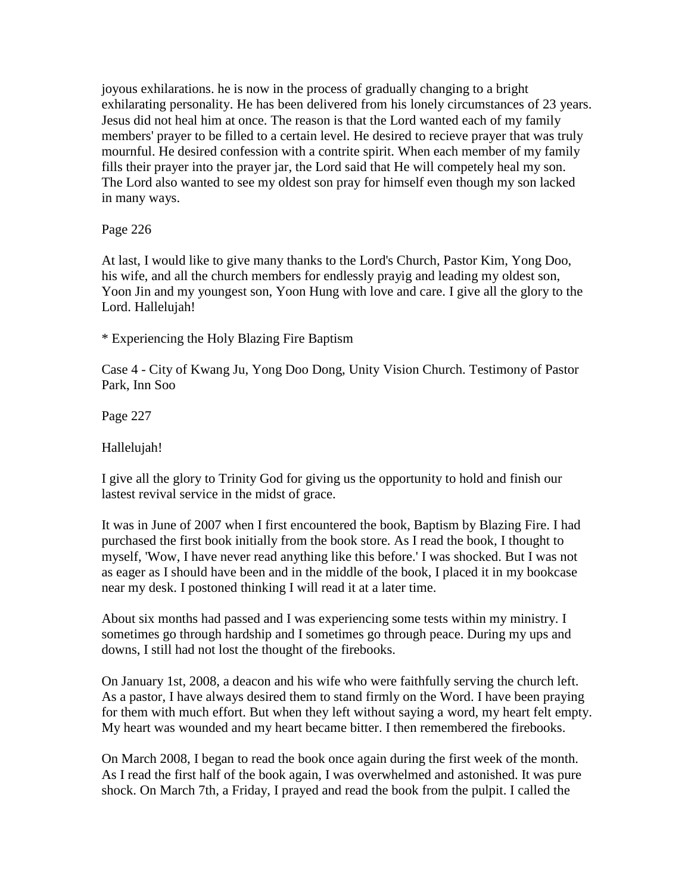joyous exhilarations. he is now in the process of gradually changing to a bright exhilarating personality. He has been delivered from his lonely circumstances of 23 years. Jesus did not heal him at once. The reason is that the Lord wanted each of my family members' prayer to be filled to a certain level. He desired to recieve prayer that was truly mournful. He desired confession with a contrite spirit. When each member of my family fills their prayer into the prayer jar, the Lord said that He will competely heal my son. The Lord also wanted to see my oldest son pray for himself even though my son lacked in many ways.

Page 226

At last, I would like to give many thanks to the Lord's Church, Pastor Kim, Yong Doo, his wife, and all the church members for endlessly prayig and leading my oldest son, Yoon Jin and my youngest son, Yoon Hung with love and care. I give all the glory to the Lord. Hallelujah!

* Experiencing the Holy Blazing Fire Baptism

Case 4 - City of Kwang Ju, Yong Doo Dong, Unity Vision Church. Testimony of Pastor Park, Inn Soo

Page 227

Hallelujah!

I give all the glory to Trinity God for giving us the opportunity to hold and finish our lastest revival service in the midst of grace.

It was in June of 2007 when I first encountered the book, Baptism by Blazing Fire. I had purchased the first book initially from the book store. As I read the book, I thought to myself, 'Wow, I have never read anything like this before.' I was shocked. But I was not as eager as I should have been and in the middle of the book, I placed it in my bookcase near my desk. I postoned thinking I will read it at a later time.

About six months had passed and I was experiencing some tests within my ministry. I sometimes go through hardship and I sometimes go through peace. During my ups and downs, I still had not lost the thought of the firebooks.

On January 1st, 2008, a deacon and his wife who were faithfully serving the church left. As a pastor, I have always desired them to stand firmly on the Word. I have been praying for them with much effort. But when they left without saying a word, my heart felt empty. My heart was wounded and my heart became bitter. I then remembered the firebooks.

On March 2008, I began to read the book once again during the first week of the month. As I read the first half of the book again, I was overwhelmed and astonished. It was pure shock. On March 7th, a Friday, I prayed and read the book from the pulpit. I called the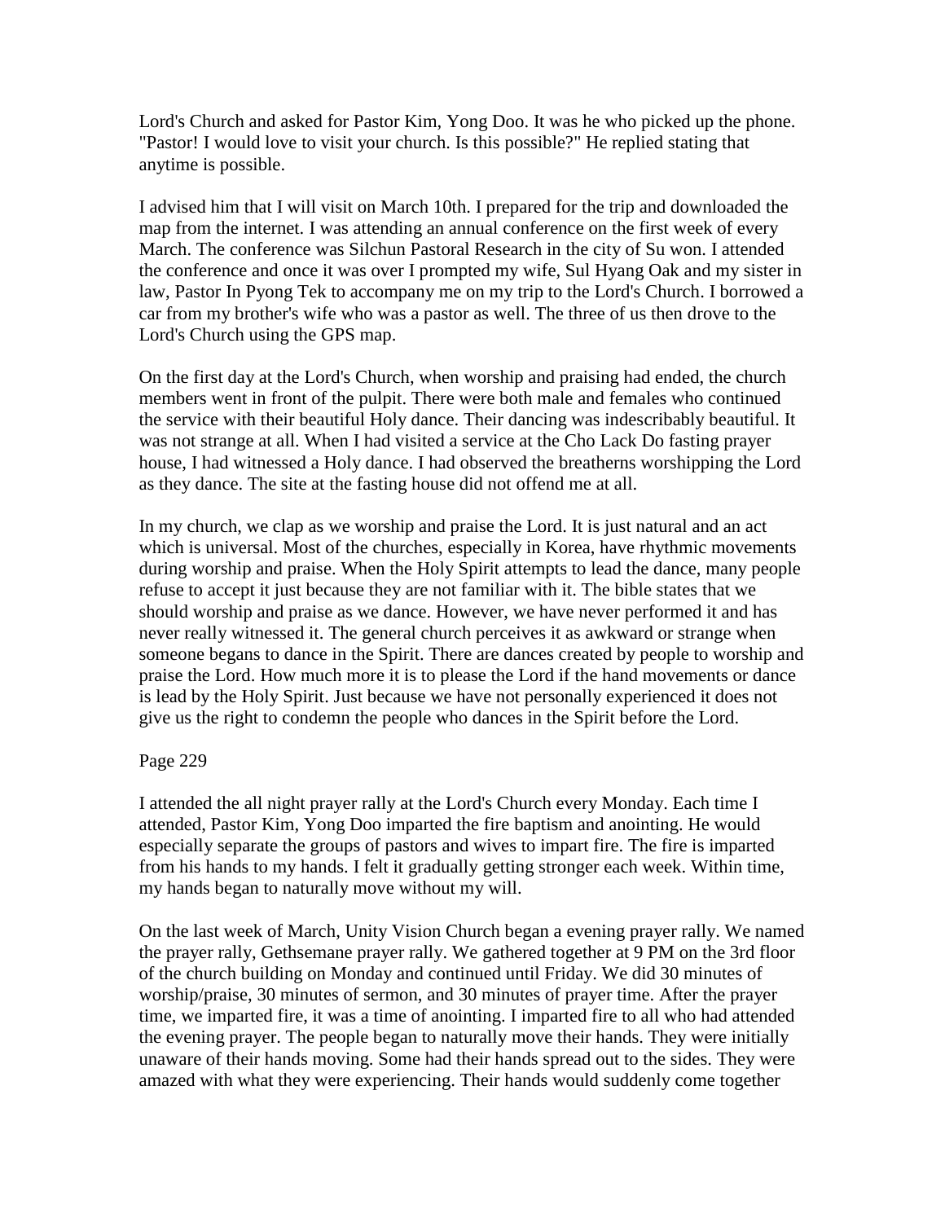Lord's Church and asked for Pastor Kim, Yong Doo. It was he who picked up the phone. "Pastor! I would love to visit your church. Is this possible?" He replied stating that anytime is possible.

I advised him that I will visit on March 10th. I prepared for the trip and downloaded the map from the internet. I was attending an annual conference on the first week of every March. The conference was Silchun Pastoral Research in the city of Su won. I attended the conference and once it was over I prompted my wife, Sul Hyang Oak and my sister in law, Pastor In Pyong Tek to accompany me on my trip to the Lord's Church. I borrowed a car from my brother's wife who was a pastor as well. The three of us then drove to the Lord's Church using the GPS map.

On the first day at the Lord's Church, when worship and praising had ended, the church members went in front of the pulpit. There were both male and females who continued the service with their beautiful Holy dance. Their dancing was indescribably beautiful. It was not strange at all. When I had visited a service at the Cho Lack Do fasting prayer house, I had witnessed a Holy dance. I had observed the breatherns worshipping the Lord as they dance. The site at the fasting house did not offend me at all.

In my church, we clap as we worship and praise the Lord. It is just natural and an act which is universal. Most of the churches, especially in Korea, have rhythmic movements during worship and praise. When the Holy Spirit attempts to lead the dance, many people refuse to accept it just because they are not familiar with it. The bible states that we should worship and praise as we dance. However, we have never performed it and has never really witnessed it. The general church perceives it as awkward or strange when someone begans to dance in the Spirit. There are dances created by people to worship and praise the Lord. How much more it is to please the Lord if the hand movements or dance is lead by the Holy Spirit. Just because we have not personally experienced it does not give us the right to condemn the people who dances in the Spirit before the Lord.

Page 229

I attended the all night prayer rally at the Lord's Church every Monday. Each time I attended, Pastor Kim, Yong Doo imparted the fire baptism and anointing. He would especially separate the groups of pastors and wives to impart fire. The fire is imparted from his hands to my hands. I felt it gradually getting stronger each week. Within time, my hands began to naturally move without my will.

On the last week of March, Unity Vision Church began a evening prayer rally. We named the prayer rally, Gethsemane prayer rally. We gathered together at 9 PM on the 3rd floor of the church building on Monday and continued until Friday. We did 30 minutes of worship/praise, 30 minutes of sermon, and 30 minutes of prayer time. After the prayer time, we imparted fire, it was a time of anointing. I imparted fire to all who had attended the evening prayer. The people began to naturally move their hands. They were initially unaware of their hands moving. Some had their hands spread out to the sides. They were amazed with what they were experiencing. Their hands would suddenly come together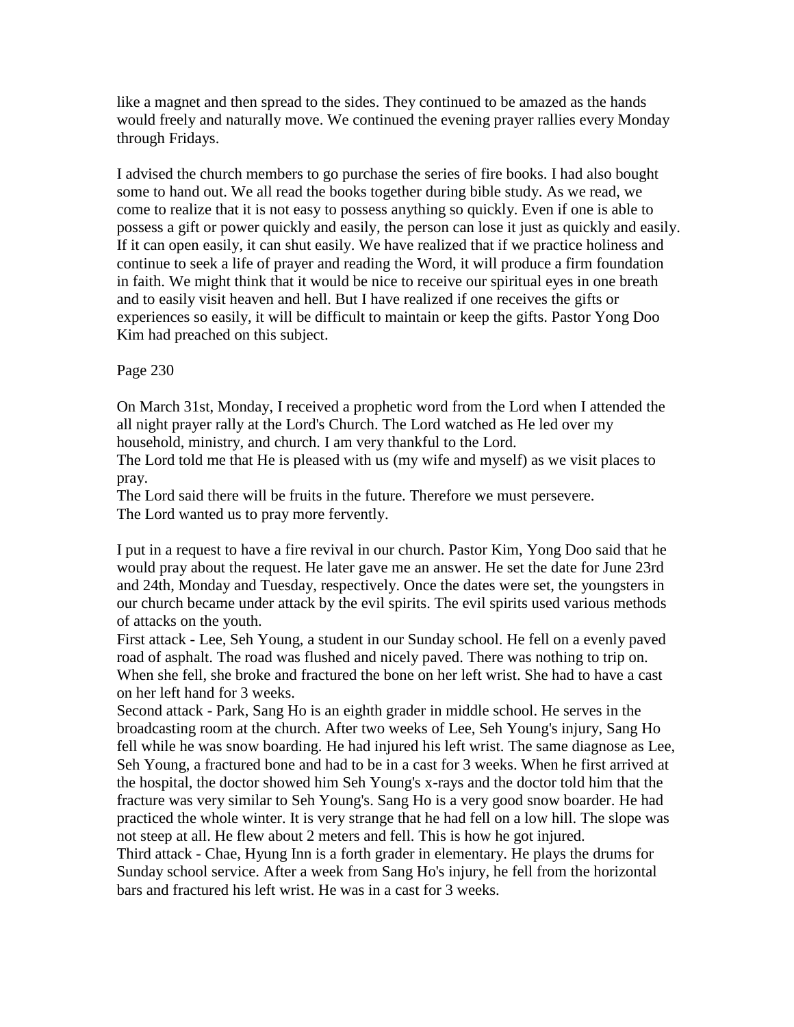like a magnet and then spread to the sides. They continued to be amazed as the hands would freely and naturally move. We continued the evening prayer rallies every Monday through Fridays.

I advised the church members to go purchase the series of fire books. I had also bought some to hand out. We all read the books together during bible study. As we read, we come to realize that it is not easy to possess anything so quickly. Even if one is able to possess a gift or power quickly and easily, the person can lose it just as quickly and easily. If it can open easily, it can shut easily. We have realized that if we practice holiness and continue to seek a life of prayer and reading the Word, it will produce a firm foundation in faith. We might think that it would be nice to receive our spiritual eyes in one breath and to easily visit heaven and hell. But I have realized if one receives the gifts or experiences so easily, it will be difficult to maintain or keep the gifts. Pastor Yong Doo Kim had preached on this subject.

Page 230

On March 31st, Monday, I received a prophetic word from the Lord when I attended the all night prayer rally at the Lord's Church. The Lord watched as He led over my household, ministry, and church. I am very thankful to the Lord.
The Lord told me that He is pleased with us (my wife and myself) as we visit places to pray.
The Lord said there will be fruits in the future. Therefore we must persevere.
The Lord wanted us to pray more fervently.

I put in a request to have a fire revival in our church. Pastor Kim, Yong Doo said that he would pray about the request. He later gave me an answer. He set the date for June 23rd and 24th, Monday and Tuesday, respectively. Once the dates were set, the youngsters in our church became under attack by the evil spirits. The evil spirits used various methods of attacks on the youth.
First attack - Lee, Seh Young, a student in our Sunday school. He fell on a evenly paved road of asphalt. The road was flushed and nicely paved. There was nothing to trip on. When she fell, she broke and fractured the bone on her left wrist. She had to have a cast on her left hand for 3 weeks.
Second attack - Park, Sang Ho is an eighth grader in middle school. He serves in the broadcasting room at the church. After two weeks of Lee, Seh Young's injury, Sang Ho fell while he was snow boarding. He had injured his left wrist. The same diagnose as Lee, Seh Young, a fractured bone and had to be in a cast for 3 weeks. When he first arrived at the hospital, the doctor showed him Seh Young's x-rays and the doctor told him that the fracture was very similar to Seh Young's. Sang Ho is a very good snow boarder. He had practiced the whole winter. It is very strange that he had fell on a low hill. The slope was not steep at all. He flew about 2 meters and fell. This is how he got injured.
Third attack - Chae, Hyung Inn is a forth grader in elementary. He plays the drums for Sunday school service. After a week from Sang Ho's injury, he fell from the horizontal bars and fractured his left wrist. He was in a cast for 3 weeks.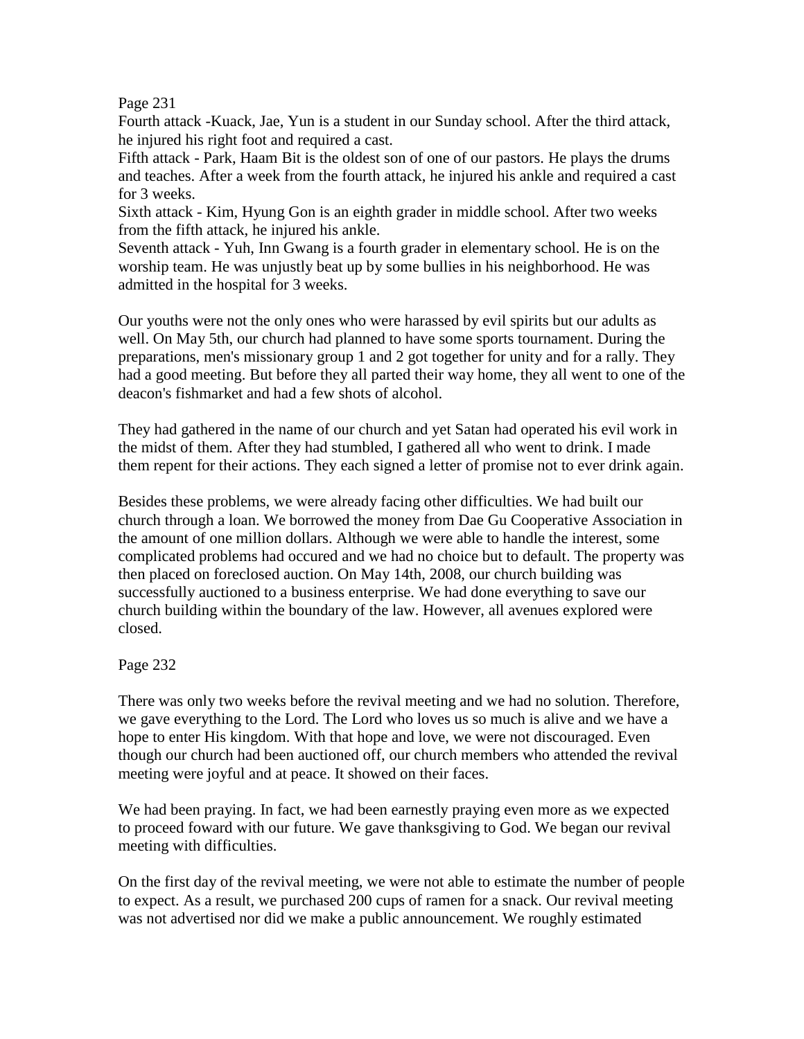Fourth attack -Kuack, Jae, Yun is a student in our Sunday school. After the third attack, he injured his right foot and required a cast.
Fifth attack - Park, Haam Bit is the oldest son of one of our pastors. He plays the drums and teaches. After a week from the fourth attack, he injured his ankle and required a cast for 3 weeks.
Sixth attack - Kim, Hyung Gon is an eighth grader in middle school. After two weeks from the fifth attack, he injured his ankle.
Seventh attack - Yuh, Inn Gwang is a fourth grader in elementary school. He is on the worship team. He was unjustly beat up by some bullies in his neighborhood. He was admitted in the hospital for 3 weeks.

Our youths were not the only ones who were harassed by evil spirits but our adults as well. On May 5th, our church had planned to have some sports tournament. During the preparations, men's missionary group 1 and 2 got together for unity and for a rally. They had a good meeting. But before they all parted their way home, they all went to one of the deacon's fishmarket and had a few shots of alcohol.

They had gathered in the name of our church and yet Satan had operated his evil work in the midst of them. After they had stumbled, I gathered all who went to drink. I made them repent for their actions. They each signed a letter of promise not to ever drink again.

Besides these problems, we were already facing other difficulties. We had built our church through a loan. We borrowed the money from Dae Gu Cooperative Association in the amount of one million dollars. Although we were able to handle the interest, some complicated problems had occured and we had no choice but to default. The property was then placed on foreclosed auction. On May 14th, 2008, our church building was successfully auctioned to a business enterprise. We had done everything to save our church building within the boundary of the law. However, all avenues explored were closed.

There was only two weeks before the revival meeting and we had no solution. Therefore, we gave everything to the Lord. The Lord who loves us so much is alive and we have a hope to enter His kingdom. With that hope and love, we were not discouraged. Even though our church had been auctioned off, our church members who attended the revival meeting were joyful and at peace. It showed on their faces.

We had been praying. In fact, we had been earnestly praying even more as we expected to proceed foward with our future. We gave thanksgiving to God. We began our revival meeting with difficulties.

On the first day of the revival meeting, we were not able to estimate the number of people to expect. As a result, we purchased 200 cups of ramen for a snack. Our revival meeting was not advertised nor did we make a public announcement. We roughly estimated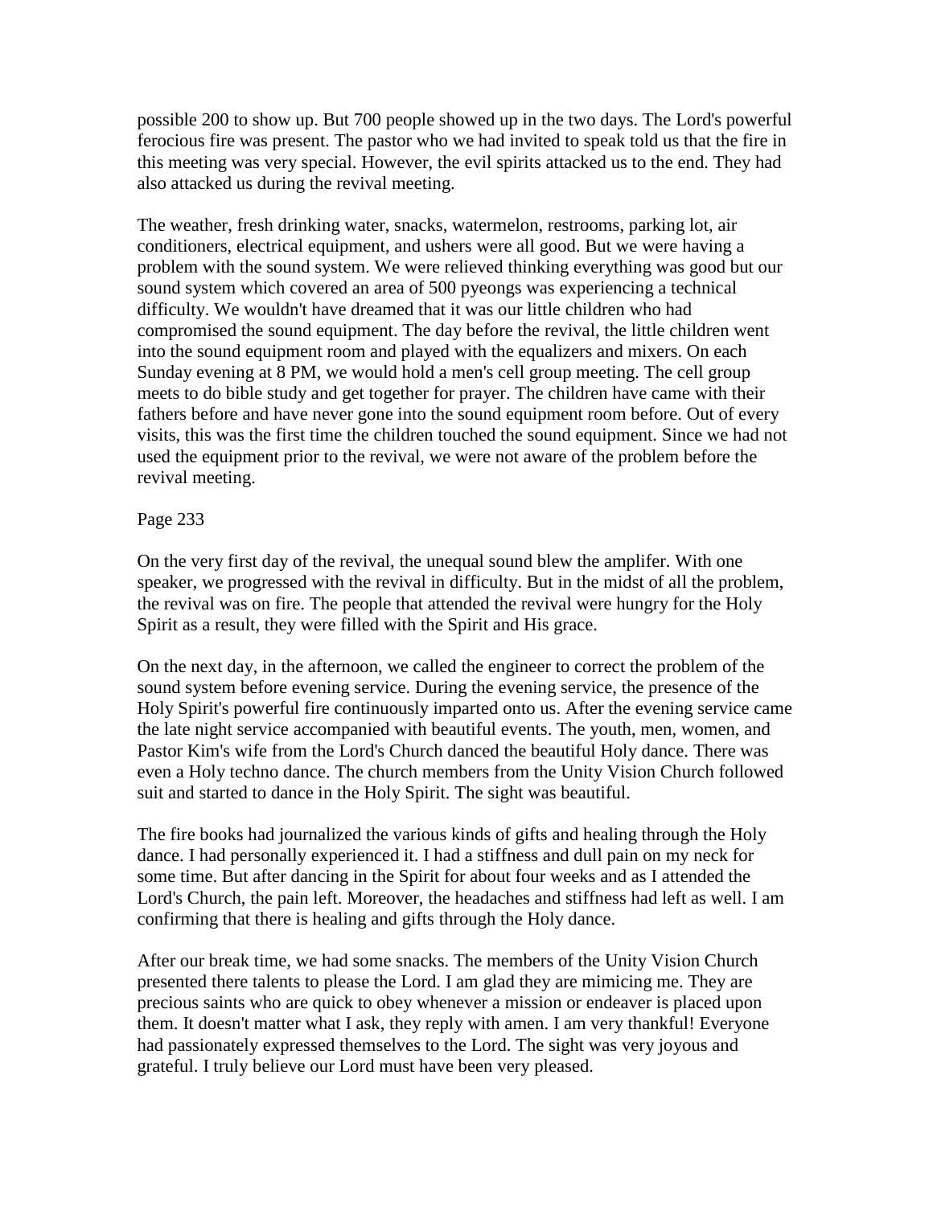possible 200 to show up. But 700 people showed up in the two days. The Lord's powerful ferocious fire was present. The pastor who we had invited to speak told us that the fire in this meeting was very special. However, the evil spirits attacked us to the end. They had also attacked us during the revival meeting.

The weather, fresh drinking water, snacks, watermelon, restrooms, parking lot, air conditioners, electrical equipment, and ushers were all good. But we were having a problem with the sound system. We were relieved thinking everything was good but our sound system which covered an area of 500 pyeongs was experiencing a technical difficulty. We wouldn't have dreamed that it was our little children who had compromised the sound equipment. The day before the revival, the little children went into the sound equipment room and played with the equalizers and mixers. On each Sunday evening at 8 PM, we would hold a men's cell group meeting. The cell group meets to do bible study and get together for prayer. The children have came with their fathers before and have never gone into the sound equipment room before. Out of every visits, this was the first time the children touched the sound equipment. Since we had not used the equipment prior to the revival, we were not aware of the problem before the revival meeting.

Page 233

On the very first day of the revival, the unequal sound blew the amplifer. With one speaker, we progressed with the revival in difficulty. But in the midst of all the problem, the revival was on fire. The people that attended the revival were hungry for the Holy Spirit as a result, they were filled with the Spirit and His grace.

On the next day, in the afternoon, we called the engineer to correct the problem of the sound system before evening service. During the evening service, the presence of the Holy Spirit's powerful fire continuously imparted onto us. After the evening service came the late night service accompanied with beautiful events. The youth, men, women, and Pastor Kim's wife from the Lord's Church danced the beautiful Holy dance. There was even a Holy techno dance. The church members from the Unity Vision Church followed suit and started to dance in the Holy Spirit. The sight was beautiful.

The fire books had journalized the various kinds of gifts and healing through the Holy dance. I had personally experienced it. I had a stiffness and dull pain on my neck for some time. But after dancing in the Spirit for about four weeks and as I attended the Lord's Church, the pain left. Moreover, the headaches and stiffness had left as well. I am confirming that there is healing and gifts through the Holy dance.

After our break time, we had some snacks. The members of the Unity Vision Church presented there talents to please the Lord. I am glad they are mimicing me. They are precious saints who are quick to obey whenever a mission or endeaver is placed upon them. It doesn't matter what I ask, they reply with amen. I am very thankful! Everyone had passionately expressed themselves to the Lord. The sight was very joyous and grateful. I truly believe our Lord must have been very pleased.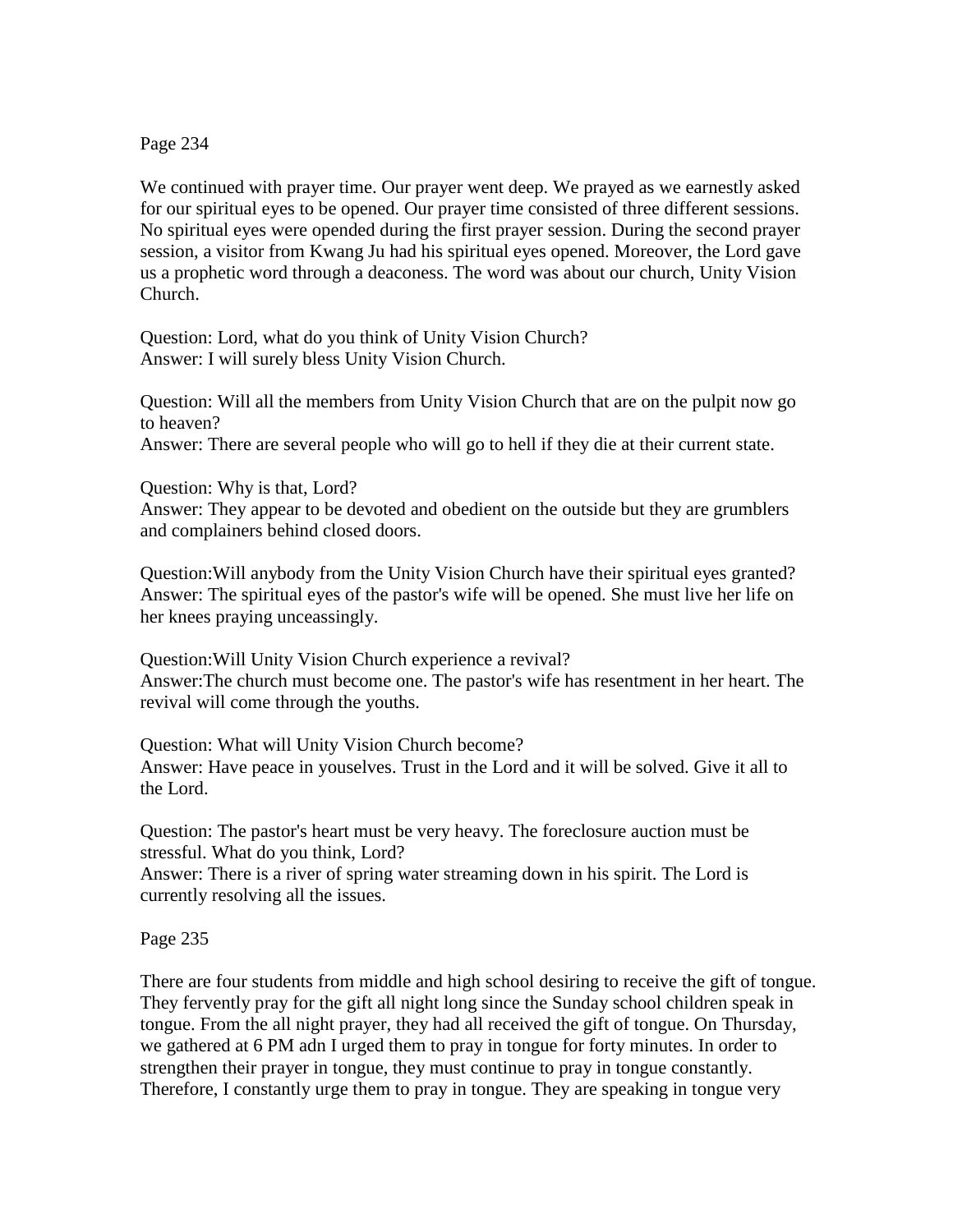Page 234

We continued with prayer time. Our prayer went deep. We prayed as we earnestly asked for our spiritual eyes to be opened. Our prayer time consisted of three different sessions. No spiritual eyes were opended during the first prayer session. During the second prayer session, a visitor from Kwang Ju had his spiritual eyes opened. Moreover, the Lord gave us a prophetic word through a deaconess. The word was about our church, Unity Vision Church.

Question: Lord, what do you think of Unity Vision Church?
Answer: I will surely bless Unity Vision Church.

Question: Will all the members from Unity Vision Church that are on the pulpit now go to heaven?
Answer: There are several people who will go to hell if they die at their current state.

Question: Why is that, Lord?
Answer: They appear to be devoted and obedient on the outside but they are grumblers and complainers behind closed doors.

Question:Will anybody from the Unity Vision Church have their spiritual eyes granted?
Answer: The spiritual eyes of the pastor's wife will be opened. She must live her life on her knees praying unceassingly.

Question:Will Unity Vision Church experience a revival?
Answer:The church must become one. The pastor's wife has resentment in her heart. The revival will come through the youths.

Question: What will Unity Vision Church become?
Answer: Have peace in youselves. Trust in the Lord and it will be solved. Give it all to the Lord.

Question: The pastor's heart must be very heavy. The foreclosure auction must be stressful. What do you think, Lord?
Answer: There is a river of spring water streaming down in his spirit. The Lord is currently resolving all the issues.

Page 235

There are four students from middle and high school desiring to receive the gift of tongue. They fervently pray for the gift all night long since the Sunday school children speak in tongue. From the all night prayer, they had all received the gift of tongue. On Thursday, we gathered at 6 PM adn I urged them to pray in tongue for forty minutes. In order to strengthen their prayer in tongue, they must continue to pray in tongue constantly. Therefore, I constantly urge them to pray in tongue. They are speaking in tongue very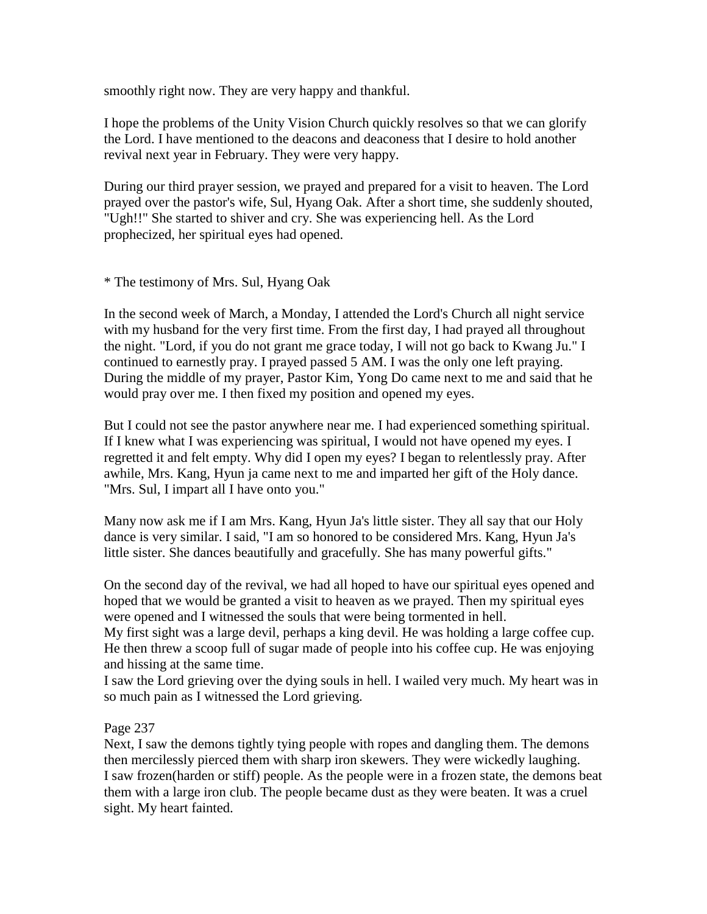smoothly right now. They are very happy and thankful.

I hope the problems of the Unity Vision Church quickly resolves so that we can glorify the Lord. I have mentioned to the deacons and deaconess that I desire to hold another revival next year in February. They were very happy.

During our third prayer session, we prayed and prepared for a visit to heaven. The Lord prayed over the pastor's wife, Sul, Hyang Oak. After a short time, she suddenly shouted, "Ugh!!" She started to shiver and cry. She was experiencing hell. As the Lord prophecized, her spiritual eyes had opened.

* The testimony of Mrs. Sul, Hyang Oak

In the second week of March, a Monday, I attended the Lord's Church all night service with my husband for the very first time. From the first day, I had prayed all throughout the night. "Lord, if you do not grant me grace today, I will not go back to Kwang Ju." I continued to earnestly pray. I prayed passed 5 AM. I was the only one left praying. During the middle of my prayer, Pastor Kim, Yong Do came next to me and said that he would pray over me. I then fixed my position and opened my eyes.

But I could not see the pastor anywhere near me. I had experienced something spiritual. If I knew what I was experiencing was spiritual, I would not have opened my eyes. I regretted it and felt empty. Why did I open my eyes? I began to relentlessly pray. After awhile, Mrs. Kang, Hyun ja came next to me and imparted her gift of the Holy dance. "Mrs. Sul, I impart all I have onto you."

Many now ask me if I am Mrs. Kang, Hyun Ja's little sister. They all say that our Holy dance is very similar. I said, "I am so honored to be considered Mrs. Kang, Hyun Ja's little sister. She dances beautifully and gracefully. She has many powerful gifts."

On the second day of the revival, we had all hoped to have our spiritual eyes opened and hoped that we would be granted a visit to heaven as we prayed. Then my spiritual eyes were opened and I witnessed the souls that were being tormented in hell.
My first sight was a large devil, perhaps a king devil. He was holding a large coffee cup. He then threw a scoop full of sugar made of people into his coffee cup. He was enjoying and hissing at the same time.
I saw the Lord grieving over the dying souls in hell. I wailed very much. My heart was in so much pain as I witnessed the Lord grieving.

Page 237
Next, I saw the demons tightly tying people with ropes and dangling them. The demons then mercilessly pierced them with sharp iron skewers. They were wickedly laughing.
I saw frozen(harden or stiff) people. As the people were in a frozen state, the demons beat them with a large iron club. The people became dust as they were beaten. It was a cruel sight. My heart fainted.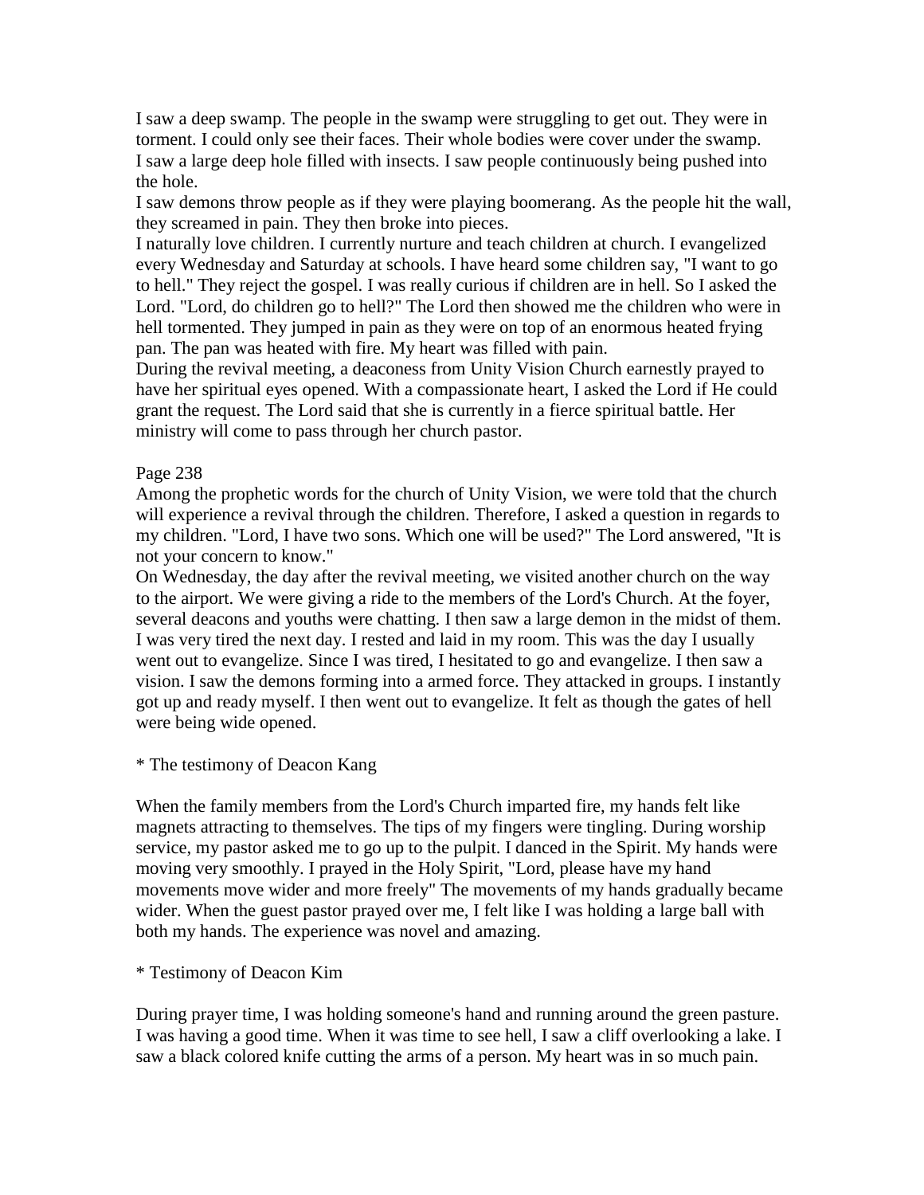I saw a deep swamp. The people in the swamp were struggling to get out. They were in torment. I could only see their faces. Their whole bodies were cover under the swamp.
I saw a large deep hole filled with insects. I saw people continuously being pushed into the hole.
I saw demons throw people as if they were playing boomerang. As the people hit the wall, they screamed in pain. They then broke into pieces.
I naturally love children. I currently nurture and teach children at church. I evangelized every Wednesday and Saturday at schools. I have heard some children say, "I want to go to hell." They reject the gospel. I was really curious if children are in hell. So I asked the Lord. "Lord, do children go to hell?" The Lord then showed me the children who were in hell tormented. They jumped in pain as they were on top of an enormous heated frying pan. The pan was heated with fire. My heart was filled with pain.
During the revival meeting, a deaconess from Unity Vision Church earnestly prayed to have her spiritual eyes opened. With a compassionate heart, I asked the Lord if He could grant the request. The Lord said that she is currently in a fierce spiritual battle. Her ministry will come to pass through her church pastor.

Page 238
Among the prophetic words for the church of Unity Vision, we were told that the church will experience a revival through the children. Therefore, I asked a question in regards to my children. "Lord, I have two sons. Which one will be used?" The Lord answered, "It is not your concern to know."
On Wednesday, the day after the revival meeting, we visited another church on the way to the airport. We were giving a ride to the members of the Lord's Church. At the foyer, several deacons and youths were chatting. I then saw a large demon in the midst of them.
I was very tired the next day. I rested and laid in my room. This was the day I usually went out to evangelize. Since I was tired, I hesitated to go and evangelize. I then saw a vision. I saw the demons forming into a armed force. They attacked in groups. I instantly got up and ready myself. I then went out to evangelize. It felt as though the gates of hell were being wide opened.

* The testimony of Deacon Kang

When the family members from the Lord's Church imparted fire, my hands felt like magnets attracting to themselves. The tips of my fingers were tingling. During worship service, my pastor asked me to go up to the pulpit. I danced in the Spirit. My hands were moving very smoothly. I prayed in the Holy Spirit, "Lord, please have my hand movements move wider and more freely" The movements of my hands gradually became wider. When the guest pastor prayed over me, I felt like I was holding a large ball with both my hands. The experience was novel and amazing.

* Testimony of Deacon Kim

During prayer time, I was holding someone's hand and running around the green pasture. I was having a good time. When it was time to see hell, I saw a cliff overlooking a lake. I saw a black colored knife cutting the arms of a person. My heart was in so much pain.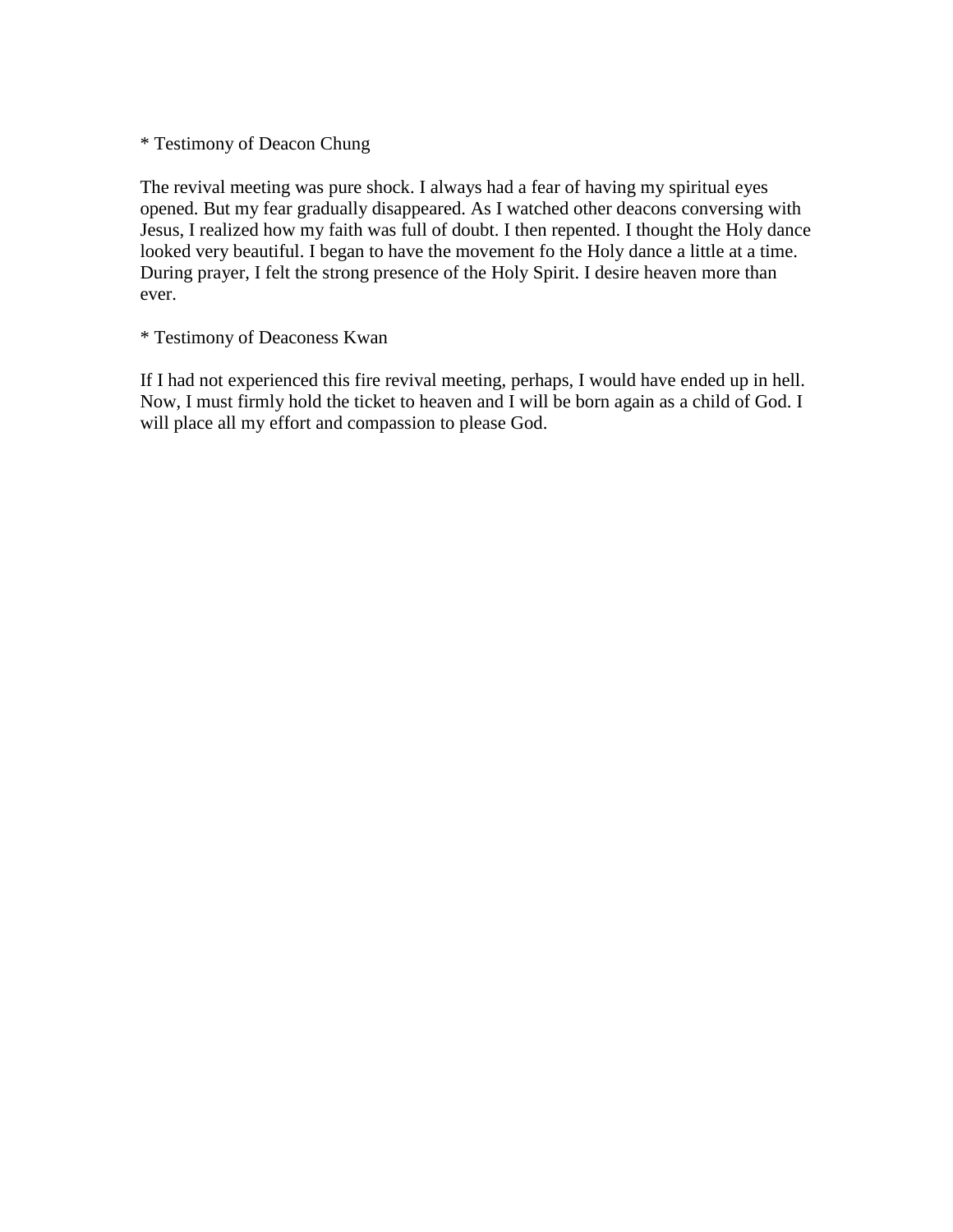* Testimony of Deacon Chung

The revival meeting was pure shock. I always had a fear of having my spiritual eyes opened. But my fear gradually disappeared. As I watched other deacons conversing with Jesus, I realized how my faith was full of doubt. I then repented. I thought the Holy dance looked very beautiful. I began to have the movement fo the Holy dance a little at a time. During prayer, I felt the strong presence of the Holy Spirit. I desire heaven more than ever.

* Testimony of Deaconess Kwan

If I had not experienced this fire revival meeting, perhaps, I would have ended up in hell. Now, I must firmly hold the ticket to heaven and I will be born again as a child of God. I will place all my effort and compassion to please God.